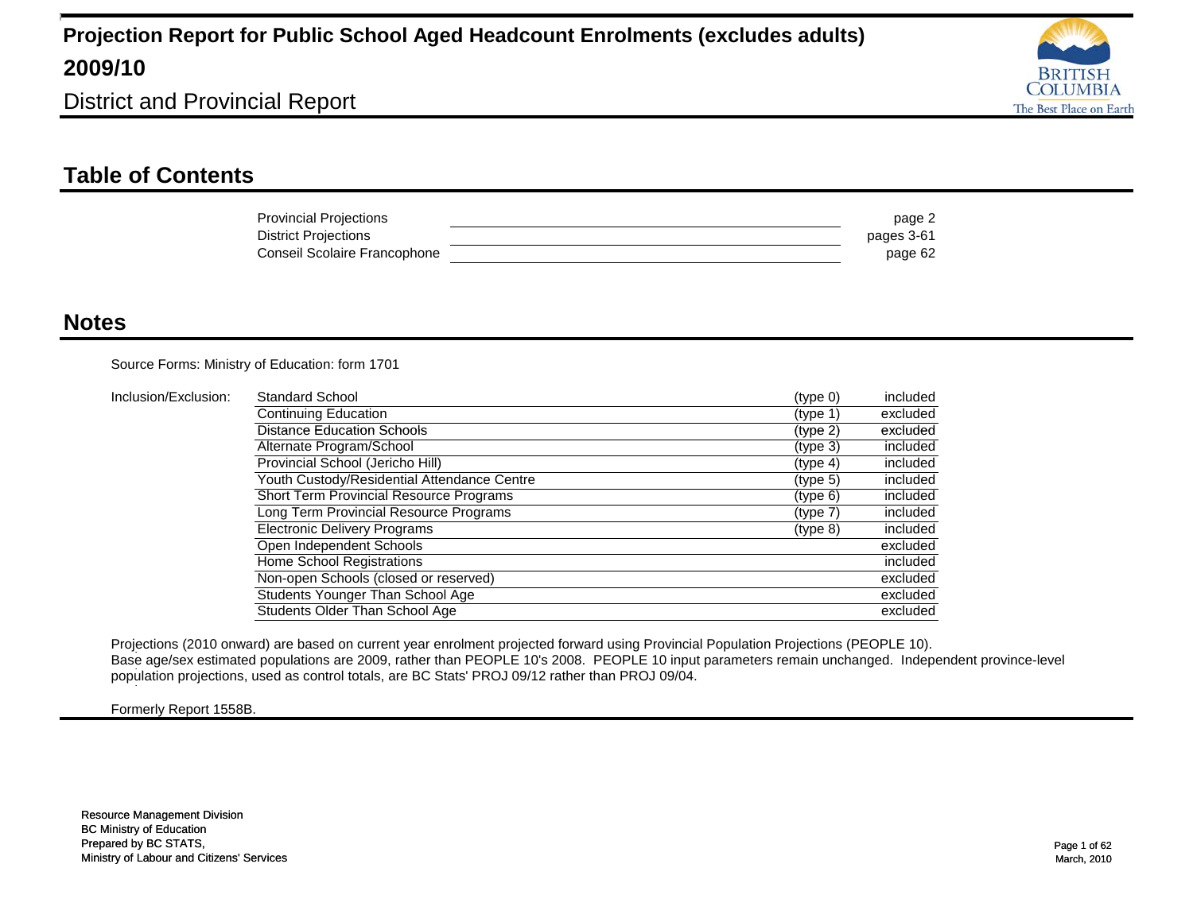# Projection Report for Public School Aged Headcount Enrolments (excludes adults)

# 2009/10

## District and Provincial Report

## Table of Contents

| | |
|---|---|
| Provincial Projections | page 2 |
| District Projections | pages 3-61 |
| Conseil Scolaire Francophone | page 62 |

## Notes

Source Forms: Ministry of Education: form 1701

Inclusion/Exclusion:

| | | |
|---|---|---|
| Standard School | (type 0) | included |
| Continuing Education | (type 1) | excluded |
| Distance Education Schools | (type 2) | excluded |
| Alternate Program/School | (type 3) | included |
| Provincial School (Jericho Hill) | (type 4) | included |
| Youth Custody/Residential Attendance Centre | (type 5) | included |
| Short Term Provincial Resource Programs | (type 6) | included |
| Long Term Provincial Resource Programs | (type 7) | included |
| Electronic Delivery Programs | (type 8) | included |
| Open Independent Schools | | excluded |
| Home School Registrations | | included |
| Non-open Schools (closed or reserved) | | excluded |
| Students Younger Than School Age | | excluded |
| Students Older Than School Age | | excluded |

Projections (2010 onward) are based on current year enrolment projected forward using Provincial Population Projections (PEOPLE 10).
Base age/sex estimated populations are 2009, rather than PEOPLE 10's 2008. PEOPLE 10 input parameters remain unchanged. Independent province-level population projections, used as control totals, are BC Stats' PROJ 09/12 rather than PROJ 09/04.

Formerly Report 1558B.

Resource Management Division
BC Ministry of Education
Prepared by BC STATS,
Ministry of Labour and Citizens' Services

March, 2010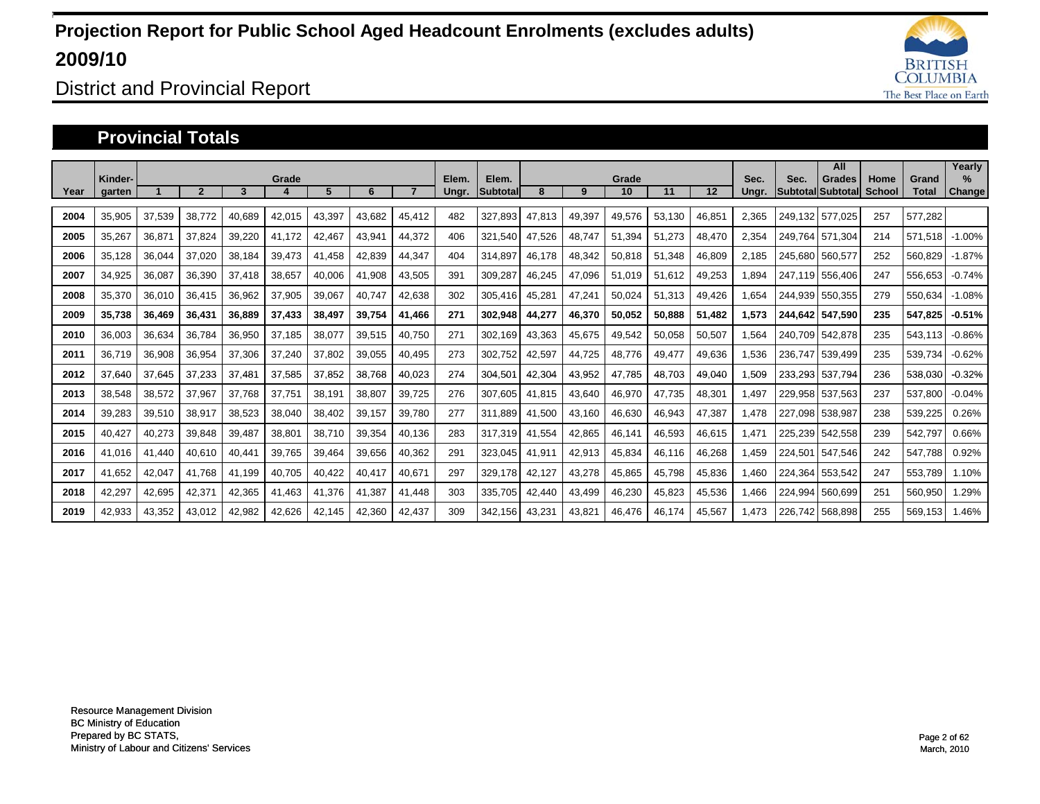# Projection Report for Public School Aged Headcount Enrolments (excludes adults)

# 2009/10

## District and Provincial Report

### Provincial Totals

| Year | Kinder-garten | Grade 1 | 2 | 3 | 4 | 5 | 6 | 7 | Elem. Ungr. | Elem. Subtotal | Grade 8 | 9 | 10 | 11 | 12 | Sec. Ungr. | Sec. Subtotal | All Grades Subtotal | Home School | Grand Total | Yearly % Change |
|---|---|---|---|---|---|---|---|---|---|---|---|---|---|---|---|---|---|---|---|---|---|
| 2004 | 35,905 | 37,539 | 38,772 | 40,689 | 42,015 | 43,397 | 43,682 | 45,412 | 482 | 327,893 | 47,813 | 49,397 | 49,576 | 53,130 | 46,851 | 2,365 | 249,132 | 577,025 | 257 | 577,282 | |
| 2005 | 35,267 | 36,871 | 37,824 | 39,220 | 41,172 | 42,467 | 43,941 | 44,372 | 406 | 321,540 | 47,526 | 48,747 | 51,394 | 51,273 | 48,470 | 2,354 | 249,764 | 571,304 | 214 | 571,518 | -1.00% |
| 2006 | 35,128 | 36,044 | 37,020 | 38,184 | 39,473 | 41,458 | 42,839 | 44,347 | 404 | 314,897 | 46,178 | 48,342 | 50,818 | 51,348 | 46,809 | 2,185 | 245,680 | 560,577 | 252 | 560,829 | -1.87% |
| 2007 | 34,925 | 36,087 | 36,390 | 37,418 | 38,657 | 40,006 | 41,908 | 43,505 | 391 | 309,287 | 46,245 | 47,096 | 51,019 | 51,612 | 49,253 | 1,894 | 247,119 | 556,406 | 247 | 556,653 | -0.74% |
| 2008 | 35,370 | 36,010 | 36,415 | 36,962 | 37,905 | 39,067 | 40,747 | 42,638 | 302 | 305,416 | 45,281 | 47,241 | 50,024 | 51,313 | 49,426 | 1,654 | 244,939 | 550,355 | 279 | 550,634 | -1.08% |
| **2009** | **35,738** | **36,469** | **36,431** | **36,889** | **37,433** | **38,497** | **39,754** | **41,466** | **271** | **302,948** | **44,277** | **46,370** | **50,052** | **50,888** | **51,482** | **1,573** | **244,642** | **547,590** | **235** | **547,825** | **-0.51%** |
| 2010 | 36,003 | 36,634 | 36,784 | 36,950 | 37,185 | 38,077 | 39,515 | 40,750 | 271 | 302,169 | 43,363 | 45,675 | 49,542 | 50,058 | 50,507 | 1,564 | 240,709 | 542,878 | 235 | 543,113 | -0.86% |
| 2011 | 36,719 | 36,908 | 36,954 | 37,306 | 37,240 | 37,802 | 39,055 | 40,495 | 273 | 302,752 | 42,597 | 44,725 | 48,776 | 49,477 | 49,636 | 1,536 | 236,747 | 539,499 | 235 | 539,734 | -0.62% |
| 2012 | 37,640 | 37,645 | 37,233 | 37,481 | 37,585 | 37,852 | 38,768 | 40,023 | 274 | 304,501 | 42,304 | 43,952 | 47,785 | 48,703 | 49,040 | 1,509 | 233,293 | 537,794 | 236 | 538,030 | -0.32% |
| 2013 | 38,548 | 38,572 | 37,967 | 37,768 | 37,751 | 38,191 | 38,807 | 39,725 | 276 | 307,605 | 41,815 | 43,640 | 46,970 | 47,735 | 48,301 | 1,497 | 229,958 | 537,563 | 237 | 537,800 | -0.04% |
| 2014 | 39,283 | 39,510 | 38,917 | 38,523 | 38,040 | 38,402 | 39,157 | 39,780 | 277 | 311,889 | 41,500 | 43,160 | 46,630 | 46,943 | 47,387 | 1,478 | 227,098 | 538,987 | 238 | 539,225 | 0.26% |
| 2015 | 40,427 | 40,273 | 39,848 | 39,487 | 38,801 | 38,710 | 39,354 | 40,136 | 283 | 317,319 | 41,554 | 42,865 | 46,141 | 46,593 | 46,615 | 1,471 | 225,239 | 542,558 | 239 | 542,797 | 0.66% |
| 2016 | 41,016 | 41,440 | 40,610 | 40,441 | 39,765 | 39,464 | 39,656 | 40,362 | 291 | 323,045 | 41,911 | 42,913 | 45,834 | 46,116 | 46,268 | 1,459 | 224,501 | 547,546 | 242 | 547,788 | 0.92% |
| 2017 | 41,652 | 42,047 | 41,768 | 41,199 | 40,705 | 40,422 | 40,417 | 40,671 | 297 | 329,178 | 42,127 | 43,278 | 45,865 | 45,798 | 45,836 | 1,460 | 224,364 | 553,542 | 247 | 553,789 | 1.10% |
| 2018 | 42,297 | 42,695 | 42,371 | 42,365 | 41,463 | 41,376 | 41,387 | 41,448 | 303 | 335,705 | 42,440 | 43,499 | 46,230 | 45,823 | 45,536 | 1,466 | 224,994 | 560,699 | 251 | 560,950 | 1.29% |
| 2019 | 42,933 | 43,352 | 43,012 | 42,982 | 42,626 | 42,145 | 42,360 | 42,437 | 309 | 342,156 | 43,231 | 43,821 | 46,476 | 46,174 | 45,567 | 1,473 | 226,742 | 568,898 | 255 | 569,153 | 1.46% |

Resource Management Division
BC Ministry of Education
Prepared by BC STATS,
Ministry of Labour and Citizens' Services

March, 2010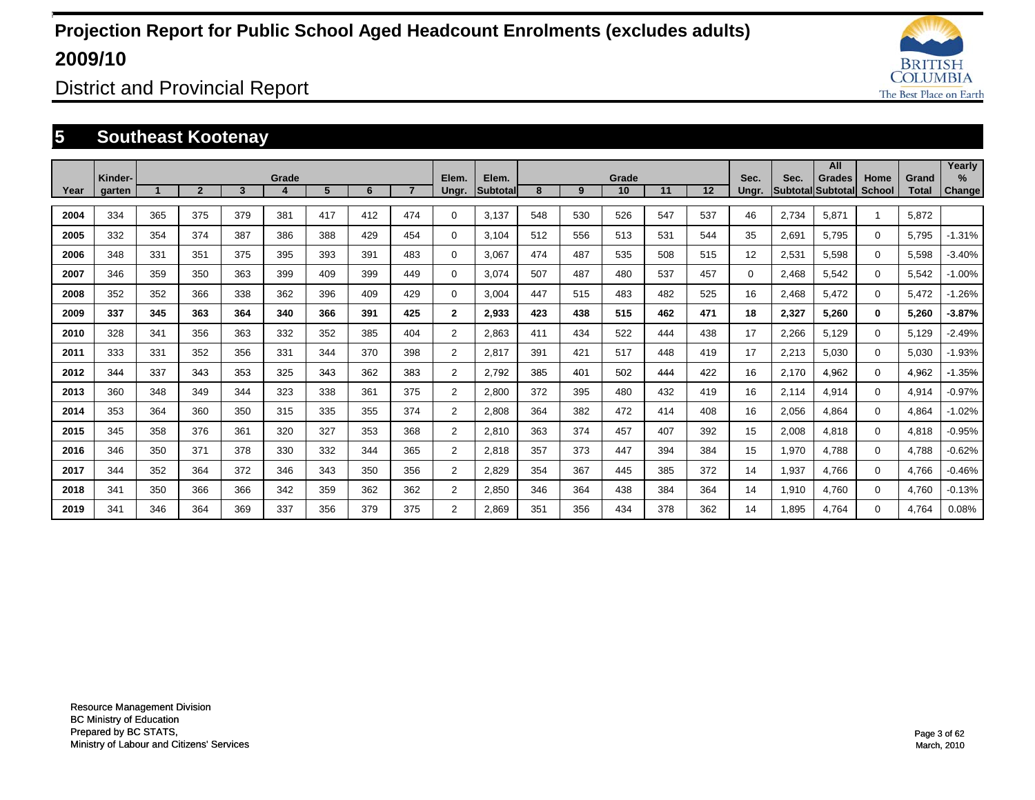# Projection Report for Public School Aged Headcount Enrolments (excludes adults) 2009/10

## District and Provincial Report

## 5 Southeast Kootenay

| Year | Kinder-garten | Grade 1 | 2 | 3 | 4 | 5 | 6 | 7 | Elem. Ungr. | Elem. Subtotal | Grade 8 | 9 | 10 | 11 | 12 | Sec. Ungr. | Sec. Subtotal | All Grades Subtotal | Home School | Grand Total | Yearly % Change |
|---|---|---|---|---|---|---|---|---|---|---|---|---|---|---|---|---|---|---|---|---|---|
| 2004 | 334 | 365 | 375 | 379 | 381 | 417 | 412 | 474 | 0 | 3,137 | 548 | 530 | 526 | 547 | 537 | 46 | 2,734 | 5,871 | 1 | 5,872 | |
| 2005 | 332 | 354 | 374 | 387 | 386 | 388 | 429 | 454 | 0 | 3,104 | 512 | 556 | 513 | 531 | 544 | 35 | 2,691 | 5,795 | 0 | 5,795 | -1.31% |
| 2006 | 348 | 331 | 351 | 375 | 395 | 393 | 391 | 483 | 0 | 3,067 | 474 | 487 | 535 | 508 | 515 | 12 | 2,531 | 5,598 | 0 | 5,598 | -3.40% |
| 2007 | 346 | 359 | 350 | 363 | 399 | 409 | 399 | 449 | 0 | 3,074 | 507 | 487 | 480 | 537 | 457 | 0 | 2,468 | 5,542 | 0 | 5,542 | -1.00% |
| 2008 | 352 | 352 | 366 | 338 | 362 | 396 | 409 | 429 | 0 | 3,004 | 447 | 515 | 483 | 482 | 525 | 16 | 2,468 | 5,472 | 0 | 5,472 | -1.26% |
| **2009** | **337** | **345** | **363** | **364** | **340** | **366** | **391** | **425** | **2** | **2,933** | **423** | **438** | **515** | **462** | **471** | **18** | **2,327** | **5,260** | **0** | **5,260** | **-3.87%** |
| 2010 | 328 | 341 | 356 | 363 | 332 | 352 | 385 | 404 | 2 | 2,863 | 411 | 434 | 522 | 444 | 438 | 17 | 2,266 | 5,129 | 0 | 5,129 | -2.49% |
| 2011 | 333 | 331 | 352 | 356 | 331 | 344 | 370 | 398 | 2 | 2,817 | 391 | 421 | 517 | 448 | 419 | 17 | 2,213 | 5,030 | 0 | 5,030 | -1.93% |
| 2012 | 344 | 337 | 343 | 353 | 325 | 343 | 362 | 383 | 2 | 2,792 | 385 | 401 | 502 | 444 | 422 | 16 | 2,170 | 4,962 | 0 | 4,962 | -1.35% |
| 2013 | 360 | 348 | 349 | 344 | 323 | 338 | 361 | 375 | 2 | 2,800 | 372 | 395 | 480 | 432 | 419 | 16 | 2,114 | 4,914 | 0 | 4,914 | -0.97% |
| 2014 | 353 | 364 | 360 | 350 | 315 | 335 | 355 | 374 | 2 | 2,808 | 364 | 382 | 472 | 414 | 408 | 16 | 2,056 | 4,864 | 0 | 4,864 | -1.02% |
| 2015 | 345 | 358 | 376 | 361 | 320 | 327 | 353 | 368 | 2 | 2,810 | 363 | 374 | 457 | 407 | 392 | 15 | 2,008 | 4,818 | 0 | 4,818 | -0.95% |
| 2016 | 346 | 350 | 371 | 378 | 330 | 332 | 344 | 365 | 2 | 2,818 | 357 | 373 | 447 | 394 | 384 | 15 | 1,970 | 4,788 | 0 | 4,788 | -0.62% |
| 2017 | 344 | 352 | 364 | 372 | 346 | 343 | 350 | 356 | 2 | 2,829 | 354 | 367 | 445 | 385 | 372 | 14 | 1,937 | 4,766 | 0 | 4,766 | -0.46% |
| 2018 | 341 | 350 | 366 | 366 | 342 | 359 | 362 | 362 | 2 | 2,850 | 346 | 364 | 438 | 384 | 364 | 14 | 1,910 | 4,760 | 0 | 4,760 | -0.13% |
| 2019 | 341 | 346 | 364 | 369 | 337 | 356 | 379 | 375 | 2 | 2,869 | 351 | 356 | 434 | 378 | 362 | 14 | 1,895 | 4,764 | 0 | 4,764 | 0.08% |

Resource Management Division
BC Ministry of Education
Prepared by BC STATS,
Ministry of Labour and Citizens' Services

March, 2010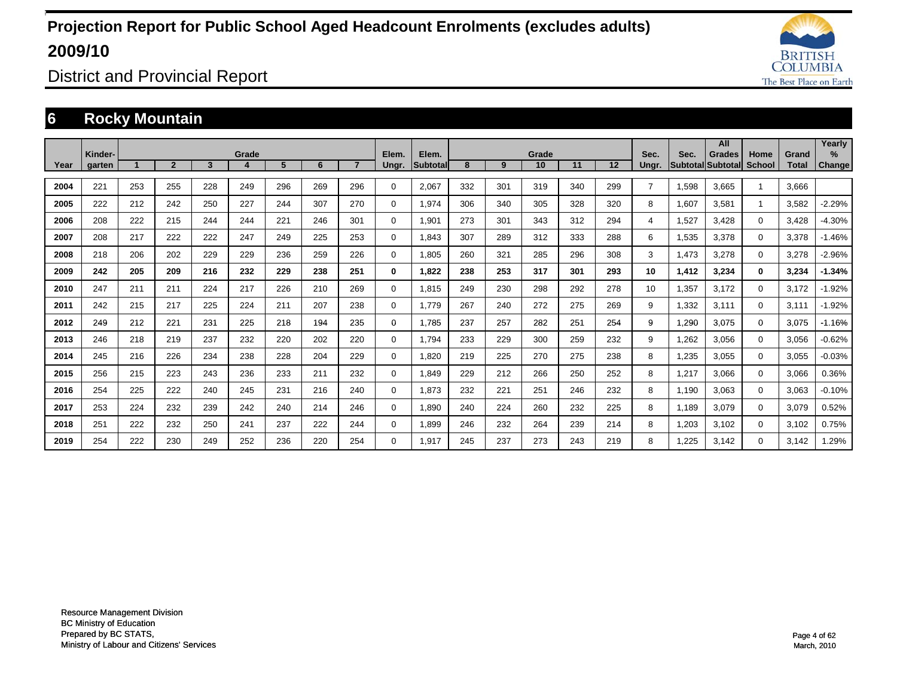# Projection Report for Public School Aged Headcount Enrolments (excludes adults)

# 2009/10

## District and Provincial Report

## 6 Rocky Mountain

| Year | Kinder-garten | Grade 1 | 2 | 3 | 4 | 5 | 6 | 7 | Elem. Ungr. | Elem. Subtotal | Grade 8 | 9 | 10 | 11 | 12 | Sec. Ungr. | Sec. Subtotal | All Grades Subtotal | Home School | Grand Total | Yearly % Change |
|---|---|---|---|---|---|---|---|---|---|---|---|---|---|---|---|---|---|---|---|---|---|
| 2004 | 221 | 253 | 255 | 228 | 249 | 296 | 269 | 296 | 0 | 2,067 | 332 | 301 | 319 | 340 | 299 | 7 | 1,598 | 3,665 | 1 | 3,666 | |
| 2005 | 222 | 212 | 242 | 250 | 227 | 244 | 307 | 270 | 0 | 1,974 | 306 | 340 | 305 | 328 | 320 | 8 | 1,607 | 3,581 | 1 | 3,582 | -2.29% |
| 2006 | 208 | 222 | 215 | 244 | 244 | 221 | 246 | 301 | 0 | 1,901 | 273 | 301 | 343 | 312 | 294 | 4 | 1,527 | 3,428 | 0 | 3,428 | -4.30% |
| 2007 | 208 | 217 | 222 | 222 | 247 | 249 | 225 | 253 | 0 | 1,843 | 307 | 289 | 312 | 333 | 288 | 6 | 1,535 | 3,378 | 0 | 3,378 | -1.46% |
| 2008 | 218 | 206 | 202 | 229 | 229 | 236 | 259 | 226 | 0 | 1,805 | 260 | 321 | 285 | 296 | 308 | 3 | 1,473 | 3,278 | 0 | 3,278 | -2.96% |
| **2009** | **242** | **205** | **209** | **216** | **232** | **229** | **238** | **251** | **0** | **1,822** | **238** | **253** | **317** | **301** | **293** | **10** | **1,412** | **3,234** | **0** | **3,234** | **-1.34%** |
| 2010 | 247 | 211 | 211 | 224 | 217 | 226 | 210 | 269 | 0 | 1,815 | 249 | 230 | 298 | 292 | 278 | 10 | 1,357 | 3,172 | 0 | 3,172 | -1.92% |
| 2011 | 242 | 215 | 217 | 225 | 224 | 211 | 207 | 238 | 0 | 1,779 | 267 | 240 | 272 | 275 | 269 | 9 | 1,332 | 3,111 | 0 | 3,111 | -1.92% |
| 2012 | 249 | 212 | 221 | 231 | 225 | 218 | 194 | 235 | 0 | 1,785 | 237 | 257 | 282 | 251 | 254 | 9 | 1,290 | 3,075 | 0 | 3,075 | -1.16% |
| 2013 | 246 | 218 | 219 | 237 | 232 | 220 | 202 | 220 | 0 | 1,794 | 233 | 229 | 300 | 259 | 232 | 9 | 1,262 | 3,056 | 0 | 3,056 | -0.62% |
| 2014 | 245 | 216 | 226 | 234 | 238 | 228 | 204 | 229 | 0 | 1,820 | 219 | 225 | 270 | 275 | 238 | 8 | 1,235 | 3,055 | 0 | 3,055 | -0.03% |
| 2015 | 256 | 215 | 223 | 243 | 236 | 233 | 211 | 232 | 0 | 1,849 | 229 | 212 | 266 | 250 | 252 | 8 | 1,217 | 3,066 | 0 | 3,066 | 0.36% |
| 2016 | 254 | 225 | 222 | 240 | 245 | 231 | 216 | 240 | 0 | 1,873 | 232 | 221 | 251 | 246 | 232 | 8 | 1,190 | 3,063 | 0 | 3,063 | -0.10% |
| 2017 | 253 | 224 | 232 | 239 | 242 | 240 | 214 | 246 | 0 | 1,890 | 240 | 224 | 260 | 232 | 225 | 8 | 1,189 | 3,079 | 0 | 3,079 | 0.52% |
| 2018 | 251 | 222 | 232 | 250 | 241 | 237 | 222 | 244 | 0 | 1,899 | 246 | 232 | 264 | 239 | 214 | 8 | 1,203 | 3,102 | 0 | 3,102 | 0.75% |
| 2019 | 254 | 222 | 230 | 249 | 252 | 236 | 220 | 254 | 0 | 1,917 | 245 | 237 | 273 | 243 | 219 | 8 | 1,225 | 3,142 | 0 | 3,142 | 1.29% |

Resource Management Division
BC Ministry of Education
Prepared by BC STATS,
Ministry of Labour and Citizens' Services

March, 2010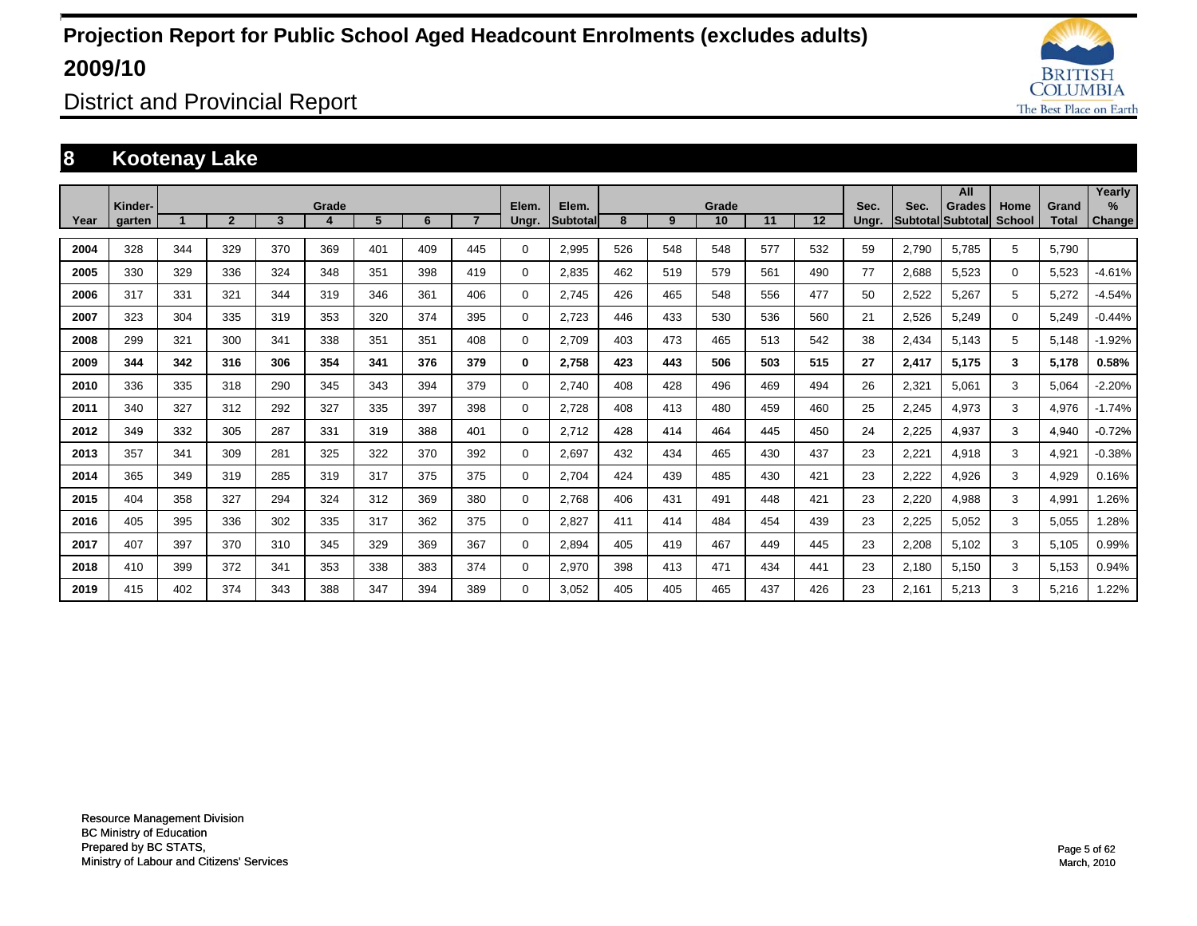# Projection Report for Public School Aged Headcount Enrolments (excludes adults) 2009/10

## District and Provincial Report

## 8 Kootenay Lake

| Year | Kinder-garten | Grade 1 | 2 | 3 | 4 | 5 | 6 | 7 | Elem. Ungr. | Elem. Subtotal | Grade 8 | 9 | 10 | 11 | 12 | Sec. Ungr. | Sec. Subtotal | All Grades Subtotal | Home School | Grand Total | Yearly % Change |
|---|---|---|---|---|---|---|---|---|---|---|---|---|---|---|---|---|---|---|---|---|---|
| 2004 | 328 | 344 | 329 | 370 | 369 | 401 | 409 | 445 | 0 | 2,995 | 526 | 548 | 548 | 577 | 532 | 59 | 2,790 | 5,785 | 5 | 5,790 | |
| 2005 | 330 | 329 | 336 | 324 | 348 | 351 | 398 | 419 | 0 | 2,835 | 462 | 519 | 579 | 561 | 490 | 77 | 2,688 | 5,523 | 0 | 5,523 | -4.61% |
| 2006 | 317 | 331 | 321 | 344 | 319 | 346 | 361 | 406 | 0 | 2,745 | 426 | 465 | 548 | 556 | 477 | 50 | 2,522 | 5,267 | 5 | 5,272 | -4.54% |
| 2007 | 323 | 304 | 335 | 319 | 353 | 320 | 374 | 395 | 0 | 2,723 | 446 | 433 | 530 | 536 | 560 | 21 | 2,526 | 5,249 | 0 | 5,249 | -0.44% |
| 2008 | 299 | 321 | 300 | 341 | 338 | 351 | 351 | 408 | 0 | 2,709 | 403 | 473 | 465 | 513 | 542 | 38 | 2,434 | 5,143 | 5 | 5,148 | -1.92% |
| **2009** | **344** | **342** | **316** | **306** | **354** | **341** | **376** | **379** | **0** | **2,758** | **423** | **443** | **506** | **503** | **515** | **27** | **2,417** | **5,175** | **3** | **5,178** | **0.58%** |
| 2010 | 336 | 335 | 318 | 290 | 345 | 343 | 394 | 379 | 0 | 2,740 | 408 | 428 | 496 | 469 | 494 | 26 | 2,321 | 5,061 | 3 | 5,064 | -2.20% |
| 2011 | 340 | 327 | 312 | 292 | 327 | 335 | 397 | 398 | 0 | 2,728 | 408 | 413 | 480 | 459 | 460 | 25 | 2,245 | 4,973 | 3 | 4,976 | -1.74% |
| 2012 | 349 | 332 | 305 | 287 | 331 | 319 | 388 | 401 | 0 | 2,712 | 428 | 414 | 464 | 445 | 450 | 24 | 2,225 | 4,937 | 3 | 4,940 | -0.72% |
| 2013 | 357 | 341 | 309 | 281 | 325 | 322 | 370 | 392 | 0 | 2,697 | 432 | 434 | 465 | 430 | 437 | 23 | 2,221 | 4,918 | 3 | 4,921 | -0.38% |
| 2014 | 365 | 349 | 319 | 285 | 319 | 317 | 375 | 375 | 0 | 2,704 | 424 | 439 | 485 | 430 | 421 | 23 | 2,222 | 4,926 | 3 | 4,929 | 0.16% |
| 2015 | 404 | 358 | 327 | 294 | 324 | 312 | 369 | 380 | 0 | 2,768 | 406 | 431 | 491 | 448 | 421 | 23 | 2,220 | 4,988 | 3 | 4,991 | 1.26% |
| 2016 | 405 | 395 | 336 | 302 | 335 | 317 | 362 | 375 | 0 | 2,827 | 411 | 414 | 484 | 454 | 439 | 23 | 2,225 | 5,052 | 3 | 5,055 | 1.28% |
| 2017 | 407 | 397 | 370 | 310 | 345 | 329 | 369 | 367 | 0 | 2,894 | 405 | 419 | 467 | 449 | 445 | 23 | 2,208 | 5,102 | 3 | 5,105 | 0.99% |
| 2018 | 410 | 399 | 372 | 341 | 353 | 338 | 383 | 374 | 0 | 2,970 | 398 | 413 | 471 | 434 | 441 | 23 | 2,180 | 5,150 | 3 | 5,153 | 0.94% |
| 2019 | 415 | 402 | 374 | 343 | 388 | 347 | 394 | 389 | 0 | 3,052 | 405 | 405 | 465 | 437 | 426 | 23 | 2,161 | 5,213 | 3 | 5,216 | 1.22% |

Resource Management Division
BC Ministry of Education
Prepared by BC STATS,
Ministry of Labour and Citizens' Services

March, 2010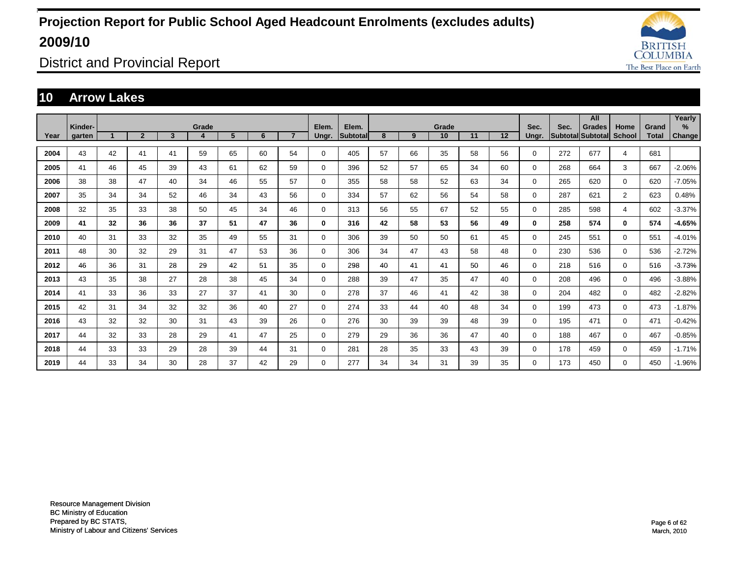# Projection Report for Public School Aged Headcount Enrolments (excludes adults) 2009/10

## District and Provincial Report

## 10 Arrow Lakes

| Year | Kinder-garten | Grade 1 | 2 | 3 | 4 | 5 | 6 | 7 | Elem. Ungr. | Elem. Subtotal | Grade 8 | 9 | 10 | 11 | 12 | Sec. Ungr. | Sec. Subtotal | All Grades Subtotal | Home School | Grand Total | Yearly % Change |
|---|---|---|---|---|---|---|---|---|---|---|---|---|---|---|---|---|---|---|---|---|---|
| 2004 | 43 | 42 | 41 | 41 | 59 | 65 | 60 | 54 | 0 | 405 | 57 | 66 | 35 | 58 | 56 | 0 | 272 | 677 | 4 | 681 | |
| 2005 | 41 | 46 | 45 | 39 | 43 | 61 | 62 | 59 | 0 | 396 | 52 | 57 | 65 | 34 | 60 | 0 | 268 | 664 | 3 | 667 | -2.06% |
| 2006 | 38 | 38 | 47 | 40 | 34 | 46 | 55 | 57 | 0 | 355 | 58 | 58 | 52 | 63 | 34 | 0 | 265 | 620 | 0 | 620 | -7.05% |
| 2007 | 35 | 34 | 34 | 52 | 46 | 34 | 43 | 56 | 0 | 334 | 57 | 62 | 56 | 54 | 58 | 0 | 287 | 621 | 2 | 623 | 0.48% |
| 2008 | 32 | 35 | 33 | 38 | 50 | 45 | 34 | 46 | 0 | 313 | 56 | 55 | 67 | 52 | 55 | 0 | 285 | 598 | 4 | 602 | -3.37% |
| **2009** | **41** | **32** | **36** | **36** | **37** | **51** | **47** | **36** | **0** | **316** | **42** | **58** | **53** | **56** | **49** | **0** | **258** | **574** | **0** | **574** | **-4.65%** |
| 2010 | 40 | 31 | 33 | 32 | 35 | 49 | 55 | 31 | 0 | 306 | 39 | 50 | 50 | 61 | 45 | 0 | 245 | 551 | 0 | 551 | -4.01% |
| 2011 | 48 | 30 | 32 | 29 | 31 | 47 | 53 | 36 | 0 | 306 | 34 | 47 | 43 | 58 | 48 | 0 | 230 | 536 | 0 | 536 | -2.72% |
| 2012 | 46 | 36 | 31 | 28 | 29 | 42 | 51 | 35 | 0 | 298 | 40 | 41 | 41 | 50 | 46 | 0 | 218 | 516 | 0 | 516 | -3.73% |
| 2013 | 43 | 35 | 38 | 27 | 28 | 38 | 45 | 34 | 0 | 288 | 39 | 47 | 35 | 47 | 40 | 0 | 208 | 496 | 0 | 496 | -3.88% |
| 2014 | 41 | 33 | 36 | 33 | 27 | 37 | 41 | 30 | 0 | 278 | 37 | 46 | 41 | 42 | 38 | 0 | 204 | 482 | 0 | 482 | -2.82% |
| 2015 | 42 | 31 | 34 | 32 | 32 | 36 | 40 | 27 | 0 | 274 | 33 | 44 | 40 | 48 | 34 | 0 | 199 | 473 | 0 | 473 | -1.87% |
| 2016 | 43 | 32 | 32 | 30 | 31 | 43 | 39 | 26 | 0 | 276 | 30 | 39 | 39 | 48 | 39 | 0 | 195 | 471 | 0 | 471 | -0.42% |
| 2017 | 44 | 32 | 33 | 28 | 29 | 41 | 47 | 25 | 0 | 279 | 29 | 36 | 36 | 47 | 40 | 0 | 188 | 467 | 0 | 467 | -0.85% |
| 2018 | 44 | 33 | 33 | 29 | 28 | 39 | 44 | 31 | 0 | 281 | 28 | 35 | 33 | 43 | 39 | 0 | 178 | 459 | 0 | 459 | -1.71% |
| 2019 | 44 | 33 | 34 | 30 | 28 | 37 | 42 | 29 | 0 | 277 | 34 | 34 | 31 | 39 | 35 | 0 | 173 | 450 | 0 | 450 | -1.96% |

Resource Management Division
BC Ministry of Education
Prepared by BC STATS,
Ministry of Labour and Citizens' Services

March, 2010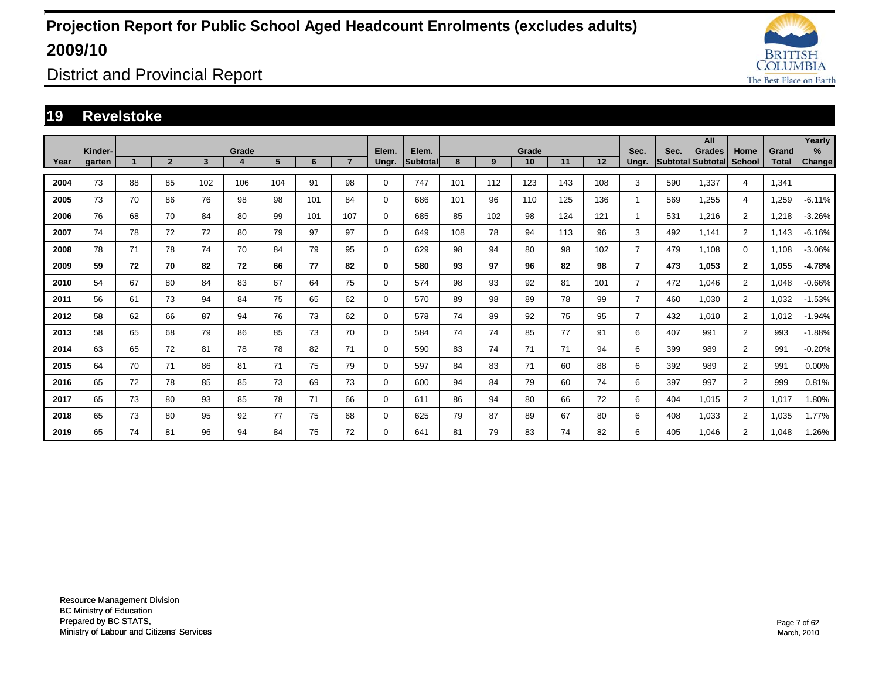# Projection Report for Public School Aged Headcount Enrolments (excludes adults) 2009/10

## District and Provincial Report

## 19 Revelstoke

| Year | Kindergarten | Grade 1 | Grade 2 | Grade 3 | Grade 4 | Grade 5 | Grade 6 | Grade 7 | Elem. Ungr. | Elem. Subtotal | Grade 8 | Grade 9 | Grade 10 | Grade 11 | Grade 12 | Sec. Ungr. | Sec. Subtotal | All Grades Subtotal | Home School | Grand Total | Yearly % Change |
|---|---|---|---|---|---|---|---|---|---|---|---|---|---|---|---|---|---|---|---|---|---|
| 2004 | 73 | 88 | 85 | 102 | 106 | 104 | 91 | 98 | 0 | 747 | 101 | 112 | 123 | 143 | 108 | 3 | 590 | 1,337 | 4 | 1,341 | |
| 2005 | 73 | 70 | 86 | 76 | 98 | 98 | 101 | 84 | 0 | 686 | 101 | 96 | 110 | 125 | 136 | 1 | 569 | 1,255 | 4 | 1,259 | -6.11% |
| 2006 | 76 | 68 | 70 | 84 | 80 | 99 | 101 | 107 | 0 | 685 | 85 | 102 | 98 | 124 | 121 | 1 | 531 | 1,216 | 2 | 1,218 | -3.26% |
| 2007 | 74 | 78 | 72 | 72 | 80 | 79 | 97 | 97 | 0 | 649 | 108 | 78 | 94 | 113 | 96 | 3 | 492 | 1,141 | 2 | 1,143 | -6.16% |
| 2008 | 78 | 71 | 78 | 74 | 70 | 84 | 79 | 95 | 0 | 629 | 98 | 94 | 80 | 98 | 102 | 7 | 479 | 1,108 | 0 | 1,108 | -3.06% |
| **2009** | **59** | **72** | **70** | **82** | **72** | **66** | **77** | **82** | **0** | **580** | **93** | **97** | **96** | **82** | **98** | **7** | **473** | **1,053** | **2** | **1,055** | **-4.78%** |
| 2010 | 54 | 67 | 80 | 84 | 83 | 67 | 64 | 75 | 0 | 574 | 98 | 93 | 92 | 81 | 101 | 7 | 472 | 1,046 | 2 | 1,048 | -0.66% |
| 2011 | 56 | 61 | 73 | 94 | 84 | 75 | 65 | 62 | 0 | 570 | 89 | 98 | 89 | 78 | 99 | 7 | 460 | 1,030 | 2 | 1,032 | -1.53% |
| 2012 | 58 | 62 | 66 | 87 | 94 | 76 | 73 | 62 | 0 | 578 | 74 | 89 | 92 | 75 | 95 | 7 | 432 | 1,010 | 2 | 1,012 | -1.94% |
| 2013 | 58 | 65 | 68 | 79 | 86 | 85 | 73 | 70 | 0 | 584 | 74 | 74 | 85 | 77 | 91 | 6 | 407 | 991 | 2 | 993 | -1.88% |
| 2014 | 63 | 65 | 72 | 81 | 78 | 78 | 82 | 71 | 0 | 590 | 83 | 74 | 71 | 71 | 94 | 6 | 399 | 989 | 2 | 991 | -0.20% |
| 2015 | 64 | 70 | 71 | 86 | 81 | 71 | 75 | 79 | 0 | 597 | 84 | 83 | 71 | 60 | 88 | 6 | 392 | 989 | 2 | 991 | 0.00% |
| 2016 | 65 | 72 | 78 | 85 | 85 | 73 | 69 | 73 | 0 | 600 | 94 | 84 | 79 | 60 | 74 | 6 | 397 | 997 | 2 | 999 | 0.81% |
| 2017 | 65 | 73 | 80 | 93 | 85 | 78 | 71 | 66 | 0 | 611 | 86 | 94 | 80 | 66 | 72 | 6 | 404 | 1,015 | 2 | 1,017 | 1.80% |
| 2018 | 65 | 73 | 80 | 95 | 92 | 77 | 75 | 68 | 0 | 625 | 79 | 87 | 89 | 67 | 80 | 6 | 408 | 1,033 | 2 | 1,035 | 1.77% |
| 2019 | 65 | 74 | 81 | 96 | 94 | 84 | 75 | 72 | 0 | 641 | 81 | 79 | 83 | 74 | 82 | 6 | 405 | 1,046 | 2 | 1,048 | 1.26% |

Resource Management Division
BC Ministry of Education
Prepared by BC STATS,
Ministry of Labour and Citizens' Services

March, 2010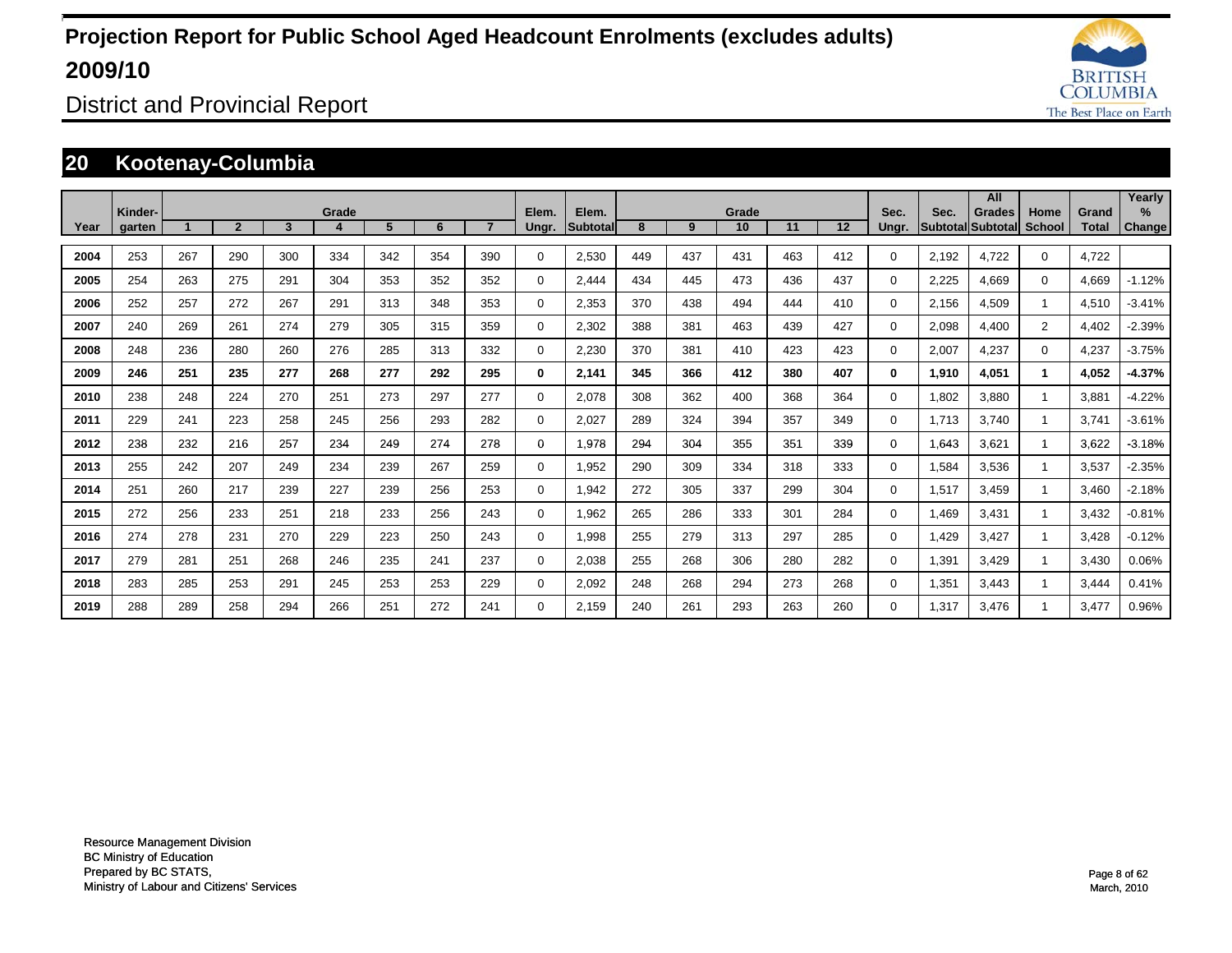# Projection Report for Public School Aged Headcount Enrolments (excludes adults) 2009/10

District and Provincial Report

## 20 Kootenay-Columbia

| Year | Kinder-garten | Grade 1 | 2 | 3 | 4 | 5 | 6 | 7 | Elem. Ungr. | Elem. Subtotal | Grade 8 | 9 | 10 | 11 | 12 | Sec. Ungr. | Sec. Subtotal | All Grades Subtotal | Home School | Grand Total | Yearly % Change |
|---|---|---|---|---|---|---|---|---|---|---|---|---|---|---|---|---|---|---|---|---|---|
| 2004 | 253 | 267 | 290 | 300 | 334 | 342 | 354 | 390 | 0 | 2,530 | 449 | 437 | 431 | 463 | 412 | 0 | 2,192 | 4,722 | 0 | 4,722 | |
| 2005 | 254 | 263 | 275 | 291 | 304 | 353 | 352 | 352 | 0 | 2,444 | 434 | 445 | 473 | 436 | 437 | 0 | 2,225 | 4,669 | 0 | 4,669 | -1.12% |
| 2006 | 252 | 257 | 272 | 267 | 291 | 313 | 348 | 353 | 0 | 2,353 | 370 | 438 | 494 | 444 | 410 | 0 | 2,156 | 4,509 | 1 | 4,510 | -3.41% |
| 2007 | 240 | 269 | 261 | 274 | 279 | 305 | 315 | 359 | 0 | 2,302 | 388 | 381 | 463 | 439 | 427 | 0 | 2,098 | 4,400 | 2 | 4,402 | -2.39% |
| 2008 | 248 | 236 | 280 | 260 | 276 | 285 | 313 | 332 | 0 | 2,230 | 370 | 381 | 410 | 423 | 423 | 0 | 2,007 | 4,237 | 0 | 4,237 | -3.75% |
| **2009** | **246** | **251** | **235** | **277** | **268** | **277** | **292** | **295** | **0** | **2,141** | **345** | **366** | **412** | **380** | **407** | **0** | **1,910** | **4,051** | **1** | **4,052** | **-4.37%** |
| 2010 | 238 | 248 | 224 | 270 | 251 | 273 | 297 | 277 | 0 | 2,078 | 308 | 362 | 400 | 368 | 364 | 0 | 1,802 | 3,880 | 1 | 3,881 | -4.22% |
| 2011 | 229 | 241 | 223 | 258 | 245 | 256 | 293 | 282 | 0 | 2,027 | 289 | 324 | 394 | 357 | 349 | 0 | 1,713 | 3,740 | 1 | 3,741 | -3.61% |
| 2012 | 238 | 232 | 216 | 257 | 234 | 249 | 274 | 278 | 0 | 1,978 | 294 | 304 | 355 | 351 | 339 | 0 | 1,643 | 3,621 | 1 | 3,622 | -3.18% |
| 2013 | 255 | 242 | 207 | 249 | 234 | 239 | 267 | 259 | 0 | 1,952 | 290 | 309 | 334 | 318 | 333 | 0 | 1,584 | 3,536 | 1 | 3,537 | -2.35% |
| 2014 | 251 | 260 | 217 | 239 | 227 | 239 | 256 | 253 | 0 | 1,942 | 272 | 305 | 337 | 299 | 304 | 0 | 1,517 | 3,459 | 1 | 3,460 | -2.18% |
| 2015 | 272 | 256 | 233 | 251 | 218 | 233 | 256 | 243 | 0 | 1,962 | 265 | 286 | 333 | 301 | 284 | 0 | 1,469 | 3,431 | 1 | 3,432 | -0.81% |
| 2016 | 274 | 278 | 231 | 270 | 229 | 223 | 250 | 243 | 0 | 1,998 | 255 | 279 | 313 | 297 | 285 | 0 | 1,429 | 3,427 | 1 | 3,428 | -0.12% |
| 2017 | 279 | 281 | 251 | 268 | 246 | 235 | 241 | 237 | 0 | 2,038 | 255 | 268 | 306 | 280 | 282 | 0 | 1,391 | 3,429 | 1 | 3,430 | 0.06% |
| 2018 | 283 | 285 | 253 | 291 | 245 | 253 | 253 | 229 | 0 | 2,092 | 248 | 268 | 294 | 273 | 268 | 0 | 1,351 | 3,443 | 1 | 3,444 | 0.41% |
| 2019 | 288 | 289 | 258 | 294 | 266 | 251 | 272 | 241 | 0 | 2,159 | 240 | 261 | 293 | 263 | 260 | 0 | 1,317 | 3,476 | 1 | 3,477 | 0.96% |

Resource Management Division
BC Ministry of Education
Prepared by BC STATS,
Ministry of Labour and Citizens' Services

March, 2010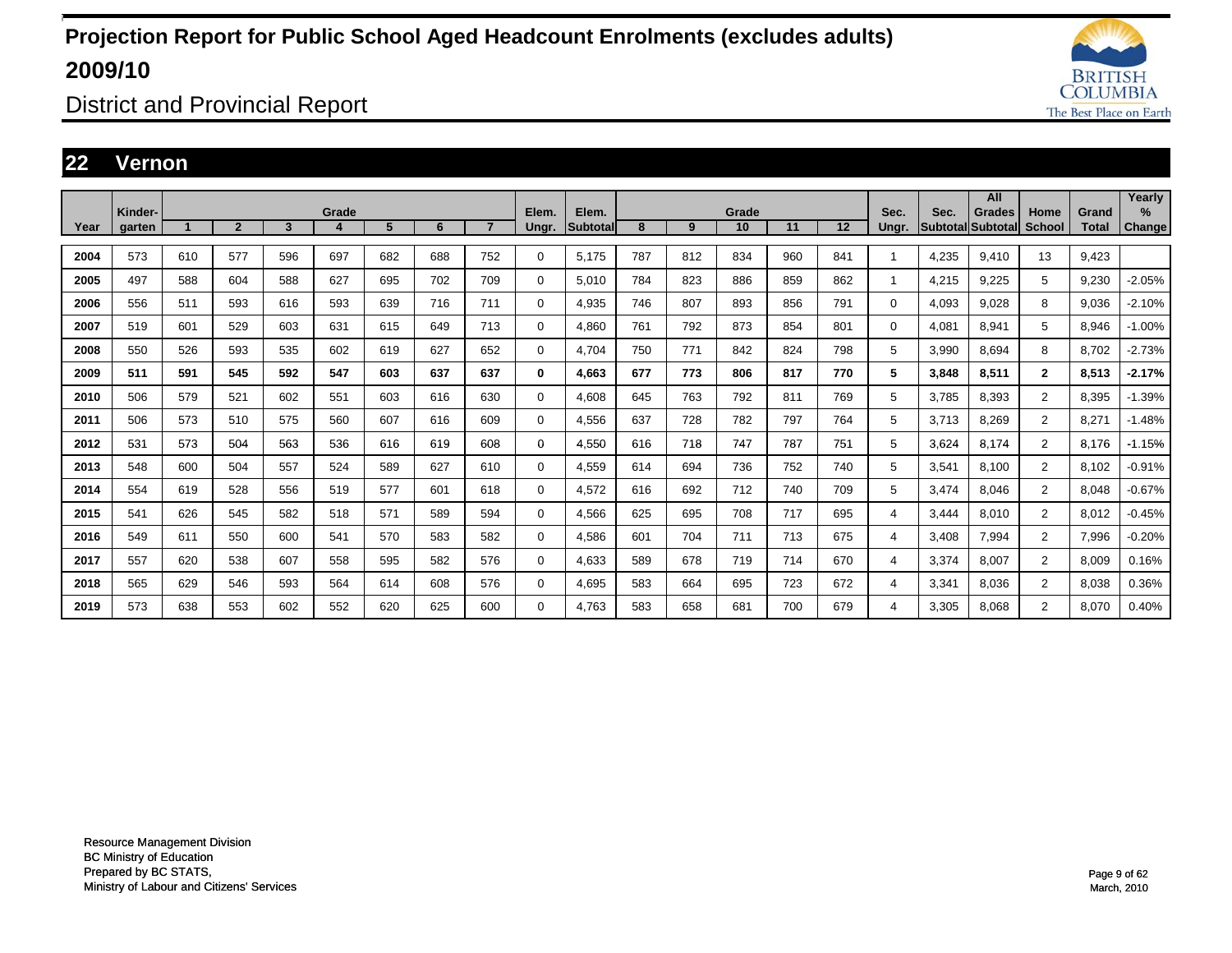# Projection Report for Public School Aged Headcount Enrolments (excludes adults) 2009/10

## District and Provincial Report

## 22 Vernon

| Year | Kinder-garten | Grade 1 | 2 | 3 | 4 | 5 | 6 | 7 | Elem. Ungr. | Elem. Subtotal | Grade 8 | 9 | 10 | 11 | 12 | Sec. Ungr. | Sec. Subtotal | All Grades Subtotal | Home School | Grand Total | Yearly % Change |
|---|---|---|---|---|---|---|---|---|---|---|---|---|---|---|---|---|---|---|---|---|---|
| 2004 | 573 | 610 | 577 | 596 | 697 | 682 | 688 | 752 | 0 | 5,175 | 787 | 812 | 834 | 960 | 841 | 1 | 4,235 | 9,410 | 13 | 9,423 | |
| 2005 | 497 | 588 | 604 | 588 | 627 | 695 | 702 | 709 | 0 | 5,010 | 784 | 823 | 886 | 859 | 862 | 1 | 4,215 | 9,225 | 5 | 9,230 | -2.05% |
| 2006 | 556 | 511 | 593 | 616 | 593 | 639 | 716 | 711 | 0 | 4,935 | 746 | 807 | 893 | 856 | 791 | 0 | 4,093 | 9,028 | 8 | 9,036 | -2.10% |
| 2007 | 519 | 601 | 529 | 603 | 631 | 615 | 649 | 713 | 0 | 4,860 | 761 | 792 | 873 | 854 | 801 | 0 | 4,081 | 8,941 | 5 | 8,946 | -1.00% |
| 2008 | 550 | 526 | 593 | 535 | 602 | 619 | 627 | 652 | 0 | 4,704 | 750 | 771 | 842 | 824 | 798 | 5 | 3,990 | 8,694 | 8 | 8,702 | -2.73% |
| **2009** | **511** | **591** | **545** | **592** | **547** | **603** | **637** | **637** | **0** | **4,663** | **677** | **773** | **806** | **817** | **770** | **5** | **3,848** | **8,511** | **2** | **8,513** | **-2.17%** |
| 2010 | 506 | 579 | 521 | 602 | 551 | 603 | 616 | 630 | 0 | 4,608 | 645 | 763 | 792 | 811 | 769 | 5 | 3,785 | 8,393 | 2 | 8,395 | -1.39% |
| 2011 | 506 | 573 | 510 | 575 | 560 | 607 | 616 | 609 | 0 | 4,556 | 637 | 728 | 782 | 797 | 764 | 5 | 3,713 | 8,269 | 2 | 8,271 | -1.48% |
| 2012 | 531 | 573 | 504 | 563 | 536 | 616 | 619 | 608 | 0 | 4,550 | 616 | 718 | 747 | 787 | 751 | 5 | 3,624 | 8,174 | 2 | 8,176 | -1.15% |
| 2013 | 548 | 600 | 504 | 557 | 524 | 589 | 627 | 610 | 0 | 4,559 | 614 | 694 | 736 | 752 | 740 | 5 | 3,541 | 8,100 | 2 | 8,102 | -0.91% |
| 2014 | 554 | 619 | 528 | 556 | 519 | 577 | 601 | 618 | 0 | 4,572 | 616 | 692 | 712 | 740 | 709 | 5 | 3,474 | 8,046 | 2 | 8,048 | -0.67% |
| 2015 | 541 | 626 | 545 | 582 | 518 | 571 | 589 | 594 | 0 | 4,566 | 625 | 695 | 708 | 717 | 695 | 4 | 3,444 | 8,010 | 2 | 8,012 | -0.45% |
| 2016 | 549 | 611 | 550 | 600 | 541 | 570 | 583 | 582 | 0 | 4,586 | 601 | 704 | 711 | 713 | 675 | 4 | 3,408 | 7,994 | 2 | 7,996 | -0.20% |
| 2017 | 557 | 620 | 538 | 607 | 558 | 595 | 582 | 576 | 0 | 4,633 | 589 | 678 | 719 | 714 | 670 | 4 | 3,374 | 8,007 | 2 | 8,009 | 0.16% |
| 2018 | 565 | 629 | 546 | 593 | 564 | 614 | 608 | 576 | 0 | 4,695 | 583 | 664 | 695 | 723 | 672 | 4 | 3,341 | 8,036 | 2 | 8,038 | 0.36% |
| 2019 | 573 | 638 | 553 | 602 | 552 | 620 | 625 | 600 | 0 | 4,763 | 583 | 658 | 681 | 700 | 679 | 4 | 3,305 | 8,068 | 2 | 8,070 | 0.40% |

Resource Management Division
BC Ministry of Education
Prepared by BC STATS,
Ministry of Labour and Citizens' Services

March, 2010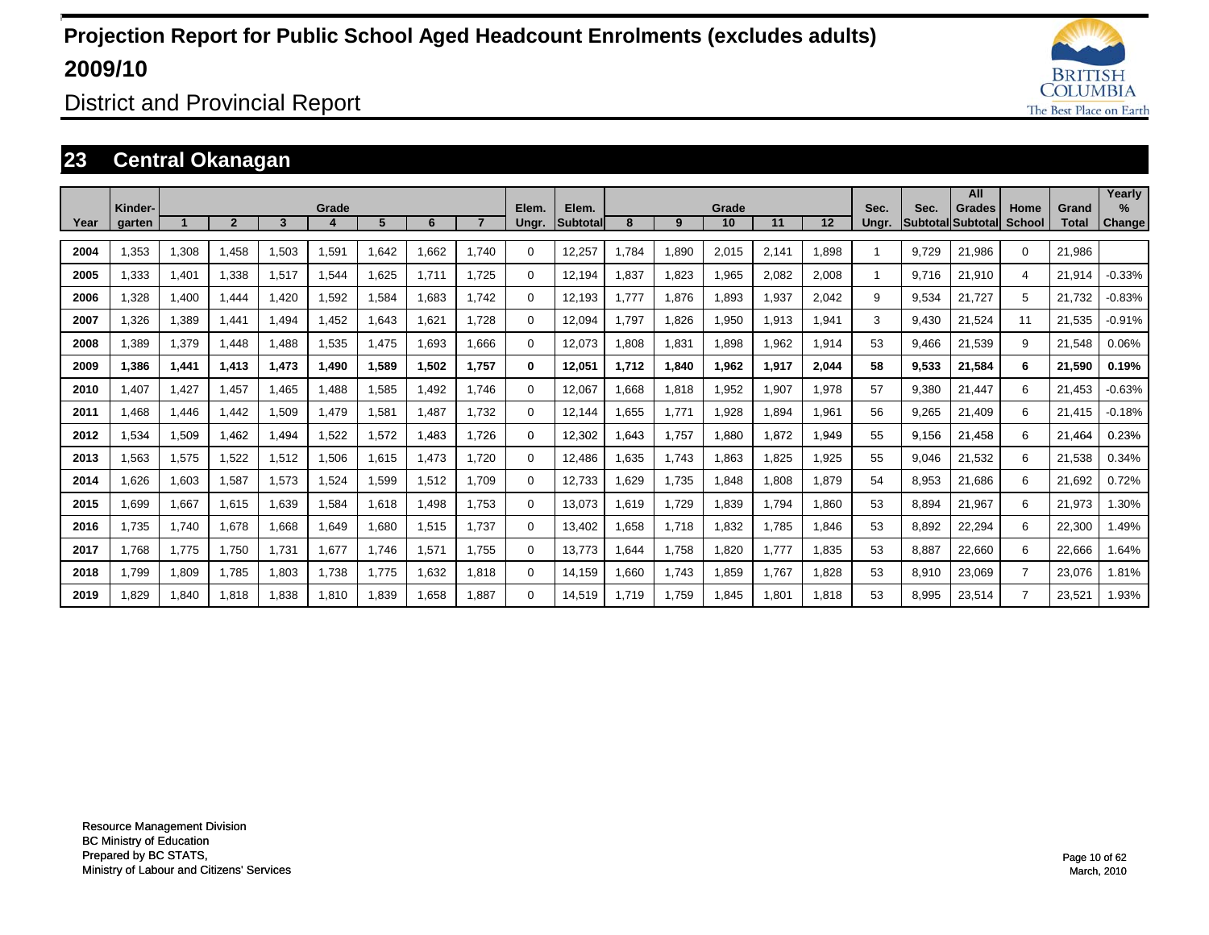# Projection Report for Public School Aged Headcount Enrolments (excludes adults) 2009/10

District and Provincial Report

## 23 Central Okanagan

| Year | Kinder-garten | Grade 1 | 2 | 3 | 4 | 5 | 6 | 7 | Elem. Ungr. | Elem. Subtotal | Grade 8 | 9 | 10 | 11 | 12 | Sec. Ungr. | Sec. Subtotal | All Grades Subtotal | Home School | Grand Total | Yearly % Change |
|---|---|---|---|---|---|---|---|---|---|---|---|---|---|---|---|---|---|---|---|---|---|
| 2004 | 1,353 | 1,308 | 1,458 | 1,503 | 1,591 | 1,642 | 1,662 | 1,740 | 0 | 12,257 | 1,784 | 1,890 | 2,015 | 2,141 | 1,898 | 1 | 9,729 | 21,986 | 0 | 21,986 | |
| 2005 | 1,333 | 1,401 | 1,338 | 1,517 | 1,544 | 1,625 | 1,711 | 1,725 | 0 | 12,194 | 1,837 | 1,823 | 1,965 | 2,082 | 2,008 | 1 | 9,716 | 21,910 | 4 | 21,914 | -0.33% |
| 2006 | 1,328 | 1,400 | 1,444 | 1,420 | 1,592 | 1,584 | 1,683 | 1,742 | 0 | 12,193 | 1,777 | 1,876 | 1,893 | 1,937 | 2,042 | 9 | 9,534 | 21,727 | 5 | 21,732 | -0.83% |
| 2007 | 1,326 | 1,389 | 1,441 | 1,494 | 1,452 | 1,643 | 1,621 | 1,728 | 0 | 12,094 | 1,797 | 1,826 | 1,950 | 1,913 | 1,941 | 3 | 9,430 | 21,524 | 11 | 21,535 | -0.91% |
| 2008 | 1,389 | 1,379 | 1,448 | 1,488 | 1,535 | 1,475 | 1,693 | 1,666 | 0 | 12,073 | 1,808 | 1,831 | 1,898 | 1,962 | 1,914 | 53 | 9,466 | 21,539 | 9 | 21,548 | 0.06% |
| **2009** | **1,386** | **1,441** | **1,413** | **1,473** | **1,490** | **1,589** | **1,502** | **1,757** | **0** | **12,051** | **1,712** | **1,840** | **1,962** | **1,917** | **2,044** | **58** | **9,533** | **21,584** | **6** | **21,590** | **0.19%** |
| 2010 | 1,407 | 1,427 | 1,457 | 1,465 | 1,488 | 1,585 | 1,492 | 1,746 | 0 | 12,067 | 1,668 | 1,818 | 1,952 | 1,907 | 1,978 | 57 | 9,380 | 21,447 | 6 | 21,453 | -0.63% |
| 2011 | 1,468 | 1,446 | 1,442 | 1,509 | 1,479 | 1,581 | 1,487 | 1,732 | 0 | 12,144 | 1,655 | 1,771 | 1,928 | 1,894 | 1,961 | 56 | 9,265 | 21,409 | 6 | 21,415 | -0.18% |
| 2012 | 1,534 | 1,509 | 1,462 | 1,494 | 1,522 | 1,572 | 1,483 | 1,726 | 0 | 12,302 | 1,643 | 1,757 | 1,880 | 1,872 | 1,949 | 55 | 9,156 | 21,458 | 6 | 21,464 | 0.23% |
| 2013 | 1,563 | 1,575 | 1,522 | 1,512 | 1,506 | 1,615 | 1,473 | 1,720 | 0 | 12,486 | 1,635 | 1,743 | 1,863 | 1,825 | 1,925 | 55 | 9,046 | 21,532 | 6 | 21,538 | 0.34% |
| 2014 | 1,626 | 1,603 | 1,587 | 1,573 | 1,524 | 1,599 | 1,512 | 1,709 | 0 | 12,733 | 1,629 | 1,735 | 1,848 | 1,808 | 1,879 | 54 | 8,953 | 21,686 | 6 | 21,692 | 0.72% |
| 2015 | 1,699 | 1,667 | 1,615 | 1,639 | 1,584 | 1,618 | 1,498 | 1,753 | 0 | 13,073 | 1,619 | 1,729 | 1,839 | 1,794 | 1,860 | 53 | 8,894 | 21,967 | 6 | 21,973 | 1.30% |
| 2016 | 1,735 | 1,740 | 1,678 | 1,668 | 1,649 | 1,680 | 1,515 | 1,737 | 0 | 13,402 | 1,658 | 1,718 | 1,832 | 1,785 | 1,846 | 53 | 8,892 | 22,294 | 6 | 22,300 | 1.49% |
| 2017 | 1,768 | 1,775 | 1,750 | 1,731 | 1,677 | 1,746 | 1,571 | 1,755 | 0 | 13,773 | 1,644 | 1,758 | 1,820 | 1,777 | 1,835 | 53 | 8,887 | 22,660 | 6 | 22,666 | 1.64% |
| 2018 | 1,799 | 1,809 | 1,785 | 1,803 | 1,738 | 1,775 | 1,632 | 1,818 | 0 | 14,159 | 1,660 | 1,743 | 1,859 | 1,767 | 1,828 | 53 | 8,910 | 23,069 | 7 | 23,076 | 1.81% |
| 2019 | 1,829 | 1,840 | 1,818 | 1,838 | 1,810 | 1,839 | 1,658 | 1,887 | 0 | 14,519 | 1,719 | 1,759 | 1,845 | 1,801 | 1,818 | 53 | 8,995 | 23,514 | 7 | 23,521 | 1.93% |

Resource Management Division
BC Ministry of Education
Prepared by BC STATS,
Ministry of Labour and Citizens' Services

March, 2010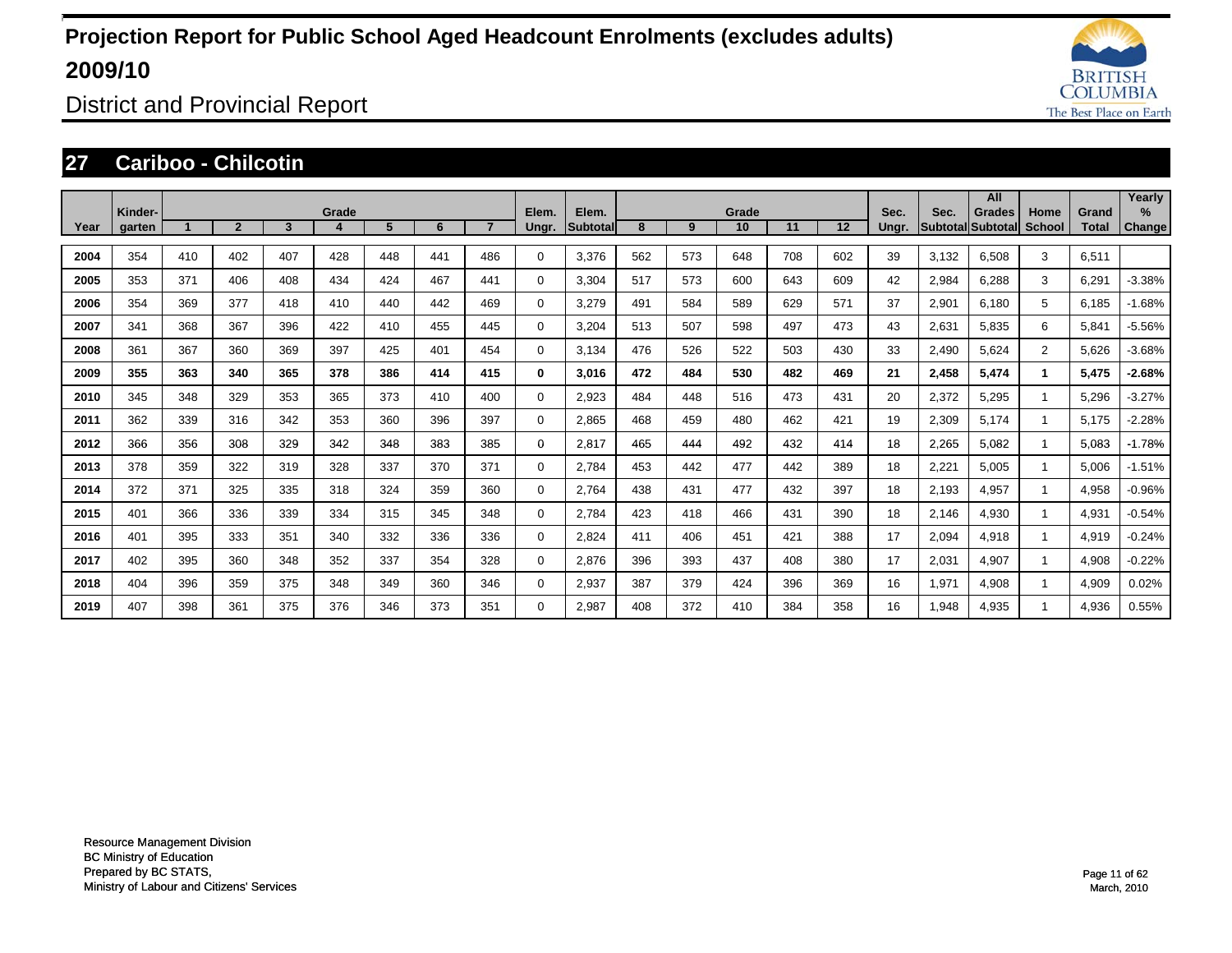# Projection Report for Public School Aged Headcount Enrolments (excludes adults) 2009/10

## District and Provincial Report

### 27 Cariboo - Chilcotin

| Year | Kinder-garten | Grade 1 | 2 | 3 | 4 | 5 | 6 | 7 | Elem. Ungr. | Elem. Subtotal | Grade 8 | 9 | 10 | 11 | 12 | Sec. Ungr. | Sec. Subtotal | All Grades Subtotal | Home School | Grand Total | Yearly % Change |
|---|---|---|---|---|---|---|---|---|---|---|---|---|---|---|---|---|---|---|---|---|---|
| 2004 | 354 | 410 | 402 | 407 | 428 | 448 | 441 | 486 | 0 | 3,376 | 562 | 573 | 648 | 708 | 602 | 39 | 3,132 | 6,508 | 3 | 6,511 | |
| 2005 | 353 | 371 | 406 | 408 | 434 | 424 | 467 | 441 | 0 | 3,304 | 517 | 573 | 600 | 643 | 609 | 42 | 2,984 | 6,288 | 3 | 6,291 | -3.38% |
| 2006 | 354 | 369 | 377 | 418 | 410 | 440 | 442 | 469 | 0 | 3,279 | 491 | 584 | 589 | 629 | 571 | 37 | 2,901 | 6,180 | 5 | 6,185 | -1.68% |
| 2007 | 341 | 368 | 367 | 396 | 422 | 410 | 455 | 445 | 0 | 3,204 | 513 | 507 | 598 | 497 | 473 | 43 | 2,631 | 5,835 | 6 | 5,841 | -5.56% |
| 2008 | 361 | 367 | 360 | 369 | 397 | 425 | 401 | 454 | 0 | 3,134 | 476 | 526 | 522 | 503 | 430 | 33 | 2,490 | 5,624 | 2 | 5,626 | -3.68% |
| **2009** | **355** | **363** | **340** | **365** | **378** | **386** | **414** | **415** | **0** | **3,016** | **472** | **484** | **530** | **482** | **469** | **21** | **2,458** | **5,474** | **1** | **5,475** | **-2.68%** |
| 2010 | 345 | 348 | 329 | 353 | 365 | 373 | 410 | 400 | 0 | 2,923 | 484 | 448 | 516 | 473 | 431 | 20 | 2,372 | 5,295 | 1 | 5,296 | -3.27% |
| 2011 | 362 | 339 | 316 | 342 | 353 | 360 | 396 | 397 | 0 | 2,865 | 468 | 459 | 480 | 462 | 421 | 19 | 2,309 | 5,174 | 1 | 5,175 | -2.28% |
| 2012 | 366 | 356 | 308 | 329 | 342 | 348 | 383 | 385 | 0 | 2,817 | 465 | 444 | 492 | 432 | 414 | 18 | 2,265 | 5,082 | 1 | 5,083 | -1.78% |
| 2013 | 378 | 359 | 322 | 319 | 328 | 337 | 370 | 371 | 0 | 2,784 | 453 | 442 | 477 | 442 | 389 | 18 | 2,221 | 5,005 | 1 | 5,006 | -1.51% |
| 2014 | 372 | 371 | 325 | 335 | 318 | 324 | 359 | 360 | 0 | 2,764 | 438 | 431 | 477 | 432 | 397 | 18 | 2,193 | 4,957 | 1 | 4,958 | -0.96% |
| 2015 | 401 | 366 | 336 | 339 | 334 | 315 | 345 | 348 | 0 | 2,784 | 423 | 418 | 466 | 431 | 390 | 18 | 2,146 | 4,930 | 1 | 4,931 | -0.54% |
| 2016 | 401 | 395 | 333 | 351 | 340 | 332 | 336 | 336 | 0 | 2,824 | 411 | 406 | 451 | 421 | 388 | 17 | 2,094 | 4,918 | 1 | 4,919 | -0.24% |
| 2017 | 402 | 395 | 360 | 348 | 352 | 337 | 354 | 328 | 0 | 2,876 | 396 | 393 | 437 | 408 | 380 | 17 | 2,031 | 4,907 | 1 | 4,908 | -0.22% |
| 2018 | 404 | 396 | 359 | 375 | 348 | 349 | 360 | 346 | 0 | 2,937 | 387 | 379 | 424 | 396 | 369 | 16 | 1,971 | 4,908 | 1 | 4,909 | 0.02% |
| 2019 | 407 | 398 | 361 | 375 | 376 | 346 | 373 | 351 | 0 | 2,987 | 408 | 372 | 410 | 384 | 358 | 16 | 1,948 | 4,935 | 1 | 4,936 | 0.55% |

Resource Management Division
BC Ministry of Education
Prepared by BC STATS,
Ministry of Labour and Citizens' Services

March, 2010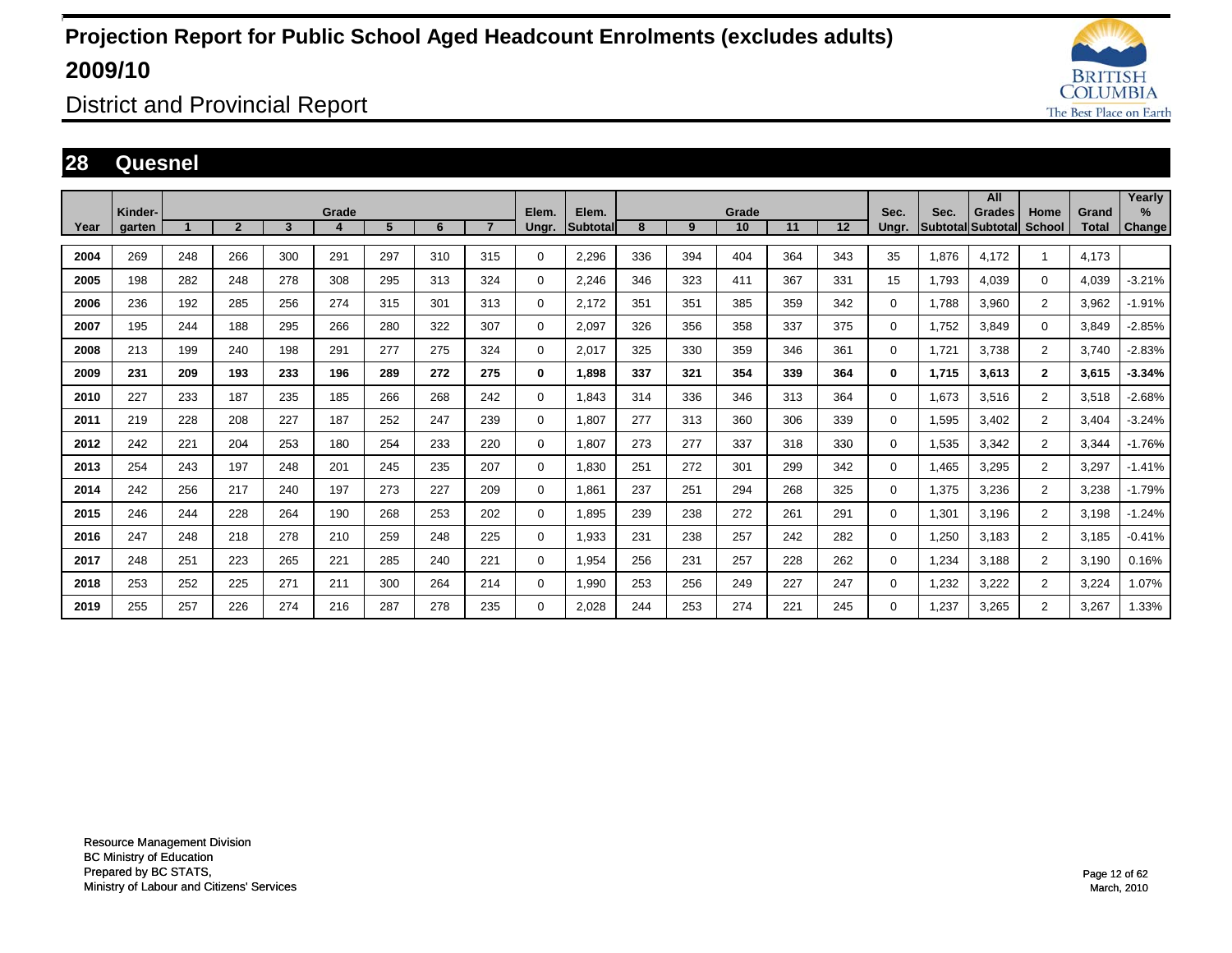# Projection Report for Public School Aged Headcount Enrolments (excludes adults) 2009/10

## District and Provincial Report

## 28 Quesnel

| Year | Kinder-garten | Grade 1 | 2 | 3 | 4 | 5 | 6 | 7 | Elem. Ungr. | Elem. Subtotal | Grade 8 | 9 | 10 | 11 | 12 | Sec. Ungr. | Sec. Subtotal | All Grades Subtotal | Home School | Grand Total | Yearly % Change |
|---|---|---|---|---|---|---|---|---|---|---|---|---|---|---|---|---|---|---|---|---|---|
| 2004 | 269 | 248 | 266 | 300 | 291 | 297 | 310 | 315 | 0 | 2,296 | 336 | 394 | 404 | 364 | 343 | 35 | 1,876 | 4,172 | 1 | 4,173 | |
| 2005 | 198 | 282 | 248 | 278 | 308 | 295 | 313 | 324 | 0 | 2,246 | 346 | 323 | 411 | 367 | 331 | 15 | 1,793 | 4,039 | 0 | 4,039 | -3.21% |
| 2006 | 236 | 192 | 285 | 256 | 274 | 315 | 301 | 313 | 0 | 2,172 | 351 | 351 | 385 | 359 | 342 | 0 | 1,788 | 3,960 | 2 | 3,962 | -1.91% |
| 2007 | 195 | 244 | 188 | 295 | 266 | 280 | 322 | 307 | 0 | 2,097 | 326 | 356 | 358 | 337 | 375 | 0 | 1,752 | 3,849 | 0 | 3,849 | -2.85% |
| 2008 | 213 | 199 | 240 | 198 | 291 | 277 | 275 | 324 | 0 | 2,017 | 325 | 330 | 359 | 346 | 361 | 0 | 1,721 | 3,738 | 2 | 3,740 | -2.83% |
| **2009** | **231** | **209** | **193** | **233** | **196** | **289** | **272** | **275** | **0** | **1,898** | **337** | **321** | **354** | **339** | **364** | **0** | **1,715** | **3,613** | **2** | **3,615** | **-3.34%** |
| 2010 | 227 | 233 | 187 | 235 | 185 | 266 | 268 | 242 | 0 | 1,843 | 314 | 336 | 346 | 313 | 364 | 0 | 1,673 | 3,516 | 2 | 3,518 | -2.68% |
| 2011 | 219 | 228 | 208 | 227 | 187 | 252 | 247 | 239 | 0 | 1,807 | 277 | 313 | 360 | 306 | 339 | 0 | 1,595 | 3,402 | 2 | 3,404 | -3.24% |
| 2012 | 242 | 221 | 204 | 253 | 180 | 254 | 233 | 220 | 0 | 1,807 | 273 | 277 | 337 | 318 | 330 | 0 | 1,535 | 3,342 | 2 | 3,344 | -1.76% |
| 2013 | 254 | 243 | 197 | 248 | 201 | 245 | 235 | 207 | 0 | 1,830 | 251 | 272 | 301 | 299 | 342 | 0 | 1,465 | 3,295 | 2 | 3,297 | -1.41% |
| 2014 | 242 | 256 | 217 | 240 | 197 | 273 | 227 | 209 | 0 | 1,861 | 237 | 251 | 294 | 268 | 325 | 0 | 1,375 | 3,236 | 2 | 3,238 | -1.79% |
| 2015 | 246 | 244 | 228 | 264 | 190 | 268 | 253 | 202 | 0 | 1,895 | 239 | 238 | 272 | 261 | 291 | 0 | 1,301 | 3,196 | 2 | 3,198 | -1.24% |
| 2016 | 247 | 248 | 218 | 278 | 210 | 259 | 248 | 225 | 0 | 1,933 | 231 | 238 | 257 | 242 | 282 | 0 | 1,250 | 3,183 | 2 | 3,185 | -0.41% |
| 2017 | 248 | 251 | 223 | 265 | 221 | 285 | 240 | 221 | 0 | 1,954 | 256 | 231 | 257 | 228 | 262 | 0 | 1,234 | 3,188 | 2 | 3,190 | 0.16% |
| 2018 | 253 | 252 | 225 | 271 | 211 | 300 | 264 | 214 | 0 | 1,990 | 253 | 256 | 249 | 227 | 247 | 0 | 1,232 | 3,222 | 2 | 3,224 | 1.07% |
| 2019 | 255 | 257 | 226 | 274 | 216 | 287 | 278 | 235 | 0 | 2,028 | 244 | 253 | 274 | 221 | 245 | 0 | 1,237 | 3,265 | 2 | 3,267 | 1.33% |

Resource Management Division
BC Ministry of Education
Prepared by BC STATS,
Ministry of Labour and Citizens' Services

March, 2010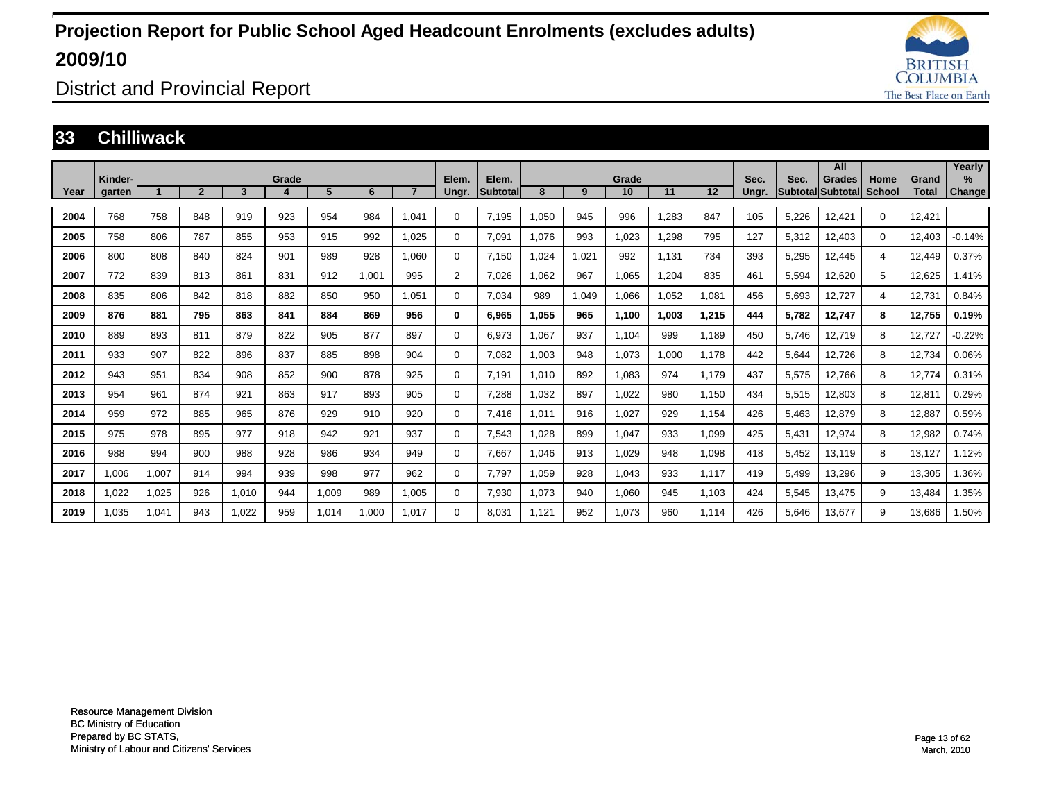# Projection Report for Public School Aged Headcount Enrolments (excludes adults) 2009/10

## District and Provincial Report

## 33 Chilliwack

| Year | Kinder-garten | Grade 1 | 2 | 3 | 4 | 5 | 6 | 7 | Elem. Ungr. | Elem. Subtotal | Grade 8 | 9 | 10 | 11 | 12 | Sec. Ungr. | Sec. Subtotal | All Grades Subtotal | Home School | Grand Total | Yearly % Change |
|---|---|---|---|---|---|---|---|---|---|---|---|---|---|---|---|---|---|---|---|---|---|
| 2004 | 768 | 758 | 848 | 919 | 923 | 954 | 984 | 1,041 | 0 | 7,195 | 1,050 | 945 | 996 | 1,283 | 847 | 105 | 5,226 | 12,421 | 0 | 12,421 | |
| 2005 | 758 | 806 | 787 | 855 | 953 | 915 | 992 | 1,025 | 0 | 7,091 | 1,076 | 993 | 1,023 | 1,298 | 795 | 127 | 5,312 | 12,403 | 0 | 12,403 | -0.14% |
| 2006 | 800 | 808 | 840 | 824 | 901 | 989 | 928 | 1,060 | 0 | 7,150 | 1,024 | 1,021 | 992 | 1,131 | 734 | 393 | 5,295 | 12,445 | 4 | 12,449 | 0.37% |
| 2007 | 772 | 839 | 813 | 861 | 831 | 912 | 1,001 | 995 | 2 | 7,026 | 1,062 | 967 | 1,065 | 1,204 | 835 | 461 | 5,594 | 12,620 | 5 | 12,625 | 1.41% |
| 2008 | 835 | 806 | 842 | 818 | 882 | 850 | 950 | 1,051 | 0 | 7,034 | 989 | 1,049 | 1,066 | 1,052 | 1,081 | 456 | 5,693 | 12,727 | 4 | 12,731 | 0.84% |
| **2009** | **876** | **881** | **795** | **863** | **841** | **884** | **869** | **956** | **0** | **6,965** | **1,055** | **965** | **1,100** | **1,003** | **1,215** | **444** | **5,782** | **12,747** | **8** | **12,755** | **0.19%** |
| 2010 | 889 | 893 | 811 | 879 | 822 | 905 | 877 | 897 | 0 | 6,973 | 1,067 | 937 | 1,104 | 999 | 1,189 | 450 | 5,746 | 12,719 | 8 | 12,727 | -0.22% |
| 2011 | 933 | 907 | 822 | 896 | 837 | 885 | 898 | 904 | 0 | 7,082 | 1,003 | 948 | 1,073 | 1,000 | 1,178 | 442 | 5,644 | 12,726 | 8 | 12,734 | 0.06% |
| 2012 | 943 | 951 | 834 | 908 | 852 | 900 | 878 | 925 | 0 | 7,191 | 1,010 | 892 | 1,083 | 974 | 1,179 | 437 | 5,575 | 12,766 | 8 | 12,774 | 0.31% |
| 2013 | 954 | 961 | 874 | 921 | 863 | 917 | 893 | 905 | 0 | 7,288 | 1,032 | 897 | 1,022 | 980 | 1,150 | 434 | 5,515 | 12,803 | 8 | 12,811 | 0.29% |
| 2014 | 959 | 972 | 885 | 965 | 876 | 929 | 910 | 920 | 0 | 7,416 | 1,011 | 916 | 1,027 | 929 | 1,154 | 426 | 5,463 | 12,879 | 8 | 12,887 | 0.59% |
| 2015 | 975 | 978 | 895 | 977 | 918 | 942 | 921 | 937 | 0 | 7,543 | 1,028 | 899 | 1,047 | 933 | 1,099 | 425 | 5,431 | 12,974 | 8 | 12,982 | 0.74% |
| 2016 | 988 | 994 | 900 | 988 | 928 | 986 | 934 | 949 | 0 | 7,667 | 1,046 | 913 | 1,029 | 948 | 1,098 | 418 | 5,452 | 13,119 | 8 | 13,127 | 1.12% |
| 2017 | 1,006 | 1,007 | 914 | 994 | 939 | 998 | 977 | 962 | 0 | 7,797 | 1,059 | 928 | 1,043 | 933 | 1,117 | 419 | 5,499 | 13,296 | 9 | 13,305 | 1.36% |
| 2018 | 1,022 | 1,025 | 926 | 1,010 | 944 | 1,009 | 989 | 1,005 | 0 | 7,930 | 1,073 | 940 | 1,060 | 945 | 1,103 | 424 | 5,545 | 13,475 | 9 | 13,484 | 1.35% |
| 2019 | 1,035 | 1,041 | 943 | 1,022 | 959 | 1,014 | 1,000 | 1,017 | 0 | 8,031 | 1,121 | 952 | 1,073 | 960 | 1,114 | 426 | 5,646 | 13,677 | 9 | 13,686 | 1.50% |

Resource Management Division
BC Ministry of Education
Prepared by BC STATS,
Ministry of Labour and Citizens' Services

March, 2010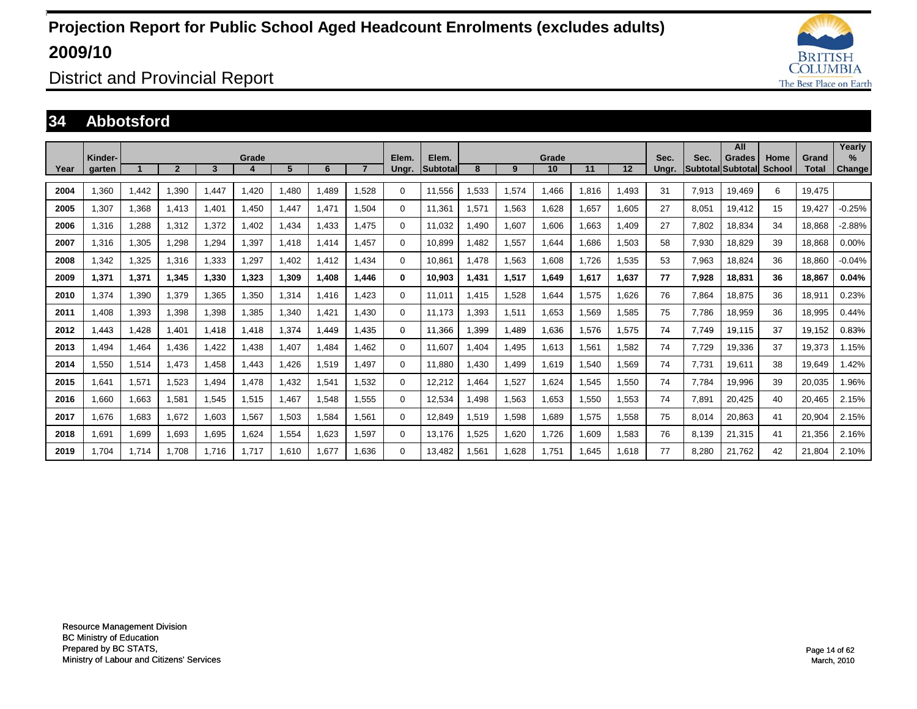# Projection Report for Public School Aged Headcount Enrolments (excludes adults) 2009/10

District and Provincial Report

## 34 Abbotsford

| Year | Kinder-garten | Grade 1 | 2 | 3 | 4 | 5 | 6 | 7 | Elem. Ungr. | Elem. Subtotal | Grade 8 | 9 | 10 | 11 | 12 | Sec. Ungr. | Sec. Subtotal | All Grades Subtotal | Home School | Grand Total | Yearly % Change |
|---|---|---|---|---|---|---|---|---|---|---|---|---|---|---|---|---|---|---|---|---|---|
| 2004 | 1,360 | 1,442 | 1,390 | 1,447 | 1,420 | 1,480 | 1,489 | 1,528 | 0 | 11,556 | 1,533 | 1,574 | 1,466 | 1,816 | 1,493 | 31 | 7,913 | 19,469 | 6 | 19,475 | |
| 2005 | 1,307 | 1,368 | 1,413 | 1,401 | 1,450 | 1,447 | 1,471 | 1,504 | 0 | 11,361 | 1,571 | 1,563 | 1,628 | 1,657 | 1,605 | 27 | 8,051 | 19,412 | 15 | 19,427 | -0.25% |
| 2006 | 1,316 | 1,288 | 1,312 | 1,372 | 1,402 | 1,434 | 1,433 | 1,475 | 0 | 11,032 | 1,490 | 1,607 | 1,606 | 1,663 | 1,409 | 27 | 7,802 | 18,834 | 34 | 18,868 | -2.88% |
| 2007 | 1,316 | 1,305 | 1,298 | 1,294 | 1,397 | 1,418 | 1,414 | 1,457 | 0 | 10,899 | 1,482 | 1,557 | 1,644 | 1,686 | 1,503 | 58 | 7,930 | 18,829 | 39 | 18,868 | 0.00% |
| 2008 | 1,342 | 1,325 | 1,316 | 1,333 | 1,297 | 1,402 | 1,412 | 1,434 | 0 | 10,861 | 1,478 | 1,563 | 1,608 | 1,726 | 1,535 | 53 | 7,963 | 18,824 | 36 | 18,860 | -0.04% |
| **2009** | **1,371** | **1,371** | **1,345** | **1,330** | **1,323** | **1,309** | **1,408** | **1,446** | **0** | **10,903** | **1,431** | **1,517** | **1,649** | **1,617** | **1,637** | **77** | **7,928** | **18,831** | **36** | **18,867** | **0.04%** |
| 2010 | 1,374 | 1,390 | 1,379 | 1,365 | 1,350 | 1,314 | 1,416 | 1,423 | 0 | 11,011 | 1,415 | 1,528 | 1,644 | 1,575 | 1,626 | 76 | 7,864 | 18,875 | 36 | 18,911 | 0.23% |
| 2011 | 1,408 | 1,393 | 1,398 | 1,398 | 1,385 | 1,340 | 1,421 | 1,430 | 0 | 11,173 | 1,393 | 1,511 | 1,653 | 1,569 | 1,585 | 75 | 7,786 | 18,959 | 36 | 18,995 | 0.44% |
| 2012 | 1,443 | 1,428 | 1,401 | 1,418 | 1,418 | 1,374 | 1,449 | 1,435 | 0 | 11,366 | 1,399 | 1,489 | 1,636 | 1,576 | 1,575 | 74 | 7,749 | 19,115 | 37 | 19,152 | 0.83% |
| 2013 | 1,494 | 1,464 | 1,436 | 1,422 | 1,438 | 1,407 | 1,484 | 1,462 | 0 | 11,607 | 1,404 | 1,495 | 1,613 | 1,561 | 1,582 | 74 | 7,729 | 19,336 | 37 | 19,373 | 1.15% |
| 2014 | 1,550 | 1,514 | 1,473 | 1,458 | 1,443 | 1,426 | 1,519 | 1,497 | 0 | 11,880 | 1,430 | 1,499 | 1,619 | 1,540 | 1,569 | 74 | 7,731 | 19,611 | 38 | 19,649 | 1.42% |
| 2015 | 1,641 | 1,571 | 1,523 | 1,494 | 1,478 | 1,432 | 1,541 | 1,532 | 0 | 12,212 | 1,464 | 1,527 | 1,624 | 1,545 | 1,550 | 74 | 7,784 | 19,996 | 39 | 20,035 | 1.96% |
| 2016 | 1,660 | 1,663 | 1,581 | 1,545 | 1,515 | 1,467 | 1,548 | 1,555 | 0 | 12,534 | 1,498 | 1,563 | 1,653 | 1,550 | 1,553 | 74 | 7,891 | 20,425 | 40 | 20,465 | 2.15% |
| 2017 | 1,676 | 1,683 | 1,672 | 1,603 | 1,567 | 1,503 | 1,584 | 1,561 | 0 | 12,849 | 1,519 | 1,598 | 1,689 | 1,575 | 1,558 | 75 | 8,014 | 20,863 | 41 | 20,904 | 2.15% |
| 2018 | 1,691 | 1,699 | 1,693 | 1,695 | 1,624 | 1,554 | 1,623 | 1,597 | 0 | 13,176 | 1,525 | 1,620 | 1,726 | 1,609 | 1,583 | 76 | 8,139 | 21,315 | 41 | 21,356 | 2.16% |
| 2019 | 1,704 | 1,714 | 1,708 | 1,716 | 1,717 | 1,610 | 1,677 | 1,636 | 0 | 13,482 | 1,561 | 1,628 | 1,751 | 1,645 | 1,618 | 77 | 8,280 | 21,762 | 42 | 21,804 | 2.10% |

Resource Management Division
BC Ministry of Education
Prepared by BC STATS,
Ministry of Labour and Citizens' Services

March, 2010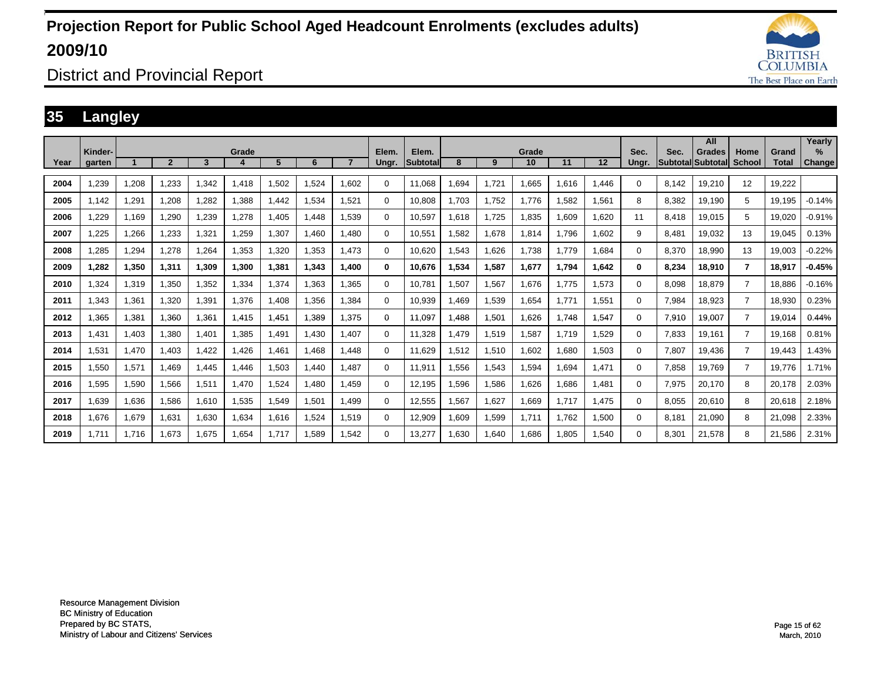# Projection Report for Public School Aged Headcount Enrolments (excludes adults) 2009/10

District and Provincial Report

## 35 Langley

| Year | Kinder-garten | 1 | 2 | 3 | Grade 4 | 5 | 6 | 7 | Elem. Ungr. | Elem. Subtotal | 8 | 9 | Grade 10 | 11 | 12 | Sec. Ungr. | Sec. Subtotal | All Grades Subtotal | Home School | Grand Total | Yearly % Change |
|---|---|---|---|---|---|---|---|---|---|---|---|---|---|---|---|---|---|---|---|---|---|
| 2004 | 1,239 | 1,208 | 1,233 | 1,342 | 1,418 | 1,502 | 1,524 | 1,602 | 0 | 11,068 | 1,694 | 1,721 | 1,665 | 1,616 | 1,446 | 0 | 8,142 | 19,210 | 12 | 19,222 | |
| 2005 | 1,142 | 1,291 | 1,208 | 1,282 | 1,388 | 1,442 | 1,534 | 1,521 | 0 | 10,808 | 1,703 | 1,752 | 1,776 | 1,582 | 1,561 | 8 | 8,382 | 19,190 | 5 | 19,195 | -0.14% |
| 2006 | 1,229 | 1,169 | 1,290 | 1,239 | 1,278 | 1,405 | 1,448 | 1,539 | 0 | 10,597 | 1,618 | 1,725 | 1,835 | 1,609 | 1,620 | 11 | 8,418 | 19,015 | 5 | 19,020 | -0.91% |
| 2007 | 1,225 | 1,266 | 1,233 | 1,321 | 1,259 | 1,307 | 1,460 | 1,480 | 0 | 10,551 | 1,582 | 1,678 | 1,814 | 1,796 | 1,602 | 9 | 8,481 | 19,032 | 13 | 19,045 | 0.13% |
| 2008 | 1,285 | 1,294 | 1,278 | 1,264 | 1,353 | 1,320 | 1,353 | 1,473 | 0 | 10,620 | 1,543 | 1,626 | 1,738 | 1,779 | 1,684 | 0 | 8,370 | 18,990 | 13 | 19,003 | -0.22% |
| **2009** | **1,282** | **1,350** | **1,311** | **1,309** | **1,300** | **1,381** | **1,343** | **1,400** | **0** | **10,676** | **1,534** | **1,587** | **1,677** | **1,794** | **1,642** | **0** | **8,234** | **18,910** | **7** | **18,917** | **-0.45%** |
| 2010 | 1,324 | 1,319 | 1,350 | 1,352 | 1,334 | 1,374 | 1,363 | 1,365 | 0 | 10,781 | 1,507 | 1,567 | 1,676 | 1,775 | 1,573 | 0 | 8,098 | 18,879 | 7 | 18,886 | -0.16% |
| 2011 | 1,343 | 1,361 | 1,320 | 1,391 | 1,376 | 1,408 | 1,356 | 1,384 | 0 | 10,939 | 1,469 | 1,539 | 1,654 | 1,771 | 1,551 | 0 | 7,984 | 18,923 | 7 | 18,930 | 0.23% |
| 2012 | 1,365 | 1,381 | 1,360 | 1,361 | 1,415 | 1,451 | 1,389 | 1,375 | 0 | 11,097 | 1,488 | 1,501 | 1,626 | 1,748 | 1,547 | 0 | 7,910 | 19,007 | 7 | 19,014 | 0.44% |
| 2013 | 1,431 | 1,403 | 1,380 | 1,401 | 1,385 | 1,491 | 1,430 | 1,407 | 0 | 11,328 | 1,479 | 1,519 | 1,587 | 1,719 | 1,529 | 0 | 7,833 | 19,161 | 7 | 19,168 | 0.81% |
| 2014 | 1,531 | 1,470 | 1,403 | 1,422 | 1,426 | 1,461 | 1,468 | 1,448 | 0 | 11,629 | 1,512 | 1,510 | 1,602 | 1,680 | 1,503 | 0 | 7,807 | 19,436 | 7 | 19,443 | 1.43% |
| 2015 | 1,550 | 1,571 | 1,469 | 1,445 | 1,446 | 1,503 | 1,440 | 1,487 | 0 | 11,911 | 1,556 | 1,543 | 1,594 | 1,694 | 1,471 | 0 | 7,858 | 19,769 | 7 | 19,776 | 1.71% |
| 2016 | 1,595 | 1,590 | 1,566 | 1,511 | 1,470 | 1,524 | 1,480 | 1,459 | 0 | 12,195 | 1,596 | 1,586 | 1,626 | 1,686 | 1,481 | 0 | 7,975 | 20,170 | 8 | 20,178 | 2.03% |
| 2017 | 1,639 | 1,636 | 1,586 | 1,610 | 1,535 | 1,549 | 1,501 | 1,499 | 0 | 12,555 | 1,567 | 1,627 | 1,669 | 1,717 | 1,475 | 0 | 8,055 | 20,610 | 8 | 20,618 | 2.18% |
| 2018 | 1,676 | 1,679 | 1,631 | 1,630 | 1,634 | 1,616 | 1,524 | 1,519 | 0 | 12,909 | 1,609 | 1,599 | 1,711 | 1,762 | 1,500 | 0 | 8,181 | 21,090 | 8 | 21,098 | 2.33% |
| 2019 | 1,711 | 1,716 | 1,673 | 1,675 | 1,654 | 1,717 | 1,589 | 1,542 | 0 | 13,277 | 1,630 | 1,640 | 1,686 | 1,805 | 1,540 | 0 | 8,301 | 21,578 | 8 | 21,586 | 2.31% |

Resource Management Division
BC Ministry of Education
Prepared by BC STATS,
Ministry of Labour and Citizens' Services

March, 2010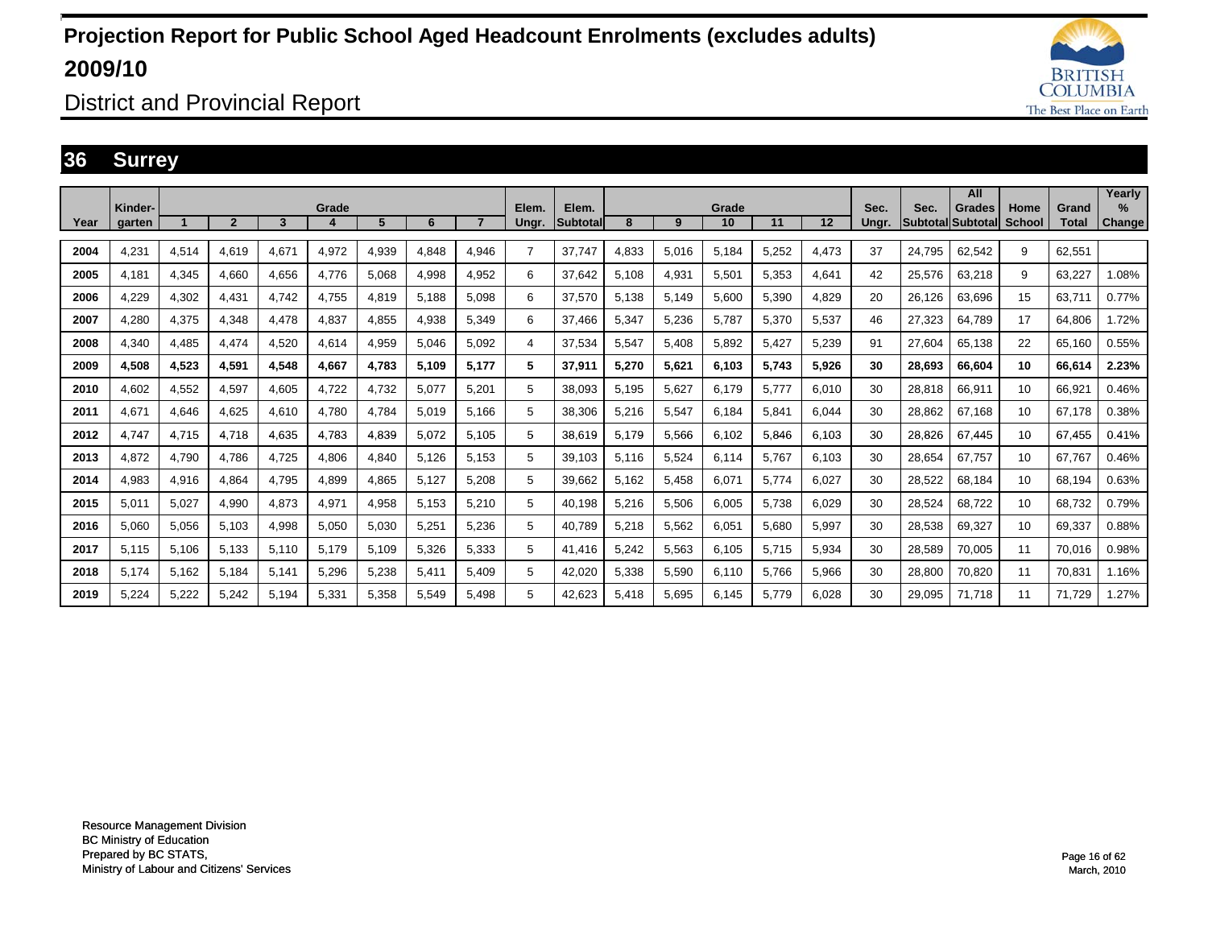# Projection Report for Public School Aged Headcount Enrolments (excludes adults) 2009/10

## District and Provincial Report

## 36 Surrey

| Year | Kinder-garten | Grade 1 | 2 | 3 | 4 | 5 | 6 | 7 | Elem. Ungr. | Elem. Subtotal | Grade 8 | 9 | 10 | 11 | 12 | Sec. Ungr. | Sec. Subtotal | All Grades Subtotal | Home School | Grand Total | Yearly % Change |
|---|---|---|---|---|---|---|---|---|---|---|---|---|---|---|---|---|---|---|---|---|---|
| 2004 | 4,231 | 4,514 | 4,619 | 4,671 | 4,972 | 4,939 | 4,848 | 4,946 | 7 | 37,747 | 4,833 | 5,016 | 5,184 | 5,252 | 4,473 | 37 | 24,795 | 62,542 | 9 | 62,551 | |
| 2005 | 4,181 | 4,345 | 4,660 | 4,656 | 4,776 | 5,068 | 4,998 | 4,952 | 6 | 37,642 | 5,108 | 4,931 | 5,501 | 5,353 | 4,641 | 42 | 25,576 | 63,218 | 9 | 63,227 | 1.08% |
| 2006 | 4,229 | 4,302 | 4,431 | 4,742 | 4,755 | 4,819 | 5,188 | 5,098 | 6 | 37,570 | 5,138 | 5,149 | 5,600 | 5,390 | 4,829 | 20 | 26,126 | 63,696 | 15 | 63,711 | 0.77% |
| 2007 | 4,280 | 4,375 | 4,348 | 4,478 | 4,837 | 4,855 | 4,938 | 5,349 | 6 | 37,466 | 5,347 | 5,236 | 5,787 | 5,370 | 5,537 | 46 | 27,323 | 64,789 | 17 | 64,806 | 1.72% |
| 2008 | 4,340 | 4,485 | 4,474 | 4,520 | 4,614 | 4,959 | 5,046 | 5,092 | 4 | 37,534 | 5,547 | 5,408 | 5,892 | 5,427 | 5,239 | 91 | 27,604 | 65,138 | 22 | 65,160 | 0.55% |
| **2009** | **4,508** | **4,523** | **4,591** | **4,548** | **4,667** | **4,783** | **5,109** | **5,177** | **5** | **37,911** | **5,270** | **5,621** | **6,103** | **5,743** | **5,926** | **30** | **28,693** | **66,604** | **10** | **66,614** | **2.23%** |
| 2010 | 4,602 | 4,552 | 4,597 | 4,605 | 4,722 | 4,732 | 5,077 | 5,201 | 5 | 38,093 | 5,195 | 5,627 | 6,179 | 5,777 | 6,010 | 30 | 28,818 | 66,911 | 10 | 66,921 | 0.46% |
| 2011 | 4,671 | 4,646 | 4,625 | 4,610 | 4,780 | 4,784 | 5,019 | 5,166 | 5 | 38,306 | 5,216 | 5,547 | 6,184 | 5,841 | 6,044 | 30 | 28,862 | 67,168 | 10 | 67,178 | 0.38% |
| 2012 | 4,747 | 4,715 | 4,718 | 4,635 | 4,783 | 4,839 | 5,072 | 5,105 | 5 | 38,619 | 5,179 | 5,566 | 6,102 | 5,846 | 6,103 | 30 | 28,826 | 67,445 | 10 | 67,455 | 0.41% |
| 2013 | 4,872 | 4,790 | 4,786 | 4,725 | 4,806 | 4,840 | 5,126 | 5,153 | 5 | 39,103 | 5,116 | 5,524 | 6,114 | 5,767 | 6,103 | 30 | 28,654 | 67,757 | 10 | 67,767 | 0.46% |
| 2014 | 4,983 | 4,916 | 4,864 | 4,795 | 4,899 | 4,865 | 5,127 | 5,208 | 5 | 39,662 | 5,162 | 5,458 | 6,071 | 5,774 | 6,027 | 30 | 28,522 | 68,184 | 10 | 68,194 | 0.63% |
| 2015 | 5,011 | 5,027 | 4,990 | 4,873 | 4,971 | 4,958 | 5,153 | 5,210 | 5 | 40,198 | 5,216 | 5,506 | 6,005 | 5,738 | 6,029 | 30 | 28,524 | 68,722 | 10 | 68,732 | 0.79% |
| 2016 | 5,060 | 5,056 | 5,103 | 4,998 | 5,050 | 5,030 | 5,251 | 5,236 | 5 | 40,789 | 5,218 | 5,562 | 6,051 | 5,680 | 5,997 | 30 | 28,538 | 69,327 | 10 | 69,337 | 0.88% |
| 2017 | 5,115 | 5,106 | 5,133 | 5,110 | 5,179 | 5,109 | 5,326 | 5,333 | 5 | 41,416 | 5,242 | 5,563 | 6,105 | 5,715 | 5,934 | 30 | 28,589 | 70,005 | 11 | 70,016 | 0.98% |
| 2018 | 5,174 | 5,162 | 5,184 | 5,141 | 5,296 | 5,238 | 5,411 | 5,409 | 5 | 42,020 | 5,338 | 5,590 | 6,110 | 5,766 | 5,966 | 30 | 28,800 | 70,820 | 11 | 70,831 | 1.16% |
| 2019 | 5,224 | 5,222 | 5,242 | 5,194 | 5,331 | 5,358 | 5,549 | 5,498 | 5 | 42,623 | 5,418 | 5,695 | 6,145 | 5,779 | 6,028 | 30 | 29,095 | 71,718 | 11 | 71,729 | 1.27% |

Resource Management Division
BC Ministry of Education
Prepared by BC STATS,
Ministry of Labour and Citizens' Services

March, 2010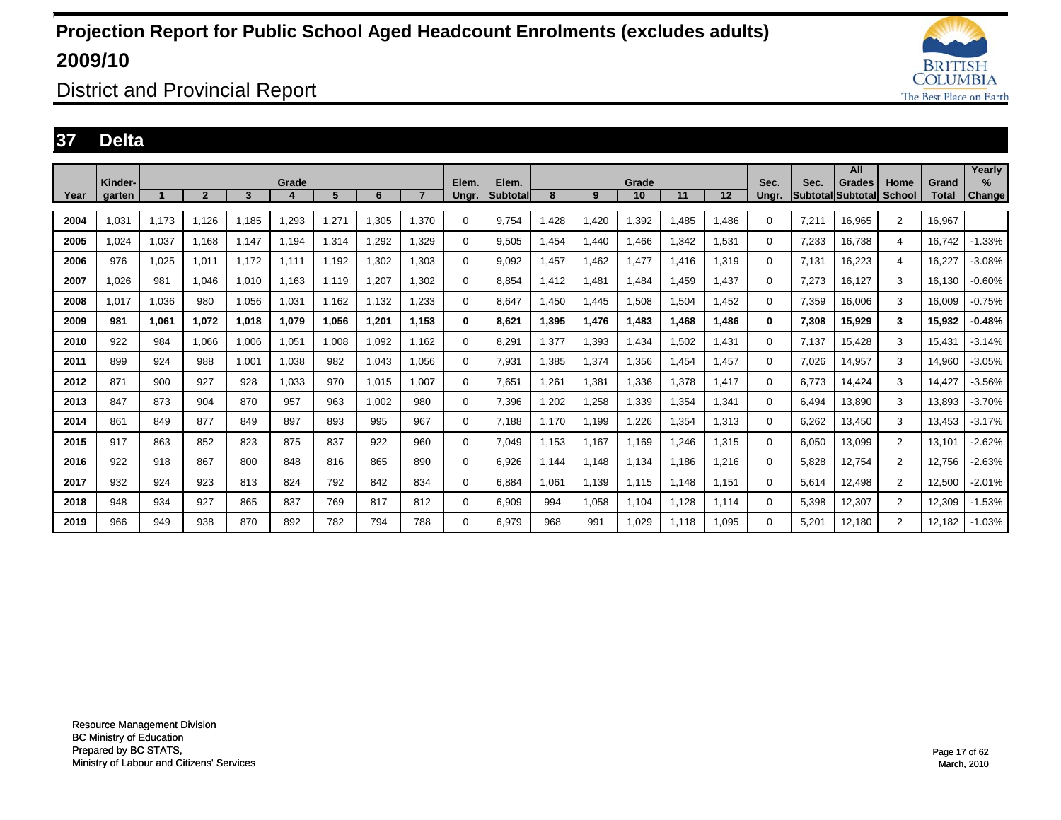# Projection Report for Public School Aged Headcount Enrolments (excludes adults) 2009/10

## District and Provincial Report

### 37 Delta

| Year | Kinder-garten | Grade 1 | 2 | 3 | 4 | 5 | 6 | 7 | Elem. Ungr. | Elem. Subtotal | Grade 8 | 9 | 10 | 11 | 12 | Sec. Ungr. | Sec. Subtotal | All Grades Subtotal | Home School | Grand Total | Yearly % Change |
|---|---|---|---|---|---|---|---|---|---|---|---|---|---|---|---|---|---|---|---|---|---|
| 2004 | 1,031 | 1,173 | 1,126 | 1,185 | 1,293 | 1,271 | 1,305 | 1,370 | 0 | 9,754 | 1,428 | 1,420 | 1,392 | 1,485 | 1,486 | 0 | 7,211 | 16,965 | 2 | 16,967 | |
| 2005 | 1,024 | 1,037 | 1,168 | 1,147 | 1,194 | 1,314 | 1,292 | 1,329 | 0 | 9,505 | 1,454 | 1,440 | 1,466 | 1,342 | 1,531 | 0 | 7,233 | 16,738 | 4 | 16,742 | -1.33% |
| 2006 | 976 | 1,025 | 1,011 | 1,172 | 1,111 | 1,192 | 1,302 | 1,303 | 0 | 9,092 | 1,457 | 1,462 | 1,477 | 1,416 | 1,319 | 0 | 7,131 | 16,223 | 4 | 16,227 | -3.08% |
| 2007 | 1,026 | 981 | 1,046 | 1,010 | 1,163 | 1,119 | 1,207 | 1,302 | 0 | 8,854 | 1,412 | 1,481 | 1,484 | 1,459 | 1,437 | 0 | 7,273 | 16,127 | 3 | 16,130 | -0.60% |
| 2008 | 1,017 | 1,036 | 980 | 1,056 | 1,031 | 1,162 | 1,132 | 1,233 | 0 | 8,647 | 1,450 | 1,445 | 1,508 | 1,504 | 1,452 | 0 | 7,359 | 16,006 | 3 | 16,009 | -0.75% |
| **2009** | **981** | **1,061** | **1,072** | **1,018** | **1,079** | **1,056** | **1,201** | **1,153** | **0** | **8,621** | **1,395** | **1,476** | **1,483** | **1,468** | **1,486** | **0** | **7,308** | **15,929** | **3** | **15,932** | **-0.48%** |
| 2010 | 922 | 984 | 1,066 | 1,006 | 1,051 | 1,008 | 1,092 | 1,162 | 0 | 8,291 | 1,377 | 1,393 | 1,434 | 1,502 | 1,431 | 0 | 7,137 | 15,428 | 3 | 15,431 | -3.14% |
| 2011 | 899 | 924 | 988 | 1,001 | 1,038 | 982 | 1,043 | 1,056 | 0 | 7,931 | 1,385 | 1,374 | 1,356 | 1,454 | 1,457 | 0 | 7,026 | 14,957 | 3 | 14,960 | -3.05% |
| 2012 | 871 | 900 | 927 | 928 | 1,033 | 970 | 1,015 | 1,007 | 0 | 7,651 | 1,261 | 1,381 | 1,336 | 1,378 | 1,417 | 0 | 6,773 | 14,424 | 3 | 14,427 | -3.56% |
| 2013 | 847 | 873 | 904 | 870 | 957 | 963 | 1,002 | 980 | 0 | 7,396 | 1,202 | 1,258 | 1,339 | 1,354 | 1,341 | 0 | 6,494 | 13,890 | 3 | 13,893 | -3.70% |
| 2014 | 861 | 849 | 877 | 849 | 897 | 893 | 995 | 967 | 0 | 7,188 | 1,170 | 1,199 | 1,226 | 1,354 | 1,313 | 0 | 6,262 | 13,450 | 3 | 13,453 | -3.17% |
| 2015 | 917 | 863 | 852 | 823 | 875 | 837 | 922 | 960 | 0 | 7,049 | 1,153 | 1,167 | 1,169 | 1,246 | 1,315 | 0 | 6,050 | 13,099 | 2 | 13,101 | -2.62% |
| 2016 | 922 | 918 | 867 | 800 | 848 | 816 | 865 | 890 | 0 | 6,926 | 1,144 | 1,148 | 1,134 | 1,186 | 1,216 | 0 | 5,828 | 12,754 | 2 | 12,756 | -2.63% |
| 2017 | 932 | 924 | 923 | 813 | 824 | 792 | 842 | 834 | 0 | 6,884 | 1,061 | 1,139 | 1,115 | 1,148 | 1,151 | 0 | 5,614 | 12,498 | 2 | 12,500 | -2.01% |
| 2018 | 948 | 934 | 927 | 865 | 837 | 769 | 817 | 812 | 0 | 6,909 | 994 | 1,058 | 1,104 | 1,128 | 1,114 | 0 | 5,398 | 12,307 | 2 | 12,309 | -1.53% |
| 2019 | 966 | 949 | 938 | 870 | 892 | 782 | 794 | 788 | 0 | 6,979 | 968 | 991 | 1,029 | 1,118 | 1,095 | 0 | 5,201 | 12,180 | 2 | 12,182 | -1.03% |

Resource Management Division
BC Ministry of Education
Prepared by BC STATS,
Ministry of Labour and Citizens' Services

March, 2010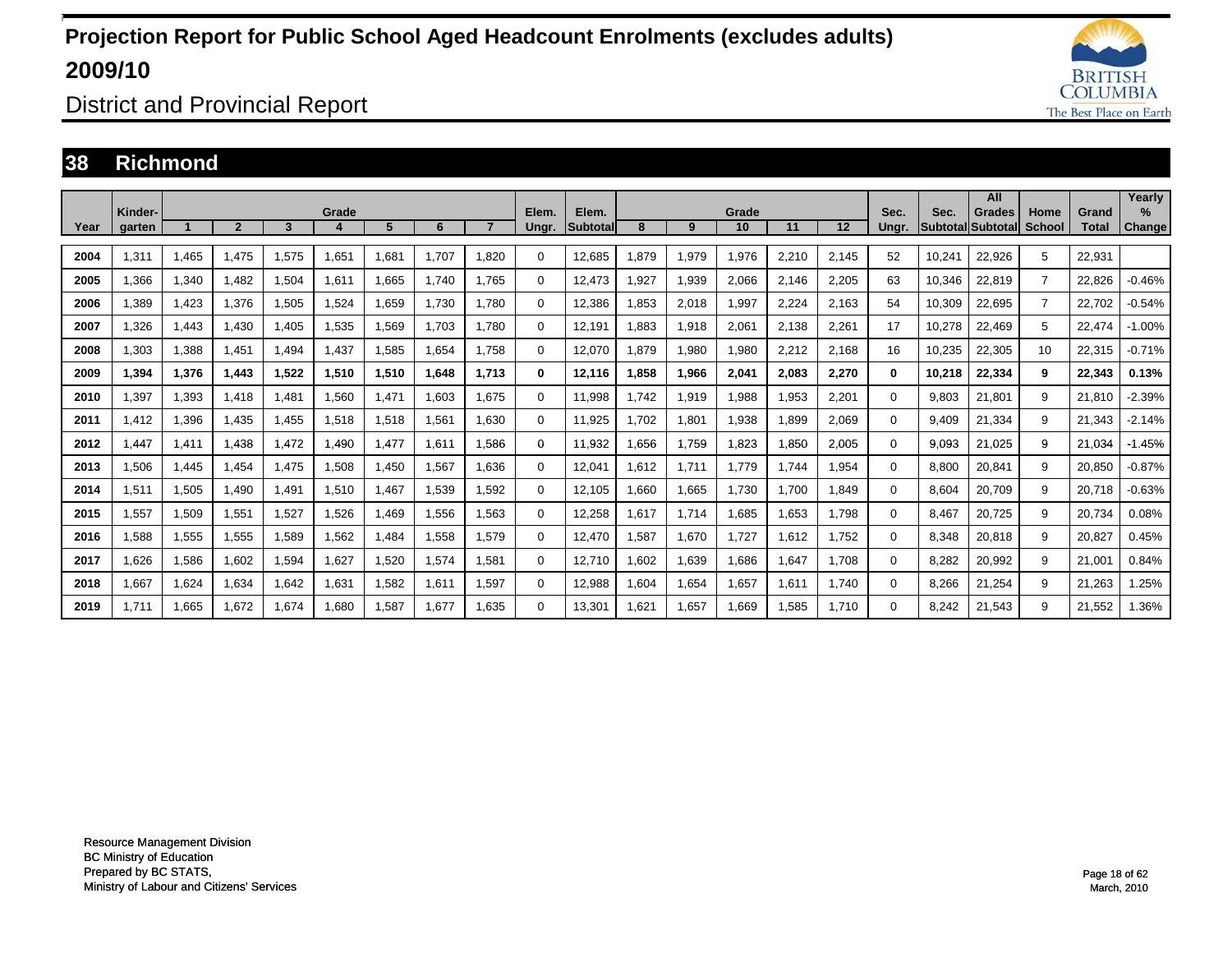# Projection Report for Public School Aged Headcount Enrolments (excludes adults) 2009/10

## District and Provincial Report

## 38 Richmond

| Year | Kinder-garten | Grade 1 | 2 | 3 | 4 | 5 | 6 | 7 | Elem. Ungr. | Elem. Subtotal | Grade 8 | 9 | 10 | 11 | 12 | Sec. Ungr. | Sec. Subtotal | All Grades Subtotal | Home School | Grand Total | Yearly % Change |
|---|---|---|---|---|---|---|---|---|---|---|---|---|---|---|---|---|---|---|---|---|---|
| 2004 | 1,311 | 1,465 | 1,475 | 1,575 | 1,651 | 1,681 | 1,707 | 1,820 | 0 | 12,685 | 1,879 | 1,979 | 1,976 | 2,210 | 2,145 | 52 | 10,241 | 22,926 | 5 | 22,931 | |
| 2005 | 1,366 | 1,340 | 1,482 | 1,504 | 1,611 | 1,665 | 1,740 | 1,765 | 0 | 12,473 | 1,927 | 1,939 | 2,066 | 2,146 | 2,205 | 63 | 10,346 | 22,819 | 7 | 22,826 | -0.46% |
| 2006 | 1,389 | 1,423 | 1,376 | 1,505 | 1,524 | 1,659 | 1,730 | 1,780 | 0 | 12,386 | 1,853 | 2,018 | 1,997 | 2,224 | 2,163 | 54 | 10,309 | 22,695 | 7 | 22,702 | -0.54% |
| 2007 | 1,326 | 1,443 | 1,430 | 1,405 | 1,535 | 1,569 | 1,703 | 1,780 | 0 | 12,191 | 1,883 | 1,918 | 2,061 | 2,138 | 2,261 | 17 | 10,278 | 22,469 | 5 | 22,474 | -1.00% |
| 2008 | 1,303 | 1,388 | 1,451 | 1,494 | 1,437 | 1,585 | 1,654 | 1,758 | 0 | 12,070 | 1,879 | 1,980 | 1,980 | 2,212 | 2,168 | 16 | 10,235 | 22,305 | 10 | 22,315 | -0.71% |
| **2009** | **1,394** | **1,376** | **1,443** | **1,522** | **1,510** | **1,510** | **1,648** | **1,713** | **0** | **12,116** | **1,858** | **1,966** | **2,041** | **2,083** | **2,270** | **0** | **10,218** | **22,334** | **9** | **22,343** | **0.13%** |
| 2010 | 1,397 | 1,393 | 1,418 | 1,481 | 1,560 | 1,471 | 1,603 | 1,675 | 0 | 11,998 | 1,742 | 1,919 | 1,988 | 1,953 | 2,201 | 0 | 9,803 | 21,801 | 9 | 21,810 | -2.39% |
| 2011 | 1,412 | 1,396 | 1,435 | 1,455 | 1,518 | 1,518 | 1,561 | 1,630 | 0 | 11,925 | 1,702 | 1,801 | 1,938 | 1,899 | 2,069 | 0 | 9,409 | 21,334 | 9 | 21,343 | -2.14% |
| 2012 | 1,447 | 1,411 | 1,438 | 1,472 | 1,490 | 1,477 | 1,611 | 1,586 | 0 | 11,932 | 1,656 | 1,759 | 1,823 | 1,850 | 2,005 | 0 | 9,093 | 21,025 | 9 | 21,034 | -1.45% |
| 2013 | 1,506 | 1,445 | 1,454 | 1,475 | 1,508 | 1,450 | 1,567 | 1,636 | 0 | 12,041 | 1,612 | 1,711 | 1,779 | 1,744 | 1,954 | 0 | 8,800 | 20,841 | 9 | 20,850 | -0.87% |
| 2014 | 1,511 | 1,505 | 1,490 | 1,491 | 1,510 | 1,467 | 1,539 | 1,592 | 0 | 12,105 | 1,660 | 1,665 | 1,730 | 1,700 | 1,849 | 0 | 8,604 | 20,709 | 9 | 20,718 | -0.63% |
| 2015 | 1,557 | 1,509 | 1,551 | 1,527 | 1,526 | 1,469 | 1,556 | 1,563 | 0 | 12,258 | 1,617 | 1,714 | 1,685 | 1,653 | 1,798 | 0 | 8,467 | 20,725 | 9 | 20,734 | 0.08% |
| 2016 | 1,588 | 1,555 | 1,555 | 1,589 | 1,562 | 1,484 | 1,558 | 1,579 | 0 | 12,470 | 1,587 | 1,670 | 1,727 | 1,612 | 1,752 | 0 | 8,348 | 20,818 | 9 | 20,827 | 0.45% |
| 2017 | 1,626 | 1,586 | 1,602 | 1,594 | 1,627 | 1,520 | 1,574 | 1,581 | 0 | 12,710 | 1,602 | 1,639 | 1,686 | 1,647 | 1,708 | 0 | 8,282 | 20,992 | 9 | 21,001 | 0.84% |
| 2018 | 1,667 | 1,624 | 1,634 | 1,642 | 1,631 | 1,582 | 1,611 | 1,597 | 0 | 12,988 | 1,604 | 1,654 | 1,657 | 1,611 | 1,740 | 0 | 8,266 | 21,254 | 9 | 21,263 | 1.25% |
| 2019 | 1,711 | 1,665 | 1,672 | 1,674 | 1,680 | 1,587 | 1,677 | 1,635 | 0 | 13,301 | 1,621 | 1,657 | 1,669 | 1,585 | 1,710 | 0 | 8,242 | 21,543 | 9 | 21,552 | 1.36% |

Resource Management Division
BC Ministry of Education
Prepared by BC STATS,
Ministry of Labour and Citizens' Services

March, 2010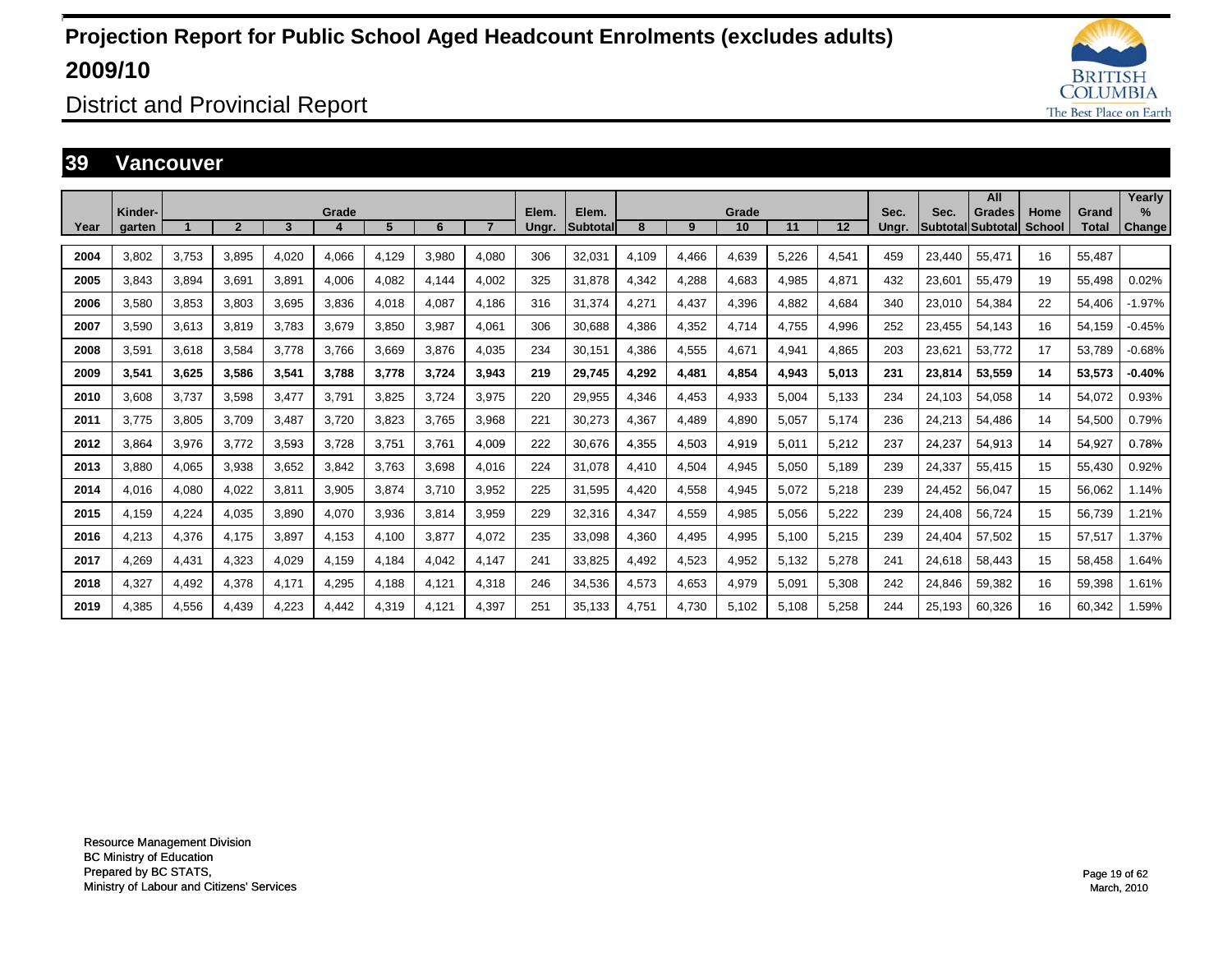# Projection Report for Public School Aged Headcount Enrolments (excludes adults) 2009/10

## District and Provincial Report

### 39 Vancouver

| Year | Kinder-garten | Grade 1 | 2 | 3 | 4 | 5 | 6 | 7 | Elem. Ungr. | Elem. Subtotal | Grade 8 | 9 | 10 | 11 | 12 | Sec. Ungr. | Sec. Subtotal | All Grades Subtotal | Home School | Grand Total | Yearly % Change |
|---|---|---|---|---|---|---|---|---|---|---|---|---|---|---|---|---|---|---|---|---|---|
| 2004 | 3,802 | 3,753 | 3,895 | 4,020 | 4,066 | 4,129 | 3,980 | 4,080 | 306 | 32,031 | 4,109 | 4,466 | 4,639 | 5,226 | 4,541 | 459 | 23,440 | 55,471 | 16 | 55,487 | |
| 2005 | 3,843 | 3,894 | 3,691 | 3,891 | 4,006 | 4,082 | 4,144 | 4,002 | 325 | 31,878 | 4,342 | 4,288 | 4,683 | 4,985 | 4,871 | 432 | 23,601 | 55,479 | 19 | 55,498 | 0.02% |
| 2006 | 3,580 | 3,853 | 3,803 | 3,695 | 3,836 | 4,018 | 4,087 | 4,186 | 316 | 31,374 | 4,271 | 4,437 | 4,396 | 4,882 | 4,684 | 340 | 23,010 | 54,384 | 22 | 54,406 | -1.97% |
| 2007 | 3,590 | 3,613 | 3,819 | 3,783 | 3,679 | 3,850 | 3,987 | 4,061 | 306 | 30,688 | 4,386 | 4,352 | 4,714 | 4,755 | 4,996 | 252 | 23,455 | 54,143 | 16 | 54,159 | -0.45% |
| 2008 | 3,591 | 3,618 | 3,584 | 3,778 | 3,766 | 3,669 | 3,876 | 4,035 | 234 | 30,151 | 4,386 | 4,555 | 4,671 | 4,941 | 4,865 | 203 | 23,621 | 53,772 | 17 | 53,789 | -0.68% |
| **2009** | **3,541** | **3,625** | **3,586** | **3,541** | **3,788** | **3,778** | **3,724** | **3,943** | **219** | **29,745** | **4,292** | **4,481** | **4,854** | **4,943** | **5,013** | **231** | **23,814** | **53,559** | **14** | **53,573** | **-0.40%** |
| 2010 | 3,608 | 3,737 | 3,598 | 3,477 | 3,791 | 3,825 | 3,724 | 3,975 | 220 | 29,955 | 4,346 | 4,453 | 4,933 | 5,004 | 5,133 | 234 | 24,103 | 54,058 | 14 | 54,072 | 0.93% |
| 2011 | 3,775 | 3,805 | 3,709 | 3,487 | 3,720 | 3,823 | 3,765 | 3,968 | 221 | 30,273 | 4,367 | 4,489 | 4,890 | 5,057 | 5,174 | 236 | 24,213 | 54,486 | 14 | 54,500 | 0.79% |
| 2012 | 3,864 | 3,976 | 3,772 | 3,593 | 3,728 | 3,751 | 3,761 | 4,009 | 222 | 30,676 | 4,355 | 4,503 | 4,919 | 5,011 | 5,212 | 237 | 24,237 | 54,913 | 14 | 54,927 | 0.78% |
| 2013 | 3,880 | 4,065 | 3,938 | 3,652 | 3,842 | 3,763 | 3,698 | 4,016 | 224 | 31,078 | 4,410 | 4,504 | 4,945 | 5,050 | 5,189 | 239 | 24,337 | 55,415 | 15 | 55,430 | 0.92% |
| 2014 | 4,016 | 4,080 | 4,022 | 3,811 | 3,905 | 3,874 | 3,710 | 3,952 | 225 | 31,595 | 4,420 | 4,558 | 4,945 | 5,072 | 5,218 | 239 | 24,452 | 56,047 | 15 | 56,062 | 1.14% |
| 2015 | 4,159 | 4,224 | 4,035 | 3,890 | 4,070 | 3,936 | 3,814 | 3,959 | 229 | 32,316 | 4,347 | 4,559 | 4,985 | 5,056 | 5,222 | 239 | 24,408 | 56,724 | 15 | 56,739 | 1.21% |
| 2016 | 4,213 | 4,376 | 4,175 | 3,897 | 4,153 | 4,100 | 3,877 | 4,072 | 235 | 33,098 | 4,360 | 4,495 | 4,995 | 5,100 | 5,215 | 239 | 24,404 | 57,502 | 15 | 57,517 | 1.37% |
| 2017 | 4,269 | 4,431 | 4,323 | 4,029 | 4,159 | 4,184 | 4,042 | 4,147 | 241 | 33,825 | 4,492 | 4,523 | 4,952 | 5,132 | 5,278 | 241 | 24,618 | 58,443 | 15 | 58,458 | 1.64% |
| 2018 | 4,327 | 4,492 | 4,378 | 4,171 | 4,295 | 4,188 | 4,121 | 4,318 | 246 | 34,536 | 4,573 | 4,653 | 4,979 | 5,091 | 5,308 | 242 | 24,846 | 59,382 | 16 | 59,398 | 1.61% |
| 2019 | 4,385 | 4,556 | 4,439 | 4,223 | 4,442 | 4,319 | 4,121 | 4,397 | 251 | 35,133 | 4,751 | 4,730 | 5,102 | 5,108 | 5,258 | 244 | 25,193 | 60,326 | 16 | 60,342 | 1.59% |

Resource Management Division
BC Ministry of Education
Prepared by BC STATS,
Ministry of Labour and Citizens' Services

March, 2010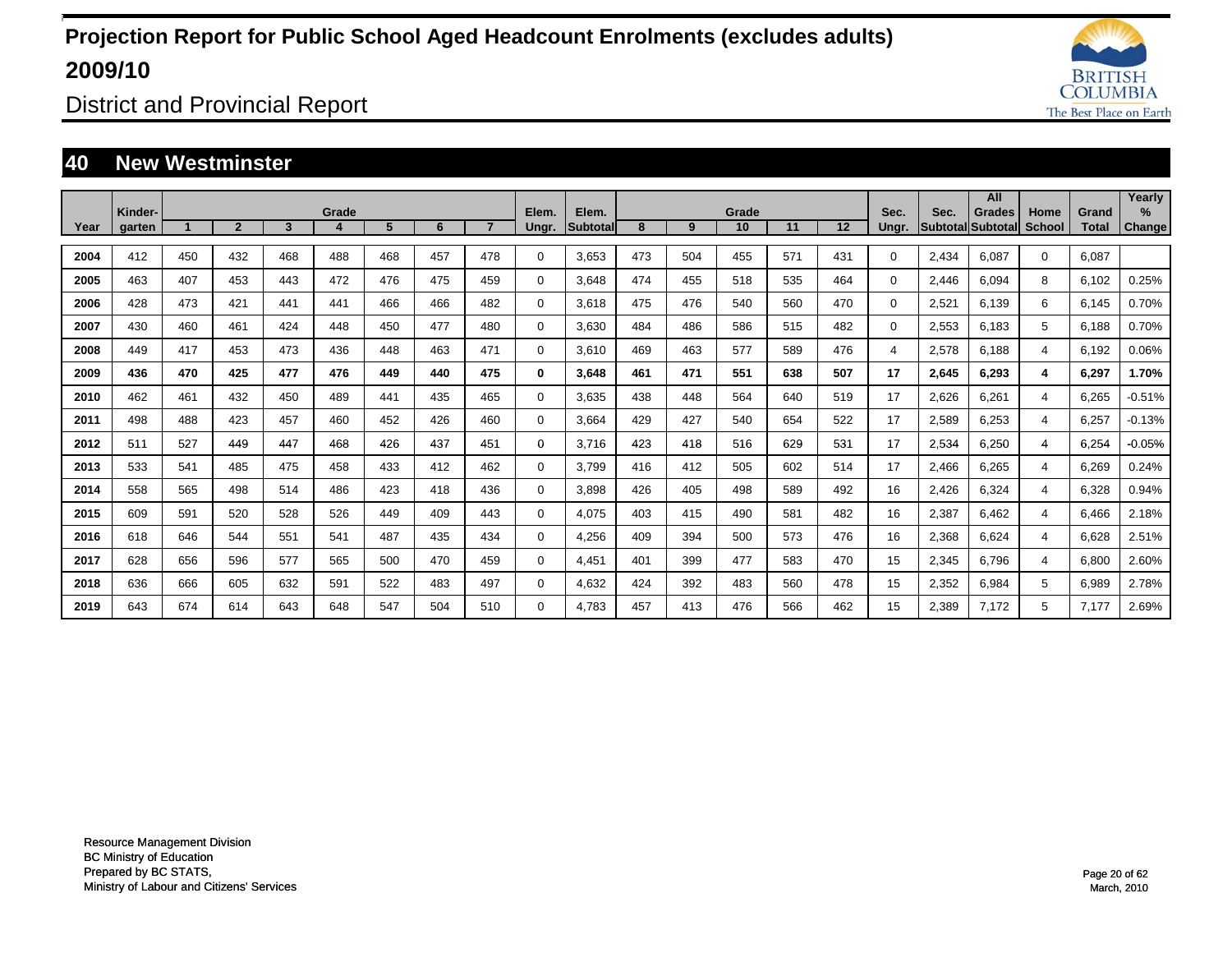# Projection Report for Public School Aged Headcount Enrolments (excludes adults) 2009/10

District and Provincial Report

## 40 New Westminster

| Year | Kinder-garten | Grade 1 | 2 | 3 | 4 | 5 | 6 | 7 | Elem. Ungr. | Elem. Subtotal | Grade 8 | 9 | 10 | 11 | 12 | Sec. Ungr. | Sec. Subtotal | All Grades Subtotal | Home School | Grand Total | Yearly % Change |
|---|---|---|---|---|---|---|---|---|---|---|---|---|---|---|---|---|---|---|---|---|---|
| **2004** | 412 | 450 | 432 | 468 | 488 | 468 | 457 | 478 | 0 | 3,653 | 473 | 504 | 455 | 571 | 431 | 0 | 2,434 | 6,087 | 0 | 6,087 | |
| **2005** | 463 | 407 | 453 | 443 | 472 | 476 | 475 | 459 | 0 | 3,648 | 474 | 455 | 518 | 535 | 464 | 0 | 2,446 | 6,094 | 8 | 6,102 | 0.25% |
| **2006** | 428 | 473 | 421 | 441 | 441 | 466 | 466 | 482 | 0 | 3,618 | 475 | 476 | 540 | 560 | 470 | 0 | 2,521 | 6,139 | 6 | 6,145 | 0.70% |
| **2007** | 430 | 460 | 461 | 424 | 448 | 450 | 477 | 480 | 0 | 3,630 | 484 | 486 | 586 | 515 | 482 | 0 | 2,553 | 6,183 | 5 | 6,188 | 0.70% |
| **2008** | 449 | 417 | 453 | 473 | 436 | 448 | 463 | 471 | 0 | 3,610 | 469 | 463 | 577 | 589 | 476 | 4 | 2,578 | 6,188 | 4 | 6,192 | 0.06% |
| **2009** | **436** | **470** | **425** | **477** | **476** | **449** | **440** | **475** | **0** | **3,648** | **461** | **471** | **551** | **638** | **507** | **17** | **2,645** | **6,293** | **4** | **6,297** | **1.70%** |
| **2010** | 462 | 461 | 432 | 450 | 489 | 441 | 435 | 465 | 0 | 3,635 | 438 | 448 | 564 | 640 | 519 | 17 | 2,626 | 6,261 | 4 | 6,265 | -0.51% |
| **2011** | 498 | 488 | 423 | 457 | 460 | 452 | 426 | 460 | 0 | 3,664 | 429 | 427 | 540 | 654 | 522 | 17 | 2,589 | 6,253 | 4 | 6,257 | -0.13% |
| **2012** | 511 | 527 | 449 | 447 | 468 | 426 | 437 | 451 | 0 | 3,716 | 423 | 418 | 516 | 629 | 531 | 17 | 2,534 | 6,250 | 4 | 6,254 | -0.05% |
| **2013** | 533 | 541 | 485 | 475 | 458 | 433 | 412 | 462 | 0 | 3,799 | 416 | 412 | 505 | 602 | 514 | 17 | 2,466 | 6,265 | 4 | 6,269 | 0.24% |
| **2014** | 558 | 565 | 498 | 514 | 486 | 423 | 418 | 436 | 0 | 3,898 | 426 | 405 | 498 | 589 | 492 | 16 | 2,426 | 6,324 | 4 | 6,328 | 0.94% |
| **2015** | 609 | 591 | 520 | 528 | 526 | 449 | 409 | 443 | 0 | 4,075 | 403 | 415 | 490 | 581 | 482 | 16 | 2,387 | 6,462 | 4 | 6,466 | 2.18% |
| **2016** | 618 | 646 | 544 | 551 | 541 | 487 | 435 | 434 | 0 | 4,256 | 409 | 394 | 500 | 573 | 476 | 16 | 2,368 | 6,624 | 4 | 6,628 | 2.51% |
| **2017** | 628 | 656 | 596 | 577 | 565 | 500 | 470 | 459 | 0 | 4,451 | 401 | 399 | 477 | 583 | 470 | 15 | 2,345 | 6,796 | 4 | 6,800 | 2.60% |
| **2018** | 636 | 666 | 605 | 632 | 591 | 522 | 483 | 497 | 0 | 4,632 | 424 | 392 | 483 | 560 | 478 | 15 | 2,352 | 6,984 | 5 | 6,989 | 2.78% |
| **2019** | 643 | 674 | 614 | 643 | 648 | 547 | 504 | 510 | 0 | 4,783 | 457 | 413 | 476 | 566 | 462 | 15 | 2,389 | 7,172 | 5 | 7,177 | 2.69% |

Resource Management Division
BC Ministry of Education
Prepared by BC STATS,
Ministry of Labour and Citizens' Services

March, 2010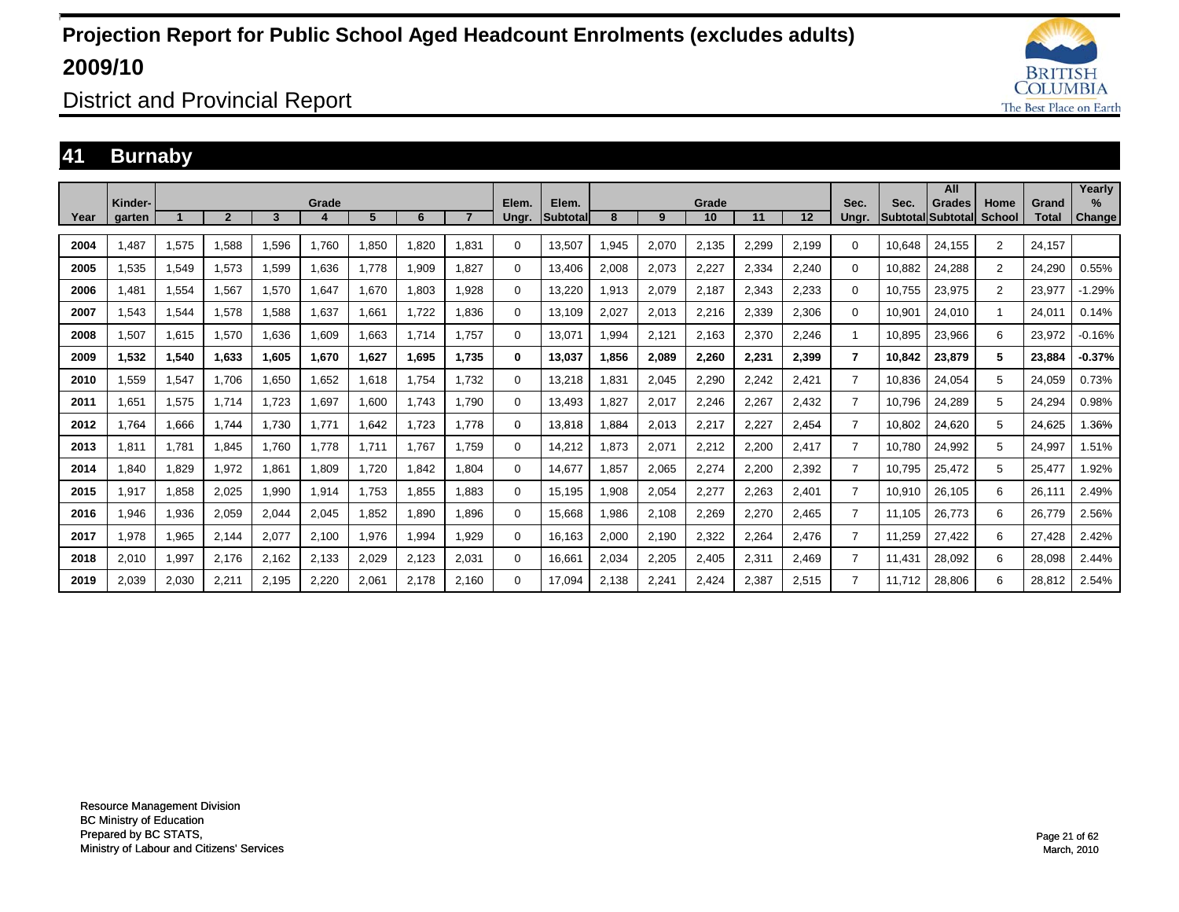# Projection Report for Public School Aged Headcount Enrolments (excludes adults) 2009/10

District and Provincial Report

## 41 Burnaby

| Year | Kinder-garten | Grade 1 | 2 | 3 | 4 | 5 | 6 | 7 | Elem. Ungr. | Elem. Subtotal | Grade 8 | 9 | 10 | 11 | 12 | Sec. Ungr. | Sec. Subtotal | All Grades Subtotal | Home School | Grand Total | Yearly % Change |
|---|---|---|---|---|---|---|---|---|---|---|---|---|---|---|---|---|---|---|---|---|---|
| 2004 | 1,487 | 1,575 | 1,588 | 1,596 | 1,760 | 1,850 | 1,820 | 1,831 | 0 | 13,507 | 1,945 | 2,070 | 2,135 | 2,299 | 2,199 | 0 | 10,648 | 24,155 | 2 | 24,157 | |
| 2005 | 1,535 | 1,549 | 1,573 | 1,599 | 1,636 | 1,778 | 1,909 | 1,827 | 0 | 13,406 | 2,008 | 2,073 | 2,227 | 2,334 | 2,240 | 0 | 10,882 | 24,288 | 2 | 24,290 | 0.55% |
| 2006 | 1,481 | 1,554 | 1,567 | 1,570 | 1,647 | 1,670 | 1,803 | 1,928 | 0 | 13,220 | 1,913 | 2,079 | 2,187 | 2,343 | 2,233 | 0 | 10,755 | 23,975 | 2 | 23,977 | -1.29% |
| 2007 | 1,543 | 1,544 | 1,578 | 1,588 | 1,637 | 1,661 | 1,722 | 1,836 | 0 | 13,109 | 2,027 | 2,013 | 2,216 | 2,339 | 2,306 | 0 | 10,901 | 24,010 | 1 | 24,011 | 0.14% |
| 2008 | 1,507 | 1,615 | 1,570 | 1,636 | 1,609 | 1,663 | 1,714 | 1,757 | 0 | 13,071 | 1,994 | 2,121 | 2,163 | 2,370 | 2,246 | 1 | 10,895 | 23,966 | 6 | 23,972 | -0.16% |
| **2009** | **1,532** | **1,540** | **1,633** | **1,605** | **1,670** | **1,627** | **1,695** | **1,735** | **0** | **13,037** | **1,856** | **2,089** | **2,260** | **2,231** | **2,399** | **7** | **10,842** | **23,879** | **5** | **23,884** | **-0.37%** |
| 2010 | 1,559 | 1,547 | 1,706 | 1,650 | 1,652 | 1,618 | 1,754 | 1,732 | 0 | 13,218 | 1,831 | 2,045 | 2,290 | 2,242 | 2,421 | 7 | 10,836 | 24,054 | 5 | 24,059 | 0.73% |
| 2011 | 1,651 | 1,575 | 1,714 | 1,723 | 1,697 | 1,600 | 1,743 | 1,790 | 0 | 13,493 | 1,827 | 2,017 | 2,246 | 2,267 | 2,432 | 7 | 10,796 | 24,289 | 5 | 24,294 | 0.98% |
| 2012 | 1,764 | 1,666 | 1,744 | 1,730 | 1,771 | 1,642 | 1,723 | 1,778 | 0 | 13,818 | 1,884 | 2,013 | 2,217 | 2,227 | 2,454 | 7 | 10,802 | 24,620 | 5 | 24,625 | 1.36% |
| 2013 | 1,811 | 1,781 | 1,845 | 1,760 | 1,778 | 1,711 | 1,767 | 1,759 | 0 | 14,212 | 1,873 | 2,071 | 2,212 | 2,200 | 2,417 | 7 | 10,780 | 24,992 | 5 | 24,997 | 1.51% |
| 2014 | 1,840 | 1,829 | 1,972 | 1,861 | 1,809 | 1,720 | 1,842 | 1,804 | 0 | 14,677 | 1,857 | 2,065 | 2,274 | 2,200 | 2,392 | 7 | 10,795 | 25,472 | 5 | 25,477 | 1.92% |
| 2015 | 1,917 | 1,858 | 2,025 | 1,990 | 1,914 | 1,753 | 1,855 | 1,883 | 0 | 15,195 | 1,908 | 2,054 | 2,277 | 2,263 | 2,401 | 7 | 10,910 | 26,105 | 6 | 26,111 | 2.49% |
| 2016 | 1,946 | 1,936 | 2,059 | 2,044 | 2,045 | 1,852 | 1,890 | 1,896 | 0 | 15,668 | 1,986 | 2,108 | 2,269 | 2,270 | 2,465 | 7 | 11,105 | 26,773 | 6 | 26,779 | 2.56% |
| 2017 | 1,978 | 1,965 | 2,144 | 2,077 | 2,100 | 1,976 | 1,994 | 1,929 | 0 | 16,163 | 2,000 | 2,190 | 2,322 | 2,264 | 2,476 | 7 | 11,259 | 27,422 | 6 | 27,428 | 2.42% |
| 2018 | 2,010 | 1,997 | 2,176 | 2,162 | 2,133 | 2,029 | 2,123 | 2,031 | 0 | 16,661 | 2,034 | 2,205 | 2,405 | 2,311 | 2,469 | 7 | 11,431 | 28,092 | 6 | 28,098 | 2.44% |
| 2019 | 2,039 | 2,030 | 2,211 | 2,195 | 2,220 | 2,061 | 2,178 | 2,160 | 0 | 17,094 | 2,138 | 2,241 | 2,424 | 2,387 | 2,515 | 7 | 11,712 | 28,806 | 6 | 28,812 | 2.54% |

Resource Management Division
BC Ministry of Education
Prepared by BC STATS,
Ministry of Labour and Citizens' Services

March, 2010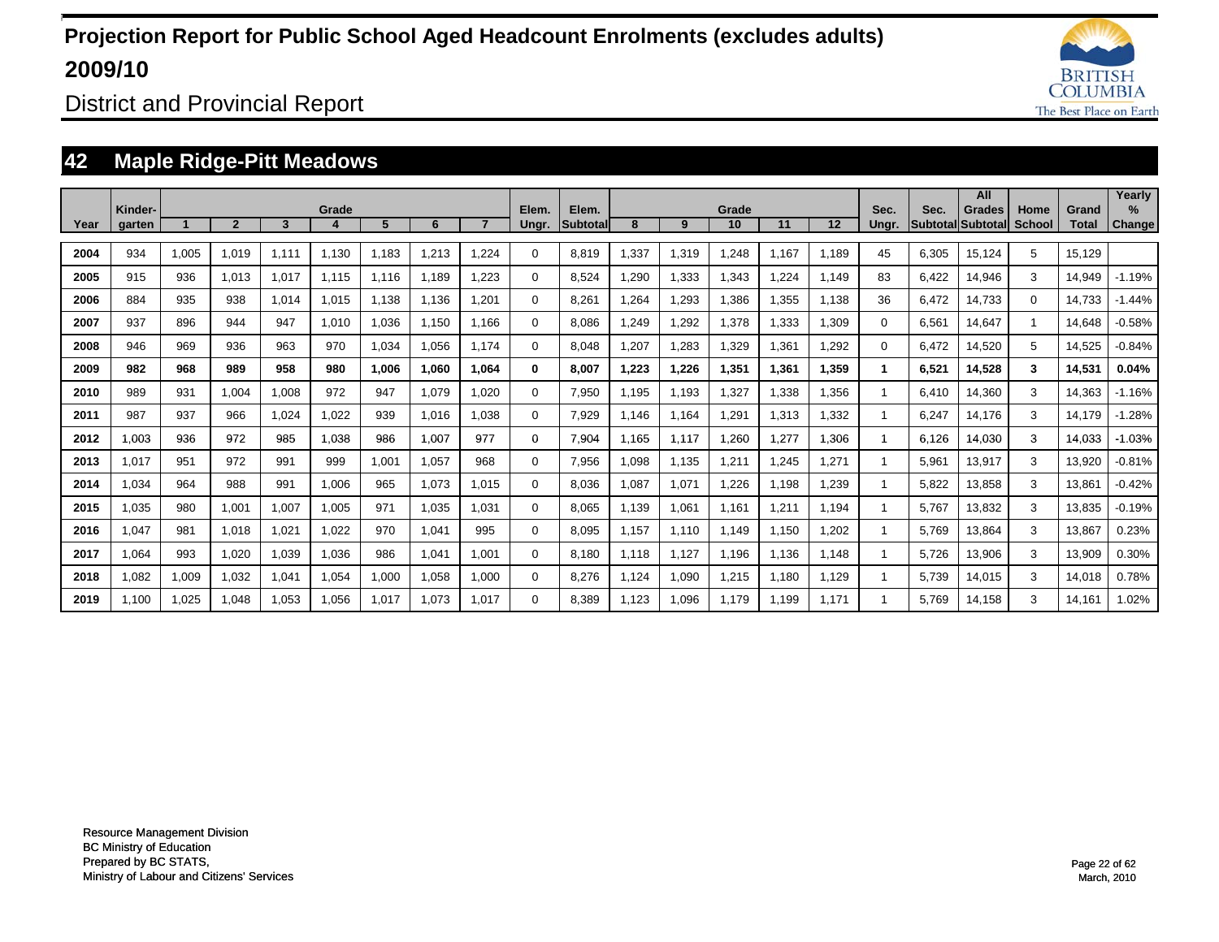# Projection Report for Public School Aged Headcount Enrolments (excludes adults) 2009/10

## District and Provincial Report

## 42 Maple Ridge-Pitt Meadows

| Year | Kinder-garten | Grade 1 | 2 | 3 | 4 | 5 | 6 | 7 | Elem. Ungr. | Elem. Subtotal | Grade 8 | 9 | 10 | 11 | 12 | Sec. Ungr. | Sec. Subtotal | All Grades Subtotal | Home School | Grand Total | Yearly % Change |
|---|---|---|---|---|---|---|---|---|---|---|---|---|---|---|---|---|---|---|---|---|---|
| 2004 | 934 | 1,005 | 1,019 | 1,111 | 1,130 | 1,183 | 1,213 | 1,224 | 0 | 8,819 | 1,337 | 1,319 | 1,248 | 1,167 | 1,189 | 45 | 6,305 | 15,124 | 5 | 15,129 | |
| 2005 | 915 | 936 | 1,013 | 1,017 | 1,115 | 1,116 | 1,189 | 1,223 | 0 | 8,524 | 1,290 | 1,333 | 1,343 | 1,224 | 1,149 | 83 | 6,422 | 14,946 | 3 | 14,949 | -1.19% |
| 2006 | 884 | 935 | 938 | 1,014 | 1,015 | 1,138 | 1,136 | 1,201 | 0 | 8,261 | 1,264 | 1,293 | 1,386 | 1,355 | 1,138 | 36 | 6,472 | 14,733 | 0 | 14,733 | -1.44% |
| 2007 | 937 | 896 | 944 | 947 | 1,010 | 1,036 | 1,150 | 1,166 | 0 | 8,086 | 1,249 | 1,292 | 1,378 | 1,333 | 1,309 | 0 | 6,561 | 14,647 | 1 | 14,648 | -0.58% |
| 2008 | 946 | 969 | 936 | 963 | 970 | 1,034 | 1,056 | 1,174 | 0 | 8,048 | 1,207 | 1,283 | 1,329 | 1,361 | 1,292 | 0 | 6,472 | 14,520 | 5 | 14,525 | -0.84% |
| **2009** | **982** | **968** | **989** | **958** | **980** | **1,006** | **1,060** | **1,064** | **0** | **8,007** | **1,223** | **1,226** | **1,351** | **1,361** | **1,359** | **1** | **6,521** | **14,528** | **3** | **14,531** | **0.04%** |
| 2010 | 989 | 931 | 1,004 | 1,008 | 972 | 947 | 1,079 | 1,020 | 0 | 7,950 | 1,195 | 1,193 | 1,327 | 1,338 | 1,356 | 1 | 6,410 | 14,360 | 3 | 14,363 | -1.16% |
| 2011 | 987 | 937 | 966 | 1,024 | 1,022 | 939 | 1,016 | 1,038 | 0 | 7,929 | 1,146 | 1,164 | 1,291 | 1,313 | 1,332 | 1 | 6,247 | 14,176 | 3 | 14,179 | -1.28% |
| 2012 | 1,003 | 936 | 972 | 985 | 1,038 | 986 | 1,007 | 977 | 0 | 7,904 | 1,165 | 1,117 | 1,260 | 1,277 | 1,306 | 1 | 6,126 | 14,030 | 3 | 14,033 | -1.03% |
| 2013 | 1,017 | 951 | 972 | 991 | 999 | 1,001 | 1,057 | 968 | 0 | 7,956 | 1,098 | 1,135 | 1,211 | 1,245 | 1,271 | 1 | 5,961 | 13,917 | 3 | 13,920 | -0.81% |
| 2014 | 1,034 | 964 | 988 | 991 | 1,006 | 965 | 1,073 | 1,015 | 0 | 8,036 | 1,087 | 1,071 | 1,226 | 1,198 | 1,239 | 1 | 5,822 | 13,858 | 3 | 13,861 | -0.42% |
| 2015 | 1,035 | 980 | 1,001 | 1,007 | 1,005 | 971 | 1,035 | 1,031 | 0 | 8,065 | 1,139 | 1,061 | 1,161 | 1,211 | 1,194 | 1 | 5,767 | 13,832 | 3 | 13,835 | -0.19% |
| 2016 | 1,047 | 981 | 1,018 | 1,021 | 1,022 | 970 | 1,041 | 995 | 0 | 8,095 | 1,157 | 1,110 | 1,149 | 1,150 | 1,202 | 1 | 5,769 | 13,864 | 3 | 13,867 | 0.23% |
| 2017 | 1,064 | 993 | 1,020 | 1,039 | 1,036 | 986 | 1,041 | 1,001 | 0 | 8,180 | 1,118 | 1,127 | 1,196 | 1,136 | 1,148 | 1 | 5,726 | 13,906 | 3 | 13,909 | 0.30% |
| 2018 | 1,082 | 1,009 | 1,032 | 1,041 | 1,054 | 1,000 | 1,058 | 1,000 | 0 | 8,276 | 1,124 | 1,090 | 1,215 | 1,180 | 1,129 | 1 | 5,739 | 14,015 | 3 | 14,018 | 0.78% |
| 2019 | 1,100 | 1,025 | 1,048 | 1,053 | 1,056 | 1,017 | 1,073 | 1,017 | 0 | 8,389 | 1,123 | 1,096 | 1,179 | 1,199 | 1,171 | 1 | 5,769 | 14,158 | 3 | 14,161 | 1.02% |

Resource Management Division
BC Ministry of Education
Prepared by BC STATS,
Ministry of Labour and Citizens' Services

March, 2010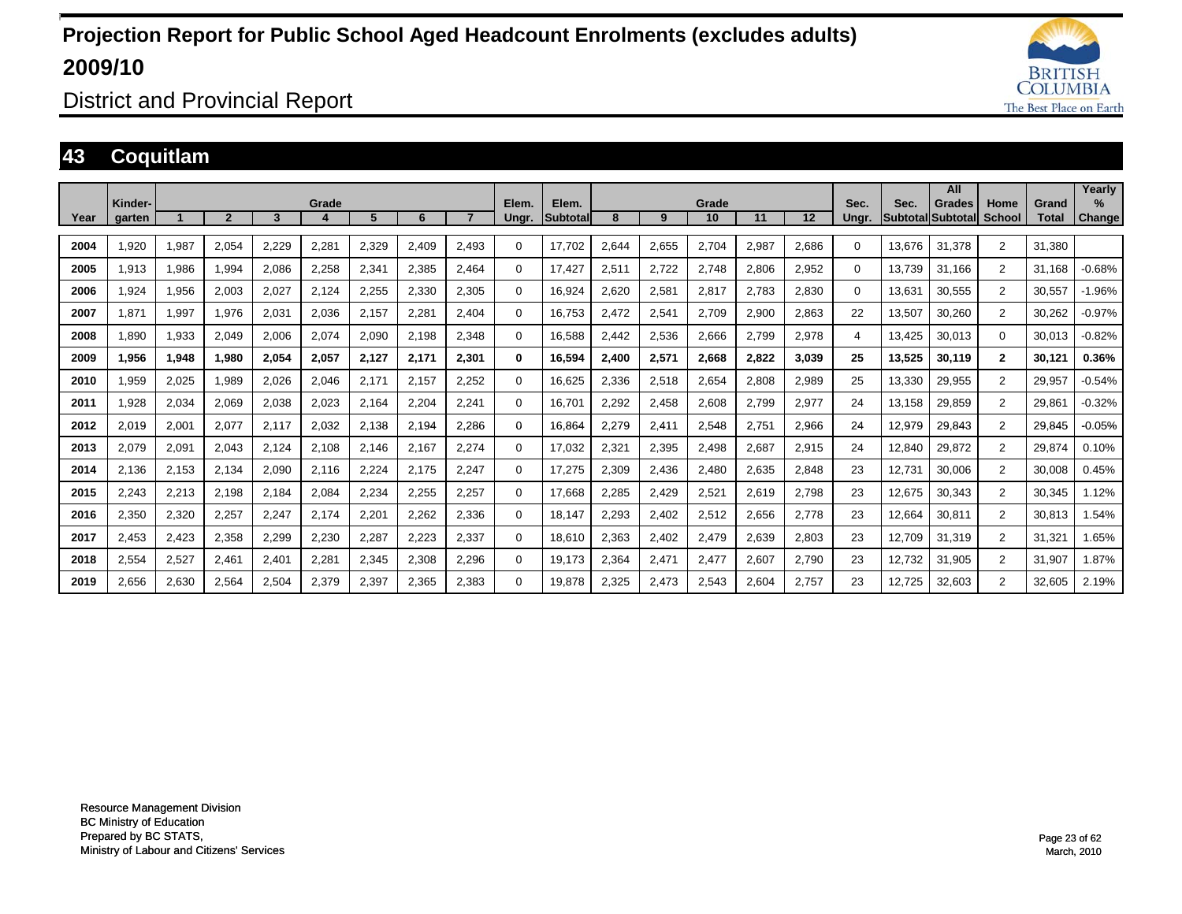# Projection Report for Public School Aged Headcount Enrolments (excludes adults) 2009/10

## District and Provincial Report

## 43 Coquitlam

| Year | Kinder-garten | 1 | 2 | 3 | 4 | 5 | 6 | 7 | Elem. Ungr. | Elem. Subtotal | 8 | 9 | 10 | 11 | 12 | Sec. Ungr. | Sec. Subtotal | All Grades Subtotal | Home School | Grand Total | Yearly % Change |
|---|---|---|---|---|---|---|---|---|---|---|---|---|---|---|---|---|---|---|---|---|---|
| 2004 | 1,920 | 1,987 | 2,054 | 2,229 | 2,281 | 2,329 | 2,409 | 2,493 | 0 | 17,702 | 2,644 | 2,655 | 2,704 | 2,987 | 2,686 | 0 | 13,676 | 31,378 | 2 | 31,380 | |
| 2005 | 1,913 | 1,986 | 1,994 | 2,086 | 2,258 | 2,341 | 2,385 | 2,464 | 0 | 17,427 | 2,511 | 2,722 | 2,748 | 2,806 | 2,952 | 0 | 13,739 | 31,166 | 2 | 31,168 | -0.68% |
| 2006 | 1,924 | 1,956 | 2,003 | 2,027 | 2,124 | 2,255 | 2,330 | 2,305 | 0 | 16,924 | 2,620 | 2,581 | 2,817 | 2,783 | 2,830 | 0 | 13,631 | 30,555 | 2 | 30,557 | -1.96% |
| 2007 | 1,871 | 1,997 | 1,976 | 2,031 | 2,036 | 2,157 | 2,281 | 2,404 | 0 | 16,753 | 2,472 | 2,541 | 2,709 | 2,900 | 2,863 | 22 | 13,507 | 30,260 | 2 | 30,262 | -0.97% |
| 2008 | 1,890 | 1,933 | 2,049 | 2,006 | 2,074 | 2,090 | 2,198 | 2,348 | 0 | 16,588 | 2,442 | 2,536 | 2,666 | 2,799 | 2,978 | 4 | 13,425 | 30,013 | 0 | 30,013 | -0.82% |
| **2009** | **1,956** | **1,948** | **1,980** | **2,054** | **2,057** | **2,127** | **2,171** | **2,301** | **0** | **16,594** | **2,400** | **2,571** | **2,668** | **2,822** | **3,039** | **25** | **13,525** | **30,119** | **2** | **30,121** | **0.36%** |
| 2010 | 1,959 | 2,025 | 1,989 | 2,026 | 2,046 | 2,171 | 2,157 | 2,252 | 0 | 16,625 | 2,336 | 2,518 | 2,654 | 2,808 | 2,989 | 25 | 13,330 | 29,955 | 2 | 29,957 | -0.54% |
| 2011 | 1,928 | 2,034 | 2,069 | 2,038 | 2,023 | 2,164 | 2,204 | 2,241 | 0 | 16,701 | 2,292 | 2,458 | 2,608 | 2,799 | 2,977 | 24 | 13,158 | 29,859 | 2 | 29,861 | -0.32% |
| 2012 | 2,019 | 2,001 | 2,077 | 2,117 | 2,032 | 2,138 | 2,194 | 2,286 | 0 | 16,864 | 2,279 | 2,411 | 2,548 | 2,751 | 2,966 | 24 | 12,979 | 29,843 | 2 | 29,845 | -0.05% |
| 2013 | 2,079 | 2,091 | 2,043 | 2,124 | 2,108 | 2,146 | 2,167 | 2,274 | 0 | 17,032 | 2,321 | 2,395 | 2,498 | 2,687 | 2,915 | 24 | 12,840 | 29,872 | 2 | 29,874 | 0.10% |
| 2014 | 2,136 | 2,153 | 2,134 | 2,090 | 2,116 | 2,224 | 2,175 | 2,247 | 0 | 17,275 | 2,309 | 2,436 | 2,480 | 2,635 | 2,848 | 23 | 12,731 | 30,006 | 2 | 30,008 | 0.45% |
| 2015 | 2,243 | 2,213 | 2,198 | 2,184 | 2,084 | 2,234 | 2,255 | 2,257 | 0 | 17,668 | 2,285 | 2,429 | 2,521 | 2,619 | 2,798 | 23 | 12,675 | 30,343 | 2 | 30,345 | 1.12% |
| 2016 | 2,350 | 2,320 | 2,257 | 2,247 | 2,174 | 2,201 | 2,262 | 2,336 | 0 | 18,147 | 2,293 | 2,402 | 2,512 | 2,656 | 2,778 | 23 | 12,664 | 30,811 | 2 | 30,813 | 1.54% |
| 2017 | 2,453 | 2,423 | 2,358 | 2,299 | 2,230 | 2,287 | 2,223 | 2,337 | 0 | 18,610 | 2,363 | 2,402 | 2,479 | 2,639 | 2,803 | 23 | 12,709 | 31,319 | 2 | 31,321 | 1.65% |
| 2018 | 2,554 | 2,527 | 2,461 | 2,401 | 2,281 | 2,345 | 2,308 | 2,296 | 0 | 19,173 | 2,364 | 2,471 | 2,477 | 2,607 | 2,790 | 23 | 12,732 | 31,905 | 2 | 31,907 | 1.87% |
| 2019 | 2,656 | 2,630 | 2,564 | 2,504 | 2,379 | 2,397 | 2,365 | 2,383 | 0 | 19,878 | 2,325 | 2,473 | 2,543 | 2,604 | 2,757 | 23 | 12,725 | 32,603 | 2 | 32,605 | 2.19% |

Resource Management Division
BC Ministry of Education
Prepared by BC STATS,
Ministry of Labour and Citizens' Services

March, 2010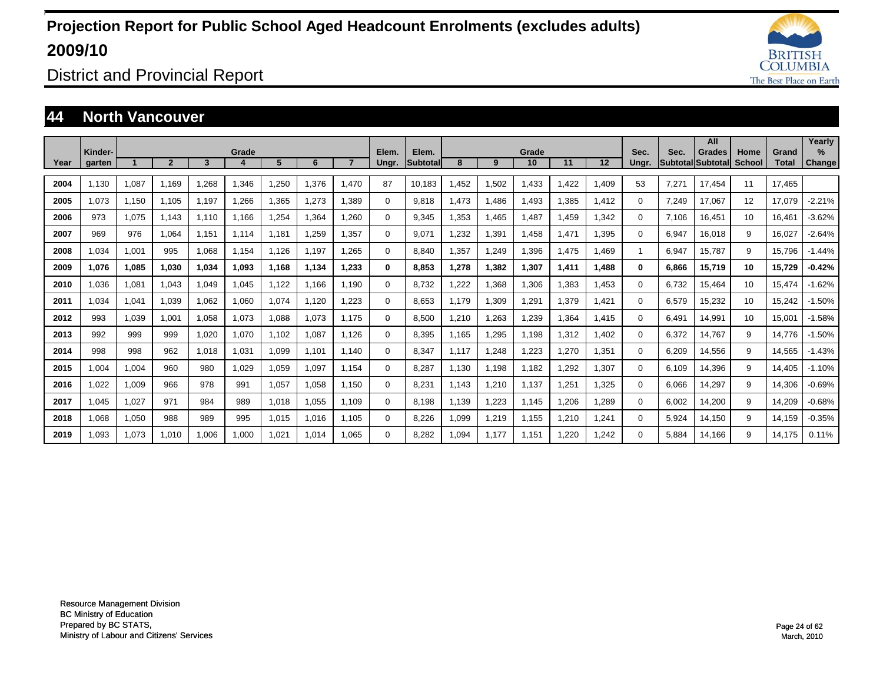# Projection Report for Public School Aged Headcount Enrolments (excludes adults) 2009/10

## District and Provincial Report

### 44 North Vancouver

| Year | Kinder-garten | 1 | 2 | 3 | 4 | 5 | 6 | 7 | Elem. Ungr. | Elem. Subtotal | 8 | 9 | 10 | 11 | 12 | Sec. Ungr. | Sec. Subtotal | All Grades Subtotal | Home School | Grand Total | Yearly % Change |
|---|---|---|---|---|---|---|---|---|---|---|---|---|---|---|---|---|---|---|---|---|---|
| 2004 | 1,130 | 1,087 | 1,169 | 1,268 | 1,346 | 1,250 | 1,376 | 1,470 | 87 | 10,183 | 1,452 | 1,502 | 1,433 | 1,422 | 1,409 | 53 | 7,271 | 17,454 | 11 | 17,465 | |
| 2005 | 1,073 | 1,150 | 1,105 | 1,197 | 1,266 | 1,365 | 1,273 | 1,389 | 0 | 9,818 | 1,473 | 1,486 | 1,493 | 1,385 | 1,412 | 0 | 7,249 | 17,067 | 12 | 17,079 | -2.21% |
| 2006 | 973 | 1,075 | 1,143 | 1,110 | 1,166 | 1,254 | 1,364 | 1,260 | 0 | 9,345 | 1,353 | 1,465 | 1,487 | 1,459 | 1,342 | 0 | 7,106 | 16,451 | 10 | 16,461 | -3.62% |
| 2007 | 969 | 976 | 1,064 | 1,151 | 1,114 | 1,181 | 1,259 | 1,357 | 0 | 9,071 | 1,232 | 1,391 | 1,458 | 1,471 | 1,395 | 0 | 6,947 | 16,018 | 9 | 16,027 | -2.64% |
| 2008 | 1,034 | 1,001 | 995 | 1,068 | 1,154 | 1,126 | 1,197 | 1,265 | 0 | 8,840 | 1,357 | 1,249 | 1,396 | 1,475 | 1,469 | 1 | 6,947 | 15,787 | 9 | 15,796 | -1.44% |
| **2009** | **1,076** | **1,085** | **1,030** | **1,034** | **1,093** | **1,168** | **1,134** | **1,233** | **0** | **8,853** | **1,278** | **1,382** | **1,307** | **1,411** | **1,488** | **0** | **6,866** | **15,719** | **10** | **15,729** | **-0.42%** |
| 2010 | 1,036 | 1,081 | 1,043 | 1,049 | 1,045 | 1,122 | 1,166 | 1,190 | 0 | 8,732 | 1,222 | 1,368 | 1,306 | 1,383 | 1,453 | 0 | 6,732 | 15,464 | 10 | 15,474 | -1.62% |
| 2011 | 1,034 | 1,041 | 1,039 | 1,062 | 1,060 | 1,074 | 1,120 | 1,223 | 0 | 8,653 | 1,179 | 1,309 | 1,291 | 1,379 | 1,421 | 0 | 6,579 | 15,232 | 10 | 15,242 | -1.50% |
| 2012 | 993 | 1,039 | 1,001 | 1,058 | 1,073 | 1,088 | 1,073 | 1,175 | 0 | 8,500 | 1,210 | 1,263 | 1,239 | 1,364 | 1,415 | 0 | 6,491 | 14,991 | 10 | 15,001 | -1.58% |
| 2013 | 992 | 999 | 999 | 1,020 | 1,070 | 1,102 | 1,087 | 1,126 | 0 | 8,395 | 1,165 | 1,295 | 1,198 | 1,312 | 1,402 | 0 | 6,372 | 14,767 | 9 | 14,776 | -1.50% |
| 2014 | 998 | 998 | 962 | 1,018 | 1,031 | 1,099 | 1,101 | 1,140 | 0 | 8,347 | 1,117 | 1,248 | 1,223 | 1,270 | 1,351 | 0 | 6,209 | 14,556 | 9 | 14,565 | -1.43% |
| 2015 | 1,004 | 1,004 | 960 | 980 | 1,029 | 1,059 | 1,097 | 1,154 | 0 | 8,287 | 1,130 | 1,198 | 1,182 | 1,292 | 1,307 | 0 | 6,109 | 14,396 | 9 | 14,405 | -1.10% |
| 2016 | 1,022 | 1,009 | 966 | 978 | 991 | 1,057 | 1,058 | 1,150 | 0 | 8,231 | 1,143 | 1,210 | 1,137 | 1,251 | 1,325 | 0 | 6,066 | 14,297 | 9 | 14,306 | -0.69% |
| 2017 | 1,045 | 1,027 | 971 | 984 | 989 | 1,018 | 1,055 | 1,109 | 0 | 8,198 | 1,139 | 1,223 | 1,145 | 1,206 | 1,289 | 0 | 6,002 | 14,200 | 9 | 14,209 | -0.68% |
| 2018 | 1,068 | 1,050 | 988 | 989 | 995 | 1,015 | 1,016 | 1,105 | 0 | 8,226 | 1,099 | 1,219 | 1,155 | 1,210 | 1,241 | 0 | 5,924 | 14,150 | 9 | 14,159 | -0.35% |
| 2019 | 1,093 | 1,073 | 1,010 | 1,006 | 1,000 | 1,021 | 1,014 | 1,065 | 0 | 8,282 | 1,094 | 1,177 | 1,151 | 1,220 | 1,242 | 0 | 5,884 | 14,166 | 9 | 14,175 | 0.11% |

Resource Management Division
BC Ministry of Education
Prepared by BC STATS,
Ministry of Labour and Citizens' Services

March, 2010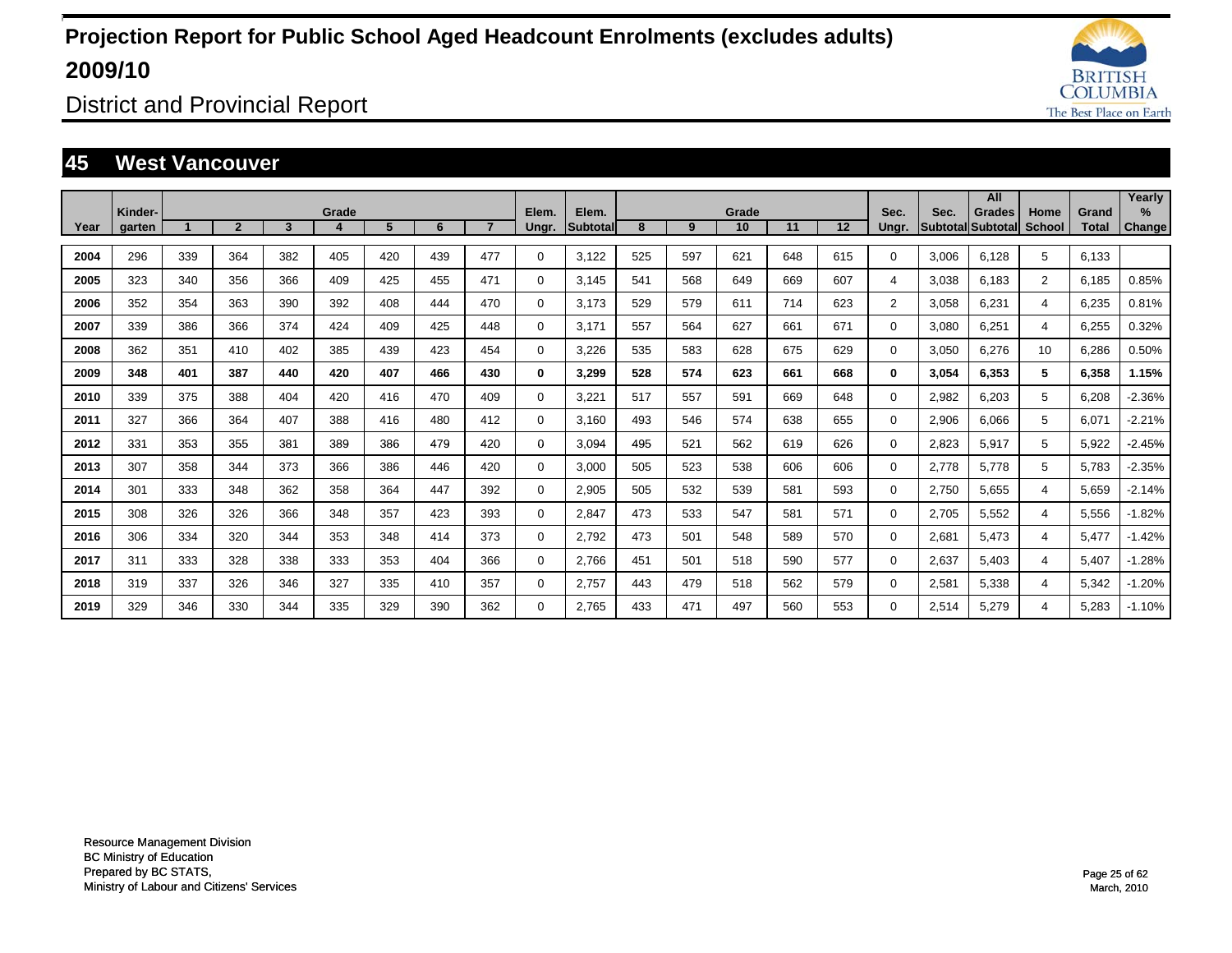# Projection Report for Public School Aged Headcount Enrolments (excludes adults) 2009/10

District and Provincial Report

## 45 West Vancouver

| Year | Kinder-garten | Grade 1 | 2 | 3 | 4 | 5 | 6 | 7 | Elem. Ungr. | Elem. Subtotal | Grade 8 | 9 | 10 | 11 | 12 | Sec. Ungr. | Sec. Subtotal | All Grades Subtotal | Home School | Grand Total | Yearly % Change |
|---|---|---|---|---|---|---|---|---|---|---|---|---|---|---|---|---|---|---|---|---|---|
| 2004 | 296 | 339 | 364 | 382 | 405 | 420 | 439 | 477 | 0 | 3,122 | 525 | 597 | 621 | 648 | 615 | 0 | 3,006 | 6,128 | 5 | 6,133 | |
| 2005 | 323 | 340 | 356 | 366 | 409 | 425 | 455 | 471 | 0 | 3,145 | 541 | 568 | 649 | 669 | 607 | 4 | 3,038 | 6,183 | 2 | 6,185 | 0.85% |
| 2006 | 352 | 354 | 363 | 390 | 392 | 408 | 444 | 470 | 0 | 3,173 | 529 | 579 | 611 | 714 | 623 | 2 | 3,058 | 6,231 | 4 | 6,235 | 0.81% |
| 2007 | 339 | 386 | 366 | 374 | 424 | 409 | 425 | 448 | 0 | 3,171 | 557 | 564 | 627 | 661 | 671 | 0 | 3,080 | 6,251 | 4 | 6,255 | 0.32% |
| 2008 | 362 | 351 | 410 | 402 | 385 | 439 | 423 | 454 | 0 | 3,226 | 535 | 583 | 628 | 675 | 629 | 0 | 3,050 | 6,276 | 10 | 6,286 | 0.50% |
| **2009** | **348** | **401** | **387** | **440** | **420** | **407** | **466** | **430** | **0** | **3,299** | **528** | **574** | **623** | **661** | **668** | **0** | **3,054** | **6,353** | **5** | **6,358** | **1.15%** |
| 2010 | 339 | 375 | 388 | 404 | 420 | 416 | 470 | 409 | 0 | 3,221 | 517 | 557 | 591 | 669 | 648 | 0 | 2,982 | 6,203 | 5 | 6,208 | -2.36% |
| 2011 | 327 | 366 | 364 | 407 | 388 | 416 | 480 | 412 | 0 | 3,160 | 493 | 546 | 574 | 638 | 655 | 0 | 2,906 | 6,066 | 5 | 6,071 | -2.21% |
| 2012 | 331 | 353 | 355 | 381 | 389 | 386 | 479 | 420 | 0 | 3,094 | 495 | 521 | 562 | 619 | 626 | 0 | 2,823 | 5,917 | 5 | 5,922 | -2.45% |
| 2013 | 307 | 358 | 344 | 373 | 366 | 386 | 446 | 420 | 0 | 3,000 | 505 | 523 | 538 | 606 | 606 | 0 | 2,778 | 5,778 | 5 | 5,783 | -2.35% |
| 2014 | 301 | 333 | 348 | 362 | 358 | 364 | 447 | 392 | 0 | 2,905 | 505 | 532 | 539 | 581 | 593 | 0 | 2,750 | 5,655 | 4 | 5,659 | -2.14% |
| 2015 | 308 | 326 | 326 | 366 | 348 | 357 | 423 | 393 | 0 | 2,847 | 473 | 533 | 547 | 581 | 571 | 0 | 2,705 | 5,552 | 4 | 5,556 | -1.82% |
| 2016 | 306 | 334 | 320 | 344 | 353 | 348 | 414 | 373 | 0 | 2,792 | 473 | 501 | 548 | 589 | 570 | 0 | 2,681 | 5,473 | 4 | 5,477 | -1.42% |
| 2017 | 311 | 333 | 328 | 338 | 333 | 353 | 404 | 366 | 0 | 2,766 | 451 | 501 | 518 | 590 | 577 | 0 | 2,637 | 5,403 | 4 | 5,407 | -1.28% |
| 2018 | 319 | 337 | 326 | 346 | 327 | 335 | 410 | 357 | 0 | 2,757 | 443 | 479 | 518 | 562 | 579 | 0 | 2,581 | 5,338 | 4 | 5,342 | -1.20% |
| 2019 | 329 | 346 | 330 | 344 | 335 | 329 | 390 | 362 | 0 | 2,765 | 433 | 471 | 497 | 560 | 553 | 0 | 2,514 | 5,279 | 4 | 5,283 | -1.10% |

Resource Management Division
BC Ministry of Education
Prepared by BC STATS,
Ministry of Labour and Citizens' Services

March, 2010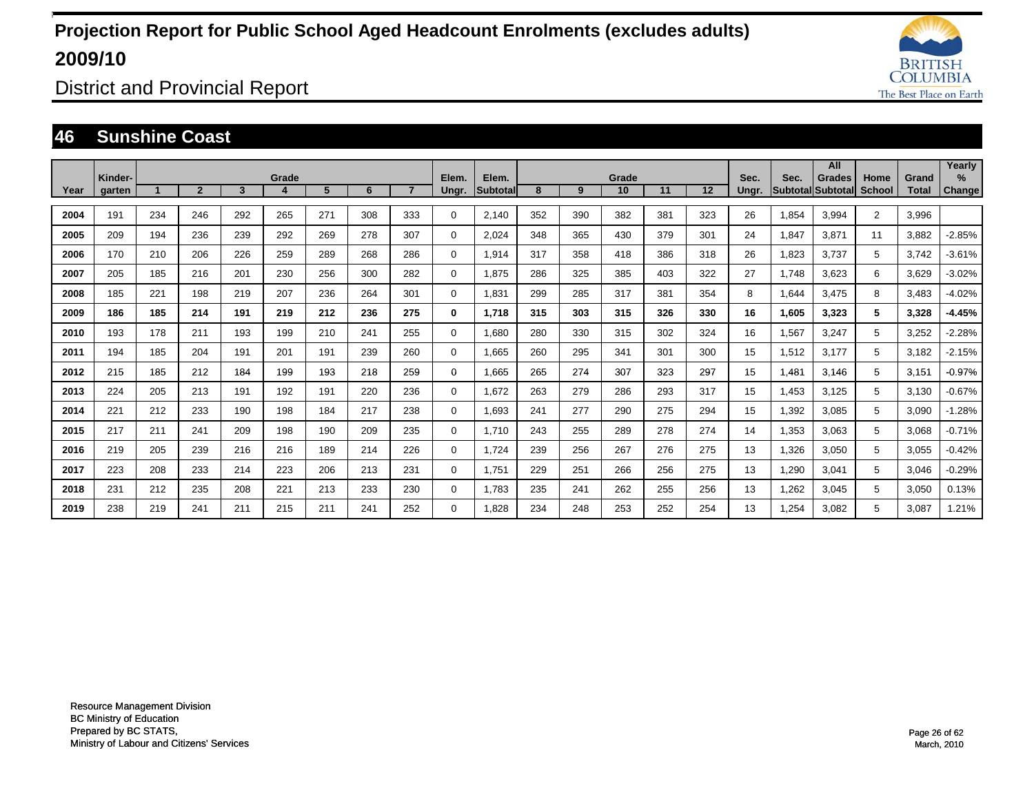# Projection Report for Public School Aged Headcount Enrolments (excludes adults) 2009/10

## District and Provincial Report

## 46 Sunshine Coast

| Year | Kinder-garten | Grade 1 | 2 | 3 | 4 | 5 | 6 | 7 | Elem. Ungr. | Elem. Subtotal | Grade 8 | 9 | 10 | 11 | 12 | Sec. Ungr. | Sec. Subtotal | All Grades Subtotal | Home School | Grand Total | Yearly % Change |
|---|---|---|---|---|---|---|---|---|---|---|---|---|---|---|---|---|---|---|---|---|---|
| **2004** | 191 | 234 | 246 | 292 | 265 | 271 | 308 | 333 | 0 | 2,140 | 352 | 390 | 382 | 381 | 323 | 26 | 1,854 | 3,994 | 2 | 3,996 | |
| **2005** | 209 | 194 | 236 | 239 | 292 | 269 | 278 | 307 | 0 | 2,024 | 348 | 365 | 430 | 379 | 301 | 24 | 1,847 | 3,871 | 11 | 3,882 | -2.85% |
| **2006** | 170 | 210 | 206 | 226 | 259 | 289 | 268 | 286 | 0 | 1,914 | 317 | 358 | 418 | 386 | 318 | 26 | 1,823 | 3,737 | 5 | 3,742 | -3.61% |
| **2007** | 205 | 185 | 216 | 201 | 230 | 256 | 300 | 282 | 0 | 1,875 | 286 | 325 | 385 | 403 | 322 | 27 | 1,748 | 3,623 | 6 | 3,629 | -3.02% |
| **2008** | 185 | 221 | 198 | 219 | 207 | 236 | 264 | 301 | 0 | 1,831 | 299 | 285 | 317 | 381 | 354 | 8 | 1,644 | 3,475 | 8 | 3,483 | -4.02% |
| **2009** | **186** | **185** | **214** | **191** | **219** | **212** | **236** | **275** | **0** | **1,718** | **315** | **303** | **315** | **326** | **330** | **16** | **1,605** | **3,323** | **5** | **3,328** | **-4.45%** |
| **2010** | 193 | 178 | 211 | 193 | 199 | 210 | 241 | 255 | 0 | 1,680 | 280 | 330 | 315 | 302 | 324 | 16 | 1,567 | 3,247 | 5 | 3,252 | -2.28% |
| **2011** | 194 | 185 | 204 | 191 | 201 | 191 | 239 | 260 | 0 | 1,665 | 260 | 295 | 341 | 301 | 300 | 15 | 1,512 | 3,177 | 5 | 3,182 | -2.15% |
| **2012** | 215 | 185 | 212 | 184 | 199 | 193 | 218 | 259 | 0 | 1,665 | 265 | 274 | 307 | 323 | 297 | 15 | 1,481 | 3,146 | 5 | 3,151 | -0.97% |
| **2013** | 224 | 205 | 213 | 191 | 192 | 191 | 220 | 236 | 0 | 1,672 | 263 | 279 | 286 | 293 | 317 | 15 | 1,453 | 3,125 | 5 | 3,130 | -0.67% |
| **2014** | 221 | 212 | 233 | 190 | 198 | 184 | 217 | 238 | 0 | 1,693 | 241 | 277 | 290 | 275 | 294 | 15 | 1,392 | 3,085 | 5 | 3,090 | -1.28% |
| **2015** | 217 | 211 | 241 | 209 | 198 | 190 | 209 | 235 | 0 | 1,710 | 243 | 255 | 289 | 278 | 274 | 14 | 1,353 | 3,063 | 5 | 3,068 | -0.71% |
| **2016** | 219 | 205 | 239 | 216 | 216 | 189 | 214 | 226 | 0 | 1,724 | 239 | 256 | 267 | 276 | 275 | 13 | 1,326 | 3,050 | 5 | 3,055 | -0.42% |
| **2017** | 223 | 208 | 233 | 214 | 223 | 206 | 213 | 231 | 0 | 1,751 | 229 | 251 | 266 | 256 | 275 | 13 | 1,290 | 3,041 | 5 | 3,046 | -0.29% |
| **2018** | 231 | 212 | 235 | 208 | 221 | 213 | 233 | 230 | 0 | 1,783 | 235 | 241 | 262 | 255 | 256 | 13 | 1,262 | 3,045 | 5 | 3,050 | 0.13% |
| **2019** | 238 | 219 | 241 | 211 | 215 | 211 | 241 | 252 | 0 | 1,828 | 234 | 248 | 253 | 252 | 254 | 13 | 1,254 | 3,082 | 5 | 3,087 | 1.21% |

Resource Management Division
BC Ministry of Education
Prepared by BC STATS,
Ministry of Labour and Citizens' Services

March, 2010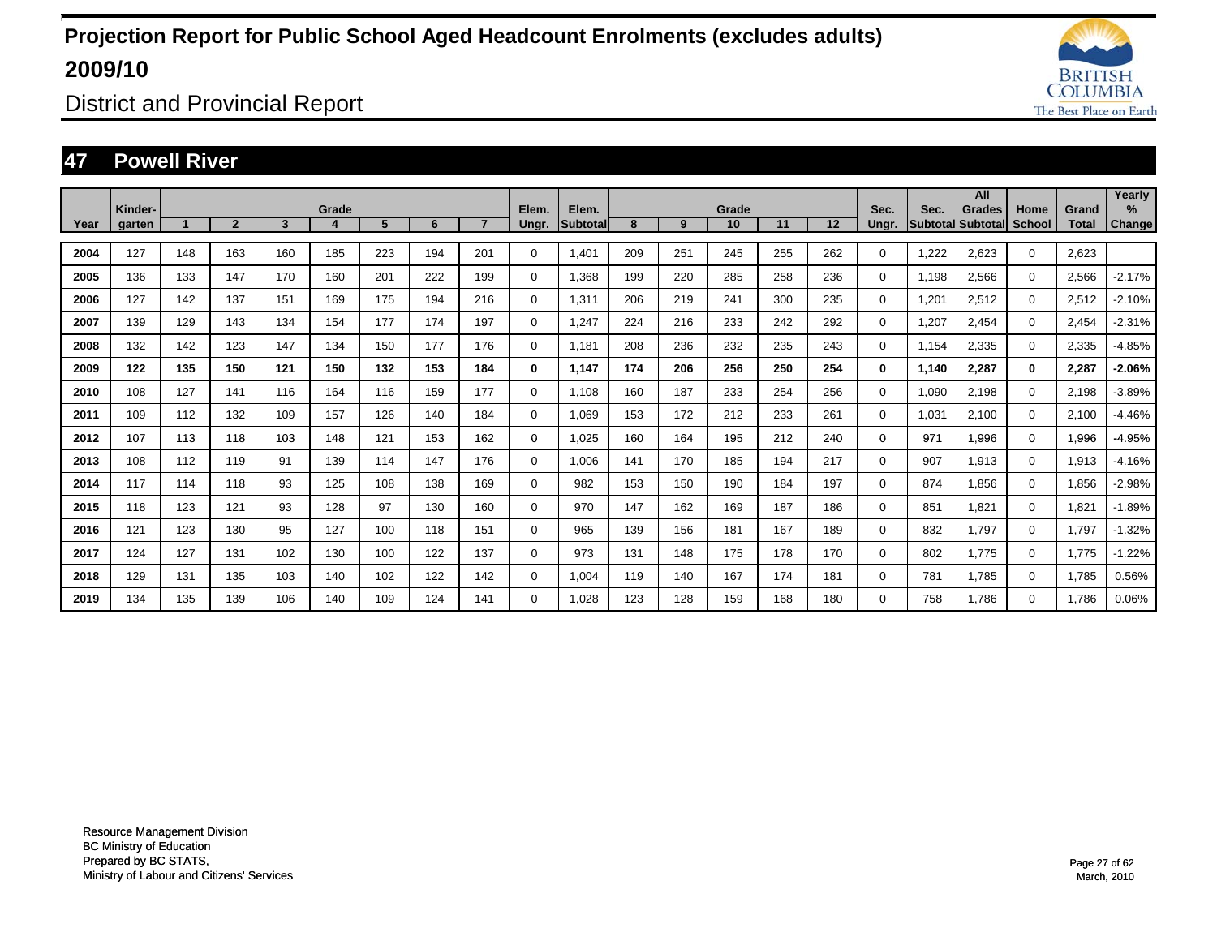# Projection Report for Public School Aged Headcount Enrolments (excludes adults) 2009/10

## District and Provincial Report

## 47 Powell River

| Year | Kinder-garten | Grade 1 | 2 | 3 | 4 | 5 | 6 | 7 | Elem. Ungr. | Elem. Subtotal | Grade 8 | 9 | 10 | 11 | 12 | Sec. Ungr. | Sec. Subtotal | All Grades Subtotal | Home School | Grand Total | Yearly % Change |
|---|---|---|---|---|---|---|---|---|---|---|---|---|---|---|---|---|---|---|---|---|---|
| 2004 | 127 | 148 | 163 | 160 | 185 | 223 | 194 | 201 | 0 | 1,401 | 209 | 251 | 245 | 255 | 262 | 0 | 1,222 | 2,623 | 0 | 2,623 | |
| 2005 | 136 | 133 | 147 | 170 | 160 | 201 | 222 | 199 | 0 | 1,368 | 199 | 220 | 285 | 258 | 236 | 0 | 1,198 | 2,566 | 0 | 2,566 | -2.17% |
| 2006 | 127 | 142 | 137 | 151 | 169 | 175 | 194 | 216 | 0 | 1,311 | 206 | 219 | 241 | 300 | 235 | 0 | 1,201 | 2,512 | 0 | 2,512 | -2.10% |
| 2007 | 139 | 129 | 143 | 134 | 154 | 177 | 174 | 197 | 0 | 1,247 | 224 | 216 | 233 | 242 | 292 | 0 | 1,207 | 2,454 | 0 | 2,454 | -2.31% |
| 2008 | 132 | 142 | 123 | 147 | 134 | 150 | 177 | 176 | 0 | 1,181 | 208 | 236 | 232 | 235 | 243 | 0 | 1,154 | 2,335 | 0 | 2,335 | -4.85% |
| **2009** | **122** | **135** | **150** | **121** | **150** | **132** | **153** | **184** | **0** | **1,147** | **174** | **206** | **256** | **250** | **254** | **0** | **1,140** | **2,287** | **0** | **2,287** | **-2.06%** |
| 2010 | 108 | 127 | 141 | 116 | 164 | 116 | 159 | 177 | 0 | 1,108 | 160 | 187 | 233 | 254 | 256 | 0 | 1,090 | 2,198 | 0 | 2,198 | -3.89% |
| 2011 | 109 | 112 | 132 | 109 | 157 | 126 | 140 | 184 | 0 | 1,069 | 153 | 172 | 212 | 233 | 261 | 0 | 1,031 | 2,100 | 0 | 2,100 | -4.46% |
| 2012 | 107 | 113 | 118 | 103 | 148 | 121 | 153 | 162 | 0 | 1,025 | 160 | 164 | 195 | 212 | 240 | 0 | 971 | 1,996 | 0 | 1,996 | -4.95% |
| 2013 | 108 | 112 | 119 | 91 | 139 | 114 | 147 | 176 | 0 | 1,006 | 141 | 170 | 185 | 194 | 217 | 0 | 907 | 1,913 | 0 | 1,913 | -4.16% |
| 2014 | 117 | 114 | 118 | 93 | 125 | 108 | 138 | 169 | 0 | 982 | 153 | 150 | 190 | 184 | 197 | 0 | 874 | 1,856 | 0 | 1,856 | -2.98% |
| 2015 | 118 | 123 | 121 | 93 | 128 | 97 | 130 | 160 | 0 | 970 | 147 | 162 | 169 | 187 | 186 | 0 | 851 | 1,821 | 0 | 1,821 | -1.89% |
| 2016 | 121 | 123 | 130 | 95 | 127 | 100 | 118 | 151 | 0 | 965 | 139 | 156 | 181 | 167 | 189 | 0 | 832 | 1,797 | 0 | 1,797 | -1.32% |
| 2017 | 124 | 127 | 131 | 102 | 130 | 100 | 122 | 137 | 0 | 973 | 131 | 148 | 175 | 178 | 170 | 0 | 802 | 1,775 | 0 | 1,775 | -1.22% |
| 2018 | 129 | 131 | 135 | 103 | 140 | 102 | 122 | 142 | 0 | 1,004 | 119 | 140 | 167 | 174 | 181 | 0 | 781 | 1,785 | 0 | 1,785 | 0.56% |
| 2019 | 134 | 135 | 139 | 106 | 140 | 109 | 124 | 141 | 0 | 1,028 | 123 | 128 | 159 | 168 | 180 | 0 | 758 | 1,786 | 0 | 1,786 | 0.06% |

Resource Management Division
BC Ministry of Education
Prepared by BC STATS,
Ministry of Labour and Citizens' Services

March, 2010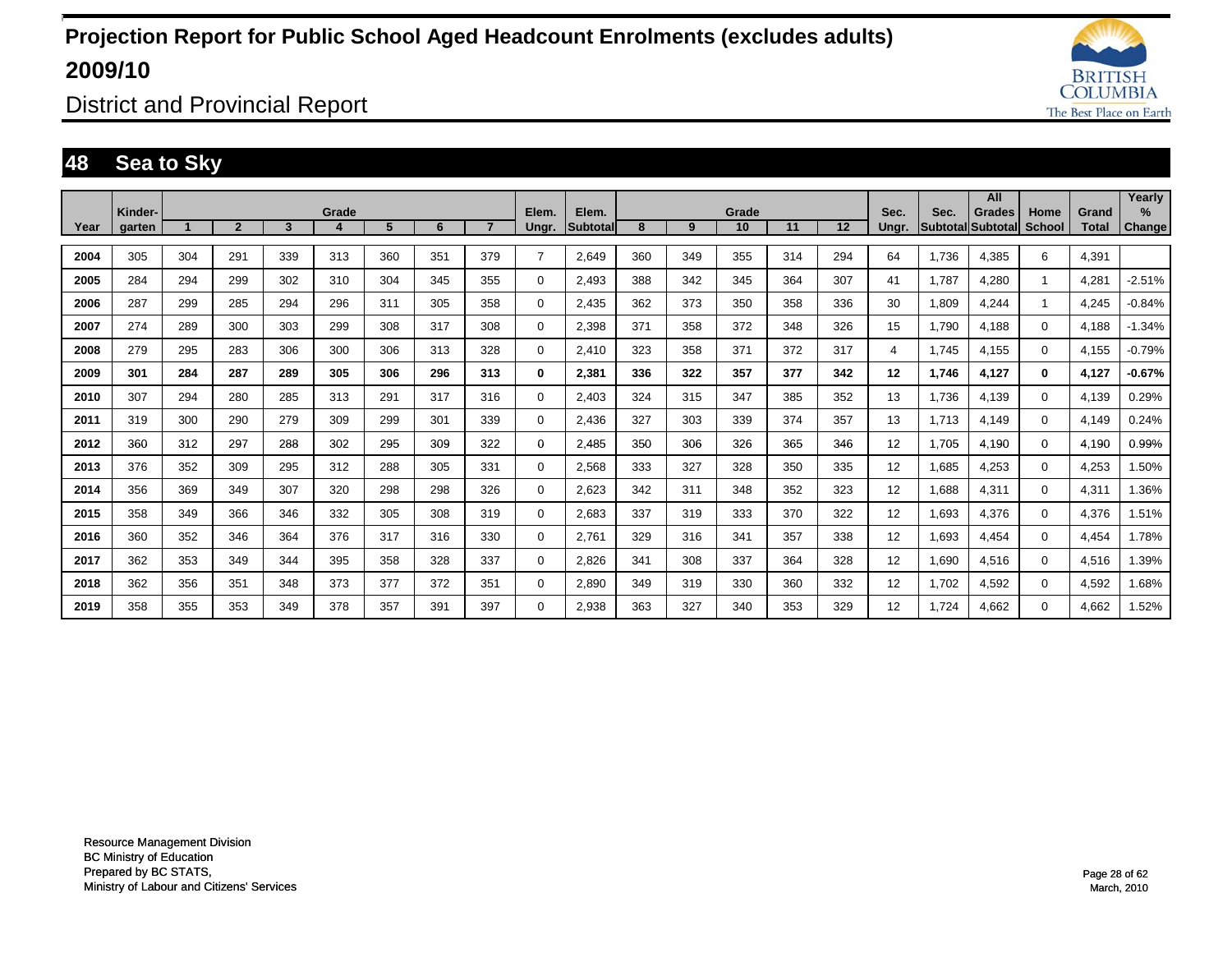# Projection Report for Public School Aged Headcount Enrolments (excludes adults) 2009/10

District and Provincial Report

## 48 Sea to Sky

| Year | Kinder-garten | Grade 1 | 2 | 3 | 4 | 5 | 6 | 7 | Elem. Ungr. | Elem. Subtotal | Grade 8 | 9 | 10 | 11 | 12 | Sec. Ungr. | Sec. Subtotal | All Grades Subtotal | Home School | Grand Total | Yearly % Change |
|---|---|---|---|---|---|---|---|---|---|---|---|---|---|---|---|---|---|---|---|---|---|
| 2004 | 305 | 304 | 291 | 339 | 313 | 360 | 351 | 379 | 7 | 2,649 | 360 | 349 | 355 | 314 | 294 | 64 | 1,736 | 4,385 | 6 | 4,391 | |
| 2005 | 284 | 294 | 299 | 302 | 310 | 304 | 345 | 355 | 0 | 2,493 | 388 | 342 | 345 | 364 | 307 | 41 | 1,787 | 4,280 | 1 | 4,281 | -2.51% |
| 2006 | 287 | 299 | 285 | 294 | 296 | 311 | 305 | 358 | 0 | 2,435 | 362 | 373 | 350 | 358 | 336 | 30 | 1,809 | 4,244 | 1 | 4,245 | -0.84% |
| 2007 | 274 | 289 | 300 | 303 | 299 | 308 | 317 | 308 | 0 | 2,398 | 371 | 358 | 372 | 348 | 326 | 15 | 1,790 | 4,188 | 0 | 4,188 | -1.34% |
| 2008 | 279 | 295 | 283 | 306 | 300 | 306 | 313 | 328 | 0 | 2,410 | 323 | 358 | 371 | 372 | 317 | 4 | 1,745 | 4,155 | 0 | 4,155 | -0.79% |
| **2009** | **301** | **284** | **287** | **289** | **305** | **306** | **296** | **313** | **0** | **2,381** | **336** | **322** | **357** | **377** | **342** | **12** | **1,746** | **4,127** | **0** | **4,127** | **-0.67%** |
| 2010 | 307 | 294 | 280 | 285 | 313 | 291 | 317 | 316 | 0 | 2,403 | 324 | 315 | 347 | 385 | 352 | 13 | 1,736 | 4,139 | 0 | 4,139 | 0.29% |
| 2011 | 319 | 300 | 290 | 279 | 309 | 299 | 301 | 339 | 0 | 2,436 | 327 | 303 | 339 | 374 | 357 | 13 | 1,713 | 4,149 | 0 | 4,149 | 0.24% |
| 2012 | 360 | 312 | 297 | 288 | 302 | 295 | 309 | 322 | 0 | 2,485 | 350 | 306 | 326 | 365 | 346 | 12 | 1,705 | 4,190 | 0 | 4,190 | 0.99% |
| 2013 | 376 | 352 | 309 | 295 | 312 | 288 | 305 | 331 | 0 | 2,568 | 333 | 327 | 328 | 350 | 335 | 12 | 1,685 | 4,253 | 0 | 4,253 | 1.50% |
| 2014 | 356 | 369 | 349 | 307 | 320 | 298 | 298 | 326 | 0 | 2,623 | 342 | 311 | 348 | 352 | 323 | 12 | 1,688 | 4,311 | 0 | 4,311 | 1.36% |
| 2015 | 358 | 349 | 366 | 346 | 332 | 305 | 308 | 319 | 0 | 2,683 | 337 | 319 | 333 | 370 | 322 | 12 | 1,693 | 4,376 | 0 | 4,376 | 1.51% |
| 2016 | 360 | 352 | 346 | 364 | 376 | 317 | 316 | 330 | 0 | 2,761 | 329 | 316 | 341 | 357 | 338 | 12 | 1,693 | 4,454 | 0 | 4,454 | 1.78% |
| 2017 | 362 | 353 | 349 | 344 | 395 | 358 | 328 | 337 | 0 | 2,826 | 341 | 308 | 337 | 364 | 328 | 12 | 1,690 | 4,516 | 0 | 4,516 | 1.39% |
| 2018 | 362 | 356 | 351 | 348 | 373 | 377 | 372 | 351 | 0 | 2,890 | 349 | 319 | 330 | 360 | 332 | 12 | 1,702 | 4,592 | 0 | 4,592 | 1.68% |
| 2019 | 358 | 355 | 353 | 349 | 378 | 357 | 391 | 397 | 0 | 2,938 | 363 | 327 | 340 | 353 | 329 | 12 | 1,724 | 4,662 | 0 | 4,662 | 1.52% |

Resource Management Division
BC Ministry of Education
Prepared by BC STATS,
Ministry of Labour and Citizens' Services

March, 2010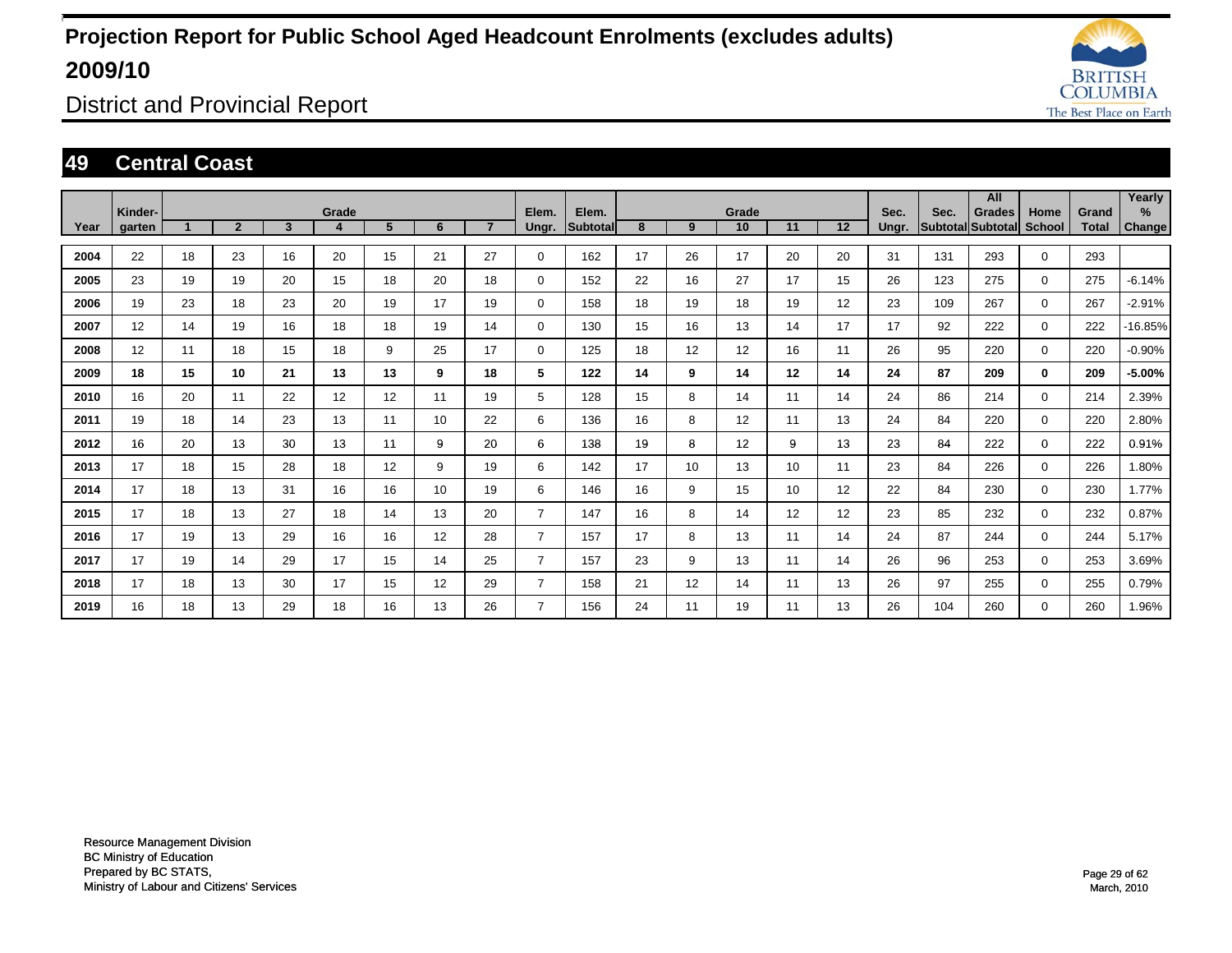# Projection Report for Public School Aged Headcount Enrolments (excludes adults)

# 2009/10

## District and Provincial Report

## 49 Central Coast

| Year | Kinder-garten | Grade 1 | 2 | 3 | 4 | 5 | 6 | 7 | Elem. Ungr. | Elem. Subtotal | Grade 8 | 9 | 10 | 11 | 12 | Sec. Ungr. | Sec. Subtotal | All Grades Subtotal | Home School | Grand Total | Yearly % Change |
|---|---|---|---|---|---|---|---|---|---|---|---|---|---|---|---|---|---|---|---|---|---|
| **2004** | 22 | 18 | 23 | 16 | 20 | 15 | 21 | 27 | 0 | 162 | 17 | 26 | 17 | 20 | 20 | 31 | 131 | 293 | 0 | 293 | |
| **2005** | 23 | 19 | 19 | 20 | 15 | 18 | 20 | 18 | 0 | 152 | 22 | 16 | 27 | 17 | 15 | 26 | 123 | 275 | 0 | 275 | -6.14% |
| **2006** | 19 | 23 | 18 | 23 | 20 | 19 | 17 | 19 | 0 | 158 | 18 | 19 | 18 | 19 | 12 | 23 | 109 | 267 | 0 | 267 | -2.91% |
| **2007** | 12 | 14 | 19 | 16 | 18 | 18 | 19 | 14 | 0 | 130 | 15 | 16 | 13 | 14 | 17 | 17 | 92 | 222 | 0 | 222 | -16.85% |
| **2008** | 12 | 11 | 18 | 15 | 18 | 9 | 25 | 17 | 0 | 125 | 18 | 12 | 12 | 16 | 11 | 26 | 95 | 220 | 0 | 220 | -0.90% |
| **2009** | **18** | **15** | **10** | **21** | **13** | **13** | **9** | **18** | **5** | **122** | **14** | **9** | **14** | **12** | **14** | **24** | **87** | **209** | **0** | **209** | **-5.00%** |
| **2010** | 16 | 20 | 11 | 22 | 12 | 12 | 11 | 19 | 5 | 128 | 15 | 8 | 14 | 11 | 14 | 24 | 86 | 214 | 0 | 214 | 2.39% |
| **2011** | 19 | 18 | 14 | 23 | 13 | 11 | 10 | 22 | 6 | 136 | 16 | 8 | 12 | 11 | 13 | 24 | 84 | 220 | 0 | 220 | 2.80% |
| **2012** | 16 | 20 | 13 | 30 | 13 | 11 | 9 | 20 | 6 | 138 | 19 | 8 | 12 | 9 | 13 | 23 | 84 | 222 | 0 | 222 | 0.91% |
| **2013** | 17 | 18 | 15 | 28 | 18 | 12 | 9 | 19 | 6 | 142 | 17 | 10 | 13 | 10 | 11 | 23 | 84 | 226 | 0 | 226 | 1.80% |
| **2014** | 17 | 18 | 13 | 31 | 16 | 16 | 10 | 19 | 6 | 146 | 16 | 9 | 15 | 10 | 12 | 22 | 84 | 230 | 0 | 230 | 1.77% |
| **2015** | 17 | 18 | 13 | 27 | 18 | 14 | 13 | 20 | 7 | 147 | 16 | 8 | 14 | 12 | 12 | 23 | 85 | 232 | 0 | 232 | 0.87% |
| **2016** | 17 | 19 | 13 | 29 | 16 | 16 | 12 | 28 | 7 | 157 | 17 | 8 | 13 | 11 | 14 | 24 | 87 | 244 | 0 | 244 | 5.17% |
| **2017** | 17 | 19 | 14 | 29 | 17 | 15 | 14 | 25 | 7 | 157 | 23 | 9 | 13 | 11 | 14 | 26 | 96 | 253 | 0 | 253 | 3.69% |
| **2018** | 17 | 18 | 13 | 30 | 17 | 15 | 12 | 29 | 7 | 158 | 21 | 12 | 14 | 11 | 13 | 26 | 97 | 255 | 0 | 255 | 0.79% |
| **2019** | 16 | 18 | 13 | 29 | 18 | 16 | 13 | 26 | 7 | 156 | 24 | 11 | 19 | 11 | 13 | 26 | 104 | 260 | 0 | 260 | 1.96% |

Resource Management Division
BC Ministry of Education
Prepared by BC STATS,
Ministry of Labour and Citizens' Services

March, 2010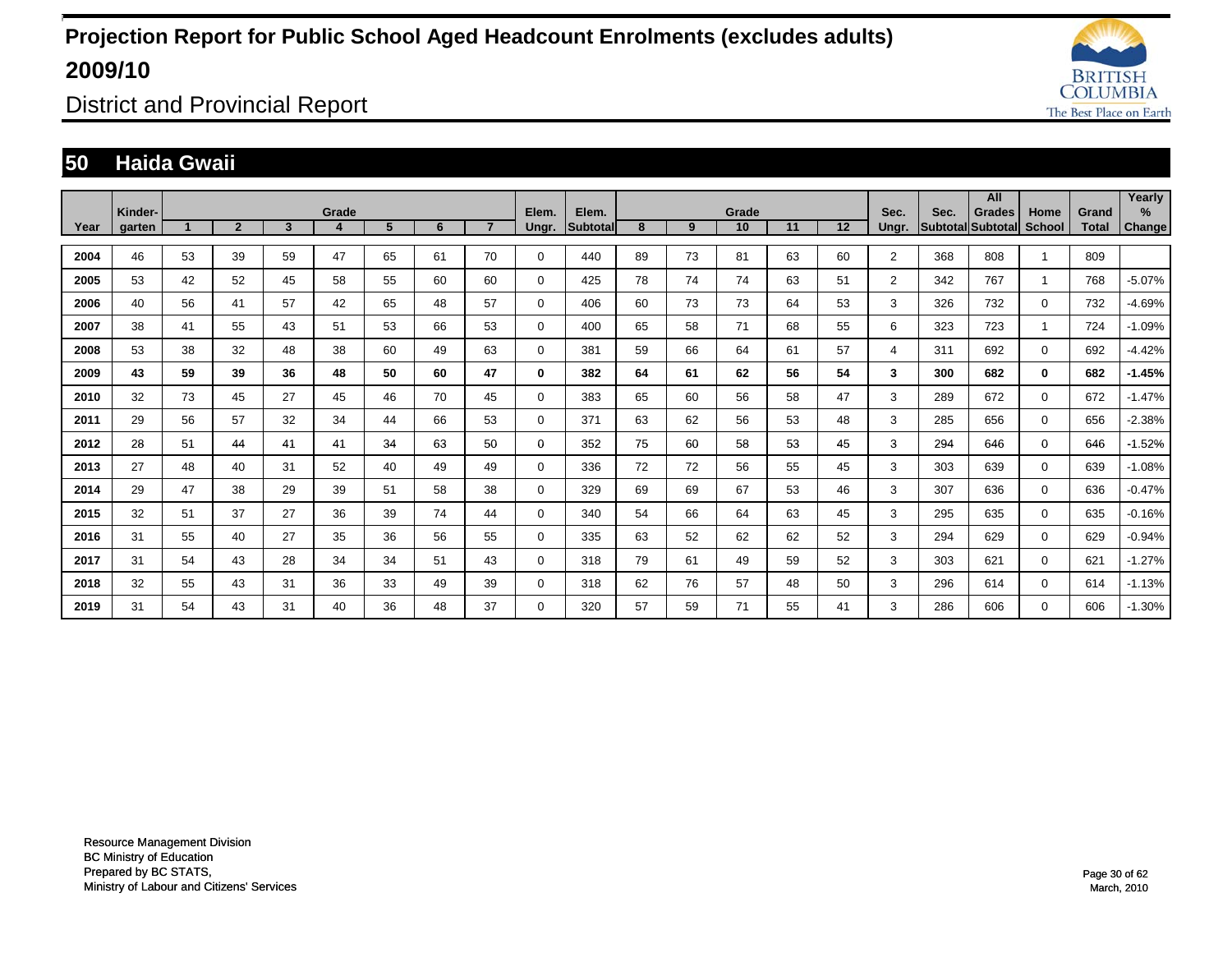# Projection Report for Public School Aged Headcount Enrolments (excludes adults) 2009/10

## District and Provincial Report

### 50 Haida Gwaii

| Year | Kinder-garten | Grade 1 | 2 | 3 | 4 | 5 | 6 | 7 | Elem. Ungr. | Elem. Subtotal | Grade 8 | 9 | 10 | 11 | 12 | Sec. Ungr. | Sec. Subtotal | All Grades Subtotal | Home School | Grand Total | Yearly % Change |
|---|---|---|---|---|---|---|---|---|---|---|---|---|---|---|---|---|---|---|---|---|---|
| 2004 | 46 | 53 | 39 | 59 | 47 | 65 | 61 | 70 | 0 | 440 | 89 | 73 | 81 | 63 | 60 | 2 | 368 | 808 | 1 | 809 | |
| 2005 | 53 | 42 | 52 | 45 | 58 | 55 | 60 | 60 | 0 | 425 | 78 | 74 | 74 | 63 | 51 | 2 | 342 | 767 | 1 | 768 | -5.07% |
| 2006 | 40 | 56 | 41 | 57 | 42 | 65 | 48 | 57 | 0 | 406 | 60 | 73 | 73 | 64 | 53 | 3 | 326 | 732 | 0 | 732 | -4.69% |
| 2007 | 38 | 41 | 55 | 43 | 51 | 53 | 66 | 53 | 0 | 400 | 65 | 58 | 71 | 68 | 55 | 6 | 323 | 723 | 1 | 724 | -1.09% |
| 2008 | 53 | 38 | 32 | 48 | 38 | 60 | 49 | 63 | 0 | 381 | 59 | 66 | 64 | 61 | 57 | 4 | 311 | 692 | 0 | 692 | -4.42% |
| **2009** | **43** | **59** | **39** | **36** | **48** | **50** | **60** | **47** | **0** | **382** | **64** | **61** | **62** | **56** | **54** | **3** | **300** | **682** | **0** | **682** | **-1.45%** |
| 2010 | 32 | 73 | 45 | 27 | 45 | 46 | 70 | 45 | 0 | 383 | 65 | 60 | 56 | 58 | 47 | 3 | 289 | 672 | 0 | 672 | -1.47% |
| 2011 | 29 | 56 | 57 | 32 | 34 | 44 | 66 | 53 | 0 | 371 | 63 | 62 | 56 | 53 | 48 | 3 | 285 | 656 | 0 | 656 | -2.38% |
| 2012 | 28 | 51 | 44 | 41 | 41 | 34 | 63 | 50 | 0 | 352 | 75 | 60 | 58 | 53 | 45 | 3 | 294 | 646 | 0 | 646 | -1.52% |
| 2013 | 27 | 48 | 40 | 31 | 52 | 40 | 49 | 49 | 0 | 336 | 72 | 72 | 56 | 55 | 45 | 3 | 303 | 639 | 0 | 639 | -1.08% |
| 2014 | 29 | 47 | 38 | 29 | 39 | 51 | 58 | 38 | 0 | 329 | 69 | 69 | 67 | 53 | 46 | 3 | 307 | 636 | 0 | 636 | -0.47% |
| 2015 | 32 | 51 | 37 | 27 | 36 | 39 | 74 | 44 | 0 | 340 | 54 | 66 | 64 | 63 | 45 | 3 | 295 | 635 | 0 | 635 | -0.16% |
| 2016 | 31 | 55 | 40 | 27 | 35 | 36 | 56 | 55 | 0 | 335 | 63 | 52 | 62 | 62 | 52 | 3 | 294 | 629 | 0 | 629 | -0.94% |
| 2017 | 31 | 54 | 43 | 28 | 34 | 34 | 51 | 43 | 0 | 318 | 79 | 61 | 49 | 59 | 52 | 3 | 303 | 621 | 0 | 621 | -1.27% |
| 2018 | 32 | 55 | 43 | 31 | 36 | 33 | 49 | 39 | 0 | 318 | 62 | 76 | 57 | 48 | 50 | 3 | 296 | 614 | 0 | 614 | -1.13% |
| 2019 | 31 | 54 | 43 | 31 | 40 | 36 | 48 | 37 | 0 | 320 | 57 | 59 | 71 | 55 | 41 | 3 | 286 | 606 | 0 | 606 | -1.30% |

Resource Management Division
BC Ministry of Education
Prepared by BC STATS,
Ministry of Labour and Citizens' Services

March, 2010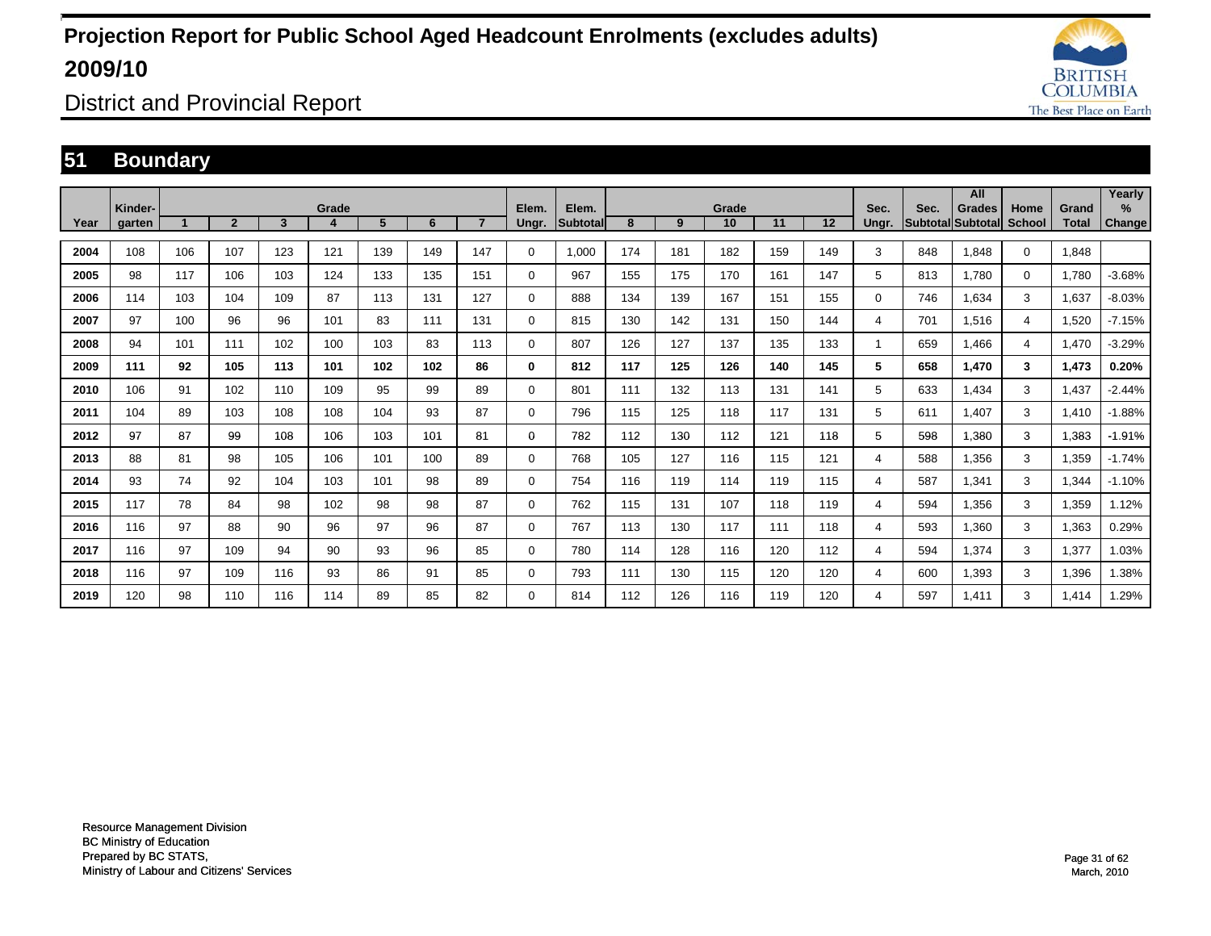# Projection Report for Public School Aged Headcount Enrolments (excludes adults) 2009/10

## District and Provincial Report

## 51 Boundary

| Year | Kinder-garten | Grade 1 | 2 | 3 | 4 | 5 | 6 | 7 | Elem. Ungr. | Elem. Subtotal | Grade 8 | 9 | 10 | 11 | 12 | Sec. Ungr. | Sec. Subtotal | All Grades Subtotal | Home School | Grand Total | Yearly % Change |
|---|---|---|---|---|---|---|---|---|---|---|---|---|---|---|---|---|---|---|---|---|---|
| 2004 | 108 | 106 | 107 | 123 | 121 | 139 | 149 | 147 | 0 | 1,000 | 174 | 181 | 182 | 159 | 149 | 3 | 848 | 1,848 | 0 | 1,848 | |
| 2005 | 98 | 117 | 106 | 103 | 124 | 133 | 135 | 151 | 0 | 967 | 155 | 175 | 170 | 161 | 147 | 5 | 813 | 1,780 | 0 | 1,780 | -3.68% |
| 2006 | 114 | 103 | 104 | 109 | 87 | 113 | 131 | 127 | 0 | 888 | 134 | 139 | 167 | 151 | 155 | 0 | 746 | 1,634 | 3 | 1,637 | -8.03% |
| 2007 | 97 | 100 | 96 | 96 | 101 | 83 | 111 | 131 | 0 | 815 | 130 | 142 | 131 | 150 | 144 | 4 | 701 | 1,516 | 4 | 1,520 | -7.15% |
| 2008 | 94 | 101 | 111 | 102 | 100 | 103 | 83 | 113 | 0 | 807 | 126 | 127 | 137 | 135 | 133 | 1 | 659 | 1,466 | 4 | 1,470 | -3.29% |
| **2009** | **111** | **92** | **105** | **113** | **101** | **102** | **102** | **86** | **0** | **812** | **117** | **125** | **126** | **140** | **145** | **5** | **658** | **1,470** | **3** | **1,473** | **0.20%** |
| 2010 | 106 | 91 | 102 | 110 | 109 | 95 | 99 | 89 | 0 | 801 | 111 | 132 | 113 | 131 | 141 | 5 | 633 | 1,434 | 3 | 1,437 | -2.44% |
| 2011 | 104 | 89 | 103 | 108 | 108 | 104 | 93 | 87 | 0 | 796 | 115 | 125 | 118 | 117 | 131 | 5 | 611 | 1,407 | 3 | 1,410 | -1.88% |
| 2012 | 97 | 87 | 99 | 108 | 106 | 103 | 101 | 81 | 0 | 782 | 112 | 130 | 112 | 121 | 118 | 5 | 598 | 1,380 | 3 | 1,383 | -1.91% |
| 2013 | 88 | 81 | 98 | 105 | 106 | 101 | 100 | 89 | 0 | 768 | 105 | 127 | 116 | 115 | 121 | 4 | 588 | 1,356 | 3 | 1,359 | -1.74% |
| 2014 | 93 | 74 | 92 | 104 | 103 | 101 | 98 | 89 | 0 | 754 | 116 | 119 | 114 | 119 | 115 | 4 | 587 | 1,341 | 3 | 1,344 | -1.10% |
| 2015 | 117 | 78 | 84 | 98 | 102 | 98 | 98 | 87 | 0 | 762 | 115 | 131 | 107 | 118 | 119 | 4 | 594 | 1,356 | 3 | 1,359 | 1.12% |
| 2016 | 116 | 97 | 88 | 90 | 96 | 97 | 96 | 87 | 0 | 767 | 113 | 130 | 117 | 111 | 118 | 4 | 593 | 1,360 | 3 | 1,363 | 0.29% |
| 2017 | 116 | 97 | 109 | 94 | 90 | 93 | 96 | 85 | 0 | 780 | 114 | 128 | 116 | 120 | 112 | 4 | 594 | 1,374 | 3 | 1,377 | 1.03% |
| 2018 | 116 | 97 | 109 | 116 | 93 | 86 | 91 | 85 | 0 | 793 | 111 | 130 | 115 | 120 | 120 | 4 | 600 | 1,393 | 3 | 1,396 | 1.38% |
| 2019 | 120 | 98 | 110 | 116 | 114 | 89 | 85 | 82 | 0 | 814 | 112 | 126 | 116 | 119 | 120 | 4 | 597 | 1,411 | 3 | 1,414 | 1.29% |

Resource Management Division
BC Ministry of Education
Prepared by BC STATS,
Ministry of Labour and Citizens' Services

March, 2010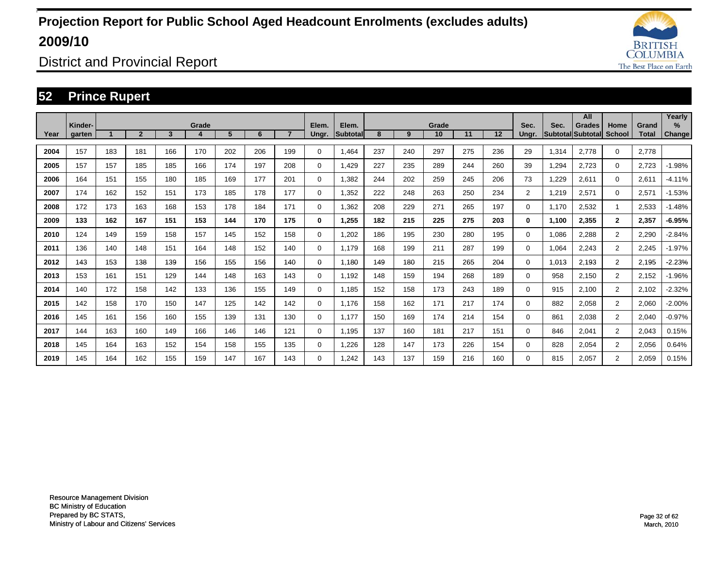# Projection Report for Public School Aged Headcount Enrolments (excludes adults) 2009/10

## District and Provincial Report

## 52 Prince Rupert

| Year | Kinder-garten | Grade 1 | 2 | 3 | 4 | 5 | 6 | 7 | Elem. Ungr. | Elem. Subtotal | Grade 8 | 9 | 10 | 11 | 12 | Sec. Ungr. | Sec. Subtotal | All Grades Subtotal | Home School | Grand Total | Yearly % Change |
|---|---|---|---|---|---|---|---|---|---|---|---|---|---|---|---|---|---|---|---|---|---|
| 2004 | 157 | 183 | 181 | 166 | 170 | 202 | 206 | 199 | 0 | 1,464 | 237 | 240 | 297 | 275 | 236 | 29 | 1,314 | 2,778 | 0 | 2,778 | |
| 2005 | 157 | 157 | 185 | 185 | 166 | 174 | 197 | 208 | 0 | 1,429 | 227 | 235 | 289 | 244 | 260 | 39 | 1,294 | 2,723 | 0 | 2,723 | -1.98% |
| 2006 | 164 | 151 | 155 | 180 | 185 | 169 | 177 | 201 | 0 | 1,382 | 244 | 202 | 259 | 245 | 206 | 73 | 1,229 | 2,611 | 0 | 2,611 | -4.11% |
| 2007 | 174 | 162 | 152 | 151 | 173 | 185 | 178 | 177 | 0 | 1,352 | 222 | 248 | 263 | 250 | 234 | 2 | 1,219 | 2,571 | 0 | 2,571 | -1.53% |
| 2008 | 172 | 173 | 163 | 168 | 153 | 178 | 184 | 171 | 0 | 1,362 | 208 | 229 | 271 | 265 | 197 | 0 | 1,170 | 2,532 | 1 | 2,533 | -1.48% |
| **2009** | **133** | **162** | **167** | **151** | **153** | **144** | **170** | **175** | **0** | **1,255** | **182** | **215** | **225** | **275** | **203** | **0** | **1,100** | **2,355** | **2** | **2,357** | **-6.95%** |
| 2010 | 124 | 149 | 159 | 158 | 157 | 145 | 152 | 158 | 0 | 1,202 | 186 | 195 | 230 | 280 | 195 | 0 | 1,086 | 2,288 | 2 | 2,290 | -2.84% |
| 2011 | 136 | 140 | 148 | 151 | 164 | 148 | 152 | 140 | 0 | 1,179 | 168 | 199 | 211 | 287 | 199 | 0 | 1,064 | 2,243 | 2 | 2,245 | -1.97% |
| 2012 | 143 | 153 | 138 | 139 | 156 | 155 | 156 | 140 | 0 | 1,180 | 149 | 180 | 215 | 265 | 204 | 0 | 1,013 | 2,193 | 2 | 2,195 | -2.23% |
| 2013 | 153 | 161 | 151 | 129 | 144 | 148 | 163 | 143 | 0 | 1,192 | 148 | 159 | 194 | 268 | 189 | 0 | 958 | 2,150 | 2 | 2,152 | -1.96% |
| 2014 | 140 | 172 | 158 | 142 | 133 | 136 | 155 | 149 | 0 | 1,185 | 152 | 158 | 173 | 243 | 189 | 0 | 915 | 2,100 | 2 | 2,102 | -2.32% |
| 2015 | 142 | 158 | 170 | 150 | 147 | 125 | 142 | 142 | 0 | 1,176 | 158 | 162 | 171 | 217 | 174 | 0 | 882 | 2,058 | 2 | 2,060 | -2.00% |
| 2016 | 145 | 161 | 156 | 160 | 155 | 139 | 131 | 130 | 0 | 1,177 | 150 | 169 | 174 | 214 | 154 | 0 | 861 | 2,038 | 2 | 2,040 | -0.97% |
| 2017 | 144 | 163 | 160 | 149 | 166 | 146 | 146 | 121 | 0 | 1,195 | 137 | 160 | 181 | 217 | 151 | 0 | 846 | 2,041 | 2 | 2,043 | 0.15% |
| 2018 | 145 | 164 | 163 | 152 | 154 | 158 | 155 | 135 | 0 | 1,226 | 128 | 147 | 173 | 226 | 154 | 0 | 828 | 2,054 | 2 | 2,056 | 0.64% |
| 2019 | 145 | 164 | 162 | 155 | 159 | 147 | 167 | 143 | 0 | 1,242 | 143 | 137 | 159 | 216 | 160 | 0 | 815 | 2,057 | 2 | 2,059 | 0.15% |

Resource Management Division
BC Ministry of Education
Prepared by BC STATS,
Ministry of Labour and Citizens' Services

March, 2010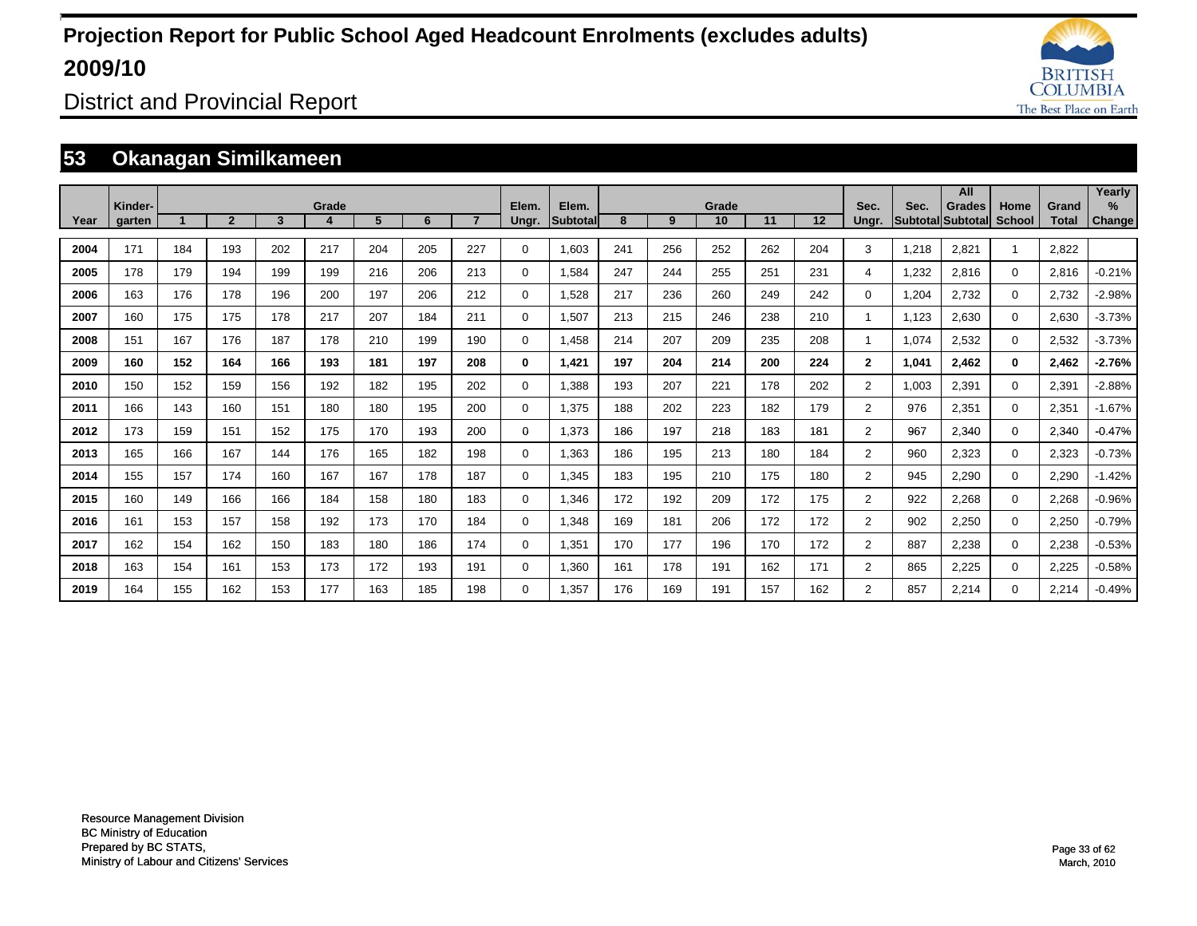# Projection Report for Public School Aged Headcount Enrolments (excludes adults) 2009/10

## District and Provincial Report

### 53 Okanagan Similkameen

| Year | Kinder-garten | Grade 1 | 2 | 3 | 4 | 5 | 6 | 7 | Elem. Ungr. | Elem. Subtotal | Grade 8 | 9 | 10 | 11 | 12 | Sec. Ungr. | Sec. Subtotal | All Grades Subtotal | Home School | Grand Total | Yearly % Change |
|---|---|---|---|---|---|---|---|---|---|---|---|---|---|---|---|---|---|---|---|---|---|
| 2004 | 171 | 184 | 193 | 202 | 217 | 204 | 205 | 227 | 0 | 1,603 | 241 | 256 | 252 | 262 | 204 | 3 | 1,218 | 2,821 | 1 | 2,822 | |
| 2005 | 178 | 179 | 194 | 199 | 199 | 216 | 206 | 213 | 0 | 1,584 | 247 | 244 | 255 | 251 | 231 | 4 | 1,232 | 2,816 | 0 | 2,816 | -0.21% |
| 2006 | 163 | 176 | 178 | 196 | 200 | 197 | 206 | 212 | 0 | 1,528 | 217 | 236 | 260 | 249 | 242 | 0 | 1,204 | 2,732 | 0 | 2,732 | -2.98% |
| 2007 | 160 | 175 | 175 | 178 | 217 | 207 | 184 | 211 | 0 | 1,507 | 213 | 215 | 246 | 238 | 210 | 1 | 1,123 | 2,630 | 0 | 2,630 | -3.73% |
| 2008 | 151 | 167 | 176 | 187 | 178 | 210 | 199 | 190 | 0 | 1,458 | 214 | 207 | 209 | 235 | 208 | 1 | 1,074 | 2,532 | 0 | 2,532 | -3.73% |
| **2009** | **160** | **152** | **164** | **166** | **193** | **181** | **197** | **208** | **0** | **1,421** | **197** | **204** | **214** | **200** | **224** | **2** | **1,041** | **2,462** | **0** | **2,462** | **-2.76%** |
| 2010 | 150 | 152 | 159 | 156 | 192 | 182 | 195 | 202 | 0 | 1,388 | 193 | 207 | 221 | 178 | 202 | 2 | 1,003 | 2,391 | 0 | 2,391 | -2.88% |
| 2011 | 166 | 143 | 160 | 151 | 180 | 180 | 195 | 200 | 0 | 1,375 | 188 | 202 | 223 | 182 | 179 | 2 | 976 | 2,351 | 0 | 2,351 | -1.67% |
| 2012 | 173 | 159 | 151 | 152 | 175 | 170 | 193 | 200 | 0 | 1,373 | 186 | 197 | 218 | 183 | 181 | 2 | 967 | 2,340 | 0 | 2,340 | -0.47% |
| 2013 | 165 | 166 | 167 | 144 | 176 | 165 | 182 | 198 | 0 | 1,363 | 186 | 195 | 213 | 180 | 184 | 2 | 960 | 2,323 | 0 | 2,323 | -0.73% |
| 2014 | 155 | 157 | 174 | 160 | 167 | 167 | 178 | 187 | 0 | 1,345 | 183 | 195 | 210 | 175 | 180 | 2 | 945 | 2,290 | 0 | 2,290 | -1.42% |
| 2015 | 160 | 149 | 166 | 166 | 184 | 158 | 180 | 183 | 0 | 1,346 | 172 | 192 | 209 | 172 | 175 | 2 | 922 | 2,268 | 0 | 2,268 | -0.96% |
| 2016 | 161 | 153 | 157 | 158 | 192 | 173 | 170 | 184 | 0 | 1,348 | 169 | 181 | 206 | 172 | 172 | 2 | 902 | 2,250 | 0 | 2,250 | -0.79% |
| 2017 | 162 | 154 | 162 | 150 | 183 | 180 | 186 | 174 | 0 | 1,351 | 170 | 177 | 196 | 170 | 172 | 2 | 887 | 2,238 | 0 | 2,238 | -0.53% |
| 2018 | 163 | 154 | 161 | 153 | 173 | 172 | 193 | 191 | 0 | 1,360 | 161 | 178 | 191 | 162 | 171 | 2 | 865 | 2,225 | 0 | 2,225 | -0.58% |
| 2019 | 164 | 155 | 162 | 153 | 177 | 163 | 185 | 198 | 0 | 1,357 | 176 | 169 | 191 | 157 | 162 | 2 | 857 | 2,214 | 0 | 2,214 | -0.49% |

Resource Management Division
BC Ministry of Education
Prepared by BC STATS,
Ministry of Labour and Citizens' Services

March, 2010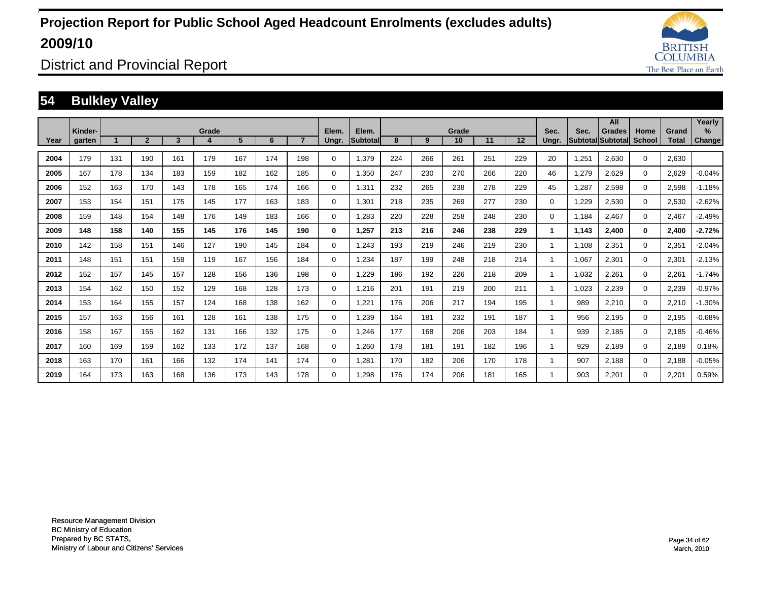# Projection Report for Public School Aged Headcount Enrolments (excludes adults) 2009/10

District and Provincial Report

## 54 Bulkley Valley

| Year | Kinder-garten | Grade 1 | 2 | 3 | 4 | 5 | 6 | 7 | Elem. Ungr. | Elem. Subtotal | Grade 8 | 9 | 10 | 11 | 12 | Sec. Ungr. | Sec. Subtotal | All Grades Subtotal | Home School | Grand Total | Yearly % Change |
|---|---|---|---|---|---|---|---|---|---|---|---|---|---|---|---|---|---|---|---|---|---|
| 2004 | 179 | 131 | 190 | 161 | 179 | 167 | 174 | 198 | 0 | 1,379 | 224 | 266 | 261 | 251 | 229 | 20 | 1,251 | 2,630 | 0 | 2,630 | |
| 2005 | 167 | 178 | 134 | 183 | 159 | 182 | 162 | 185 | 0 | 1,350 | 247 | 230 | 270 | 266 | 220 | 46 | 1,279 | 2,629 | 0 | 2,629 | -0.04% |
| 2006 | 152 | 163 | 170 | 143 | 178 | 165 | 174 | 166 | 0 | 1,311 | 232 | 265 | 238 | 278 | 229 | 45 | 1,287 | 2,598 | 0 | 2,598 | -1.18% |
| 2007 | 153 | 154 | 151 | 175 | 145 | 177 | 163 | 183 | 0 | 1,301 | 218 | 235 | 269 | 277 | 230 | 0 | 1,229 | 2,530 | 0 | 2,530 | -2.62% |
| 2008 | 159 | 148 | 154 | 148 | 176 | 149 | 183 | 166 | 0 | 1,283 | 220 | 228 | 258 | 248 | 230 | 0 | 1,184 | 2,467 | 0 | 2,467 | -2.49% |
| **2009** | **148** | **158** | **140** | **155** | **145** | **176** | **145** | **190** | **0** | **1,257** | **213** | **216** | **246** | **238** | **229** | **1** | **1,143** | **2,400** | **0** | **2,400** | **-2.72%** |
| 2010 | 142 | 158 | 151 | 146 | 127 | 190 | 145 | 184 | 0 | 1,243 | 193 | 219 | 246 | 219 | 230 | 1 | 1,108 | 2,351 | 0 | 2,351 | -2.04% |
| 2011 | 148 | 151 | 151 | 158 | 119 | 167 | 156 | 184 | 0 | 1,234 | 187 | 199 | 248 | 218 | 214 | 1 | 1,067 | 2,301 | 0 | 2,301 | -2.13% |
| 2012 | 152 | 157 | 145 | 157 | 128 | 156 | 136 | 198 | 0 | 1,229 | 186 | 192 | 226 | 218 | 209 | 1 | 1,032 | 2,261 | 0 | 2,261 | -1.74% |
| 2013 | 154 | 162 | 150 | 152 | 129 | 168 | 128 | 173 | 0 | 1,216 | 201 | 191 | 219 | 200 | 211 | 1 | 1,023 | 2,239 | 0 | 2,239 | -0.97% |
| 2014 | 153 | 164 | 155 | 157 | 124 | 168 | 138 | 162 | 0 | 1,221 | 176 | 206 | 217 | 194 | 195 | 1 | 989 | 2,210 | 0 | 2,210 | -1.30% |
| 2015 | 157 | 163 | 156 | 161 | 128 | 161 | 138 | 175 | 0 | 1,239 | 164 | 181 | 232 | 191 | 187 | 1 | 956 | 2,195 | 0 | 2,195 | -0.68% |
| 2016 | 158 | 167 | 155 | 162 | 131 | 166 | 132 | 175 | 0 | 1,246 | 177 | 168 | 206 | 203 | 184 | 1 | 939 | 2,185 | 0 | 2,185 | -0.46% |
| 2017 | 160 | 169 | 159 | 162 | 133 | 172 | 137 | 168 | 0 | 1,260 | 178 | 181 | 191 | 182 | 196 | 1 | 929 | 2,189 | 0 | 2,189 | 0.18% |
| 2018 | 163 | 170 | 161 | 166 | 132 | 174 | 141 | 174 | 0 | 1,281 | 170 | 182 | 206 | 170 | 178 | 1 | 907 | 2,188 | 0 | 2,188 | -0.05% |
| 2019 | 164 | 173 | 163 | 168 | 136 | 173 | 143 | 178 | 0 | 1,298 | 176 | 174 | 206 | 181 | 165 | 1 | 903 | 2,201 | 0 | 2,201 | 0.59% |

Resource Management Division
BC Ministry of Education
Prepared by BC STATS,
Ministry of Labour and Citizens' Services

March, 2010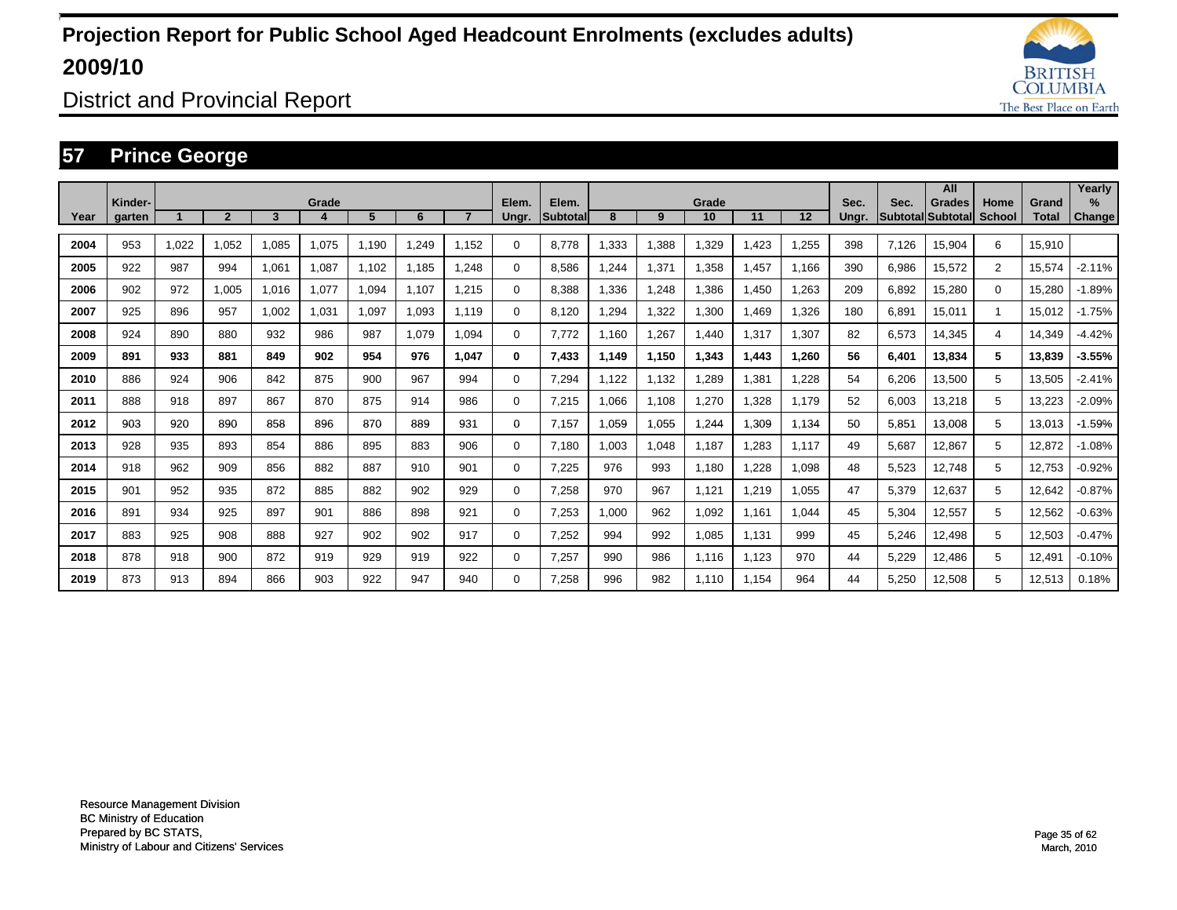# Projection Report for Public School Aged Headcount Enrolments (excludes adults) 2009/10

## District and Provincial Report

## 57 Prince George

| Year | Kinder-garten | Grade 1 | 2 | 3 | 4 | 5 | 6 | 7 | Elem. Ungr. | Elem. Subtotal | Grade 8 | 9 | 10 | 11 | 12 | Sec. Ungr. | Sec. Subtotal | All Grades Subtotal | Home School | Grand Total | Yearly % Change |
|---|---|---|---|---|---|---|---|---|---|---|---|---|---|---|---|---|---|---|---|---|---|
| 2004 | 953 | 1,022 | 1,052 | 1,085 | 1,075 | 1,190 | 1,249 | 1,152 | 0 | 8,778 | 1,333 | 1,388 | 1,329 | 1,423 | 1,255 | 398 | 7,126 | 15,904 | 6 | 15,910 | |
| 2005 | 922 | 987 | 994 | 1,061 | 1,087 | 1,102 | 1,185 | 1,248 | 0 | 8,586 | 1,244 | 1,371 | 1,358 | 1,457 | 1,166 | 390 | 6,986 | 15,572 | 2 | 15,574 | -2.11% |
| 2006 | 902 | 972 | 1,005 | 1,016 | 1,077 | 1,094 | 1,107 | 1,215 | 0 | 8,388 | 1,336 | 1,248 | 1,386 | 1,450 | 1,263 | 209 | 6,892 | 15,280 | 0 | 15,280 | -1.89% |
| 2007 | 925 | 896 | 957 | 1,002 | 1,031 | 1,097 | 1,093 | 1,119 | 0 | 8,120 | 1,294 | 1,322 | 1,300 | 1,469 | 1,326 | 180 | 6,891 | 15,011 | 1 | 15,012 | -1.75% |
| 2008 | 924 | 890 | 880 | 932 | 986 | 987 | 1,079 | 1,094 | 0 | 7,772 | 1,160 | 1,267 | 1,440 | 1,317 | 1,307 | 82 | 6,573 | 14,345 | 4 | 14,349 | -4.42% |
| **2009** | **891** | **933** | **881** | **849** | **902** | **954** | **976** | **1,047** | **0** | **7,433** | **1,149** | **1,150** | **1,343** | **1,443** | **1,260** | **56** | **6,401** | **13,834** | **5** | **13,839** | **-3.55%** |
| 2010 | 886 | 924 | 906 | 842 | 875 | 900 | 967 | 994 | 0 | 7,294 | 1,122 | 1,132 | 1,289 | 1,381 | 1,228 | 54 | 6,206 | 13,500 | 5 | 13,505 | -2.41% |
| 2011 | 888 | 918 | 897 | 867 | 870 | 875 | 914 | 986 | 0 | 7,215 | 1,066 | 1,108 | 1,270 | 1,328 | 1,179 | 52 | 6,003 | 13,218 | 5 | 13,223 | -2.09% |
| 2012 | 903 | 920 | 890 | 858 | 896 | 870 | 889 | 931 | 0 | 7,157 | 1,059 | 1,055 | 1,244 | 1,309 | 1,134 | 50 | 5,851 | 13,008 | 5 | 13,013 | -1.59% |
| 2013 | 928 | 935 | 893 | 854 | 886 | 895 | 883 | 906 | 0 | 7,180 | 1,003 | 1,048 | 1,187 | 1,283 | 1,117 | 49 | 5,687 | 12,867 | 5 | 12,872 | -1.08% |
| 2014 | 918 | 962 | 909 | 856 | 882 | 887 | 910 | 901 | 0 | 7,225 | 976 | 993 | 1,180 | 1,228 | 1,098 | 48 | 5,523 | 12,748 | 5 | 12,753 | -0.92% |
| 2015 | 901 | 952 | 935 | 872 | 885 | 882 | 902 | 929 | 0 | 7,258 | 970 | 967 | 1,121 | 1,219 | 1,055 | 47 | 5,379 | 12,637 | 5 | 12,642 | -0.87% |
| 2016 | 891 | 934 | 925 | 897 | 901 | 886 | 898 | 921 | 0 | 7,253 | 1,000 | 962 | 1,092 | 1,161 | 1,044 | 45 | 5,304 | 12,557 | 5 | 12,562 | -0.63% |
| 2017 | 883 | 925 | 908 | 888 | 927 | 902 | 902 | 917 | 0 | 7,252 | 994 | 992 | 1,085 | 1,131 | 999 | 45 | 5,246 | 12,498 | 5 | 12,503 | -0.47% |
| 2018 | 878 | 918 | 900 | 872 | 919 | 929 | 919 | 922 | 0 | 7,257 | 990 | 986 | 1,116 | 1,123 | 970 | 44 | 5,229 | 12,486 | 5 | 12,491 | -0.10% |
| 2019 | 873 | 913 | 894 | 866 | 903 | 922 | 947 | 940 | 0 | 7,258 | 996 | 982 | 1,110 | 1,154 | 964 | 44 | 5,250 | 12,508 | 5 | 12,513 | 0.18% |

Resource Management Division
BC Ministry of Education
Prepared by BC STATS,
Ministry of Labour and Citizens' Services

March, 2010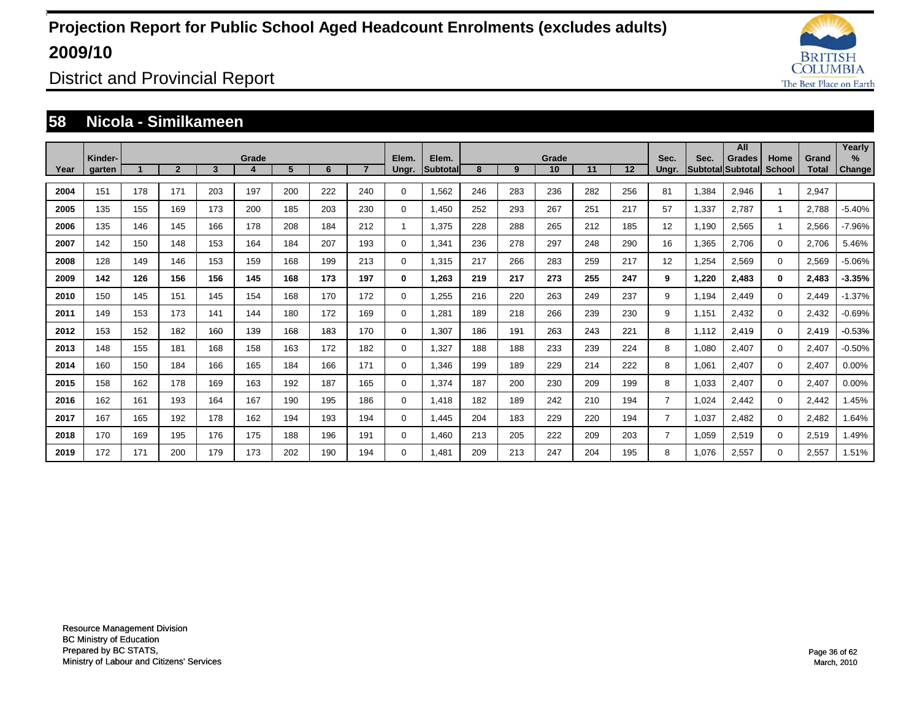# Projection Report for Public School Aged Headcount Enrolments (excludes adults)

# 2009/10

## District and Provincial Report

## 58 Nicola - Similkameen

| Year | Kinder-garten | 1 | 2 | 3 | 4 | 5 | 6 | 7 | Elem. Ungr. | Elem. Subtotal | 8 | 9 | 10 | 11 | 12 | Sec. Ungr. | Sec. Subtotal | All Grades Subtotal | Home School | Grand Total | Yearly % Change |
|---|---|---|---|---|---|---|---|---|---|---|---|---|---|---|---|---|---|---|---|---|---|
| 2004 | 151 | 178 | 171 | 203 | 197 | 200 | 222 | 240 | 0 | 1,562 | 246 | 283 | 236 | 282 | 256 | 81 | 1,384 | 2,946 | 1 | 2,947 | |
| 2005 | 135 | 155 | 169 | 173 | 200 | 185 | 203 | 230 | 0 | 1,450 | 252 | 293 | 267 | 251 | 217 | 57 | 1,337 | 2,787 | 1 | 2,788 | -5.40% |
| 2006 | 135 | 146 | 145 | 166 | 178 | 208 | 184 | 212 | 1 | 1,375 | 228 | 288 | 265 | 212 | 185 | 12 | 1,190 | 2,565 | 1 | 2,566 | -7.96% |
| 2007 | 142 | 150 | 148 | 153 | 164 | 184 | 207 | 193 | 0 | 1,341 | 236 | 278 | 297 | 248 | 290 | 16 | 1,365 | 2,706 | 0 | 2,706 | 5.46% |
| 2008 | 128 | 149 | 146 | 153 | 159 | 168 | 199 | 213 | 0 | 1,315 | 217 | 266 | 283 | 259 | 217 | 12 | 1,254 | 2,569 | 0 | 2,569 | -5.06% |
| **2009** | **142** | **126** | **156** | **156** | **145** | **168** | **173** | **197** | **0** | **1,263** | **219** | **217** | **273** | **255** | **247** | **9** | **1,220** | **2,483** | **0** | **2,483** | **-3.35%** |
| 2010 | 150 | 145 | 151 | 145 | 154 | 168 | 170 | 172 | 0 | 1,255 | 216 | 220 | 263 | 249 | 237 | 9 | 1,194 | 2,449 | 0 | 2,449 | -1.37% |
| 2011 | 149 | 153 | 173 | 141 | 144 | 180 | 172 | 169 | 0 | 1,281 | 189 | 218 | 266 | 239 | 230 | 9 | 1,151 | 2,432 | 0 | 2,432 | -0.69% |
| 2012 | 153 | 152 | 182 | 160 | 139 | 168 | 183 | 170 | 0 | 1,307 | 186 | 191 | 263 | 243 | 221 | 8 | 1,112 | 2,419 | 0 | 2,419 | -0.53% |
| 2013 | 148 | 155 | 181 | 168 | 158 | 163 | 172 | 182 | 0 | 1,327 | 188 | 188 | 233 | 239 | 224 | 8 | 1,080 | 2,407 | 0 | 2,407 | -0.50% |
| 2014 | 160 | 150 | 184 | 166 | 165 | 184 | 166 | 171 | 0 | 1,346 | 199 | 189 | 229 | 214 | 222 | 8 | 1,061 | 2,407 | 0 | 2,407 | 0.00% |
| 2015 | 158 | 162 | 178 | 169 | 163 | 192 | 187 | 165 | 0 | 1,374 | 187 | 200 | 230 | 209 | 199 | 8 | 1,033 | 2,407 | 0 | 2,407 | 0.00% |
| 2016 | 162 | 161 | 193 | 164 | 167 | 190 | 195 | 186 | 0 | 1,418 | 182 | 189 | 242 | 210 | 194 | 7 | 1,024 | 2,442 | 0 | 2,442 | 1.45% |
| 2017 | 167 | 165 | 192 | 178 | 162 | 194 | 193 | 194 | 0 | 1,445 | 204 | 183 | 229 | 220 | 194 | 7 | 1,037 | 2,482 | 0 | 2,482 | 1.64% |
| 2018 | 170 | 169 | 195 | 176 | 175 | 188 | 196 | 191 | 0 | 1,460 | 213 | 205 | 222 | 209 | 203 | 7 | 1,059 | 2,519 | 0 | 2,519 | 1.49% |
| 2019 | 172 | 171 | 200 | 179 | 173 | 202 | 190 | 194 | 0 | 1,481 | 209 | 213 | 247 | 204 | 195 | 8 | 1,076 | 2,557 | 0 | 2,557 | 1.51% |

Resource Management Division
BC Ministry of Education
Prepared by BC STATS,
Ministry of Labour and Citizens' Services

March, 2010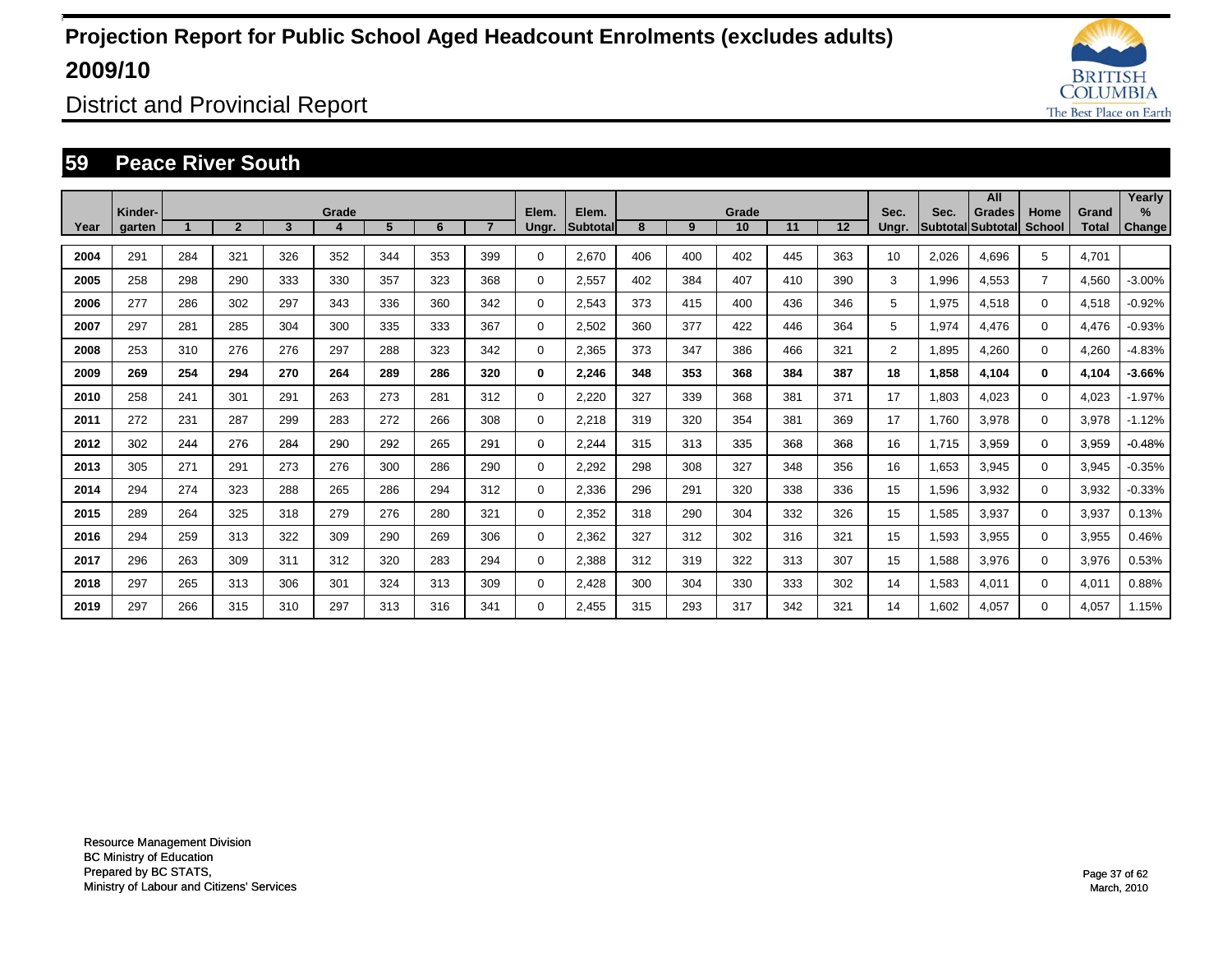# Projection Report for Public School Aged Headcount Enrolments (excludes adults) 2009/10

District and Provincial Report

## 59 Peace River South

| Year | Kinder-garten | Grade 1 | 2 | 3 | 4 | 5 | 6 | 7 | Elem. Ungr. | Elem. Subtotal | Grade 8 | 9 | 10 | 11 | 12 | Sec. Ungr. | Sec. Subtotal | All Grades Subtotal | Home School | Grand Total | Yearly % Change |
|---|---|---|---|---|---|---|---|---|---|---|---|---|---|---|---|---|---|---|---|---|---|
| 2004 | 291 | 284 | 321 | 326 | 352 | 344 | 353 | 399 | 0 | 2,670 | 406 | 400 | 402 | 445 | 363 | 10 | 2,026 | 4,696 | 5 | 4,701 | |
| 2005 | 258 | 298 | 290 | 333 | 330 | 357 | 323 | 368 | 0 | 2,557 | 402 | 384 | 407 | 410 | 390 | 3 | 1,996 | 4,553 | 7 | 4,560 | -3.00% |
| 2006 | 277 | 286 | 302 | 297 | 343 | 336 | 360 | 342 | 0 | 2,543 | 373 | 415 | 400 | 436 | 346 | 5 | 1,975 | 4,518 | 0 | 4,518 | -0.92% |
| 2007 | 297 | 281 | 285 | 304 | 300 | 335 | 333 | 367 | 0 | 2,502 | 360 | 377 | 422 | 446 | 364 | 5 | 1,974 | 4,476 | 0 | 4,476 | -0.93% |
| 2008 | 253 | 310 | 276 | 276 | 297 | 288 | 323 | 342 | 0 | 2,365 | 373 | 347 | 386 | 466 | 321 | 2 | 1,895 | 4,260 | 0 | 4,260 | -4.83% |
| **2009** | **269** | **254** | **294** | **270** | **264** | **289** | **286** | **320** | **0** | **2,246** | **348** | **353** | **368** | **384** | **387** | **18** | **1,858** | **4,104** | **0** | **4,104** | **-3.66%** |
| 2010 | 258 | 241 | 301 | 291 | 263 | 273 | 281 | 312 | 0 | 2,220 | 327 | 339 | 368 | 381 | 371 | 17 | 1,803 | 4,023 | 0 | 4,023 | -1.97% |
| 2011 | 272 | 231 | 287 | 299 | 283 | 272 | 266 | 308 | 0 | 2,218 | 319 | 320 | 354 | 381 | 369 | 17 | 1,760 | 3,978 | 0 | 3,978 | -1.12% |
| 2012 | 302 | 244 | 276 | 284 | 290 | 292 | 265 | 291 | 0 | 2,244 | 315 | 313 | 335 | 368 | 368 | 16 | 1,715 | 3,959 | 0 | 3,959 | -0.48% |
| 2013 | 305 | 271 | 291 | 273 | 276 | 300 | 286 | 290 | 0 | 2,292 | 298 | 308 | 327 | 348 | 356 | 16 | 1,653 | 3,945 | 0 | 3,945 | -0.35% |
| 2014 | 294 | 274 | 323 | 288 | 265 | 286 | 294 | 312 | 0 | 2,336 | 296 | 291 | 320 | 338 | 336 | 15 | 1,596 | 3,932 | 0 | 3,932 | -0.33% |
| 2015 | 289 | 264 | 325 | 318 | 279 | 276 | 280 | 321 | 0 | 2,352 | 318 | 290 | 304 | 332 | 326 | 15 | 1,585 | 3,937 | 0 | 3,937 | 0.13% |
| 2016 | 294 | 259 | 313 | 322 | 309 | 290 | 269 | 306 | 0 | 2,362 | 327 | 312 | 302 | 316 | 321 | 15 | 1,593 | 3,955 | 0 | 3,955 | 0.46% |
| 2017 | 296 | 263 | 309 | 311 | 312 | 320 | 283 | 294 | 0 | 2,388 | 312 | 319 | 322 | 313 | 307 | 15 | 1,588 | 3,976 | 0 | 3,976 | 0.53% |
| 2018 | 297 | 265 | 313 | 306 | 301 | 324 | 313 | 309 | 0 | 2,428 | 300 | 304 | 330 | 333 | 302 | 14 | 1,583 | 4,011 | 0 | 4,011 | 0.88% |
| 2019 | 297 | 266 | 315 | 310 | 297 | 313 | 316 | 341 | 0 | 2,455 | 315 | 293 | 317 | 342 | 321 | 14 | 1,602 | 4,057 | 0 | 4,057 | 1.15% |

Resource Management Division
BC Ministry of Education
Prepared by BC STATS,
Ministry of Labour and Citizens' Services

March, 2010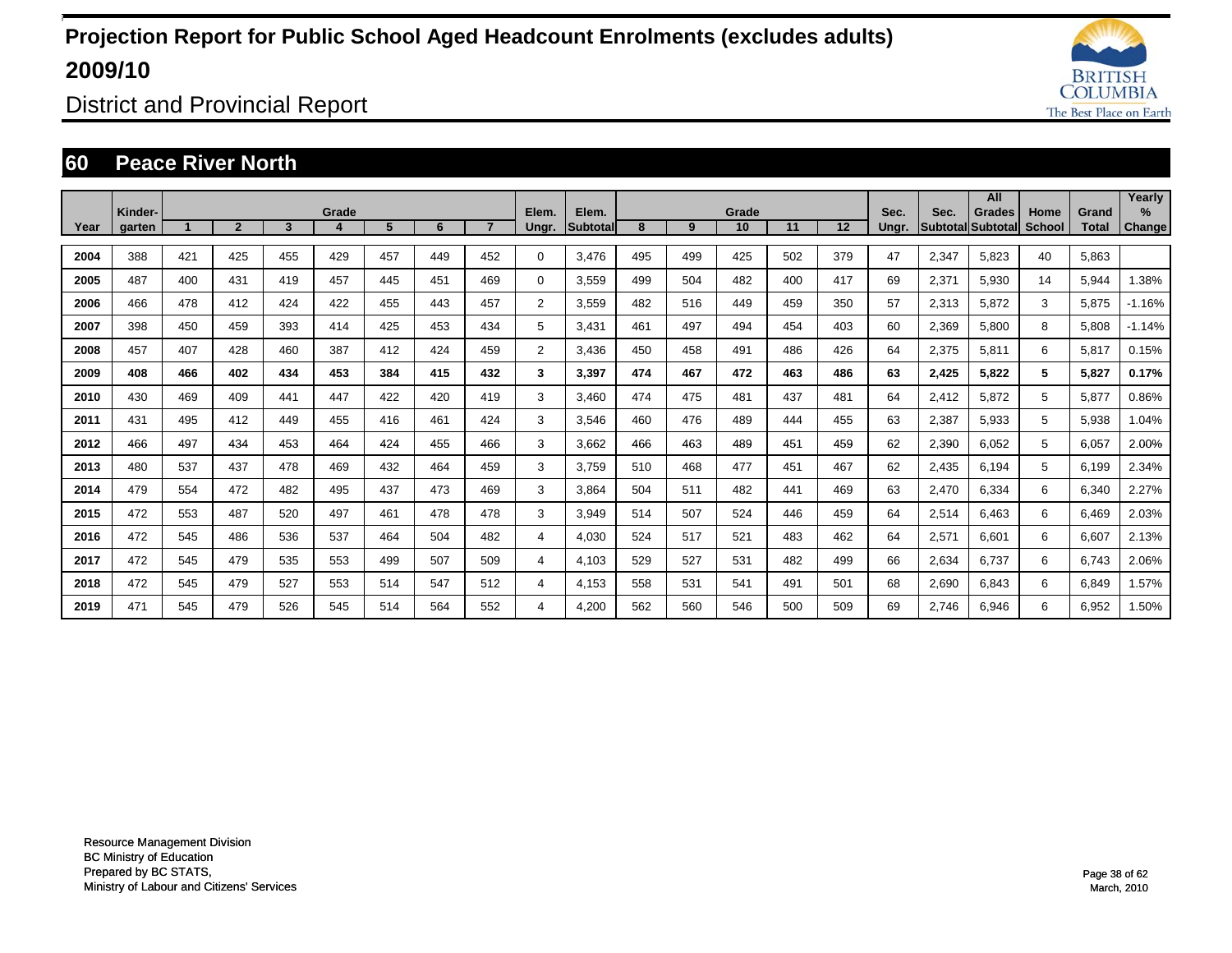# Projection Report for Public School Aged Headcount Enrolments (excludes adults) 2009/10

## District and Provincial Report

## 60 Peace River North

| Year | Kinder-garten | Grade 1 | 2 | 3 | 4 | 5 | 6 | 7 | Elem. Ungr. | Elem. Subtotal | Grade 8 | 9 | 10 | 11 | 12 | Sec. Ungr. | Sec. Subtotal | All Grades Subtotal | Home School | Grand Total | Yearly % Change |
|---|---|---|---|---|---|---|---|---|---|---|---|---|---|---|---|---|---|---|---|---|---|
| 2004 | 388 | 421 | 425 | 455 | 429 | 457 | 449 | 452 | 0 | 3,476 | 495 | 499 | 425 | 502 | 379 | 47 | 2,347 | 5,823 | 40 | 5,863 | |
| 2005 | 487 | 400 | 431 | 419 | 457 | 445 | 451 | 469 | 0 | 3,559 | 499 | 504 | 482 | 400 | 417 | 69 | 2,371 | 5,930 | 14 | 5,944 | 1.38% |
| 2006 | 466 | 478 | 412 | 424 | 422 | 455 | 443 | 457 | 2 | 3,559 | 482 | 516 | 449 | 459 | 350 | 57 | 2,313 | 5,872 | 3 | 5,875 | -1.16% |
| 2007 | 398 | 450 | 459 | 393 | 414 | 425 | 453 | 434 | 5 | 3,431 | 461 | 497 | 494 | 454 | 403 | 60 | 2,369 | 5,800 | 8 | 5,808 | -1.14% |
| 2008 | 457 | 407 | 428 | 460 | 387 | 412 | 424 | 459 | 2 | 3,436 | 450 | 458 | 491 | 486 | 426 | 64 | 2,375 | 5,811 | 6 | 5,817 | 0.15% |
| **2009** | **408** | **466** | **402** | **434** | **453** | **384** | **415** | **432** | **3** | **3,397** | **474** | **467** | **472** | **463** | **486** | **63** | **2,425** | **5,822** | **5** | **5,827** | **0.17%** |
| 2010 | 430 | 469 | 409 | 441 | 447 | 422 | 420 | 419 | 3 | 3,460 | 474 | 475 | 481 | 437 | 481 | 64 | 2,412 | 5,872 | 5 | 5,877 | 0.86% |
| 2011 | 431 | 495 | 412 | 449 | 455 | 416 | 461 | 424 | 3 | 3,546 | 460 | 476 | 489 | 444 | 455 | 63 | 2,387 | 5,933 | 5 | 5,938 | 1.04% |
| 2012 | 466 | 497 | 434 | 453 | 464 | 424 | 455 | 466 | 3 | 3,662 | 466 | 463 | 489 | 451 | 459 | 62 | 2,390 | 6,052 | 5 | 6,057 | 2.00% |
| 2013 | 480 | 537 | 437 | 478 | 469 | 432 | 464 | 459 | 3 | 3,759 | 510 | 468 | 477 | 451 | 467 | 62 | 2,435 | 6,194 | 5 | 6,199 | 2.34% |
| 2014 | 479 | 554 | 472 | 482 | 495 | 437 | 473 | 469 | 3 | 3,864 | 504 | 511 | 482 | 441 | 469 | 63 | 2,470 | 6,334 | 6 | 6,340 | 2.27% |
| 2015 | 472 | 553 | 487 | 520 | 497 | 461 | 478 | 478 | 3 | 3,949 | 514 | 507 | 524 | 446 | 459 | 64 | 2,514 | 6,463 | 6 | 6,469 | 2.03% |
| 2016 | 472 | 545 | 486 | 536 | 537 | 464 | 504 | 482 | 4 | 4,030 | 524 | 517 | 521 | 483 | 462 | 64 | 2,571 | 6,601 | 6 | 6,607 | 2.13% |
| 2017 | 472 | 545 | 479 | 535 | 553 | 499 | 507 | 509 | 4 | 4,103 | 529 | 527 | 531 | 482 | 499 | 66 | 2,634 | 6,737 | 6 | 6,743 | 2.06% |
| 2018 | 472 | 545 | 479 | 527 | 553 | 514 | 547 | 512 | 4 | 4,153 | 558 | 531 | 541 | 491 | 501 | 68 | 2,690 | 6,843 | 6 | 6,849 | 1.57% |
| 2019 | 471 | 545 | 479 | 526 | 545 | 514 | 564 | 552 | 4 | 4,200 | 562 | 560 | 546 | 500 | 509 | 69 | 2,746 | 6,946 | 6 | 6,952 | 1.50% |

Resource Management Division
BC Ministry of Education
Prepared by BC STATS,
Ministry of Labour and Citizens' Services

March, 2010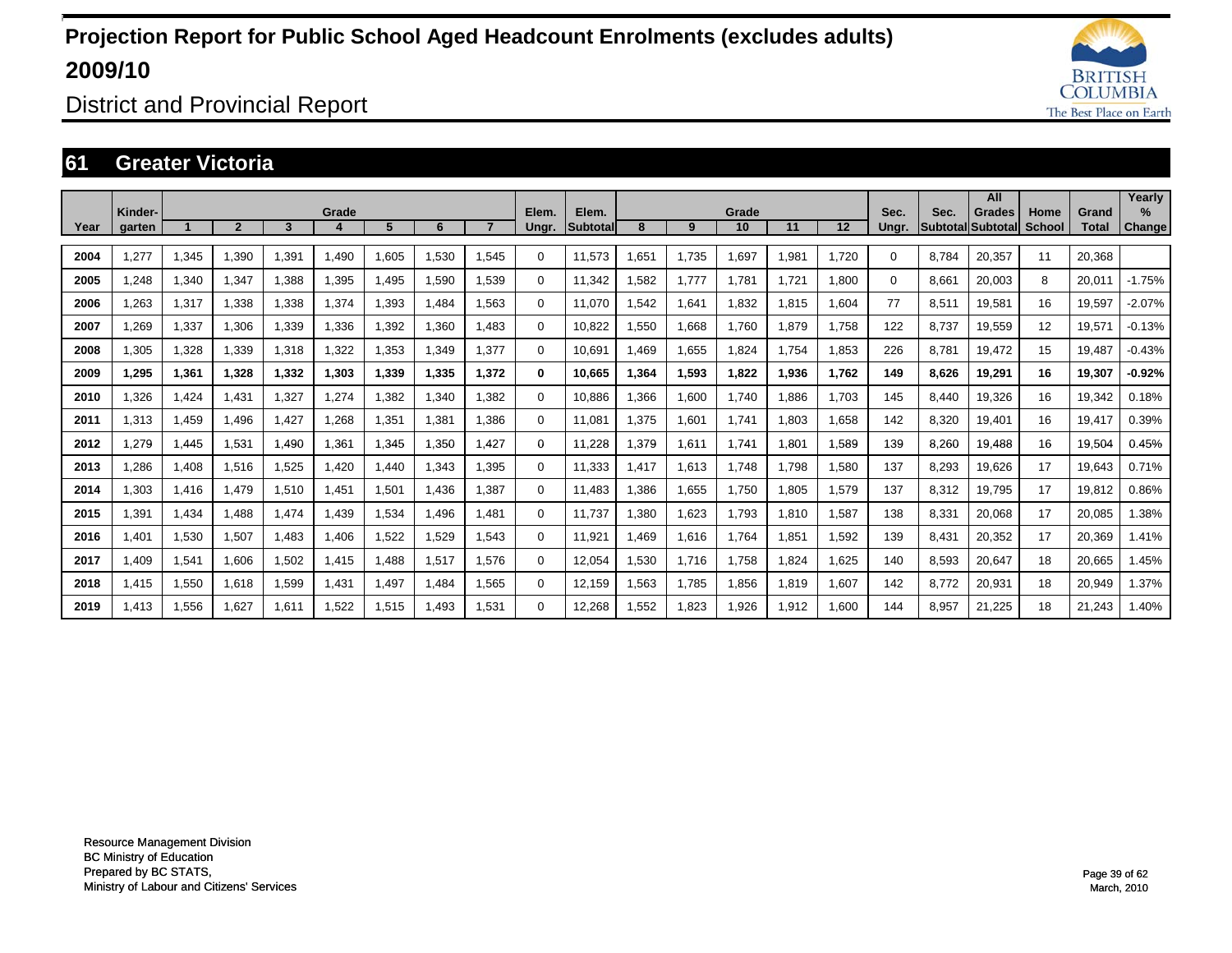# Projection Report for Public School Aged Headcount Enrolments (excludes adults) 2009/10

## District and Provincial Report

### 61 Greater Victoria

| Year | Kinder-garten | 1 | 2 | 3 | 4 | 5 | 6 | 7 | Elem. Ungr. | Elem. Subtotal | 8 | 9 | 10 | 11 | 12 | Sec. Ungr. | Sec. Subtotal | All Grades Subtotal | Home School | Grand Total | Yearly % Change |
|---|---|---|---|---|---|---|---|---|---|---|---|---|---|---|---|---|---|---|---|---|---|
| 2004 | 1,277 | 1,345 | 1,390 | 1,391 | 1,490 | 1,605 | 1,530 | 1,545 | 0 | 11,573 | 1,651 | 1,735 | 1,697 | 1,981 | 1,720 | 0 | 8,784 | 20,357 | 11 | 20,368 | |
| 2005 | 1,248 | 1,340 | 1,347 | 1,388 | 1,395 | 1,495 | 1,590 | 1,539 | 0 | 11,342 | 1,582 | 1,777 | 1,781 | 1,721 | 1,800 | 0 | 8,661 | 20,003 | 8 | 20,011 | -1.75% |
| 2006 | 1,263 | 1,317 | 1,338 | 1,338 | 1,374 | 1,393 | 1,484 | 1,563 | 0 | 11,070 | 1,542 | 1,641 | 1,832 | 1,815 | 1,604 | 77 | 8,511 | 19,581 | 16 | 19,597 | -2.07% |
| 2007 | 1,269 | 1,337 | 1,306 | 1,339 | 1,336 | 1,392 | 1,360 | 1,483 | 0 | 10,822 | 1,550 | 1,668 | 1,760 | 1,879 | 1,758 | 122 | 8,737 | 19,559 | 12 | 19,571 | -0.13% |
| 2008 | 1,305 | 1,328 | 1,339 | 1,318 | 1,322 | 1,353 | 1,349 | 1,377 | 0 | 10,691 | 1,469 | 1,655 | 1,824 | 1,754 | 1,853 | 226 | 8,781 | 19,472 | 15 | 19,487 | -0.43% |
| **2009** | **1,295** | **1,361** | **1,328** | **1,332** | **1,303** | **1,339** | **1,335** | **1,372** | **0** | **10,665** | **1,364** | **1,593** | **1,822** | **1,936** | **1,762** | **149** | **8,626** | **19,291** | **16** | **19,307** | **-0.92%** |
| 2010 | 1,326 | 1,424 | 1,431 | 1,327 | 1,274 | 1,382 | 1,340 | 1,382 | 0 | 10,886 | 1,366 | 1,600 | 1,740 | 1,886 | 1,703 | 145 | 8,440 | 19,326 | 16 | 19,342 | 0.18% |
| 2011 | 1,313 | 1,459 | 1,496 | 1,427 | 1,268 | 1,351 | 1,381 | 1,386 | 0 | 11,081 | 1,375 | 1,601 | 1,741 | 1,803 | 1,658 | 142 | 8,320 | 19,401 | 16 | 19,417 | 0.39% |
| 2012 | 1,279 | 1,445 | 1,531 | 1,490 | 1,361 | 1,345 | 1,350 | 1,427 | 0 | 11,228 | 1,379 | 1,611 | 1,741 | 1,801 | 1,589 | 139 | 8,260 | 19,488 | 16 | 19,504 | 0.45% |
| 2013 | 1,286 | 1,408 | 1,516 | 1,525 | 1,420 | 1,440 | 1,343 | 1,395 | 0 | 11,333 | 1,417 | 1,613 | 1,748 | 1,798 | 1,580 | 137 | 8,293 | 19,626 | 17 | 19,643 | 0.71% |
| 2014 | 1,303 | 1,416 | 1,479 | 1,510 | 1,451 | 1,501 | 1,436 | 1,387 | 0 | 11,483 | 1,386 | 1,655 | 1,750 | 1,805 | 1,579 | 137 | 8,312 | 19,795 | 17 | 19,812 | 0.86% |
| 2015 | 1,391 | 1,434 | 1,488 | 1,474 | 1,439 | 1,534 | 1,496 | 1,481 | 0 | 11,737 | 1,380 | 1,623 | 1,793 | 1,810 | 1,587 | 138 | 8,331 | 20,068 | 17 | 20,085 | 1.38% |
| 2016 | 1,401 | 1,530 | 1,507 | 1,483 | 1,406 | 1,522 | 1,529 | 1,543 | 0 | 11,921 | 1,469 | 1,616 | 1,764 | 1,851 | 1,592 | 139 | 8,431 | 20,352 | 17 | 20,369 | 1.41% |
| 2017 | 1,409 | 1,541 | 1,606 | 1,502 | 1,415 | 1,488 | 1,517 | 1,576 | 0 | 12,054 | 1,530 | 1,716 | 1,758 | 1,824 | 1,625 | 140 | 8,593 | 20,647 | 18 | 20,665 | 1.45% |
| 2018 | 1,415 | 1,550 | 1,618 | 1,599 | 1,431 | 1,497 | 1,484 | 1,565 | 0 | 12,159 | 1,563 | 1,785 | 1,856 | 1,819 | 1,607 | 142 | 8,772 | 20,931 | 18 | 20,949 | 1.37% |
| 2019 | 1,413 | 1,556 | 1,627 | 1,611 | 1,522 | 1,515 | 1,493 | 1,531 | 0 | 12,268 | 1,552 | 1,823 | 1,926 | 1,912 | 1,600 | 144 | 8,957 | 21,225 | 18 | 21,243 | 1.40% |

Resource Management Division
BC Ministry of Education
Prepared by BC STATS,
Ministry of Labour and Citizens' Services

March, 2010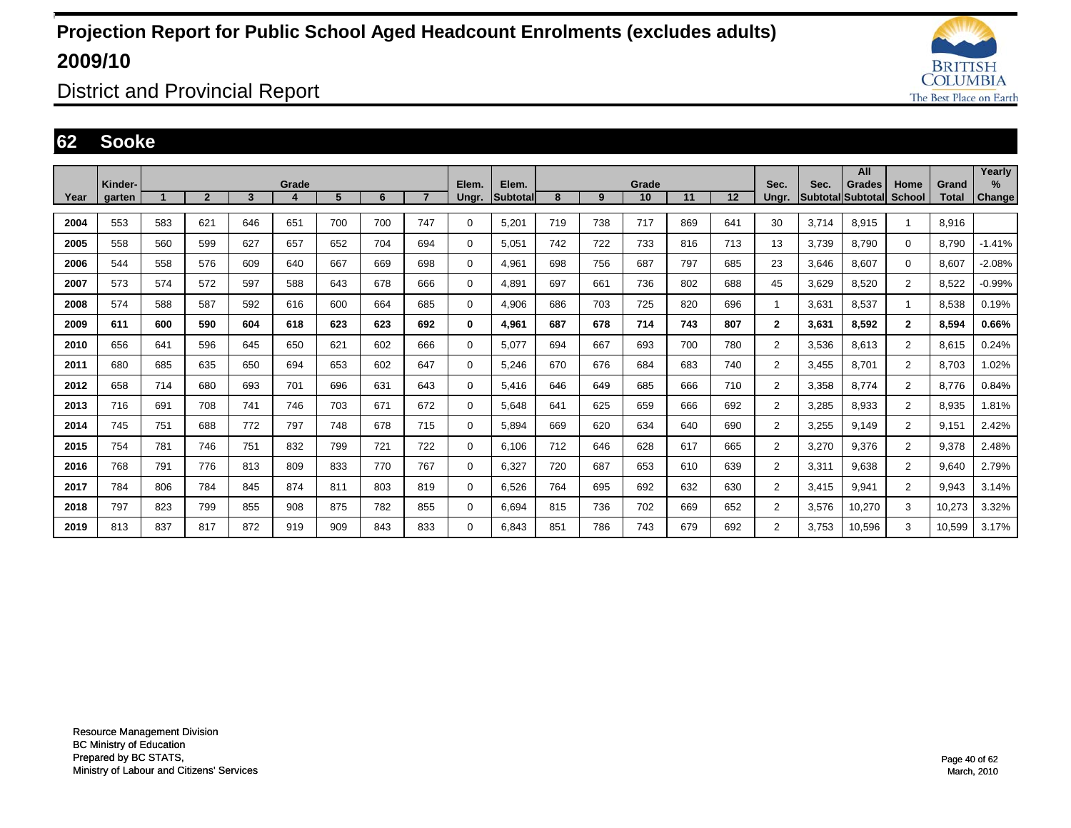# Projection Report for Public School Aged Headcount Enrolments (excludes adults) 2009/10

District and Provincial Report

## 62 Sooke

| Year | Kinder-garten | Grade 1 | 2 | 3 | 4 | 5 | 6 | 7 | Elem. Ungr. | Elem. Subtotal | Grade 8 | 9 | 10 | 11 | 12 | Sec. Ungr. | Sec. Subtotal | All Grades Subtotal | Home School | Grand Total | Yearly % Change |
|---|---|---|---|---|---|---|---|---|---|---|---|---|---|---|---|---|---|---|---|---|---|
| 2004 | 553 | 583 | 621 | 646 | 651 | 700 | 700 | 747 | 0 | 5,201 | 719 | 738 | 717 | 869 | 641 | 30 | 3,714 | 8,915 | 1 | 8,916 | |
| 2005 | 558 | 560 | 599 | 627 | 657 | 652 | 704 | 694 | 0 | 5,051 | 742 | 722 | 733 | 816 | 713 | 13 | 3,739 | 8,790 | 0 | 8,790 | -1.41% |
| 2006 | 544 | 558 | 576 | 609 | 640 | 667 | 669 | 698 | 0 | 4,961 | 698 | 756 | 687 | 797 | 685 | 23 | 3,646 | 8,607 | 0 | 8,607 | -2.08% |
| 2007 | 573 | 574 | 572 | 597 | 588 | 643 | 678 | 666 | 0 | 4,891 | 697 | 661 | 736 | 802 | 688 | 45 | 3,629 | 8,520 | 2 | 8,522 | -0.99% |
| 2008 | 574 | 588 | 587 | 592 | 616 | 600 | 664 | 685 | 0 | 4,906 | 686 | 703 | 725 | 820 | 696 | 1 | 3,631 | 8,537 | 1 | 8,538 | 0.19% |
| **2009** | **611** | **600** | **590** | **604** | **618** | **623** | **623** | **692** | **0** | **4,961** | **687** | **678** | **714** | **743** | **807** | **2** | **3,631** | **8,592** | **2** | **8,594** | **0.66%** |
| 2010 | 656 | 641 | 596 | 645 | 650 | 621 | 602 | 666 | 0 | 5,077 | 694 | 667 | 693 | 700 | 780 | 2 | 3,536 | 8,613 | 2 | 8,615 | 0.24% |
| 2011 | 680 | 685 | 635 | 650 | 694 | 653 | 602 | 647 | 0 | 5,246 | 670 | 676 | 684 | 683 | 740 | 2 | 3,455 | 8,701 | 2 | 8,703 | 1.02% |
| 2012 | 658 | 714 | 680 | 693 | 701 | 696 | 631 | 643 | 0 | 5,416 | 646 | 649 | 685 | 666 | 710 | 2 | 3,358 | 8,774 | 2 | 8,776 | 0.84% |
| 2013 | 716 | 691 | 708 | 741 | 746 | 703 | 671 | 672 | 0 | 5,648 | 641 | 625 | 659 | 666 | 692 | 2 | 3,285 | 8,933 | 2 | 8,935 | 1.81% |
| 2014 | 745 | 751 | 688 | 772 | 797 | 748 | 678 | 715 | 0 | 5,894 | 669 | 620 | 634 | 640 | 690 | 2 | 3,255 | 9,149 | 2 | 9,151 | 2.42% |
| 2015 | 754 | 781 | 746 | 751 | 832 | 799 | 721 | 722 | 0 | 6,106 | 712 | 646 | 628 | 617 | 665 | 2 | 3,270 | 9,376 | 2 | 9,378 | 2.48% |
| 2016 | 768 | 791 | 776 | 813 | 809 | 833 | 770 | 767 | 0 | 6,327 | 720 | 687 | 653 | 610 | 639 | 2 | 3,311 | 9,638 | 2 | 9,640 | 2.79% |
| 2017 | 784 | 806 | 784 | 845 | 874 | 811 | 803 | 819 | 0 | 6,526 | 764 | 695 | 692 | 632 | 630 | 2 | 3,415 | 9,941 | 2 | 9,943 | 3.14% |
| 2018 | 797 | 823 | 799 | 855 | 908 | 875 | 782 | 855 | 0 | 6,694 | 815 | 736 | 702 | 669 | 652 | 2 | 3,576 | 10,270 | 3 | 10,273 | 3.32% |
| 2019 | 813 | 837 | 817 | 872 | 919 | 909 | 843 | 833 | 0 | 6,843 | 851 | 786 | 743 | 679 | 692 | 2 | 3,753 | 10,596 | 3 | 10,599 | 3.17% |

Resource Management Division
BC Ministry of Education
Prepared by BC STATS,
Ministry of Labour and Citizens' Services

March, 2010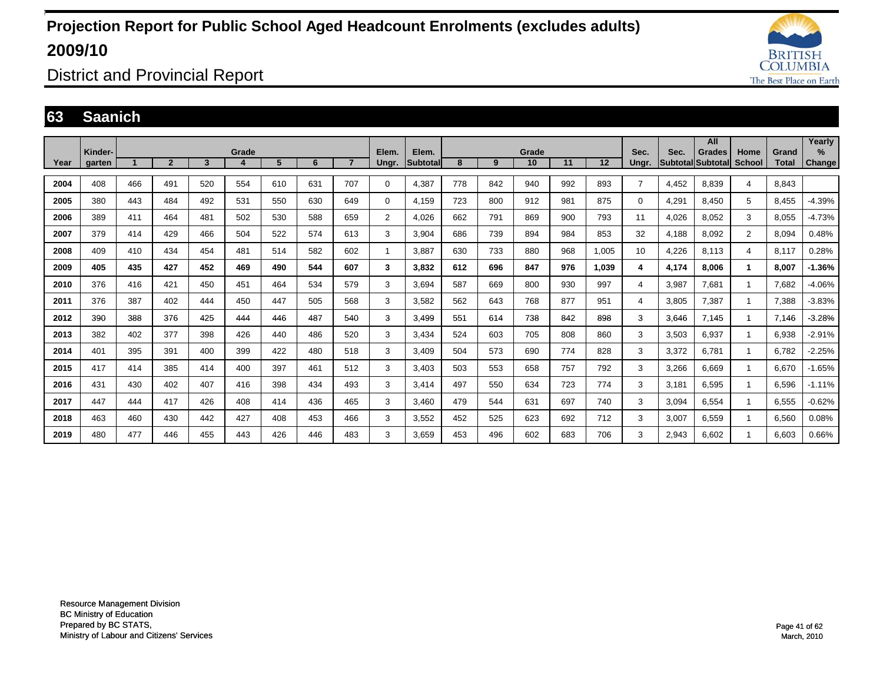# Projection Report for Public School Aged Headcount Enrolments (excludes adults) 2009/10

District and Provincial Report

## 63 Saanich

| Year | Kinder-garten | Grade 1 | 2 | 3 | 4 | 5 | 6 | 7 | Elem. Ungr. | Elem. Subtotal | Grade 8 | 9 | 10 | 11 | 12 | Sec. Ungr. | Sec. Subtotal | All Grades Subtotal | Home School | Grand Total | Yearly % Change |
|---|---|---|---|---|---|---|---|---|---|---|---|---|---|---|---|---|---|---|---|---|---|
| **2004** | 408 | 466 | 491 | 520 | 554 | 610 | 631 | 707 | 0 | 4,387 | 778 | 842 | 940 | 992 | 893 | 7 | 4,452 | 8,839 | 4 | 8,843 | |
| **2005** | 380 | 443 | 484 | 492 | 531 | 550 | 630 | 649 | 0 | 4,159 | 723 | 800 | 912 | 981 | 875 | 0 | 4,291 | 8,450 | 5 | 8,455 | -4.39% |
| **2006** | 389 | 411 | 464 | 481 | 502 | 530 | 588 | 659 | 2 | 4,026 | 662 | 791 | 869 | 900 | 793 | 11 | 4,026 | 8,052 | 3 | 8,055 | -4.73% |
| **2007** | 379 | 414 | 429 | 466 | 504 | 522 | 574 | 613 | 3 | 3,904 | 686 | 739 | 894 | 984 | 853 | 32 | 4,188 | 8,092 | 2 | 8,094 | 0.48% |
| **2008** | 409 | 410 | 434 | 454 | 481 | 514 | 582 | 602 | 1 | 3,887 | 630 | 733 | 880 | 968 | 1,005 | 10 | 4,226 | 8,113 | 4 | 8,117 | 0.28% |
| **2009** | **405** | **435** | **427** | **452** | **469** | **490** | **544** | **607** | **3** | **3,832** | **612** | **696** | **847** | **976** | **1,039** | **4** | **4,174** | **8,006** | **1** | **8,007** | **-1.36%** |
| **2010** | 376 | 416 | 421 | 450 | 451 | 464 | 534 | 579 | 3 | 3,694 | 587 | 669 | 800 | 930 | 997 | 4 | 3,987 | 7,681 | 1 | 7,682 | -4.06% |
| **2011** | 376 | 387 | 402 | 444 | 450 | 447 | 505 | 568 | 3 | 3,582 | 562 | 643 | 768 | 877 | 951 | 4 | 3,805 | 7,387 | 1 | 7,388 | -3.83% |
| **2012** | 390 | 388 | 376 | 425 | 444 | 446 | 487 | 540 | 3 | 3,499 | 551 | 614 | 738 | 842 | 898 | 3 | 3,646 | 7,145 | 1 | 7,146 | -3.28% |
| **2013** | 382 | 402 | 377 | 398 | 426 | 440 | 486 | 520 | 3 | 3,434 | 524 | 603 | 705 | 808 | 860 | 3 | 3,503 | 6,937 | 1 | 6,938 | -2.91% |
| **2014** | 401 | 395 | 391 | 400 | 399 | 422 | 480 | 518 | 3 | 3,409 | 504 | 573 | 690 | 774 | 828 | 3 | 3,372 | 6,781 | 1 | 6,782 | -2.25% |
| **2015** | 417 | 414 | 385 | 414 | 400 | 397 | 461 | 512 | 3 | 3,403 | 503 | 553 | 658 | 757 | 792 | 3 | 3,266 | 6,669 | 1 | 6,670 | -1.65% |
| **2016** | 431 | 430 | 402 | 407 | 416 | 398 | 434 | 493 | 3 | 3,414 | 497 | 550 | 634 | 723 | 774 | 3 | 3,181 | 6,595 | 1 | 6,596 | -1.11% |
| **2017** | 447 | 444 | 417 | 426 | 408 | 414 | 436 | 465 | 3 | 3,460 | 479 | 544 | 631 | 697 | 740 | 3 | 3,094 | 6,554 | 1 | 6,555 | -0.62% |
| **2018** | 463 | 460 | 430 | 442 | 427 | 408 | 453 | 466 | 3 | 3,552 | 452 | 525 | 623 | 692 | 712 | 3 | 3,007 | 6,559 | 1 | 6,560 | 0.08% |
| **2019** | 480 | 477 | 446 | 455 | 443 | 426 | 446 | 483 | 3 | 3,659 | 453 | 496 | 602 | 683 | 706 | 3 | 2,943 | 6,602 | 1 | 6,603 | 0.66% |

Resource Management Division
BC Ministry of Education
Prepared by BC STATS,
Ministry of Labour and Citizens' Services

March, 2010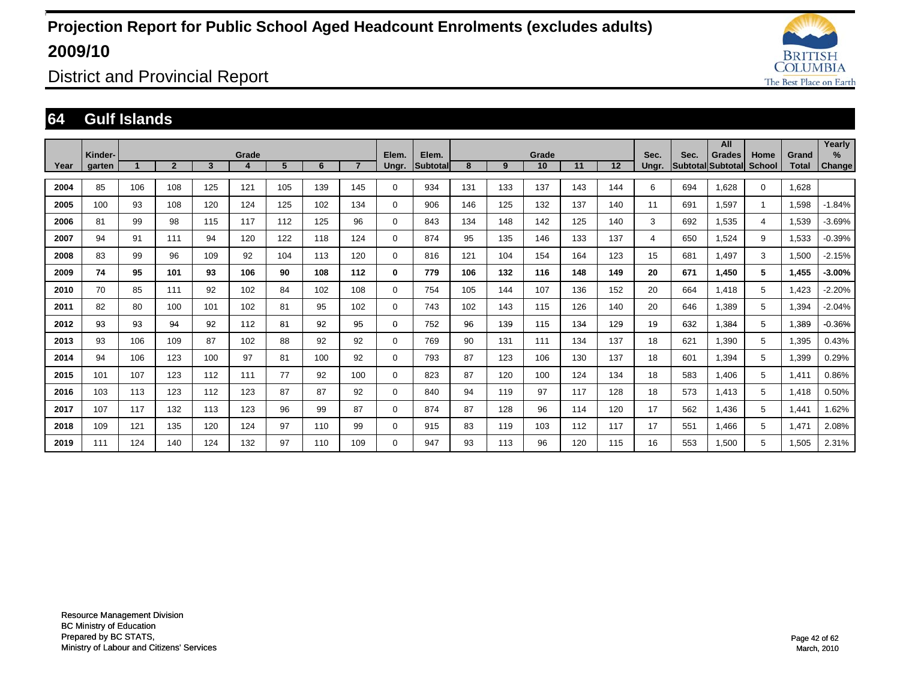# Projection Report for Public School Aged Headcount Enrolments (excludes adults) 2009/10

District and Provincial Report

## 64 Gulf Islands

| Year | Kinder-garten | Grade 1 | 2 | 3 | 4 | 5 | 6 | 7 | Elem. Ungr. | Elem. Subtotal | Grade 8 | 9 | 10 | 11 | 12 | Sec. Ungr. | Sec. Subtotal | All Grades Subtotal | Home School | Grand Total | Yearly % Change |
|---|---|---|---|---|---|---|---|---|---|---|---|---|---|---|---|---|---|---|---|---|---|
| 2004 | 85 | 106 | 108 | 125 | 121 | 105 | 139 | 145 | 0 | 934 | 131 | 133 | 137 | 143 | 144 | 6 | 694 | 1,628 | 0 | 1,628 | |
| 2005 | 100 | 93 | 108 | 120 | 124 | 125 | 102 | 134 | 0 | 906 | 146 | 125 | 132 | 137 | 140 | 11 | 691 | 1,597 | 1 | 1,598 | -1.84% |
| 2006 | 81 | 99 | 98 | 115 | 117 | 112 | 125 | 96 | 0 | 843 | 134 | 148 | 142 | 125 | 140 | 3 | 692 | 1,535 | 4 | 1,539 | -3.69% |
| 2007 | 94 | 91 | 111 | 94 | 120 | 122 | 118 | 124 | 0 | 874 | 95 | 135 | 146 | 133 | 137 | 4 | 650 | 1,524 | 9 | 1,533 | -0.39% |
| 2008 | 83 | 99 | 96 | 109 | 92 | 104 | 113 | 120 | 0 | 816 | 121 | 104 | 154 | 164 | 123 | 15 | 681 | 1,497 | 3 | 1,500 | -2.15% |
| **2009** | **74** | **95** | **101** | **93** | **106** | **90** | **108** | **112** | **0** | **779** | **106** | **132** | **116** | **148** | **149** | **20** | **671** | **1,450** | **5** | **1,455** | **-3.00%** |
| 2010 | 70 | 85 | 111 | 92 | 102 | 84 | 102 | 108 | 0 | 754 | 105 | 144 | 107 | 136 | 152 | 20 | 664 | 1,418 | 5 | 1,423 | -2.20% |
| 2011 | 82 | 80 | 100 | 101 | 102 | 81 | 95 | 102 | 0 | 743 | 102 | 143 | 115 | 126 | 140 | 20 | 646 | 1,389 | 5 | 1,394 | -2.04% |
| 2012 | 93 | 93 | 94 | 92 | 112 | 81 | 92 | 95 | 0 | 752 | 96 | 139 | 115 | 134 | 129 | 19 | 632 | 1,384 | 5 | 1,389 | -0.36% |
| 2013 | 93 | 106 | 109 | 87 | 102 | 88 | 92 | 92 | 0 | 769 | 90 | 131 | 111 | 134 | 137 | 18 | 621 | 1,390 | 5 | 1,395 | 0.43% |
| 2014 | 94 | 106 | 123 | 100 | 97 | 81 | 100 | 92 | 0 | 793 | 87 | 123 | 106 | 130 | 137 | 18 | 601 | 1,394 | 5 | 1,399 | 0.29% |
| 2015 | 101 | 107 | 123 | 112 | 111 | 77 | 92 | 100 | 0 | 823 | 87 | 120 | 100 | 124 | 134 | 18 | 583 | 1,406 | 5 | 1,411 | 0.86% |
| 2016 | 103 | 113 | 123 | 112 | 123 | 87 | 87 | 92 | 0 | 840 | 94 | 119 | 97 | 117 | 128 | 18 | 573 | 1,413 | 5 | 1,418 | 0.50% |
| 2017 | 107 | 117 | 132 | 113 | 123 | 96 | 99 | 87 | 0 | 874 | 87 | 128 | 96 | 114 | 120 | 17 | 562 | 1,436 | 5 | 1,441 | 1.62% |
| 2018 | 109 | 121 | 135 | 120 | 124 | 97 | 110 | 99 | 0 | 915 | 83 | 119 | 103 | 112 | 117 | 17 | 551 | 1,466 | 5 | 1,471 | 2.08% |
| 2019 | 111 | 124 | 140 | 124 | 132 | 97 | 110 | 109 | 0 | 947 | 93 | 113 | 96 | 120 | 115 | 16 | 553 | 1,500 | 5 | 1,505 | 2.31% |

Resource Management Division
BC Ministry of Education
Prepared by BC STATS,
Ministry of Labour and Citizens' Services

March, 2010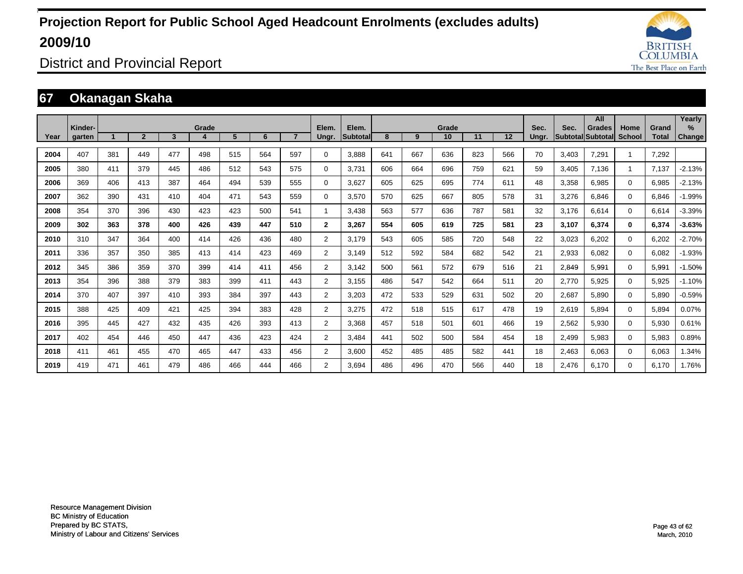# Projection Report for Public School Aged Headcount Enrolments (excludes adults) 2009/10

## District and Provincial Report

## 67 Okanagan Skaha

| Year | Kinder-garten | Grade 1 | 2 | 3 | 4 | 5 | 6 | 7 | Elem. Ungr. | Elem. Subtotal | Grade 8 | 9 | 10 | 11 | 12 | Sec. Ungr. | Sec. Subtotal | All Grades Subtotal | Home School | Grand Total | Yearly % Change |
|---|---|---|---|---|---|---|---|---|---|---|---|---|---|---|---|---|---|---|---|---|---|
| 2004 | 407 | 381 | 449 | 477 | 498 | 515 | 564 | 597 | 0 | 3,888 | 641 | 667 | 636 | 823 | 566 | 70 | 3,403 | 7,291 | 1 | 7,292 | |
| 2005 | 380 | 411 | 379 | 445 | 486 | 512 | 543 | 575 | 0 | 3,731 | 606 | 664 | 696 | 759 | 621 | 59 | 3,405 | 7,136 | 1 | 7,137 | -2.13% |
| 2006 | 369 | 406 | 413 | 387 | 464 | 494 | 539 | 555 | 0 | 3,627 | 605 | 625 | 695 | 774 | 611 | 48 | 3,358 | 6,985 | 0 | 6,985 | -2.13% |
| 2007 | 362 | 390 | 431 | 410 | 404 | 471 | 543 | 559 | 0 | 3,570 | 570 | 625 | 667 | 805 | 578 | 31 | 3,276 | 6,846 | 0 | 6,846 | -1.99% |
| 2008 | 354 | 370 | 396 | 430 | 423 | 423 | 500 | 541 | 1 | 3,438 | 563 | 577 | 636 | 787 | 581 | 32 | 3,176 | 6,614 | 0 | 6,614 | -3.39% |
| **2009** | **302** | **363** | **378** | **400** | **426** | **439** | **447** | **510** | **2** | **3,267** | **554** | **605** | **619** | **725** | **581** | **23** | **3,107** | **6,374** | **0** | **6,374** | **-3.63%** |
| 2010 | 310 | 347 | 364 | 400 | 414 | 426 | 436 | 480 | 2 | 3,179 | 543 | 605 | 585 | 720 | 548 | 22 | 3,023 | 6,202 | 0 | 6,202 | -2.70% |
| 2011 | 336 | 357 | 350 | 385 | 413 | 414 | 423 | 469 | 2 | 3,149 | 512 | 592 | 584 | 682 | 542 | 21 | 2,933 | 6,082 | 0 | 6,082 | -1.93% |
| 2012 | 345 | 386 | 359 | 370 | 399 | 414 | 411 | 456 | 2 | 3,142 | 500 | 561 | 572 | 679 | 516 | 21 | 2,849 | 5,991 | 0 | 5,991 | -1.50% |
| 2013 | 354 | 396 | 388 | 379 | 383 | 399 | 411 | 443 | 2 | 3,155 | 486 | 547 | 542 | 664 | 511 | 20 | 2,770 | 5,925 | 0 | 5,925 | -1.10% |
| 2014 | 370 | 407 | 397 | 410 | 393 | 384 | 397 | 443 | 2 | 3,203 | 472 | 533 | 529 | 631 | 502 | 20 | 2,687 | 5,890 | 0 | 5,890 | -0.59% |
| 2015 | 388 | 425 | 409 | 421 | 425 | 394 | 383 | 428 | 2 | 3,275 | 472 | 518 | 515 | 617 | 478 | 19 | 2,619 | 5,894 | 0 | 5,894 | 0.07% |
| 2016 | 395 | 445 | 427 | 432 | 435 | 426 | 393 | 413 | 2 | 3,368 | 457 | 518 | 501 | 601 | 466 | 19 | 2,562 | 5,930 | 0 | 5,930 | 0.61% |
| 2017 | 402 | 454 | 446 | 450 | 447 | 436 | 423 | 424 | 2 | 3,484 | 441 | 502 | 500 | 584 | 454 | 18 | 2,499 | 5,983 | 0 | 5,983 | 0.89% |
| 2018 | 411 | 461 | 455 | 470 | 465 | 447 | 433 | 456 | 2 | 3,600 | 452 | 485 | 485 | 582 | 441 | 18 | 2,463 | 6,063 | 0 | 6,063 | 1.34% |
| 2019 | 419 | 471 | 461 | 479 | 486 | 466 | 444 | 466 | 2 | 3,694 | 486 | 496 | 470 | 566 | 440 | 18 | 2,476 | 6,170 | 0 | 6,170 | 1.76% |

Resource Management Division
BC Ministry of Education
Prepared by BC STATS,
Ministry of Labour and Citizens' Services

March, 2010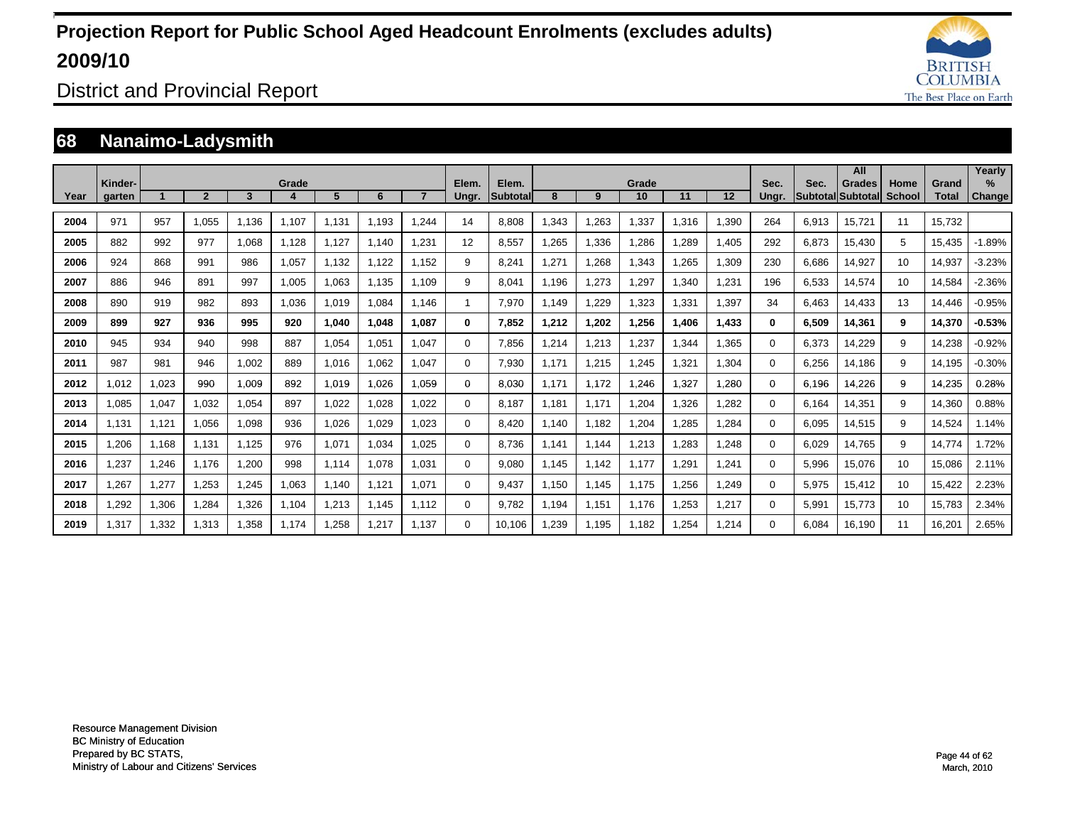# Projection Report for Public School Aged Headcount Enrolments (excludes adults)

# 2009/10

## District and Provincial Report

## 68 Nanaimo-Ladysmith

| Year | Kinder-garten | Grade 1 | 2 | 3 | 4 | 5 | 6 | 7 | Elem. Ungr. | Elem. Subtotal | Grade 8 | 9 | 10 | 11 | 12 | Sec. Ungr. | Sec. Subtotal | All Grades Subtotal | Home School | Grand Total | Yearly % Change |
|---|---|---|---|---|---|---|---|---|---|---|---|---|---|---|---|---|---|---|---|---|---|
| 2004 | 971 | 957 | 1,055 | 1,136 | 1,107 | 1,131 | 1,193 | 1,244 | 14 | 8,808 | 1,343 | 1,263 | 1,337 | 1,316 | 1,390 | 264 | 6,913 | 15,721 | 11 | 15,732 | |
| 2005 | 882 | 992 | 977 | 1,068 | 1,128 | 1,127 | 1,140 | 1,231 | 12 | 8,557 | 1,265 | 1,336 | 1,286 | 1,289 | 1,405 | 292 | 6,873 | 15,430 | 5 | 15,435 | -1.89% |
| 2006 | 924 | 868 | 991 | 986 | 1,057 | 1,132 | 1,122 | 1,152 | 9 | 8,241 | 1,271 | 1,268 | 1,343 | 1,265 | 1,309 | 230 | 6,686 | 14,927 | 10 | 14,937 | -3.23% |
| 2007 | 886 | 946 | 891 | 997 | 1,005 | 1,063 | 1,135 | 1,109 | 9 | 8,041 | 1,196 | 1,273 | 1,297 | 1,340 | 1,231 | 196 | 6,533 | 14,574 | 10 | 14,584 | -2.36% |
| 2008 | 890 | 919 | 982 | 893 | 1,036 | 1,019 | 1,084 | 1,146 | 1 | 7,970 | 1,149 | 1,229 | 1,323 | 1,331 | 1,397 | 34 | 6,463 | 14,433 | 13 | 14,446 | -0.95% |
| **2009** | **899** | **927** | **936** | **995** | **920** | **1,040** | **1,048** | **1,087** | **0** | **7,852** | **1,212** | **1,202** | **1,256** | **1,406** | **1,433** | **0** | **6,509** | **14,361** | **9** | **14,370** | **-0.53%** |
| 2010 | 945 | 934 | 940 | 998 | 887 | 1,054 | 1,051 | 1,047 | 0 | 7,856 | 1,214 | 1,213 | 1,237 | 1,344 | 1,365 | 0 | 6,373 | 14,229 | 9 | 14,238 | -0.92% |
| 2011 | 987 | 981 | 946 | 1,002 | 889 | 1,016 | 1,062 | 1,047 | 0 | 7,930 | 1,171 | 1,215 | 1,245 | 1,321 | 1,304 | 0 | 6,256 | 14,186 | 9 | 14,195 | -0.30% |
| 2012 | 1,012 | 1,023 | 990 | 1,009 | 892 | 1,019 | 1,026 | 1,059 | 0 | 8,030 | 1,171 | 1,172 | 1,246 | 1,327 | 1,280 | 0 | 6,196 | 14,226 | 9 | 14,235 | 0.28% |
| 2013 | 1,085 | 1,047 | 1,032 | 1,054 | 897 | 1,022 | 1,028 | 1,022 | 0 | 8,187 | 1,181 | 1,171 | 1,204 | 1,326 | 1,282 | 0 | 6,164 | 14,351 | 9 | 14,360 | 0.88% |
| 2014 | 1,131 | 1,121 | 1,056 | 1,098 | 936 | 1,026 | 1,029 | 1,023 | 0 | 8,420 | 1,140 | 1,182 | 1,204 | 1,285 | 1,284 | 0 | 6,095 | 14,515 | 9 | 14,524 | 1.14% |
| 2015 | 1,206 | 1,168 | 1,131 | 1,125 | 976 | 1,071 | 1,034 | 1,025 | 0 | 8,736 | 1,141 | 1,144 | 1,213 | 1,283 | 1,248 | 0 | 6,029 | 14,765 | 9 | 14,774 | 1.72% |
| 2016 | 1,237 | 1,246 | 1,176 | 1,200 | 998 | 1,114 | 1,078 | 1,031 | 0 | 9,080 | 1,145 | 1,142 | 1,177 | 1,291 | 1,241 | 0 | 5,996 | 15,076 | 10 | 15,086 | 2.11% |
| 2017 | 1,267 | 1,277 | 1,253 | 1,245 | 1,063 | 1,140 | 1,121 | 1,071 | 0 | 9,437 | 1,150 | 1,145 | 1,175 | 1,256 | 1,249 | 0 | 5,975 | 15,412 | 10 | 15,422 | 2.23% |
| 2018 | 1,292 | 1,306 | 1,284 | 1,326 | 1,104 | 1,213 | 1,145 | 1,112 | 0 | 9,782 | 1,194 | 1,151 | 1,176 | 1,253 | 1,217 | 0 | 5,991 | 15,773 | 10 | 15,783 | 2.34% |
| 2019 | 1,317 | 1,332 | 1,313 | 1,358 | 1,174 | 1,258 | 1,217 | 1,137 | 0 | 10,106 | 1,239 | 1,195 | 1,182 | 1,254 | 1,214 | 0 | 6,084 | 16,190 | 11 | 16,201 | 2.65% |

Resource Management Division
BC Ministry of Education
Prepared by BC STATS,
Ministry of Labour and Citizens' Services

March, 2010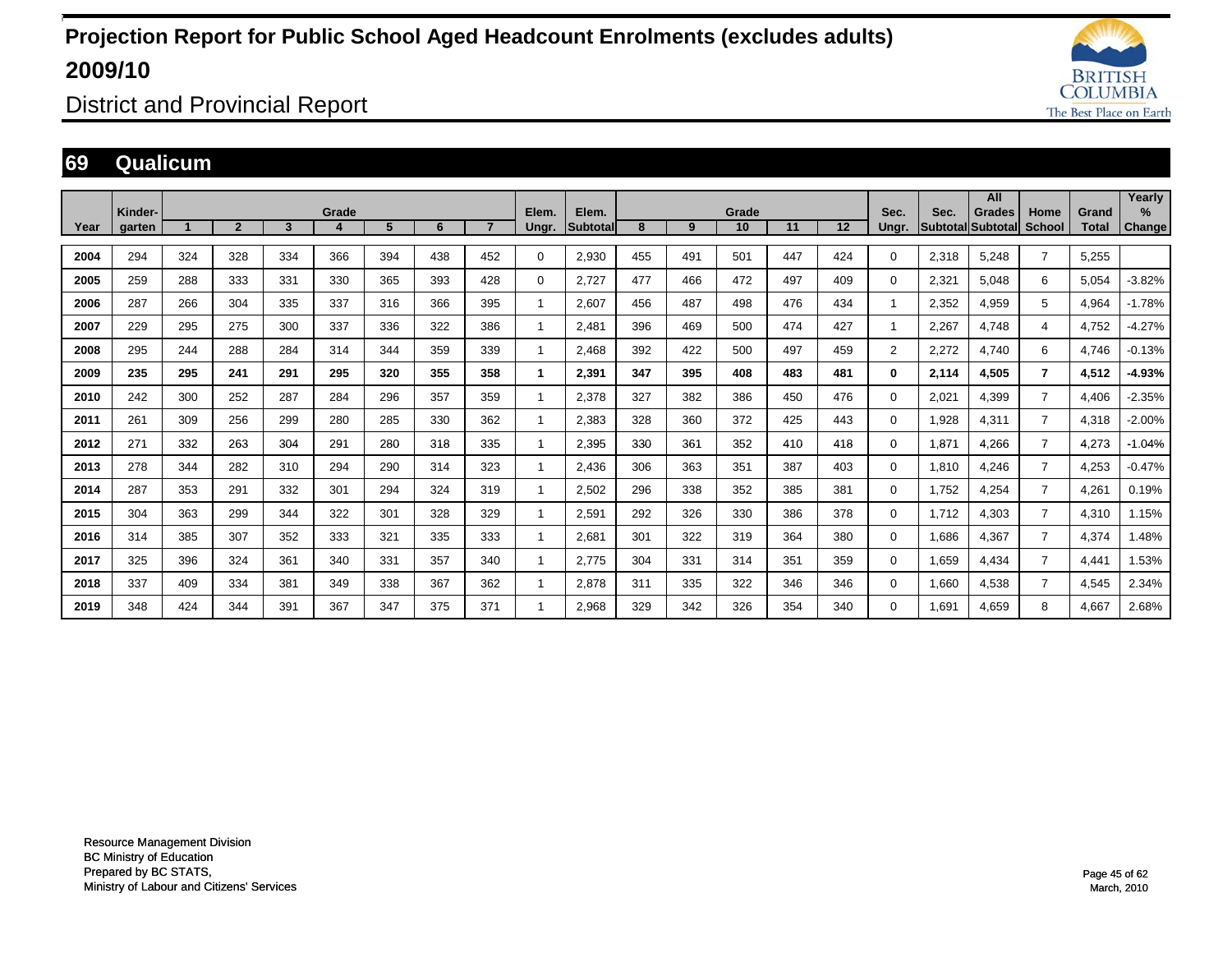# Projection Report for Public School Aged Headcount Enrolments (excludes adults) 2009/10

## District and Provincial Report

## 69 Qualicum

| Year | Kinder-garten | Grade 1 | 2 | 3 | 4 | 5 | 6 | 7 | Elem. Ungr. | Elem. Subtotal | Grade 8 | 9 | 10 | 11 | 12 | Sec. Ungr. | Sec. Subtotal | All Grades Subtotal | Home School | Grand Total | Yearly % Change |
|---|---|---|---|---|---|---|---|---|---|---|---|---|---|---|---|---|---|---|---|---|---|
| 2004 | 294 | 324 | 328 | 334 | 366 | 394 | 438 | 452 | 0 | 2,930 | 455 | 491 | 501 | 447 | 424 | 0 | 2,318 | 5,248 | 7 | 5,255 | |
| 2005 | 259 | 288 | 333 | 331 | 330 | 365 | 393 | 428 | 0 | 2,727 | 477 | 466 | 472 | 497 | 409 | 0 | 2,321 | 5,048 | 6 | 5,054 | -3.82% |
| 2006 | 287 | 266 | 304 | 335 | 337 | 316 | 366 | 395 | 1 | 2,607 | 456 | 487 | 498 | 476 | 434 | 1 | 2,352 | 4,959 | 5 | 4,964 | -1.78% |
| 2007 | 229 | 295 | 275 | 300 | 337 | 336 | 322 | 386 | 1 | 2,481 | 396 | 469 | 500 | 474 | 427 | 1 | 2,267 | 4,748 | 4 | 4,752 | -4.27% |
| 2008 | 295 | 244 | 288 | 284 | 314 | 344 | 359 | 339 | 1 | 2,468 | 392 | 422 | 500 | 497 | 459 | 2 | 2,272 | 4,740 | 6 | 4,746 | -0.13% |
| **2009** | **235** | **295** | **241** | **291** | **295** | **320** | **355** | **358** | **1** | **2,391** | **347** | **395** | **408** | **483** | **481** | **0** | **2,114** | **4,505** | **7** | **4,512** | **-4.93%** |
| 2010 | 242 | 300 | 252 | 287 | 284 | 296 | 357 | 359 | 1 | 2,378 | 327 | 382 | 386 | 450 | 476 | 0 | 2,021 | 4,399 | 7 | 4,406 | -2.35% |
| 2011 | 261 | 309 | 256 | 299 | 280 | 285 | 330 | 362 | 1 | 2,383 | 328 | 360 | 372 | 425 | 443 | 0 | 1,928 | 4,311 | 7 | 4,318 | -2.00% |
| 2012 | 271 | 332 | 263 | 304 | 291 | 280 | 318 | 335 | 1 | 2,395 | 330 | 361 | 352 | 410 | 418 | 0 | 1,871 | 4,266 | 7 | 4,273 | -1.04% |
| 2013 | 278 | 344 | 282 | 310 | 294 | 290 | 314 | 323 | 1 | 2,436 | 306 | 363 | 351 | 387 | 403 | 0 | 1,810 | 4,246 | 7 | 4,253 | -0.47% |
| 2014 | 287 | 353 | 291 | 332 | 301 | 294 | 324 | 319 | 1 | 2,502 | 296 | 338 | 352 | 385 | 381 | 0 | 1,752 | 4,254 | 7 | 4,261 | 0.19% |
| 2015 | 304 | 363 | 299 | 344 | 322 | 301 | 328 | 329 | 1 | 2,591 | 292 | 326 | 330 | 386 | 378 | 0 | 1,712 | 4,303 | 7 | 4,310 | 1.15% |
| 2016 | 314 | 385 | 307 | 352 | 333 | 321 | 335 | 333 | 1 | 2,681 | 301 | 322 | 319 | 364 | 380 | 0 | 1,686 | 4,367 | 7 | 4,374 | 1.48% |
| 2017 | 325 | 396 | 324 | 361 | 340 | 331 | 357 | 340 | 1 | 2,775 | 304 | 331 | 314 | 351 | 359 | 0 | 1,659 | 4,434 | 7 | 4,441 | 1.53% |
| 2018 | 337 | 409 | 334 | 381 | 349 | 338 | 367 | 362 | 1 | 2,878 | 311 | 335 | 322 | 346 | 346 | 0 | 1,660 | 4,538 | 7 | 4,545 | 2.34% |
| 2019 | 348 | 424 | 344 | 391 | 367 | 347 | 375 | 371 | 1 | 2,968 | 329 | 342 | 326 | 354 | 340 | 0 | 1,691 | 4,659 | 8 | 4,667 | 2.68% |

Resource Management Division
BC Ministry of Education
Prepared by BC STATS,
Ministry of Labour and Citizens' Services

March, 2010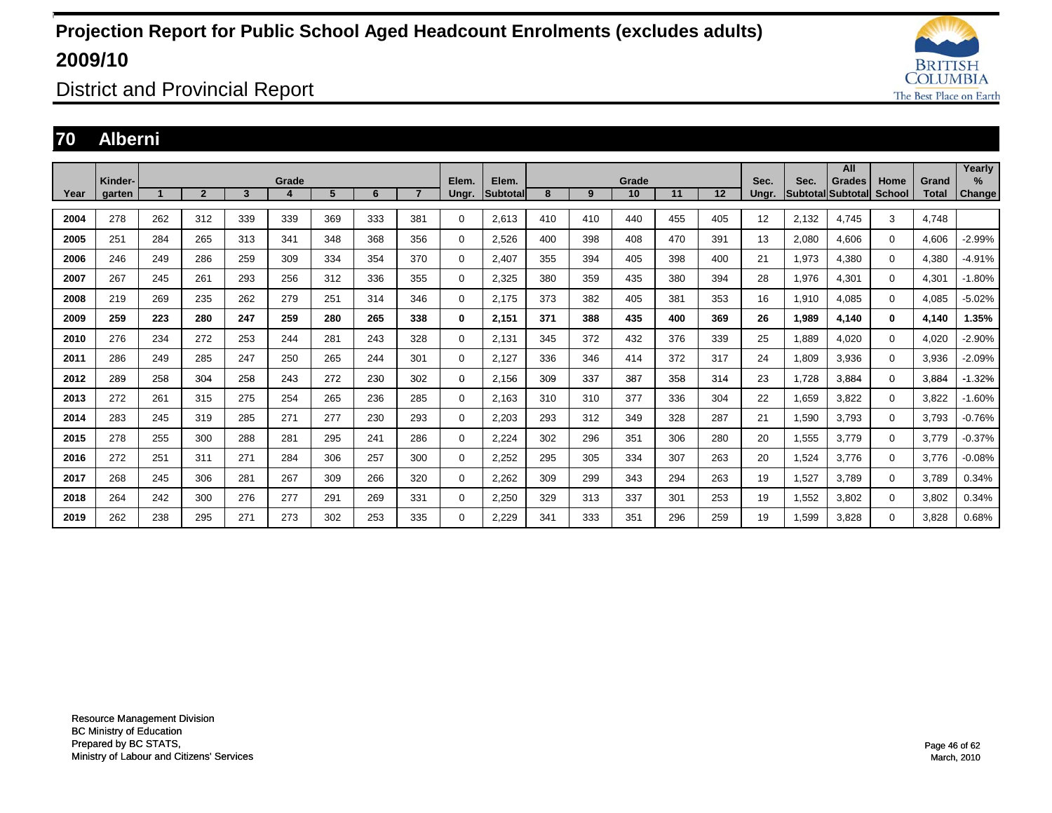# Projection Report for Public School Aged Headcount Enrolments (excludes adults) 2009/10

District and Provincial Report

## 70 Alberni

| Year | Kinder-garten | Grade 1 | 2 | 3 | 4 | 5 | 6 | 7 | Elem. Ungr. | Elem. Subtotal | Grade 8 | 9 | 10 | 11 | 12 | Sec. Ungr. | Sec. Subtotal | All Grades Subtotal | Home School | Grand Total | Yearly % Change |
|---|---|---|---|---|---|---|---|---|---|---|---|---|---|---|---|---|---|---|---|---|---|
| 2004 | 278 | 262 | 312 | 339 | 339 | 369 | 333 | 381 | 0 | 2,613 | 410 | 410 | 440 | 455 | 405 | 12 | 2,132 | 4,745 | 3 | 4,748 | |
| 2005 | 251 | 284 | 265 | 313 | 341 | 348 | 368 | 356 | 0 | 2,526 | 400 | 398 | 408 | 470 | 391 | 13 | 2,080 | 4,606 | 0 | 4,606 | -2.99% |
| 2006 | 246 | 249 | 286 | 259 | 309 | 334 | 354 | 370 | 0 | 2,407 | 355 | 394 | 405 | 398 | 400 | 21 | 1,973 | 4,380 | 0 | 4,380 | -4.91% |
| 2007 | 267 | 245 | 261 | 293 | 256 | 312 | 336 | 355 | 0 | 2,325 | 380 | 359 | 435 | 380 | 394 | 28 | 1,976 | 4,301 | 0 | 4,301 | -1.80% |
| 2008 | 219 | 269 | 235 | 262 | 279 | 251 | 314 | 346 | 0 | 2,175 | 373 | 382 | 405 | 381 | 353 | 16 | 1,910 | 4,085 | 0 | 4,085 | -5.02% |
| **2009** | **259** | **223** | **280** | **247** | **259** | **280** | **265** | **338** | **0** | **2,151** | **371** | **388** | **435** | **400** | **369** | **26** | **1,989** | **4,140** | **0** | **4,140** | **1.35%** |
| 2010 | 276 | 234 | 272 | 253 | 244 | 281 | 243 | 328 | 0 | 2,131 | 345 | 372 | 432 | 376 | 339 | 25 | 1,889 | 4,020 | 0 | 4,020 | -2.90% |
| 2011 | 286 | 249 | 285 | 247 | 250 | 265 | 244 | 301 | 0 | 2,127 | 336 | 346 | 414 | 372 | 317 | 24 | 1,809 | 3,936 | 0 | 3,936 | -2.09% |
| 2012 | 289 | 258 | 304 | 258 | 243 | 272 | 230 | 302 | 0 | 2,156 | 309 | 337 | 387 | 358 | 314 | 23 | 1,728 | 3,884 | 0 | 3,884 | -1.32% |
| 2013 | 272 | 261 | 315 | 275 | 254 | 265 | 236 | 285 | 0 | 2,163 | 310 | 310 | 377 | 336 | 304 | 22 | 1,659 | 3,822 | 0 | 3,822 | -1.60% |
| 2014 | 283 | 245 | 319 | 285 | 271 | 277 | 230 | 293 | 0 | 2,203 | 293 | 312 | 349 | 328 | 287 | 21 | 1,590 | 3,793 | 0 | 3,793 | -0.76% |
| 2015 | 278 | 255 | 300 | 288 | 281 | 295 | 241 | 286 | 0 | 2,224 | 302 | 296 | 351 | 306 | 280 | 20 | 1,555 | 3,779 | 0 | 3,779 | -0.37% |
| 2016 | 272 | 251 | 311 | 271 | 284 | 306 | 257 | 300 | 0 | 2,252 | 295 | 305 | 334 | 307 | 263 | 20 | 1,524 | 3,776 | 0 | 3,776 | -0.08% |
| 2017 | 268 | 245 | 306 | 281 | 267 | 309 | 266 | 320 | 0 | 2,262 | 309 | 299 | 343 | 294 | 263 | 19 | 1,527 | 3,789 | 0 | 3,789 | 0.34% |
| 2018 | 264 | 242 | 300 | 276 | 277 | 291 | 269 | 331 | 0 | 2,250 | 329 | 313 | 337 | 301 | 253 | 19 | 1,552 | 3,802 | 0 | 3,802 | 0.34% |
| 2019 | 262 | 238 | 295 | 271 | 273 | 302 | 253 | 335 | 0 | 2,229 | 341 | 333 | 351 | 296 | 259 | 19 | 1,599 | 3,828 | 0 | 3,828 | 0.68% |

Resource Management Division
BC Ministry of Education
Prepared by BC STATS,
Ministry of Labour and Citizens' Services

March, 2010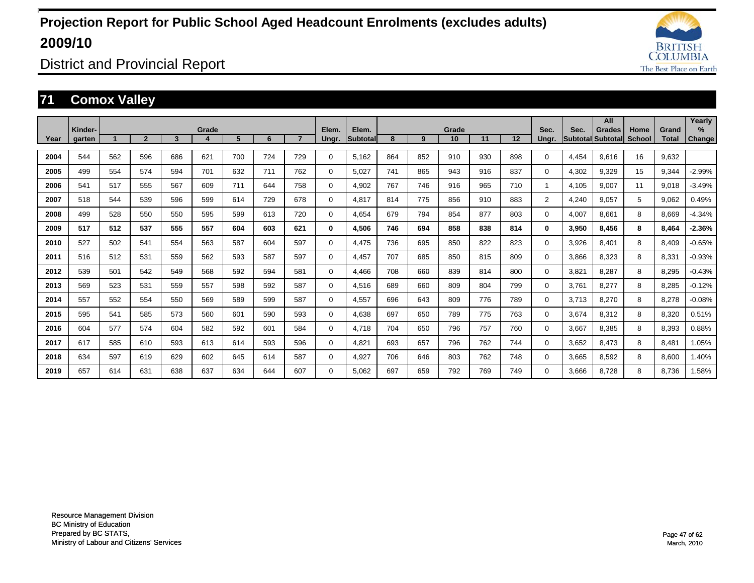# Projection Report for Public School Aged Headcount Enrolments (excludes adults) 2009/10

## District and Provincial Report

### 71 Comox Valley

| Year | Kinder-garten | Grade 1 | 2 | 3 | 4 | 5 | 6 | 7 | Elem. Ungr. | Elem. Subtotal | Grade 8 | 9 | 10 | 11 | 12 | Sec. Ungr. | Sec. Subtotal | All Grades Subtotal | Home School | Grand Total | Yearly % Change |
|---|---|---|---|---|---|---|---|---|---|---|---|---|---|---|---|---|---|---|---|---|---|
| 2004 | 544 | 562 | 596 | 686 | 621 | 700 | 724 | 729 | 0 | 5,162 | 864 | 852 | 910 | 930 | 898 | 0 | 4,454 | 9,616 | 16 | 9,632 | |
| 2005 | 499 | 554 | 574 | 594 | 701 | 632 | 711 | 762 | 0 | 5,027 | 741 | 865 | 943 | 916 | 837 | 0 | 4,302 | 9,329 | 15 | 9,344 | -2.99% |
| 2006 | 541 | 517 | 555 | 567 | 609 | 711 | 644 | 758 | 0 | 4,902 | 767 | 746 | 916 | 965 | 710 | 1 | 4,105 | 9,007 | 11 | 9,018 | -3.49% |
| 2007 | 518 | 544 | 539 | 596 | 599 | 614 | 729 | 678 | 0 | 4,817 | 814 | 775 | 856 | 910 | 883 | 2 | 4,240 | 9,057 | 5 | 9,062 | 0.49% |
| 2008 | 499 | 528 | 550 | 550 | 595 | 599 | 613 | 720 | 0 | 4,654 | 679 | 794 | 854 | 877 | 803 | 0 | 4,007 | 8,661 | 8 | 8,669 | -4.34% |
| **2009** | **517** | **512** | **537** | **555** | **557** | **604** | **603** | **621** | **0** | **4,506** | **746** | **694** | **858** | **838** | **814** | **0** | **3,950** | **8,456** | **8** | **8,464** | **-2.36%** |
| 2010 | 527 | 502 | 541 | 554 | 563 | 587 | 604 | 597 | 0 | 4,475 | 736 | 695 | 850 | 822 | 823 | 0 | 3,926 | 8,401 | 8 | 8,409 | -0.65% |
| 2011 | 516 | 512 | 531 | 559 | 562 | 593 | 587 | 597 | 0 | 4,457 | 707 | 685 | 850 | 815 | 809 | 0 | 3,866 | 8,323 | 8 | 8,331 | -0.93% |
| 2012 | 539 | 501 | 542 | 549 | 568 | 592 | 594 | 581 | 0 | 4,466 | 708 | 660 | 839 | 814 | 800 | 0 | 3,821 | 8,287 | 8 | 8,295 | -0.43% |
| 2013 | 569 | 523 | 531 | 559 | 557 | 598 | 592 | 587 | 0 | 4,516 | 689 | 660 | 809 | 804 | 799 | 0 | 3,761 | 8,277 | 8 | 8,285 | -0.12% |
| 2014 | 557 | 552 | 554 | 550 | 569 | 589 | 599 | 587 | 0 | 4,557 | 696 | 643 | 809 | 776 | 789 | 0 | 3,713 | 8,270 | 8 | 8,278 | -0.08% |
| 2015 | 595 | 541 | 585 | 573 | 560 | 601 | 590 | 593 | 0 | 4,638 | 697 | 650 | 789 | 775 | 763 | 0 | 3,674 | 8,312 | 8 | 8,320 | 0.51% |
| 2016 | 604 | 577 | 574 | 604 | 582 | 592 | 601 | 584 | 0 | 4,718 | 704 | 650 | 796 | 757 | 760 | 0 | 3,667 | 8,385 | 8 | 8,393 | 0.88% |
| 2017 | 617 | 585 | 610 | 593 | 613 | 614 | 593 | 596 | 0 | 4,821 | 693 | 657 | 796 | 762 | 744 | 0 | 3,652 | 8,473 | 8 | 8,481 | 1.05% |
| 2018 | 634 | 597 | 619 | 629 | 602 | 645 | 614 | 587 | 0 | 4,927 | 706 | 646 | 803 | 762 | 748 | 0 | 3,665 | 8,592 | 8 | 8,600 | 1.40% |
| 2019 | 657 | 614 | 631 | 638 | 637 | 634 | 644 | 607 | 0 | 5,062 | 697 | 659 | 792 | 769 | 749 | 0 | 3,666 | 8,728 | 8 | 8,736 | 1.58% |

Resource Management Division
BC Ministry of Education
Prepared by BC STATS,
Ministry of Labour and Citizens' Services

March, 2010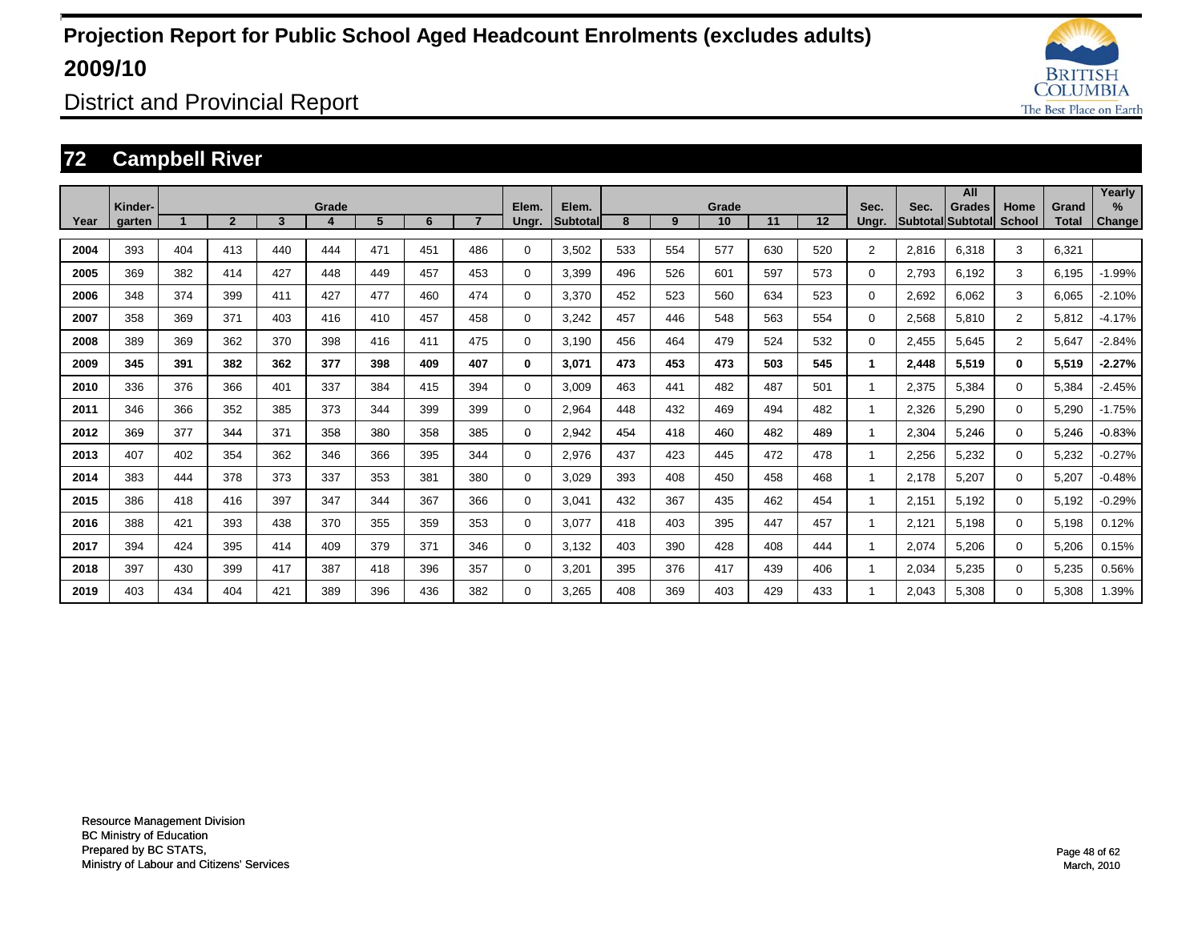# Projection Report for Public School Aged Headcount Enrolments (excludes adults) 2009/10

## District and Provincial Report

## 72 Campbell River

| Year | Kinder-garten | Grade 1 | 2 | 3 | 4 | 5 | 6 | 7 | Elem. Ungr. | Elem. Subtotal | Grade 8 | 9 | 10 | 11 | 12 | Sec. Ungr. | Sec. Subtotal | All Grades Subtotal | Home School | Grand Total | Yearly % Change |
|---|---|---|---|---|---|---|---|---|---|---|---|---|---|---|---|---|---|---|---|---|---|
| 2004 | 393 | 404 | 413 | 440 | 444 | 471 | 451 | 486 | 0 | 3,502 | 533 | 554 | 577 | 630 | 520 | 2 | 2,816 | 6,318 | 3 | 6,321 | |
| 2005 | 369 | 382 | 414 | 427 | 448 | 449 | 457 | 453 | 0 | 3,399 | 496 | 526 | 601 | 597 | 573 | 0 | 2,793 | 6,192 | 3 | 6,195 | -1.99% |
| 2006 | 348 | 374 | 399 | 411 | 427 | 477 | 460 | 474 | 0 | 3,370 | 452 | 523 | 560 | 634 | 523 | 0 | 2,692 | 6,062 | 3 | 6,065 | -2.10% |
| 2007 | 358 | 369 | 371 | 403 | 416 | 410 | 457 | 458 | 0 | 3,242 | 457 | 446 | 548 | 563 | 554 | 0 | 2,568 | 5,810 | 2 | 5,812 | -4.17% |
| 2008 | 389 | 369 | 362 | 370 | 398 | 416 | 411 | 475 | 0 | 3,190 | 456 | 464 | 479 | 524 | 532 | 0 | 2,455 | 5,645 | 2 | 5,647 | -2.84% |
| **2009** | **345** | **391** | **382** | **362** | **377** | **398** | **409** | **407** | **0** | **3,071** | **473** | **453** | **473** | **503** | **545** | **1** | **2,448** | **5,519** | **0** | **5,519** | **-2.27%** |
| 2010 | 336 | 376 | 366 | 401 | 337 | 384 | 415 | 394 | 0 | 3,009 | 463 | 441 | 482 | 487 | 501 | 1 | 2,375 | 5,384 | 0 | 5,384 | -2.45% |
| 2011 | 346 | 366 | 352 | 385 | 373 | 344 | 399 | 399 | 0 | 2,964 | 448 | 432 | 469 | 494 | 482 | 1 | 2,326 | 5,290 | 0 | 5,290 | -1.75% |
| 2012 | 369 | 377 | 344 | 371 | 358 | 380 | 358 | 385 | 0 | 2,942 | 454 | 418 | 460 | 482 | 489 | 1 | 2,304 | 5,246 | 0 | 5,246 | -0.83% |
| 2013 | 407 | 402 | 354 | 362 | 346 | 366 | 395 | 344 | 0 | 2,976 | 437 | 423 | 445 | 472 | 478 | 1 | 2,256 | 5,232 | 0 | 5,232 | -0.27% |
| 2014 | 383 | 444 | 378 | 373 | 337 | 353 | 381 | 380 | 0 | 3,029 | 393 | 408 | 450 | 458 | 468 | 1 | 2,178 | 5,207 | 0 | 5,207 | -0.48% |
| 2015 | 386 | 418 | 416 | 397 | 347 | 344 | 367 | 366 | 0 | 3,041 | 432 | 367 | 435 | 462 | 454 | 1 | 2,151 | 5,192 | 0 | 5,192 | -0.29% |
| 2016 | 388 | 421 | 393 | 438 | 370 | 355 | 359 | 353 | 0 | 3,077 | 418 | 403 | 395 | 447 | 457 | 1 | 2,121 | 5,198 | 0 | 5,198 | 0.12% |
| 2017 | 394 | 424 | 395 | 414 | 409 | 379 | 371 | 346 | 0 | 3,132 | 403 | 390 | 428 | 408 | 444 | 1 | 2,074 | 5,206 | 0 | 5,206 | 0.15% |
| 2018 | 397 | 430 | 399 | 417 | 387 | 418 | 396 | 357 | 0 | 3,201 | 395 | 376 | 417 | 439 | 406 | 1 | 2,034 | 5,235 | 0 | 5,235 | 0.56% |
| 2019 | 403 | 434 | 404 | 421 | 389 | 396 | 436 | 382 | 0 | 3,265 | 408 | 369 | 403 | 429 | 433 | 1 | 2,043 | 5,308 | 0 | 5,308 | 1.39% |

Resource Management Division
BC Ministry of Education
Prepared by BC STATS,
Ministry of Labour and Citizens' Services

March, 2010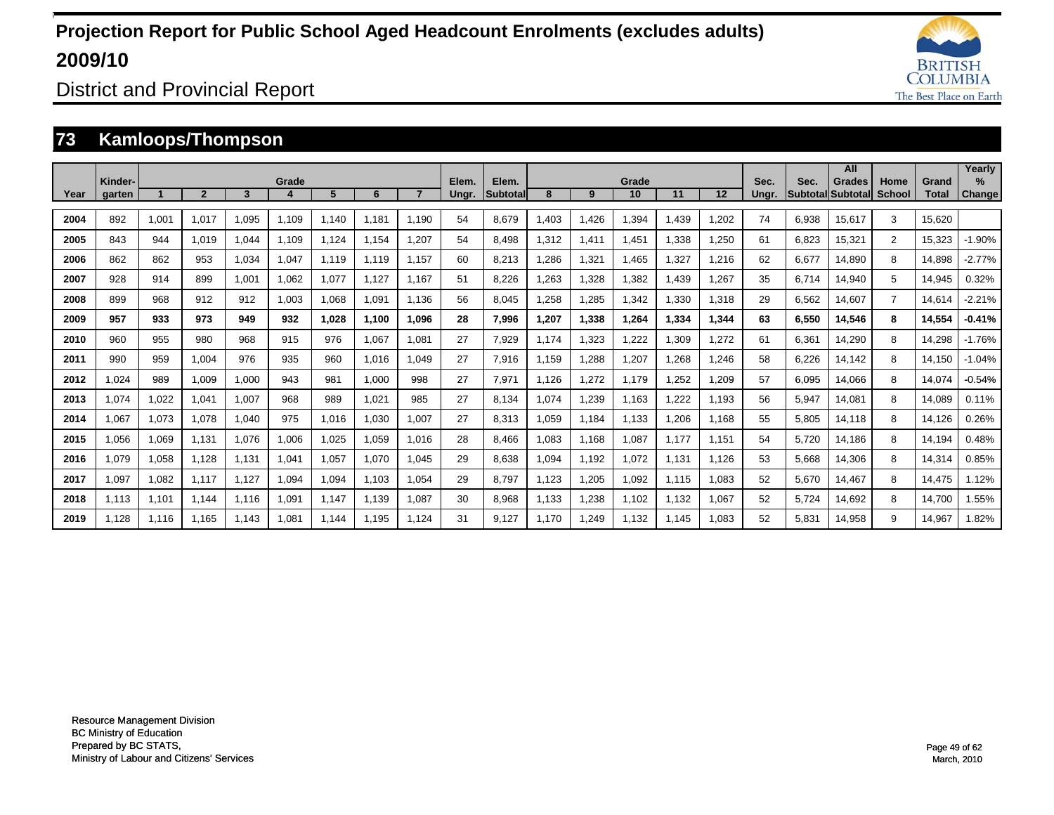# Projection Report for Public School Aged Headcount Enrolments (excludes adults) 2009/10

## District and Provincial Report

### 73 Kamloops/Thompson

| Year | Kindergarten | Grade 1 | 2 | 3 | 4 | 5 | 6 | 7 | Elem. Ungr. | Elem. Subtotal | Grade 8 | 9 | 10 | 11 | 12 | Sec. Ungr. | Sec. Subtotal | All Grades Subtotal | Home School | Grand Total | Yearly % Change |
|---|---|---|---|---|---|---|---|---|---|---|---|---|---|---|---|---|---|---|---|---|---|
| 2004 | 892 | 1,001 | 1,017 | 1,095 | 1,109 | 1,140 | 1,181 | 1,190 | 54 | 8,679 | 1,403 | 1,426 | 1,394 | 1,439 | 1,202 | 74 | 6,938 | 15,617 | 3 | 15,620 | |
| 2005 | 843 | 944 | 1,019 | 1,044 | 1,109 | 1,124 | 1,154 | 1,207 | 54 | 8,498 | 1,312 | 1,411 | 1,451 | 1,338 | 1,250 | 61 | 6,823 | 15,321 | 2 | 15,323 | -1.90% |
| 2006 | 862 | 862 | 953 | 1,034 | 1,047 | 1,119 | 1,119 | 1,157 | 60 | 8,213 | 1,286 | 1,321 | 1,465 | 1,327 | 1,216 | 62 | 6,677 | 14,890 | 8 | 14,898 | -2.77% |
| 2007 | 928 | 914 | 899 | 1,001 | 1,062 | 1,077 | 1,127 | 1,167 | 51 | 8,226 | 1,263 | 1,328 | 1,382 | 1,439 | 1,267 | 35 | 6,714 | 14,940 | 5 | 14,945 | 0.32% |
| 2008 | 899 | 968 | 912 | 912 | 1,003 | 1,068 | 1,091 | 1,136 | 56 | 8,045 | 1,258 | 1,285 | 1,342 | 1,330 | 1,318 | 29 | 6,562 | 14,607 | 7 | 14,614 | -2.21% |
| **2009** | **957** | **933** | **973** | **949** | **932** | **1,028** | **1,100** | **1,096** | **28** | **7,996** | **1,207** | **1,338** | **1,264** | **1,334** | **1,344** | **63** | **6,550** | **14,546** | **8** | **14,554** | **-0.41%** |
| 2010 | 960 | 955 | 980 | 968 | 915 | 976 | 1,067 | 1,081 | 27 | 7,929 | 1,174 | 1,323 | 1,222 | 1,309 | 1,272 | 61 | 6,361 | 14,290 | 8 | 14,298 | -1.76% |
| 2011 | 990 | 959 | 1,004 | 976 | 935 | 960 | 1,016 | 1,049 | 27 | 7,916 | 1,159 | 1,288 | 1,207 | 1,268 | 1,246 | 58 | 6,226 | 14,142 | 8 | 14,150 | -1.04% |
| 2012 | 1,024 | 989 | 1,009 | 1,000 | 943 | 981 | 1,000 | 998 | 27 | 7,971 | 1,126 | 1,272 | 1,179 | 1,252 | 1,209 | 57 | 6,095 | 14,066 | 8 | 14,074 | -0.54% |
| 2013 | 1,074 | 1,022 | 1,041 | 1,007 | 968 | 989 | 1,021 | 985 | 27 | 8,134 | 1,074 | 1,239 | 1,163 | 1,222 | 1,193 | 56 | 5,947 | 14,081 | 8 | 14,089 | 0.11% |
| 2014 | 1,067 | 1,073 | 1,078 | 1,040 | 975 | 1,016 | 1,030 | 1,007 | 27 | 8,313 | 1,059 | 1,184 | 1,133 | 1,206 | 1,168 | 55 | 5,805 | 14,118 | 8 | 14,126 | 0.26% |
| 2015 | 1,056 | 1,069 | 1,131 | 1,076 | 1,006 | 1,025 | 1,059 | 1,016 | 28 | 8,466 | 1,083 | 1,168 | 1,087 | 1,177 | 1,151 | 54 | 5,720 | 14,186 | 8 | 14,194 | 0.48% |
| 2016 | 1,079 | 1,058 | 1,128 | 1,131 | 1,041 | 1,057 | 1,070 | 1,045 | 29 | 8,638 | 1,094 | 1,192 | 1,072 | 1,131 | 1,126 | 53 | 5,668 | 14,306 | 8 | 14,314 | 0.85% |
| 2017 | 1,097 | 1,082 | 1,117 | 1,127 | 1,094 | 1,094 | 1,103 | 1,054 | 29 | 8,797 | 1,123 | 1,205 | 1,092 | 1,115 | 1,083 | 52 | 5,670 | 14,467 | 8 | 14,475 | 1.12% |
| 2018 | 1,113 | 1,101 | 1,144 | 1,116 | 1,091 | 1,147 | 1,139 | 1,087 | 30 | 8,968 | 1,133 | 1,238 | 1,102 | 1,132 | 1,067 | 52 | 5,724 | 14,692 | 8 | 14,700 | 1.55% |
| 2019 | 1,128 | 1,116 | 1,165 | 1,143 | 1,081 | 1,144 | 1,195 | 1,124 | 31 | 9,127 | 1,170 | 1,249 | 1,132 | 1,145 | 1,083 | 52 | 5,831 | 14,958 | 9 | 14,967 | 1.82% |

Resource Management Division
BC Ministry of Education
Prepared by BC STATS,
Ministry of Labour and Citizens' Services

March, 2010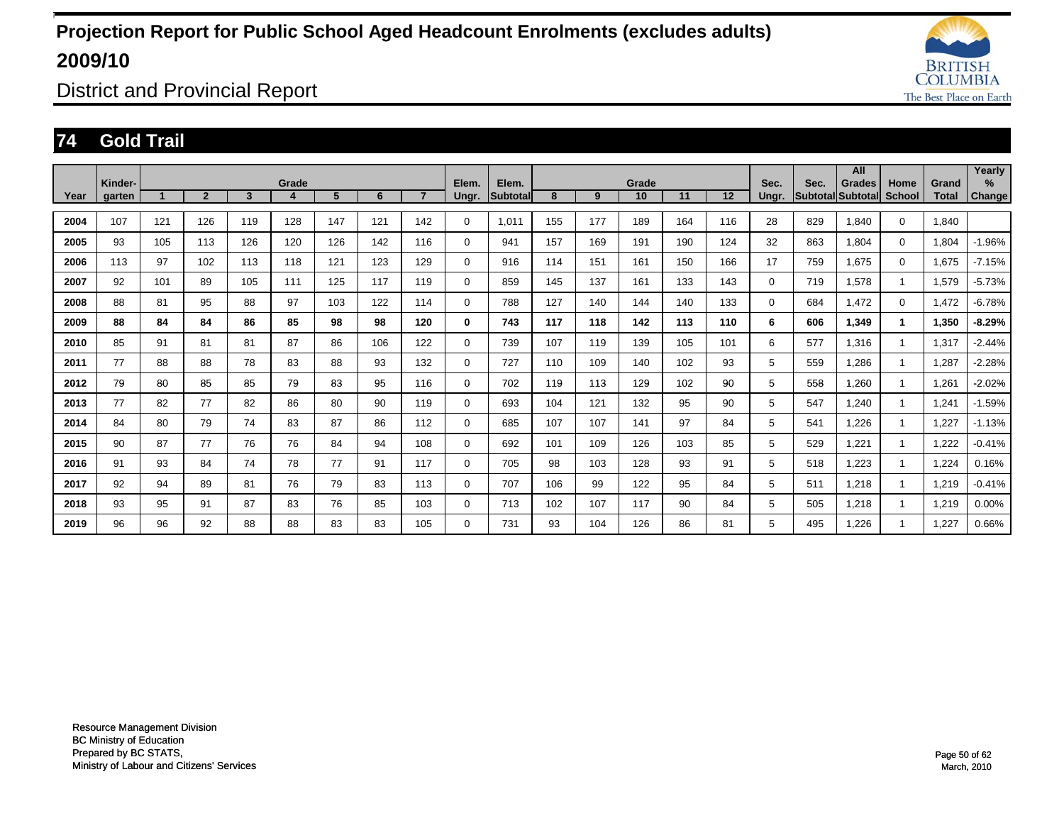# Projection Report for Public School Aged Headcount Enrolments (excludes adults) 2009/10

## District and Provincial Report

## 74 Gold Trail

| Year | Kinder-garten | Grade 1 | 2 | 3 | 4 | 5 | 6 | 7 | Elem. Ungr. | Elem. Subtotal | Grade 8 | 9 | 10 | 11 | 12 | Sec. Ungr. | Sec. Subtotal | All Grades Subtotal | Home School | Grand Total | Yearly % Change |
|---|---|---|---|---|---|---|---|---|---|---|---|---|---|---|---|---|---|---|---|---|---|
| 2004 | 107 | 121 | 126 | 119 | 128 | 147 | 121 | 142 | 0 | 1,011 | 155 | 177 | 189 | 164 | 116 | 28 | 829 | 1,840 | 0 | 1,840 | |
| 2005 | 93 | 105 | 113 | 126 | 120 | 126 | 142 | 116 | 0 | 941 | 157 | 169 | 191 | 190 | 124 | 32 | 863 | 1,804 | 0 | 1,804 | -1.96% |
| 2006 | 113 | 97 | 102 | 113 | 118 | 121 | 123 | 129 | 0 | 916 | 114 | 151 | 161 | 150 | 166 | 17 | 759 | 1,675 | 0 | 1,675 | -7.15% |
| 2007 | 92 | 101 | 89 | 105 | 111 | 125 | 117 | 119 | 0 | 859 | 145 | 137 | 161 | 133 | 143 | 0 | 719 | 1,578 | 1 | 1,579 | -5.73% |
| 2008 | 88 | 81 | 95 | 88 | 97 | 103 | 122 | 114 | 0 | 788 | 127 | 140 | 144 | 140 | 133 | 0 | 684 | 1,472 | 0 | 1,472 | -6.78% |
| **2009** | **88** | **84** | **84** | **86** | **85** | **98** | **98** | **120** | **0** | **743** | **117** | **118** | **142** | **113** | **110** | **6** | **606** | **1,349** | **1** | **1,350** | **-8.29%** |
| 2010 | 85 | 91 | 81 | 81 | 87 | 86 | 106 | 122 | 0 | 739 | 107 | 119 | 139 | 105 | 101 | 6 | 577 | 1,316 | 1 | 1,317 | -2.44% |
| 2011 | 77 | 88 | 88 | 78 | 83 | 88 | 93 | 132 | 0 | 727 | 110 | 109 | 140 | 102 | 93 | 5 | 559 | 1,286 | 1 | 1,287 | -2.28% |
| 2012 | 79 | 80 | 85 | 85 | 79 | 83 | 95 | 116 | 0 | 702 | 119 | 113 | 129 | 102 | 90 | 5 | 558 | 1,260 | 1 | 1,261 | -2.02% |
| 2013 | 77 | 82 | 77 | 82 | 86 | 80 | 90 | 119 | 0 | 693 | 104 | 121 | 132 | 95 | 90 | 5 | 547 | 1,240 | 1 | 1,241 | -1.59% |
| 2014 | 84 | 80 | 79 | 74 | 83 | 87 | 86 | 112 | 0 | 685 | 107 | 107 | 141 | 97 | 84 | 5 | 541 | 1,226 | 1 | 1,227 | -1.13% |
| 2015 | 90 | 87 | 77 | 76 | 76 | 84 | 94 | 108 | 0 | 692 | 101 | 109 | 126 | 103 | 85 | 5 | 529 | 1,221 | 1 | 1,222 | -0.41% |
| 2016 | 91 | 93 | 84 | 74 | 78 | 77 | 91 | 117 | 0 | 705 | 98 | 103 | 128 | 93 | 91 | 5 | 518 | 1,223 | 1 | 1,224 | 0.16% |
| 2017 | 92 | 94 | 89 | 81 | 76 | 79 | 83 | 113 | 0 | 707 | 106 | 99 | 122 | 95 | 84 | 5 | 511 | 1,218 | 1 | 1,219 | -0.41% |
| 2018 | 93 | 95 | 91 | 87 | 83 | 76 | 85 | 103 | 0 | 713 | 102 | 107 | 117 | 90 | 84 | 5 | 505 | 1,218 | 1 | 1,219 | 0.00% |
| 2019 | 96 | 96 | 92 | 88 | 88 | 83 | 83 | 105 | 0 | 731 | 93 | 104 | 126 | 86 | 81 | 5 | 495 | 1,226 | 1 | 1,227 | 0.66% |

Resource Management Division
BC Ministry of Education
Prepared by BC STATS,
Ministry of Labour and Citizens' Services

March, 2010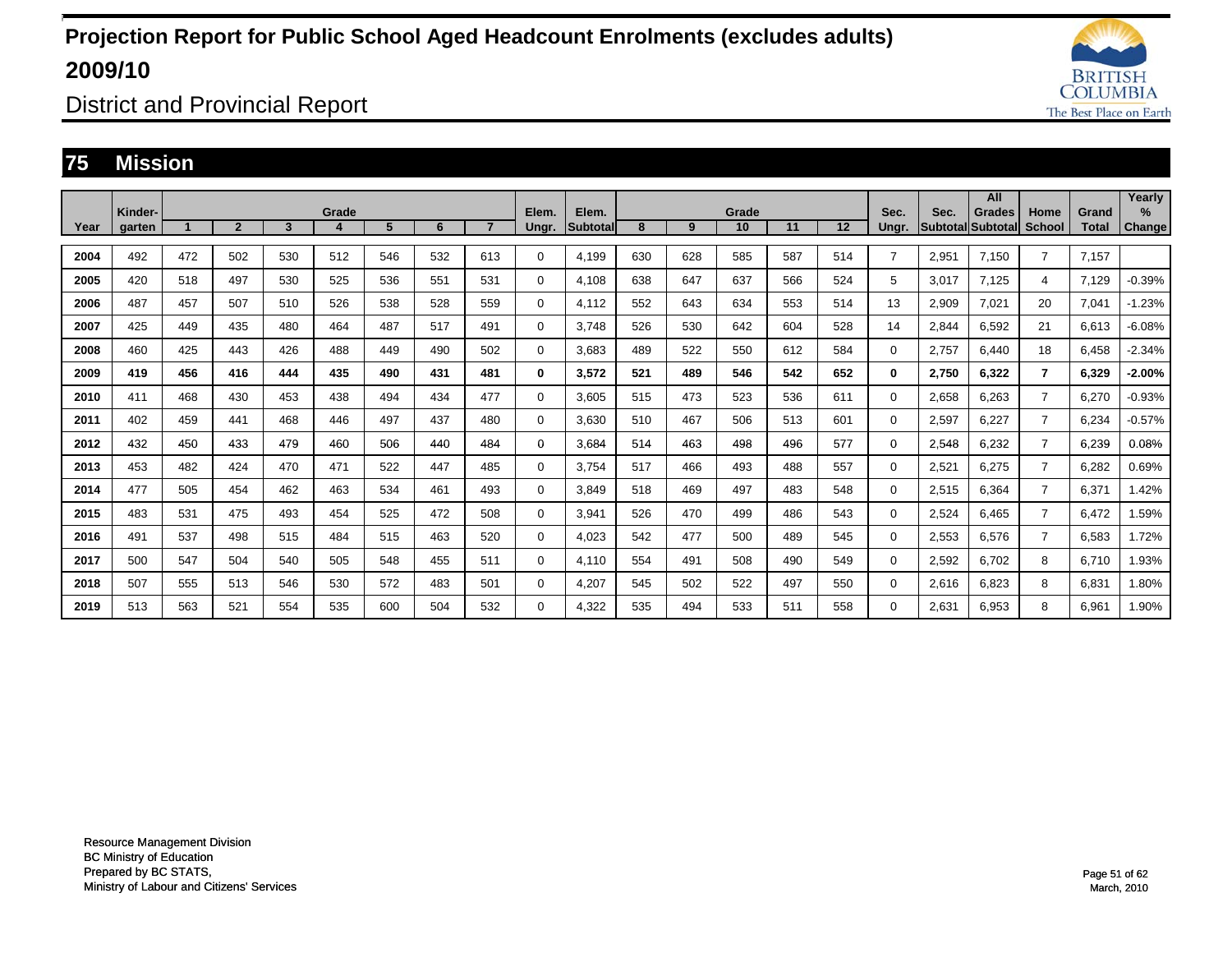# Projection Report for Public School Aged Headcount Enrolments (excludes adults) 2009/10

## District and Provincial Report

## 75 Mission

| Year | Kinder-garten | Grade 1 | 2 | 3 | 4 | 5 | 6 | 7 | Elem. Ungr. | Elem. Subtotal | Grade 8 | 9 | 10 | 11 | 12 | Sec. Ungr. | Sec. Subtotal | All Grades Subtotal | Home School | Grand Total | Yearly % Change |
|---|---|---|---|---|---|---|---|---|---|---|---|---|---|---|---|---|---|---|---|---|---|
| 2004 | 492 | 472 | 502 | 530 | 512 | 546 | 532 | 613 | 0 | 4,199 | 630 | 628 | 585 | 587 | 514 | 7 | 2,951 | 7,150 | 7 | 7,157 | |
| 2005 | 420 | 518 | 497 | 530 | 525 | 536 | 551 | 531 | 0 | 4,108 | 638 | 647 | 637 | 566 | 524 | 5 | 3,017 | 7,125 | 4 | 7,129 | -0.39% |
| 2006 | 487 | 457 | 507 | 510 | 526 | 538 | 528 | 559 | 0 | 4,112 | 552 | 643 | 634 | 553 | 514 | 13 | 2,909 | 7,021 | 20 | 7,041 | -1.23% |
| 2007 | 425 | 449 | 435 | 480 | 464 | 487 | 517 | 491 | 0 | 3,748 | 526 | 530 | 642 | 604 | 528 | 14 | 2,844 | 6,592 | 21 | 6,613 | -6.08% |
| 2008 | 460 | 425 | 443 | 426 | 488 | 449 | 490 | 502 | 0 | 3,683 | 489 | 522 | 550 | 612 | 584 | 0 | 2,757 | 6,440 | 18 | 6,458 | -2.34% |
| **2009** | **419** | **456** | **416** | **444** | **435** | **490** | **431** | **481** | **0** | **3,572** | **521** | **489** | **546** | **542** | **652** | **0** | **2,750** | **6,322** | **7** | **6,329** | **-2.00%** |
| 2010 | 411 | 468 | 430 | 453 | 438 | 494 | 434 | 477 | 0 | 3,605 | 515 | 473 | 523 | 536 | 611 | 0 | 2,658 | 6,263 | 7 | 6,270 | -0.93% |
| 2011 | 402 | 459 | 441 | 468 | 446 | 497 | 437 | 480 | 0 | 3,630 | 510 | 467 | 506 | 513 | 601 | 0 | 2,597 | 6,227 | 7 | 6,234 | -0.57% |
| 2012 | 432 | 450 | 433 | 479 | 460 | 506 | 440 | 484 | 0 | 3,684 | 514 | 463 | 498 | 496 | 577 | 0 | 2,548 | 6,232 | 7 | 6,239 | 0.08% |
| 2013 | 453 | 482 | 424 | 470 | 471 | 522 | 447 | 485 | 0 | 3,754 | 517 | 466 | 493 | 488 | 557 | 0 | 2,521 | 6,275 | 7 | 6,282 | 0.69% |
| 2014 | 477 | 505 | 454 | 462 | 463 | 534 | 461 | 493 | 0 | 3,849 | 518 | 469 | 497 | 483 | 548 | 0 | 2,515 | 6,364 | 7 | 6,371 | 1.42% |
| 2015 | 483 | 531 | 475 | 493 | 454 | 525 | 472 | 508 | 0 | 3,941 | 526 | 470 | 499 | 486 | 543 | 0 | 2,524 | 6,465 | 7 | 6,472 | 1.59% |
| 2016 | 491 | 537 | 498 | 515 | 484 | 515 | 463 | 520 | 0 | 4,023 | 542 | 477 | 500 | 489 | 545 | 0 | 2,553 | 6,576 | 7 | 6,583 | 1.72% |
| 2017 | 500 | 547 | 504 | 540 | 505 | 548 | 455 | 511 | 0 | 4,110 | 554 | 491 | 508 | 490 | 549 | 0 | 2,592 | 6,702 | 8 | 6,710 | 1.93% |
| 2018 | 507 | 555 | 513 | 546 | 530 | 572 | 483 | 501 | 0 | 4,207 | 545 | 502 | 522 | 497 | 550 | 0 | 2,616 | 6,823 | 8 | 6,831 | 1.80% |
| 2019 | 513 | 563 | 521 | 554 | 535 | 600 | 504 | 532 | 0 | 4,322 | 535 | 494 | 533 | 511 | 558 | 0 | 2,631 | 6,953 | 8 | 6,961 | 1.90% |

Resource Management Division
BC Ministry of Education
Prepared by BC STATS,
Ministry of Labour and Citizens' Services

March, 2010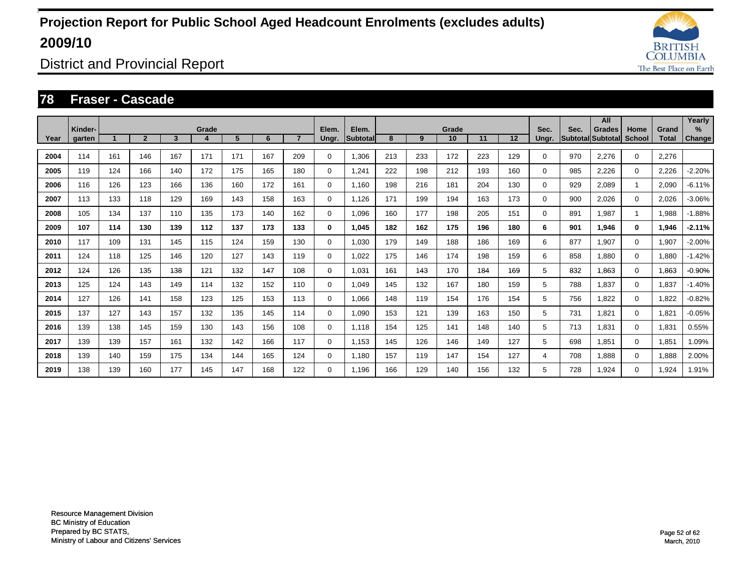# Projection Report for Public School Aged Headcount Enrolments (excludes adults) 2009/10

## District and Provincial Report

### 78 Fraser - Cascade

| Year | Kinder-garten | Grade 1 | 2 | 3 | 4 | 5 | 6 | 7 | Elem. Ungr. | Elem. Subtotal | Grade 8 | 9 | 10 | 11 | 12 | Sec. Ungr. | Sec. Subtotal | All Grades Subtotal | Home School | Grand Total | Yearly % Change |
|---|---|---|---|---|---|---|---|---|---|---|---|---|---|---|---|---|---|---|---|---|---|
| 2004 | 114 | 161 | 146 | 167 | 171 | 171 | 167 | 209 | 0 | 1,306 | 213 | 233 | 172 | 223 | 129 | 0 | 970 | 2,276 | 0 | 2,276 | |
| 2005 | 119 | 124 | 166 | 140 | 172 | 175 | 165 | 180 | 0 | 1,241 | 222 | 198 | 212 | 193 | 160 | 0 | 985 | 2,226 | 0 | 2,226 | -2.20% |
| 2006 | 116 | 126 | 123 | 166 | 136 | 160 | 172 | 161 | 0 | 1,160 | 198 | 216 | 181 | 204 | 130 | 0 | 929 | 2,089 | 1 | 2,090 | -6.11% |
| 2007 | 113 | 133 | 118 | 129 | 169 | 143 | 158 | 163 | 0 | 1,126 | 171 | 199 | 194 | 163 | 173 | 0 | 900 | 2,026 | 0 | 2,026 | -3.06% |
| 2008 | 105 | 134 | 137 | 110 | 135 | 173 | 140 | 162 | 0 | 1,096 | 160 | 177 | 198 | 205 | 151 | 0 | 891 | 1,987 | 1 | 1,988 | -1.88% |
| **2009** | **107** | **114** | **130** | **139** | **112** | **137** | **173** | **133** | **0** | **1,045** | **182** | **162** | **175** | **196** | **180** | **6** | **901** | **1,946** | **0** | **1,946** | **-2.11%** |
| 2010 | 117 | 109 | 131 | 145 | 115 | 124 | 159 | 130 | 0 | 1,030 | 179 | 149 | 188 | 186 | 169 | 6 | 877 | 1,907 | 0 | 1,907 | -2.00% |
| 2011 | 124 | 118 | 125 | 146 | 120 | 127 | 143 | 119 | 0 | 1,022 | 175 | 146 | 174 | 198 | 159 | 6 | 858 | 1,880 | 0 | 1,880 | -1.42% |
| 2012 | 124 | 126 | 135 | 138 | 121 | 132 | 147 | 108 | 0 | 1,031 | 161 | 143 | 170 | 184 | 169 | 5 | 832 | 1,863 | 0 | 1,863 | -0.90% |
| 2013 | 125 | 124 | 143 | 149 | 114 | 132 | 152 | 110 | 0 | 1,049 | 145 | 132 | 167 | 180 | 159 | 5 | 788 | 1,837 | 0 | 1,837 | -1.40% |
| 2014 | 127 | 126 | 141 | 158 | 123 | 125 | 153 | 113 | 0 | 1,066 | 148 | 119 | 154 | 176 | 154 | 5 | 756 | 1,822 | 0 | 1,822 | -0.82% |
| 2015 | 137 | 127 | 143 | 157 | 132 | 135 | 145 | 114 | 0 | 1,090 | 153 | 121 | 139 | 163 | 150 | 5 | 731 | 1,821 | 0 | 1,821 | -0.05% |
| 2016 | 139 | 138 | 145 | 159 | 130 | 143 | 156 | 108 | 0 | 1,118 | 154 | 125 | 141 | 148 | 140 | 5 | 713 | 1,831 | 0 | 1,831 | 0.55% |
| 2017 | 139 | 139 | 157 | 161 | 132 | 142 | 166 | 117 | 0 | 1,153 | 145 | 126 | 146 | 149 | 127 | 5 | 698 | 1,851 | 0 | 1,851 | 1.09% |
| 2018 | 139 | 140 | 159 | 175 | 134 | 144 | 165 | 124 | 0 | 1,180 | 157 | 119 | 147 | 154 | 127 | 4 | 708 | 1,888 | 0 | 1,888 | 2.00% |
| 2019 | 138 | 139 | 160 | 177 | 145 | 147 | 168 | 122 | 0 | 1,196 | 166 | 129 | 140 | 156 | 132 | 5 | 728 | 1,924 | 0 | 1,924 | 1.91% |

Resource Management Division
BC Ministry of Education
Prepared by BC STATS,
Ministry of Labour and Citizens' Services

March, 2010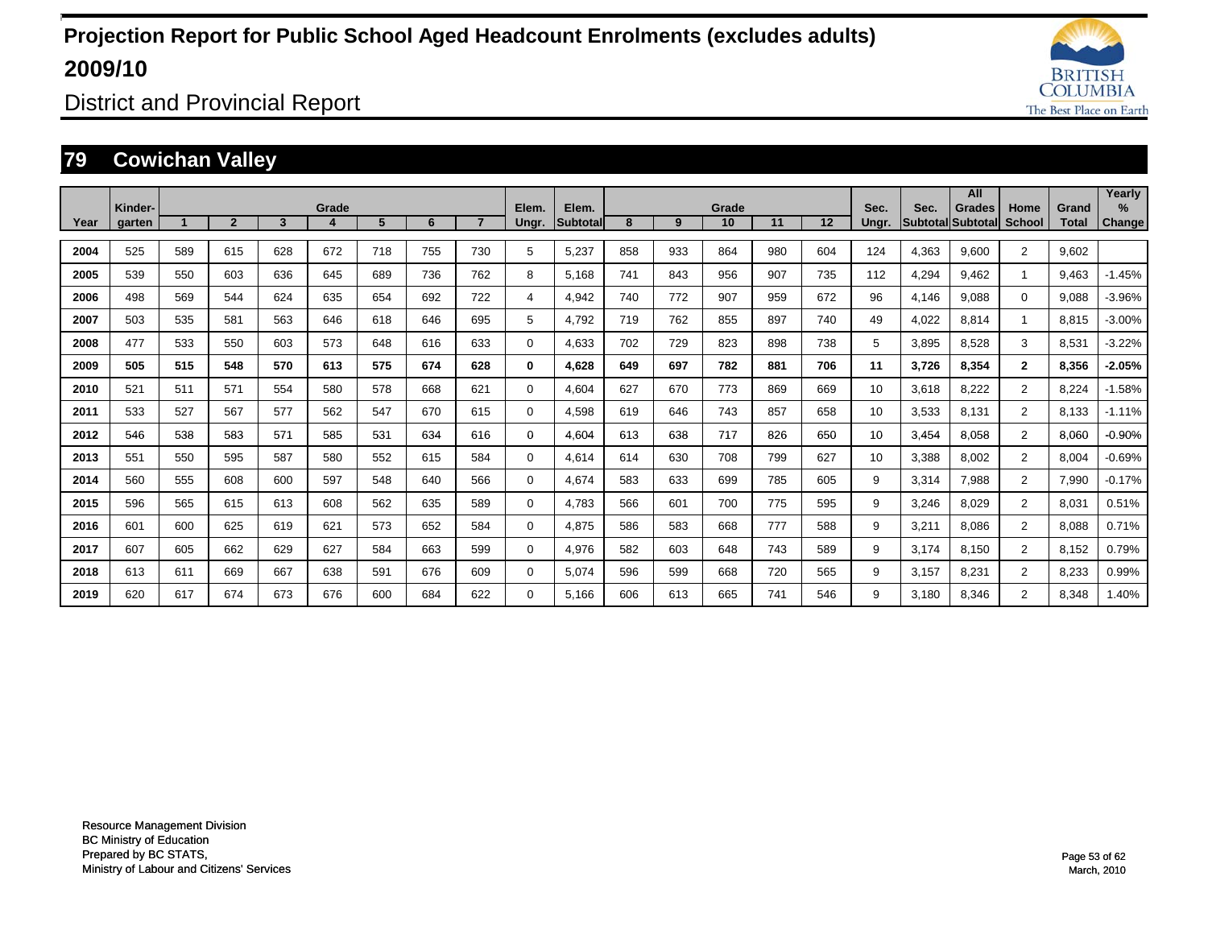# Projection Report for Public School Aged Headcount Enrolments (excludes adults) 2009/10

## District and Provincial Report

### 79 Cowichan Valley

| Year | Kinder-garten | Grade 1 | 2 | 3 | 4 | 5 | 6 | 7 | Elem. Ungr. | Elem. Subtotal | Grade 8 | 9 | 10 | 11 | 12 | Sec. Ungr. | Sec. Subtotal | All Grades Subtotal | Home School | Grand Total | Yearly % Change |
|---|---|---|---|---|---|---|---|---|---|---|---|---|---|---|---|---|---|---|---|---|---|
| 2004 | 525 | 589 | 615 | 628 | 672 | 718 | 755 | 730 | 5 | 5,237 | 858 | 933 | 864 | 980 | 604 | 124 | 4,363 | 9,600 | 2 | 9,602 | |
| 2005 | 539 | 550 | 603 | 636 | 645 | 689 | 736 | 762 | 8 | 5,168 | 741 | 843 | 956 | 907 | 735 | 112 | 4,294 | 9,462 | 1 | 9,463 | -1.45% |
| 2006 | 498 | 569 | 544 | 624 | 635 | 654 | 692 | 722 | 4 | 4,942 | 740 | 772 | 907 | 959 | 672 | 96 | 4,146 | 9,088 | 0 | 9,088 | -3.96% |
| 2007 | 503 | 535 | 581 | 563 | 646 | 618 | 646 | 695 | 5 | 4,792 | 719 | 762 | 855 | 897 | 740 | 49 | 4,022 | 8,814 | 1 | 8,815 | -3.00% |
| 2008 | 477 | 533 | 550 | 603 | 573 | 648 | 616 | 633 | 0 | 4,633 | 702 | 729 | 823 | 898 | 738 | 5 | 3,895 | 8,528 | 3 | 8,531 | -3.22% |
| **2009** | **505** | **515** | **548** | **570** | **613** | **575** | **674** | **628** | **0** | **4,628** | **649** | **697** | **782** | **881** | **706** | **11** | **3,726** | **8,354** | **2** | **8,356** | **-2.05%** |
| 2010 | 521 | 511 | 571 | 554 | 580 | 578 | 668 | 621 | 0 | 4,604 | 627 | 670 | 773 | 869 | 669 | 10 | 3,618 | 8,222 | 2 | 8,224 | -1.58% |
| 2011 | 533 | 527 | 567 | 577 | 562 | 547 | 670 | 615 | 0 | 4,598 | 619 | 646 | 743 | 857 | 658 | 10 | 3,533 | 8,131 | 2 | 8,133 | -1.11% |
| 2012 | 546 | 538 | 583 | 571 | 585 | 531 | 634 | 616 | 0 | 4,604 | 613 | 638 | 717 | 826 | 650 | 10 | 3,454 | 8,058 | 2 | 8,060 | -0.90% |
| 2013 | 551 | 550 | 595 | 587 | 580 | 552 | 615 | 584 | 0 | 4,614 | 614 | 630 | 708 | 799 | 627 | 10 | 3,388 | 8,002 | 2 | 8,004 | -0.69% |
| 2014 | 560 | 555 | 608 | 600 | 597 | 548 | 640 | 566 | 0 | 4,674 | 583 | 633 | 699 | 785 | 605 | 9 | 3,314 | 7,988 | 2 | 7,990 | -0.17% |
| 2015 | 596 | 565 | 615 | 613 | 608 | 562 | 635 | 589 | 0 | 4,783 | 566 | 601 | 700 | 775 | 595 | 9 | 3,246 | 8,029 | 2 | 8,031 | 0.51% |
| 2016 | 601 | 600 | 625 | 619 | 621 | 573 | 652 | 584 | 0 | 4,875 | 586 | 583 | 668 | 777 | 588 | 9 | 3,211 | 8,086 | 2 | 8,088 | 0.71% |
| 2017 | 607 | 605 | 662 | 629 | 627 | 584 | 663 | 599 | 0 | 4,976 | 582 | 603 | 648 | 743 | 589 | 9 | 3,174 | 8,150 | 2 | 8,152 | 0.79% |
| 2018 | 613 | 611 | 669 | 667 | 638 | 591 | 676 | 609 | 0 | 5,074 | 596 | 599 | 668 | 720 | 565 | 9 | 3,157 | 8,231 | 2 | 8,233 | 0.99% |
| 2019 | 620 | 617 | 674 | 673 | 676 | 600 | 684 | 622 | 0 | 5,166 | 606 | 613 | 665 | 741 | 546 | 9 | 3,180 | 8,346 | 2 | 8,348 | 1.40% |

Resource Management Division
BC Ministry of Education
Prepared by BC STATS,
Ministry of Labour and Citizens' Services

March, 2010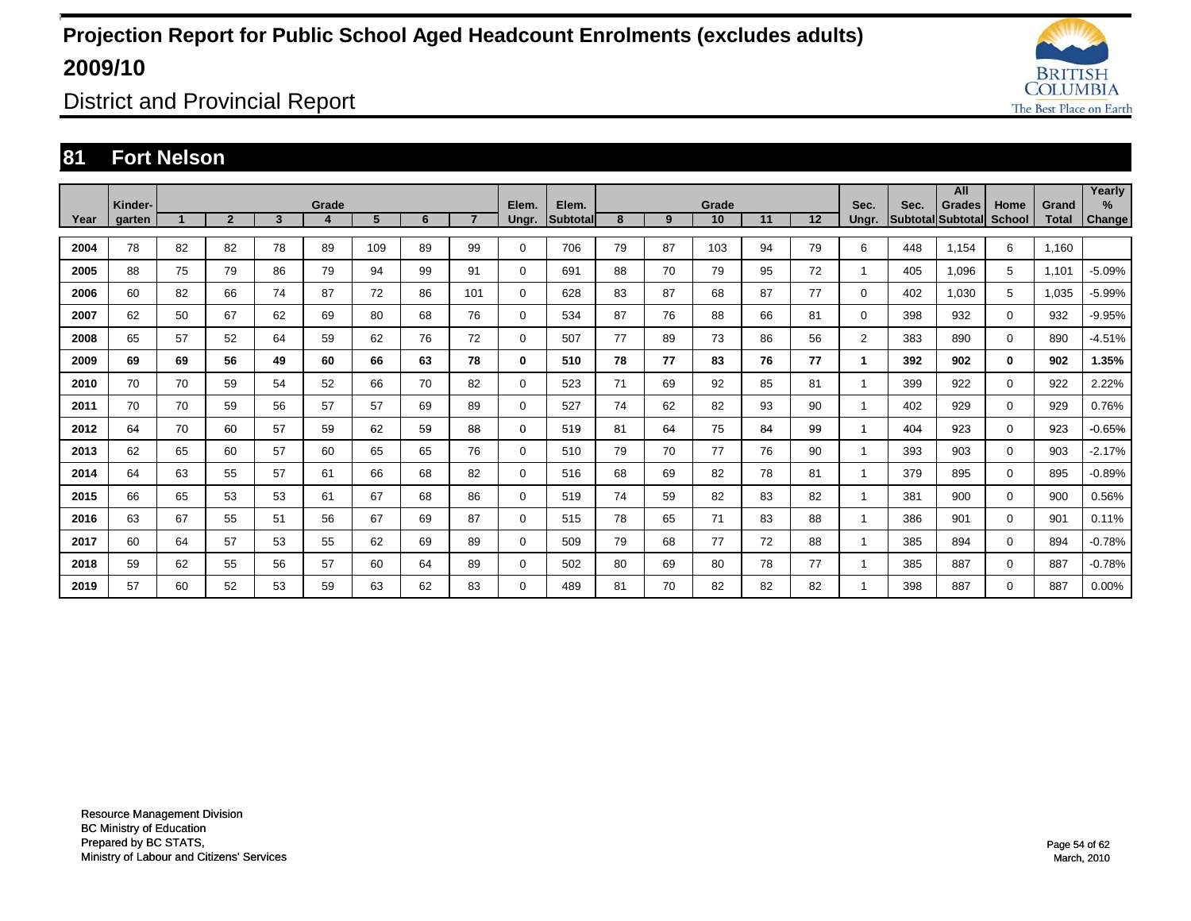# Projection Report for Public School Aged Headcount Enrolments (excludes adults) 2009/10

District and Provincial Report

## 81 Fort Nelson

| Year | Kinder-garten | 1 | 2 | 3 | 4 | 5 | 6 | 7 | Elem. Ungr. | Elem. Subtotal | 8 | 9 | 10 | 11 | 12 | Sec. Ungr. | Sec. Subtotal | All Grades Subtotal | Home School | Grand Total | Yearly % Change |
|---|---|---|---|---|---|---|---|---|---|---|---|---|---|---|---|---|---|---|---|---|---|
| 2004 | 78 | 82 | 82 | 78 | 89 | 109 | 89 | 99 | 0 | 706 | 79 | 87 | 103 | 94 | 79 | 6 | 448 | 1,154 | 6 | 1,160 | |
| 2005 | 88 | 75 | 79 | 86 | 79 | 94 | 99 | 91 | 0 | 691 | 88 | 70 | 79 | 95 | 72 | 1 | 405 | 1,096 | 5 | 1,101 | -5.09% |
| 2006 | 60 | 82 | 66 | 74 | 87 | 72 | 86 | 101 | 0 | 628 | 83 | 87 | 68 | 87 | 77 | 0 | 402 | 1,030 | 5 | 1,035 | -5.99% |
| 2007 | 62 | 50 | 67 | 62 | 69 | 80 | 68 | 76 | 0 | 534 | 87 | 76 | 88 | 66 | 81 | 0 | 398 | 932 | 0 | 932 | -9.95% |
| 2008 | 65 | 57 | 52 | 64 | 59 | 62 | 76 | 72 | 0 | 507 | 77 | 89 | 73 | 86 | 56 | 2 | 383 | 890 | 0 | 890 | -4.51% |
| **2009** | **69** | **69** | **56** | **49** | **60** | **66** | **63** | **78** | **0** | **510** | **78** | **77** | **83** | **76** | **77** | **1** | **392** | **902** | **0** | **902** | **1.35%** |
| 2010 | 70 | 70 | 59 | 54 | 52 | 66 | 70 | 82 | 0 | 523 | 71 | 69 | 92 | 85 | 81 | 1 | 399 | 922 | 0 | 922 | 2.22% |
| 2011 | 70 | 70 | 59 | 56 | 57 | 57 | 69 | 89 | 0 | 527 | 74 | 62 | 82 | 93 | 90 | 1 | 402 | 929 | 0 | 929 | 0.76% |
| 2012 | 64 | 70 | 60 | 57 | 59 | 62 | 59 | 88 | 0 | 519 | 81 | 64 | 75 | 84 | 99 | 1 | 404 | 923 | 0 | 923 | -0.65% |
| 2013 | 62 | 65 | 60 | 57 | 60 | 65 | 65 | 76 | 0 | 510 | 79 | 70 | 77 | 76 | 90 | 1 | 393 | 903 | 0 | 903 | -2.17% |
| 2014 | 64 | 63 | 55 | 57 | 61 | 66 | 68 | 82 | 0 | 516 | 68 | 69 | 82 | 78 | 81 | 1 | 379 | 895 | 0 | 895 | -0.89% |
| 2015 | 66 | 65 | 53 | 53 | 61 | 67 | 68 | 86 | 0 | 519 | 74 | 59 | 82 | 83 | 82 | 1 | 381 | 900 | 0 | 900 | 0.56% |
| 2016 | 63 | 67 | 55 | 51 | 56 | 67 | 69 | 87 | 0 | 515 | 78 | 65 | 71 | 83 | 88 | 1 | 386 | 901 | 0 | 901 | 0.11% |
| 2017 | 60 | 64 | 57 | 53 | 55 | 62 | 69 | 89 | 0 | 509 | 79 | 68 | 77 | 72 | 88 | 1 | 385 | 894 | 0 | 894 | -0.78% |
| 2018 | 59 | 62 | 55 | 56 | 57 | 60 | 64 | 89 | 0 | 502 | 80 | 69 | 80 | 78 | 77 | 1 | 385 | 887 | 0 | 887 | -0.78% |
| 2019 | 57 | 60 | 52 | 53 | 59 | 63 | 62 | 83 | 0 | 489 | 81 | 70 | 82 | 82 | 82 | 1 | 398 | 887 | 0 | 887 | 0.00% |

Resource Management Division
BC Ministry of Education
Prepared by BC STATS,
Ministry of Labour and Citizens' Services

March, 2010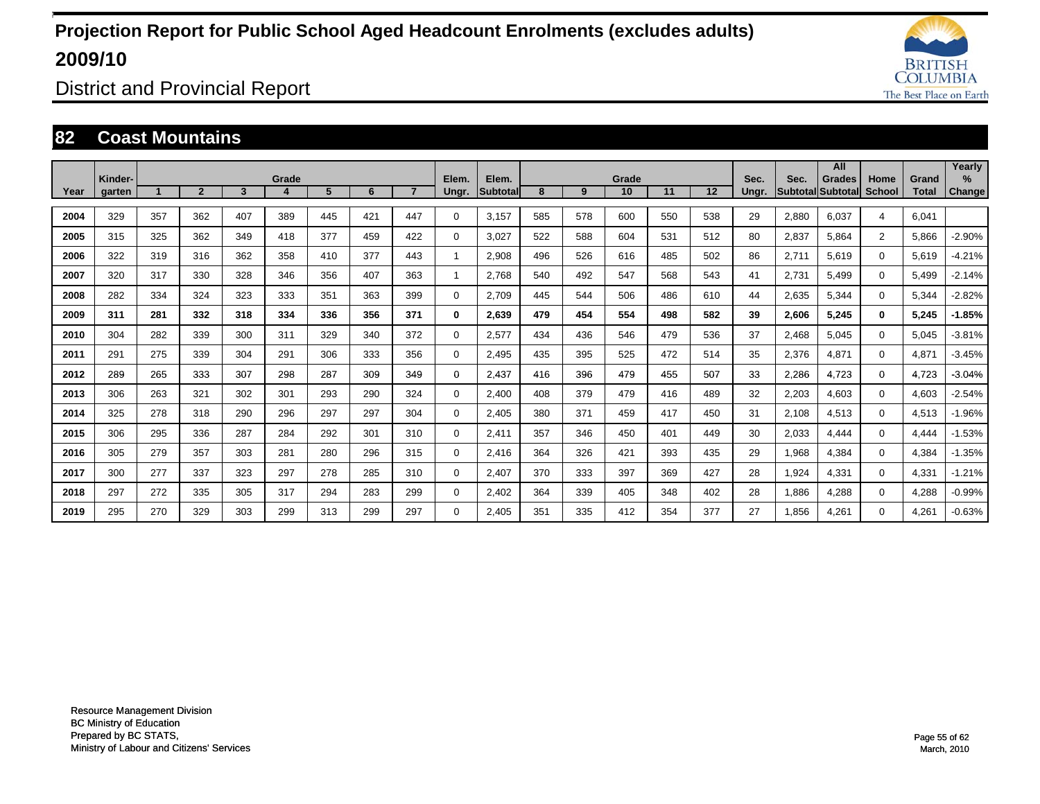# Projection Report for Public School Aged Headcount Enrolments (excludes adults) 2009/10

## District and Provincial Report

## 82 Coast Mountains

| Year | Kinder-garten | Grade 1 | 2 | 3 | 4 | 5 | 6 | 7 | Elem. Ungr. | Elem. Subtotal | Grade 8 | 9 | 10 | 11 | 12 | Sec. Ungr. | Sec. Subtotal | All Grades Subtotal | Home School | Grand Total | Yearly % Change |
|---|---|---|---|---|---|---|---|---|---|---|---|---|---|---|---|---|---|---|---|---|---|
| 2004 | 329 | 357 | 362 | 407 | 389 | 445 | 421 | 447 | 0 | 3,157 | 585 | 578 | 600 | 550 | 538 | 29 | 2,880 | 6,037 | 4 | 6,041 | |
| 2005 | 315 | 325 | 362 | 349 | 418 | 377 | 459 | 422 | 0 | 3,027 | 522 | 588 | 604 | 531 | 512 | 80 | 2,837 | 5,864 | 2 | 5,866 | -2.90% |
| 2006 | 322 | 319 | 316 | 362 | 358 | 410 | 377 | 443 | 1 | 2,908 | 496 | 526 | 616 | 485 | 502 | 86 | 2,711 | 5,619 | 0 | 5,619 | -4.21% |
| 2007 | 320 | 317 | 330 | 328 | 346 | 356 | 407 | 363 | 1 | 2,768 | 540 | 492 | 547 | 568 | 543 | 41 | 2,731 | 5,499 | 0 | 5,499 | -2.14% |
| 2008 | 282 | 334 | 324 | 323 | 333 | 351 | 363 | 399 | 0 | 2,709 | 445 | 544 | 506 | 486 | 610 | 44 | 2,635 | 5,344 | 0 | 5,344 | -2.82% |
| **2009** | **311** | **281** | **332** | **318** | **334** | **336** | **356** | **371** | **0** | **2,639** | **479** | **454** | **554** | **498** | **582** | **39** | **2,606** | **5,245** | **0** | **5,245** | **-1.85%** |
| 2010 | 304 | 282 | 339 | 300 | 311 | 329 | 340 | 372 | 0 | 2,577 | 434 | 436 | 546 | 479 | 536 | 37 | 2,468 | 5,045 | 0 | 5,045 | -3.81% |
| 2011 | 291 | 275 | 339 | 304 | 291 | 306 | 333 | 356 | 0 | 2,495 | 435 | 395 | 525 | 472 | 514 | 35 | 2,376 | 4,871 | 0 | 4,871 | -3.45% |
| 2012 | 289 | 265 | 333 | 307 | 298 | 287 | 309 | 349 | 0 | 2,437 | 416 | 396 | 479 | 455 | 507 | 33 | 2,286 | 4,723 | 0 | 4,723 | -3.04% |
| 2013 | 306 | 263 | 321 | 302 | 301 | 293 | 290 | 324 | 0 | 2,400 | 408 | 379 | 479 | 416 | 489 | 32 | 2,203 | 4,603 | 0 | 4,603 | -2.54% |
| 2014 | 325 | 278 | 318 | 290 | 296 | 297 | 297 | 304 | 0 | 2,405 | 380 | 371 | 459 | 417 | 450 | 31 | 2,108 | 4,513 | 0 | 4,513 | -1.96% |
| 2015 | 306 | 295 | 336 | 287 | 284 | 292 | 301 | 310 | 0 | 2,411 | 357 | 346 | 450 | 401 | 449 | 30 | 2,033 | 4,444 | 0 | 4,444 | -1.53% |
| 2016 | 305 | 279 | 357 | 303 | 281 | 280 | 296 | 315 | 0 | 2,416 | 364 | 326 | 421 | 393 | 435 | 29 | 1,968 | 4,384 | 0 | 4,384 | -1.35% |
| 2017 | 300 | 277 | 337 | 323 | 297 | 278 | 285 | 310 | 0 | 2,407 | 370 | 333 | 397 | 369 | 427 | 28 | 1,924 | 4,331 | 0 | 4,331 | -1.21% |
| 2018 | 297 | 272 | 335 | 305 | 317 | 294 | 283 | 299 | 0 | 2,402 | 364 | 339 | 405 | 348 | 402 | 28 | 1,886 | 4,288 | 0 | 4,288 | -0.99% |
| 2019 | 295 | 270 | 329 | 303 | 299 | 313 | 299 | 297 | 0 | 2,405 | 351 | 335 | 412 | 354 | 377 | 27 | 1,856 | 4,261 | 0 | 4,261 | -0.63% |

Resource Management Division
BC Ministry of Education
Prepared by BC STATS,
Ministry of Labour and Citizens' Services

March, 2010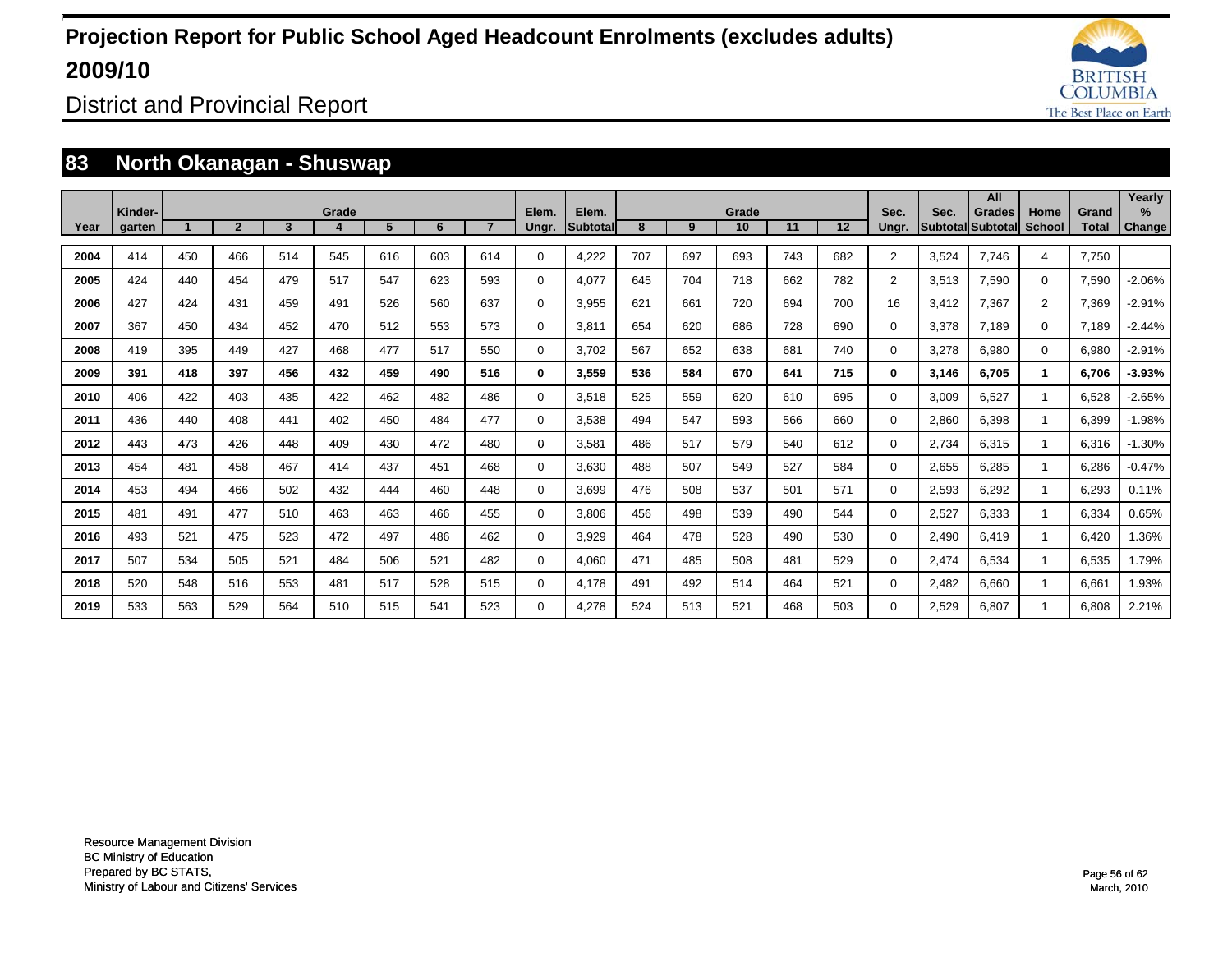# Projection Report for Public School Aged Headcount Enrolments (excludes adults) 2009/10

District and Provincial Report

## 83 North Okanagan - Shuswap

| Year | Kinder-garten | Grade 1 | 2 | 3 | 4 | 5 | 6 | 7 | Elem. Ungr. | Elem. Subtotal | Grade 8 | 9 | 10 | 11 | 12 | Sec. Ungr. | Sec. Subtotal | All Grades Subtotal | Home School | Grand Total | Yearly % Change |
|---|---|---|---|---|---|---|---|---|---|---|---|---|---|---|---|---|---|---|---|---|---|
| 2004 | 414 | 450 | 466 | 514 | 545 | 616 | 603 | 614 | 0 | 4,222 | 707 | 697 | 693 | 743 | 682 | 2 | 3,524 | 7,746 | 4 | 7,750 | |
| 2005 | 424 | 440 | 454 | 479 | 517 | 547 | 623 | 593 | 0 | 4,077 | 645 | 704 | 718 | 662 | 782 | 2 | 3,513 | 7,590 | 0 | 7,590 | -2.06% |
| 2006 | 427 | 424 | 431 | 459 | 491 | 526 | 560 | 637 | 0 | 3,955 | 621 | 661 | 720 | 694 | 700 | 16 | 3,412 | 7,367 | 2 | 7,369 | -2.91% |
| 2007 | 367 | 450 | 434 | 452 | 470 | 512 | 553 | 573 | 0 | 3,811 | 654 | 620 | 686 | 728 | 690 | 0 | 3,378 | 7,189 | 0 | 7,189 | -2.44% |
| 2008 | 419 | 395 | 449 | 427 | 468 | 477 | 517 | 550 | 0 | 3,702 | 567 | 652 | 638 | 681 | 740 | 0 | 3,278 | 6,980 | 0 | 6,980 | -2.91% |
| **2009** | **391** | **418** | **397** | **456** | **432** | **459** | **490** | **516** | **0** | **3,559** | **536** | **584** | **670** | **641** | **715** | **0** | **3,146** | **6,705** | **1** | **6,706** | **-3.93%** |
| 2010 | 406 | 422 | 403 | 435 | 422 | 462 | 482 | 486 | 0 | 3,518 | 525 | 559 | 620 | 610 | 695 | 0 | 3,009 | 6,527 | 1 | 6,528 | -2.65% |
| 2011 | 436 | 440 | 408 | 441 | 402 | 450 | 484 | 477 | 0 | 3,538 | 494 | 547 | 593 | 566 | 660 | 0 | 2,860 | 6,398 | 1 | 6,399 | -1.98% |
| 2012 | 443 | 473 | 426 | 448 | 409 | 430 | 472 | 480 | 0 | 3,581 | 486 | 517 | 579 | 540 | 612 | 0 | 2,734 | 6,315 | 1 | 6,316 | -1.30% |
| 2013 | 454 | 481 | 458 | 467 | 414 | 437 | 451 | 468 | 0 | 3,630 | 488 | 507 | 549 | 527 | 584 | 0 | 2,655 | 6,285 | 1 | 6,286 | -0.47% |
| 2014 | 453 | 494 | 466 | 502 | 432 | 444 | 460 | 448 | 0 | 3,699 | 476 | 508 | 537 | 501 | 571 | 0 | 2,593 | 6,292 | 1 | 6,293 | 0.11% |
| 2015 | 481 | 491 | 477 | 510 | 463 | 463 | 466 | 455 | 0 | 3,806 | 456 | 498 | 539 | 490 | 544 | 0 | 2,527 | 6,333 | 1 | 6,334 | 0.65% |
| 2016 | 493 | 521 | 475 | 523 | 472 | 497 | 486 | 462 | 0 | 3,929 | 464 | 478 | 528 | 490 | 530 | 0 | 2,490 | 6,419 | 1 | 6,420 | 1.36% |
| 2017 | 507 | 534 | 505 | 521 | 484 | 506 | 521 | 482 | 0 | 4,060 | 471 | 485 | 508 | 481 | 529 | 0 | 2,474 | 6,534 | 1 | 6,535 | 1.79% |
| 2018 | 520 | 548 | 516 | 553 | 481 | 517 | 528 | 515 | 0 | 4,178 | 491 | 492 | 514 | 464 | 521 | 0 | 2,482 | 6,660 | 1 | 6,661 | 1.93% |
| 2019 | 533 | 563 | 529 | 564 | 510 | 515 | 541 | 523 | 0 | 4,278 | 524 | 513 | 521 | 468 | 503 | 0 | 2,529 | 6,807 | 1 | 6,808 | 2.21% |

Resource Management Division
BC Ministry of Education
Prepared by BC STATS,
Ministry of Labour and Citizens' Services

March, 2010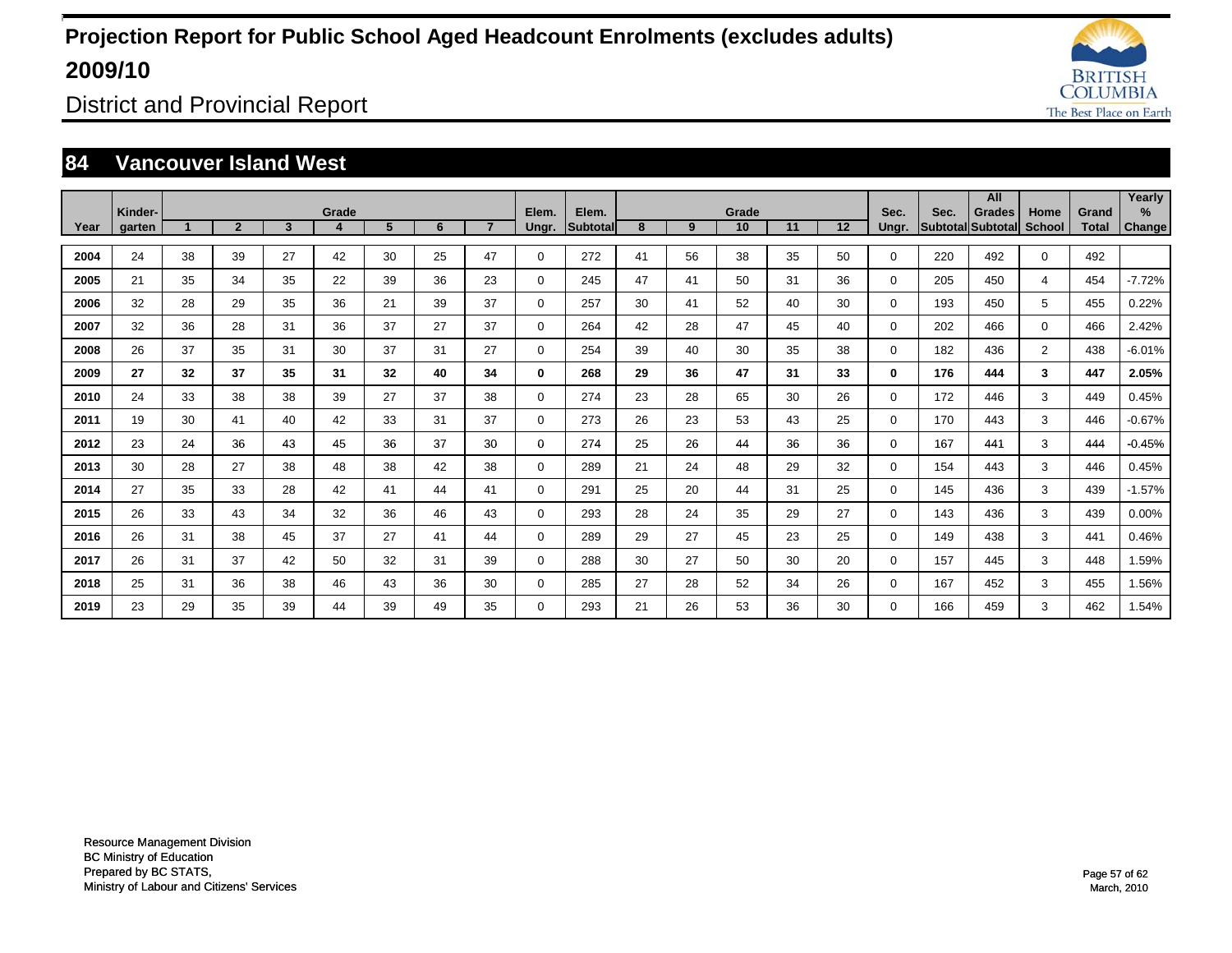# Projection Report for Public School Aged Headcount Enrolments (excludes adults) 2009/10

District and Provincial Report

## 84 Vancouver Island West

| Year | Kinder-garten | Grade 1 | 2 | 3 | 4 | 5 | 6 | 7 | Elem. Ungr. | Elem. Subtotal | Grade 8 | 9 | 10 | 11 | 12 | Sec. Ungr. | Sec. Subtotal | All Grades Subtotal | Home School | Grand Total | Yearly % Change |
|---|---|---|---|---|---|---|---|---|---|---|---|---|---|---|---|---|---|---|---|---|---|
| 2004 | 24 | 38 | 39 | 27 | 42 | 30 | 25 | 47 | 0 | 272 | 41 | 56 | 38 | 35 | 50 | 0 | 220 | 492 | 0 | 492 | |
| 2005 | 21 | 35 | 34 | 35 | 22 | 39 | 36 | 23 | 0 | 245 | 47 | 41 | 50 | 31 | 36 | 0 | 205 | 450 | 4 | 454 | -7.72% |
| 2006 | 32 | 28 | 29 | 35 | 36 | 21 | 39 | 37 | 0 | 257 | 30 | 41 | 52 | 40 | 30 | 0 | 193 | 450 | 5 | 455 | 0.22% |
| 2007 | 32 | 36 | 28 | 31 | 36 | 37 | 27 | 37 | 0 | 264 | 42 | 28 | 47 | 45 | 40 | 0 | 202 | 466 | 0 | 466 | 2.42% |
| 2008 | 26 | 37 | 35 | 31 | 30 | 37 | 31 | 27 | 0 | 254 | 39 | 40 | 30 | 35 | 38 | 0 | 182 | 436 | 2 | 438 | -6.01% |
| **2009** | **27** | **32** | **37** | **35** | **31** | **32** | **40** | **34** | **0** | **268** | **29** | **36** | **47** | **31** | **33** | **0** | **176** | **444** | **3** | **447** | **2.05%** |
| 2010 | 24 | 33 | 38 | 38 | 39 | 27 | 37 | 38 | 0 | 274 | 23 | 28 | 65 | 30 | 26 | 0 | 172 | 446 | 3 | 449 | 0.45% |
| 2011 | 19 | 30 | 41 | 40 | 42 | 33 | 31 | 37 | 0 | 273 | 26 | 23 | 53 | 43 | 25 | 0 | 170 | 443 | 3 | 446 | -0.67% |
| 2012 | 23 | 24 | 36 | 43 | 45 | 36 | 37 | 30 | 0 | 274 | 25 | 26 | 44 | 36 | 36 | 0 | 167 | 441 | 3 | 444 | -0.45% |
| 2013 | 30 | 28 | 27 | 38 | 48 | 38 | 42 | 38 | 0 | 289 | 21 | 24 | 48 | 29 | 32 | 0 | 154 | 443 | 3 | 446 | 0.45% |
| 2014 | 27 | 35 | 33 | 28 | 42 | 41 | 44 | 41 | 0 | 291 | 25 | 20 | 44 | 31 | 25 | 0 | 145 | 436 | 3 | 439 | -1.57% |
| 2015 | 26 | 33 | 43 | 34 | 32 | 36 | 46 | 43 | 0 | 293 | 28 | 24 | 35 | 29 | 27 | 0 | 143 | 436 | 3 | 439 | 0.00% |
| 2016 | 26 | 31 | 38 | 45 | 37 | 27 | 41 | 44 | 0 | 289 | 29 | 27 | 45 | 23 | 25 | 0 | 149 | 438 | 3 | 441 | 0.46% |
| 2017 | 26 | 31 | 37 | 42 | 50 | 32 | 31 | 39 | 0 | 288 | 30 | 27 | 50 | 30 | 20 | 0 | 157 | 445 | 3 | 448 | 1.59% |
| 2018 | 25 | 31 | 36 | 38 | 46 | 43 | 36 | 30 | 0 | 285 | 27 | 28 | 52 | 34 | 26 | 0 | 167 | 452 | 3 | 455 | 1.56% |
| 2019 | 23 | 29 | 35 | 39 | 44 | 39 | 49 | 35 | 0 | 293 | 21 | 26 | 53 | 36 | 30 | 0 | 166 | 459 | 3 | 462 | 1.54% |

Resource Management Division
BC Ministry of Education
Prepared by BC STATS,
Ministry of Labour and Citizens' Services

March, 2010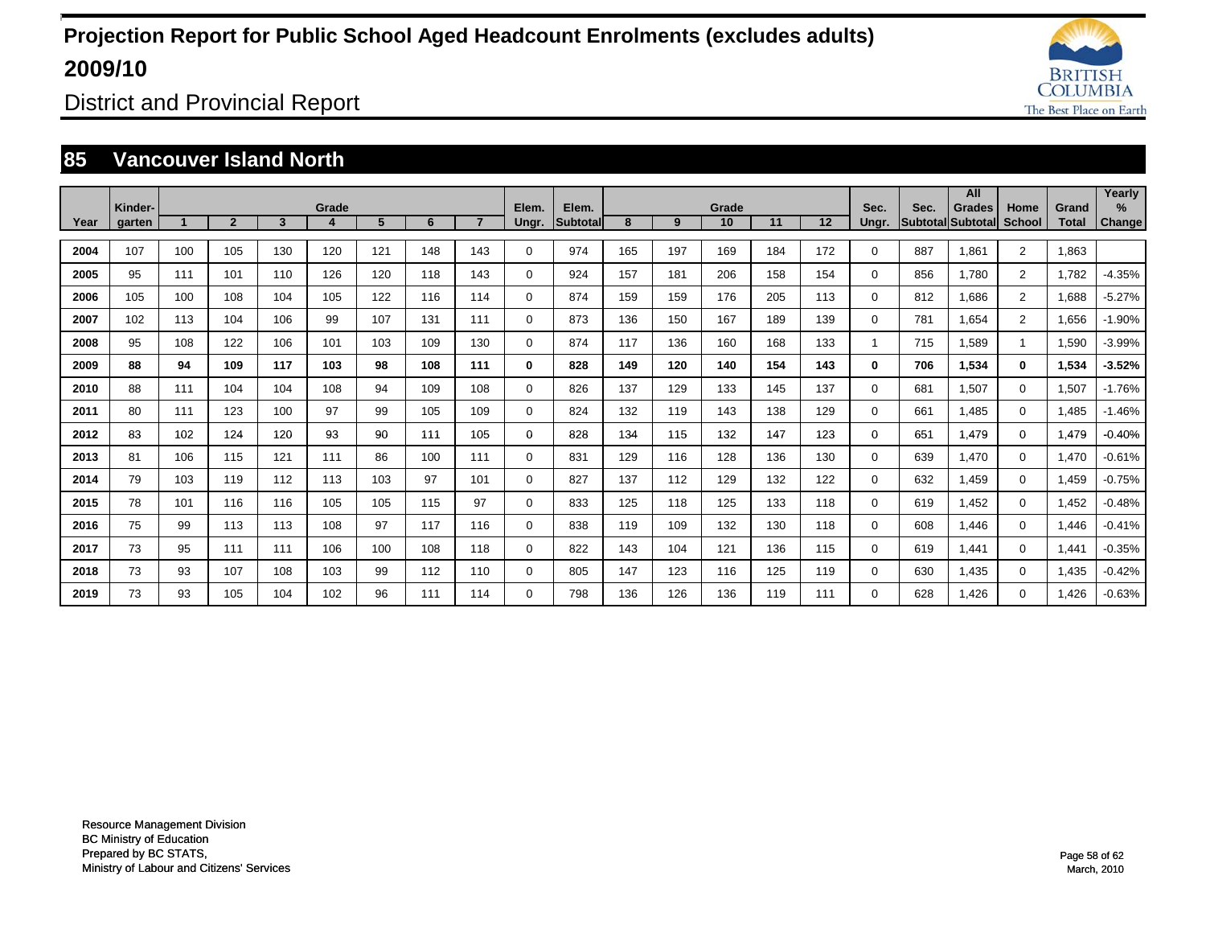# Projection Report for Public School Aged Headcount Enrolments (excludes adults) 2009/10

District and Provincial Report

## 85 Vancouver Island North

| Year | Kinder-garten | Grade 1 | 2 | 3 | 4 | 5 | 6 | 7 | Elem. Ungr. | Elem. Subtotal | Grade 8 | 9 | 10 | 11 | 12 | Sec. Ungr. | Sec. Subtotal | All Grades Subtotal | Home School | Grand Total | Yearly % Change |
|---|---|---|---|---|---|---|---|---|---|---|---|---|---|---|---|---|---|---|---|---|---|
| 2004 | 107 | 100 | 105 | 130 | 120 | 121 | 148 | 143 | 0 | 974 | 165 | 197 | 169 | 184 | 172 | 0 | 887 | 1,861 | 2 | 1,863 | |
| 2005 | 95 | 111 | 101 | 110 | 126 | 120 | 118 | 143 | 0 | 924 | 157 | 181 | 206 | 158 | 154 | 0 | 856 | 1,780 | 2 | 1,782 | -4.35% |
| 2006 | 105 | 100 | 108 | 104 | 105 | 122 | 116 | 114 | 0 | 874 | 159 | 159 | 176 | 205 | 113 | 0 | 812 | 1,686 | 2 | 1,688 | -5.27% |
| 2007 | 102 | 113 | 104 | 106 | 99 | 107 | 131 | 111 | 0 | 873 | 136 | 150 | 167 | 189 | 139 | 0 | 781 | 1,654 | 2 | 1,656 | -1.90% |
| 2008 | 95 | 108 | 122 | 106 | 101 | 103 | 109 | 130 | 0 | 874 | 117 | 136 | 160 | 168 | 133 | 1 | 715 | 1,589 | 1 | 1,590 | -3.99% |
| **2009** | **88** | **94** | **109** | **117** | **103** | **98** | **108** | **111** | **0** | **828** | **149** | **120** | **140** | **154** | **143** | **0** | **706** | **1,534** | **0** | **1,534** | **-3.52%** |
| 2010 | 88 | 111 | 104 | 104 | 108 | 94 | 109 | 108 | 0 | 826 | 137 | 129 | 133 | 145 | 137 | 0 | 681 | 1,507 | 0 | 1,507 | -1.76% |
| 2011 | 80 | 111 | 123 | 100 | 97 | 99 | 105 | 109 | 0 | 824 | 132 | 119 | 143 | 138 | 129 | 0 | 661 | 1,485 | 0 | 1,485 | -1.46% |
| 2012 | 83 | 102 | 124 | 120 | 93 | 90 | 111 | 105 | 0 | 828 | 134 | 115 | 132 | 147 | 123 | 0 | 651 | 1,479 | 0 | 1,479 | -0.40% |
| 2013 | 81 | 106 | 115 | 121 | 111 | 86 | 100 | 111 | 0 | 831 | 129 | 116 | 128 | 136 | 130 | 0 | 639 | 1,470 | 0 | 1,470 | -0.61% |
| 2014 | 79 | 103 | 119 | 112 | 113 | 103 | 97 | 101 | 0 | 827 | 137 | 112 | 129 | 132 | 122 | 0 | 632 | 1,459 | 0 | 1,459 | -0.75% |
| 2015 | 78 | 101 | 116 | 116 | 105 | 105 | 115 | 97 | 0 | 833 | 125 | 118 | 125 | 133 | 118 | 0 | 619 | 1,452 | 0 | 1,452 | -0.48% |
| 2016 | 75 | 99 | 113 | 113 | 108 | 97 | 117 | 116 | 0 | 838 | 119 | 109 | 132 | 130 | 118 | 0 | 608 | 1,446 | 0 | 1,446 | -0.41% |
| 2017 | 73 | 95 | 111 | 111 | 106 | 100 | 108 | 118 | 0 | 822 | 143 | 104 | 121 | 136 | 115 | 0 | 619 | 1,441 | 0 | 1,441 | -0.35% |
| 2018 | 73 | 93 | 107 | 108 | 103 | 99 | 112 | 110 | 0 | 805 | 147 | 123 | 116 | 125 | 119 | 0 | 630 | 1,435 | 0 | 1,435 | -0.42% |
| 2019 | 73 | 93 | 105 | 104 | 102 | 96 | 111 | 114 | 0 | 798 | 136 | 126 | 136 | 119 | 111 | 0 | 628 | 1,426 | 0 | 1,426 | -0.63% |

Resource Management Division
BC Ministry of Education
Prepared by BC STATS,
Ministry of Labour and Citizens' Services

March, 2010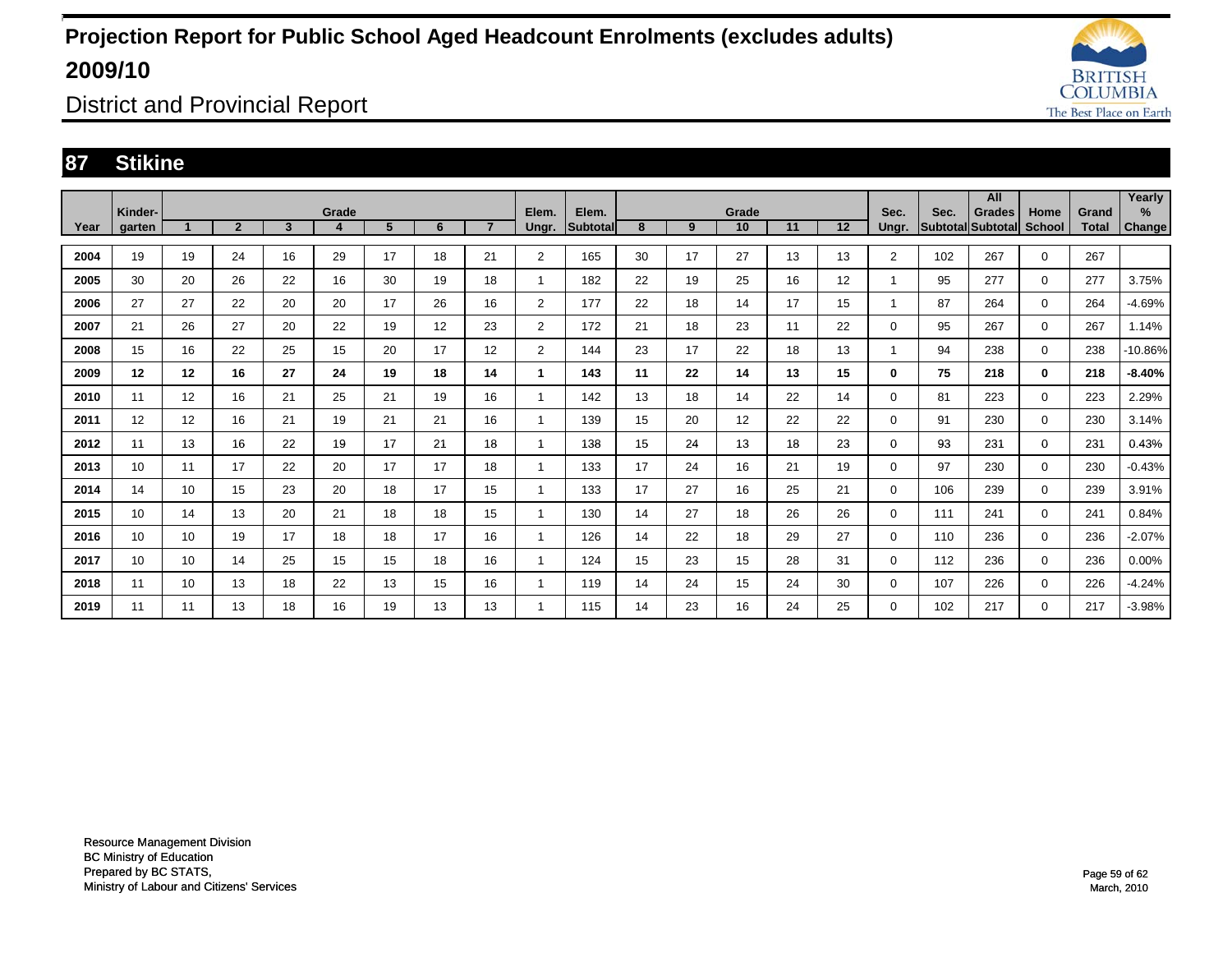# Projection Report for Public School Aged Headcount Enrolments (excludes adults) 2009/10

## District and Provincial Report

## 87 Stikine

| Year | Kinder-garten | Grade 1 | 2 | 3 | 4 | 5 | 6 | 7 | Elem. Ungr. | Elem. Subtotal | Grade 8 | 9 | 10 | 11 | 12 | Sec. Ungr. | Sec. Subtotal | All Grades Subtotal | Home School | Grand Total | Yearly % Change |
|---|---|---|---|---|---|---|---|---|---|---|---|---|---|---|---|---|---|---|---|---|---|
| 2004 | 19 | 19 | 24 | 16 | 29 | 17 | 18 | 21 | 2 | 165 | 30 | 17 | 27 | 13 | 13 | 2 | 102 | 267 | 0 | 267 | |
| 2005 | 30 | 20 | 26 | 22 | 16 | 30 | 19 | 18 | 1 | 182 | 22 | 19 | 25 | 16 | 12 | 1 | 95 | 277 | 0 | 277 | 3.75% |
| 2006 | 27 | 27 | 22 | 20 | 20 | 17 | 26 | 16 | 2 | 177 | 22 | 18 | 14 | 17 | 15 | 1 | 87 | 264 | 0 | 264 | -4.69% |
| 2007 | 21 | 26 | 27 | 20 | 22 | 19 | 12 | 23 | 2 | 172 | 21 | 18 | 23 | 11 | 22 | 0 | 95 | 267 | 0 | 267 | 1.14% |
| 2008 | 15 | 16 | 22 | 25 | 15 | 20 | 17 | 12 | 2 | 144 | 23 | 17 | 22 | 18 | 13 | 1 | 94 | 238 | 0 | 238 | -10.86% |
| **2009** | **12** | **12** | **16** | **27** | **24** | **19** | **18** | **14** | **1** | **143** | **11** | **22** | **14** | **13** | **15** | **0** | **75** | **218** | **0** | **218** | **-8.40%** |
| 2010 | 11 | 12 | 16 | 21 | 25 | 21 | 19 | 16 | 1 | 142 | 13 | 18 | 14 | 22 | 14 | 0 | 81 | 223 | 0 | 223 | 2.29% |
| 2011 | 12 | 12 | 16 | 21 | 19 | 21 | 21 | 16 | 1 | 139 | 15 | 20 | 12 | 22 | 22 | 0 | 91 | 230 | 0 | 230 | 3.14% |
| 2012 | 11 | 13 | 16 | 22 | 19 | 17 | 21 | 18 | 1 | 138 | 15 | 24 | 13 | 18 | 23 | 0 | 93 | 231 | 0 | 231 | 0.43% |
| 2013 | 10 | 11 | 17 | 22 | 20 | 17 | 17 | 18 | 1 | 133 | 17 | 24 | 16 | 21 | 19 | 0 | 97 | 230 | 0 | 230 | -0.43% |
| 2014 | 14 | 10 | 15 | 23 | 20 | 18 | 17 | 15 | 1 | 133 | 17 | 27 | 16 | 25 | 21 | 0 | 106 | 239 | 0 | 239 | 3.91% |
| 2015 | 10 | 14 | 13 | 20 | 21 | 18 | 18 | 15 | 1 | 130 | 14 | 27 | 18 | 26 | 26 | 0 | 111 | 241 | 0 | 241 | 0.84% |
| 2016 | 10 | 10 | 19 | 17 | 18 | 18 | 17 | 16 | 1 | 126 | 14 | 22 | 18 | 29 | 27 | 0 | 110 | 236 | 0 | 236 | -2.07% |
| 2017 | 10 | 10 | 14 | 25 | 15 | 15 | 18 | 16 | 1 | 124 | 15 | 23 | 15 | 28 | 31 | 0 | 112 | 236 | 0 | 236 | 0.00% |
| 2018 | 11 | 10 | 13 | 18 | 22 | 13 | 15 | 16 | 1 | 119 | 14 | 24 | 15 | 24 | 30 | 0 | 107 | 226 | 0 | 226 | -4.24% |
| 2019 | 11 | 11 | 13 | 18 | 16 | 19 | 13 | 13 | 1 | 115 | 14 | 23 | 16 | 24 | 25 | 0 | 102 | 217 | 0 | 217 | -3.98% |

Resource Management Division
BC Ministry of Education
Prepared by BC STATS,
Ministry of Labour and Citizens' Services

March, 2010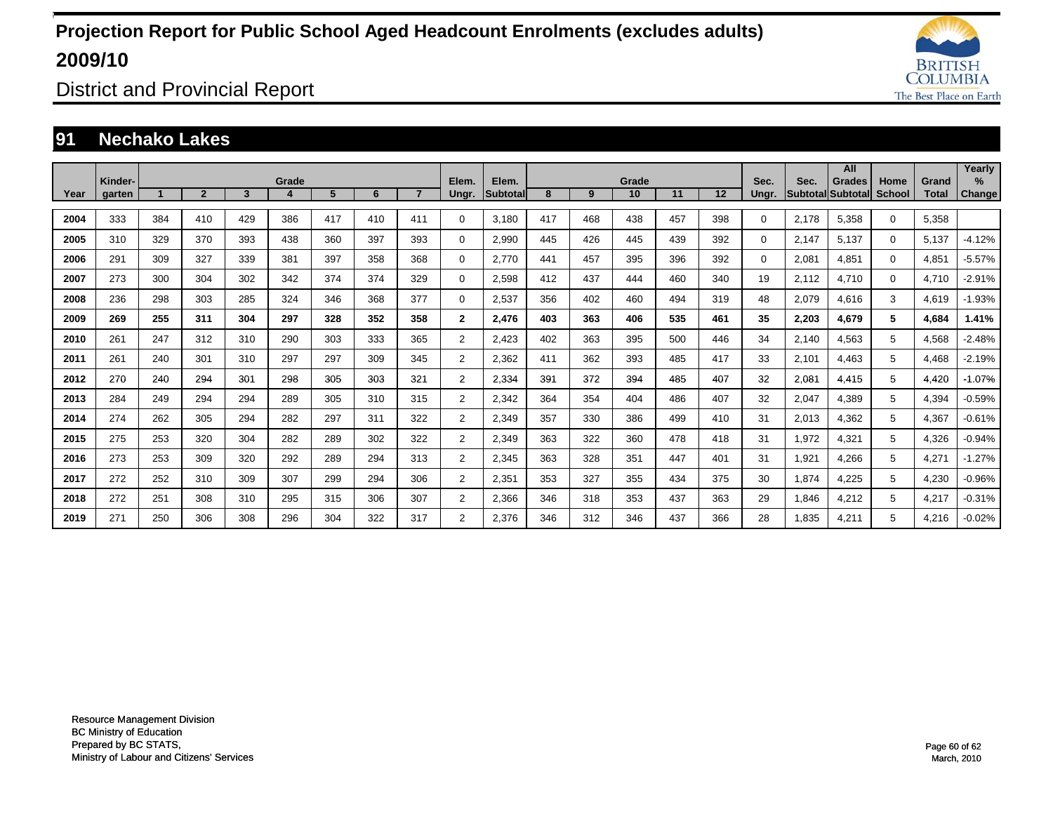# Projection Report for Public School Aged Headcount Enrolments (excludes adults) 2009/10

## District and Provincial Report

## 91 Nechako Lakes

| Year | Kinder-garten | Grade 1 | 2 | 3 | 4 | 5 | 6 | 7 | Elem. Ungr. | Elem. Subtotal | Grade 8 | 9 | 10 | 11 | 12 | Sec. Ungr. | Sec. Subtotal | All Grades Subtotal | Home School | Grand Total | Yearly % Change |
|---|---|---|---|---|---|---|---|---|---|---|---|---|---|---|---|---|---|---|---|---|---|
| 2004 | 333 | 384 | 410 | 429 | 386 | 417 | 410 | 411 | 0 | 3,180 | 417 | 468 | 438 | 457 | 398 | 0 | 2,178 | 5,358 | 0 | 5,358 | |
| 2005 | 310 | 329 | 370 | 393 | 438 | 360 | 397 | 393 | 0 | 2,990 | 445 | 426 | 445 | 439 | 392 | 0 | 2,147 | 5,137 | 0 | 5,137 | -4.12% |
| 2006 | 291 | 309 | 327 | 339 | 381 | 397 | 358 | 368 | 0 | 2,770 | 441 | 457 | 395 | 396 | 392 | 0 | 2,081 | 4,851 | 0 | 4,851 | -5.57% |
| 2007 | 273 | 300 | 304 | 302 | 342 | 374 | 374 | 329 | 0 | 2,598 | 412 | 437 | 444 | 460 | 340 | 19 | 2,112 | 4,710 | 0 | 4,710 | -2.91% |
| 2008 | 236 | 298 | 303 | 285 | 324 | 346 | 368 | 377 | 0 | 2,537 | 356 | 402 | 460 | 494 | 319 | 48 | 2,079 | 4,616 | 3 | 4,619 | -1.93% |
| **2009** | **269** | **255** | **311** | **304** | **297** | **328** | **352** | **358** | **2** | **2,476** | **403** | **363** | **406** | **535** | **461** | **35** | **2,203** | **4,679** | **5** | **4,684** | **1.41%** |
| 2010 | 261 | 247 | 312 | 310 | 290 | 303 | 333 | 365 | 2 | 2,423 | 402 | 363 | 395 | 500 | 446 | 34 | 2,140 | 4,563 | 5 | 4,568 | -2.48% |
| 2011 | 261 | 240 | 301 | 310 | 297 | 297 | 309 | 345 | 2 | 2,362 | 411 | 362 | 393 | 485 | 417 | 33 | 2,101 | 4,463 | 5 | 4,468 | -2.19% |
| 2012 | 270 | 240 | 294 | 301 | 298 | 305 | 303 | 321 | 2 | 2,334 | 391 | 372 | 394 | 485 | 407 | 32 | 2,081 | 4,415 | 5 | 4,420 | -1.07% |
| 2013 | 284 | 249 | 294 | 294 | 289 | 305 | 310 | 315 | 2 | 2,342 | 364 | 354 | 404 | 486 | 407 | 32 | 2,047 | 4,389 | 5 | 4,394 | -0.59% |
| 2014 | 274 | 262 | 305 | 294 | 282 | 297 | 311 | 322 | 2 | 2,349 | 357 | 330 | 386 | 499 | 410 | 31 | 2,013 | 4,362 | 5 | 4,367 | -0.61% |
| 2015 | 275 | 253 | 320 | 304 | 282 | 289 | 302 | 322 | 2 | 2,349 | 363 | 322 | 360 | 478 | 418 | 31 | 1,972 | 4,321 | 5 | 4,326 | -0.94% |
| 2016 | 273 | 253 | 309 | 320 | 292 | 289 | 294 | 313 | 2 | 2,345 | 363 | 328 | 351 | 447 | 401 | 31 | 1,921 | 4,266 | 5 | 4,271 | -1.27% |
| 2017 | 272 | 252 | 310 | 309 | 307 | 299 | 294 | 306 | 2 | 2,351 | 353 | 327 | 355 | 434 | 375 | 30 | 1,874 | 4,225 | 5 | 4,230 | -0.96% |
| 2018 | 272 | 251 | 308 | 310 | 295 | 315 | 306 | 307 | 2 | 2,366 | 346 | 318 | 353 | 437 | 363 | 29 | 1,846 | 4,212 | 5 | 4,217 | -0.31% |
| 2019 | 271 | 250 | 306 | 308 | 296 | 304 | 322 | 317 | 2 | 2,376 | 346 | 312 | 346 | 437 | 366 | 28 | 1,835 | 4,211 | 5 | 4,216 | -0.02% |

Resource Management Division
BC Ministry of Education
Prepared by BC STATS,
Ministry of Labour and Citizens' Services

March, 2010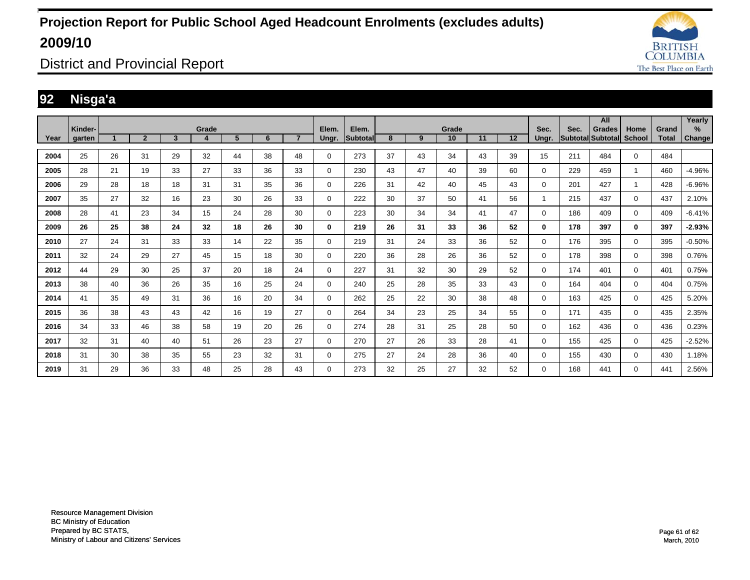# Projection Report for Public School Aged Headcount Enrolments (excludes adults) 2009/10

## District and Provincial Report

### 92 Nisga'a

| Year | Kinder-garten | Grade 1 | 2 | 3 | 4 | 5 | 6 | 7 | Elem. Ungr. | Elem. Subtotal | Grade 8 | 9 | 10 | 11 | 12 | Sec. Ungr. | Sec. Subtotal | All Grades Subtotal | Home School | Grand Total | Yearly % Change |
|---|---|---|---|---|---|---|---|---|---|---|---|---|---|---|---|---|---|---|---|---|---|
| 2004 | 25 | 26 | 31 | 29 | 32 | 44 | 38 | 48 | 0 | 273 | 37 | 43 | 34 | 43 | 39 | 15 | 211 | 484 | 0 | 484 | |
| 2005 | 28 | 21 | 19 | 33 | 27 | 33 | 36 | 33 | 0 | 230 | 43 | 47 | 40 | 39 | 60 | 0 | 229 | 459 | 1 | 460 | -4.96% |
| 2006 | 29 | 28 | 18 | 18 | 31 | 31 | 35 | 36 | 0 | 226 | 31 | 42 | 40 | 45 | 43 | 0 | 201 | 427 | 1 | 428 | -6.96% |
| 2007 | 35 | 27 | 32 | 16 | 23 | 30 | 26 | 33 | 0 | 222 | 30 | 37 | 50 | 41 | 56 | 1 | 215 | 437 | 0 | 437 | 2.10% |
| 2008 | 28 | 41 | 23 | 34 | 15 | 24 | 28 | 30 | 0 | 223 | 30 | 34 | 34 | 41 | 47 | 0 | 186 | 409 | 0 | 409 | -6.41% |
| **2009** | **26** | **25** | **38** | **24** | **32** | **18** | **26** | **30** | **0** | **219** | **26** | **31** | **33** | **36** | **52** | **0** | **178** | **397** | **0** | **397** | **-2.93%** |
| 2010 | 27 | 24 | 31 | 33 | 33 | 14 | 22 | 35 | 0 | 219 | 31 | 24 | 33 | 36 | 52 | 0 | 176 | 395 | 0 | 395 | -0.50% |
| 2011 | 32 | 24 | 29 | 27 | 45 | 15 | 18 | 30 | 0 | 220 | 36 | 28 | 26 | 36 | 52 | 0 | 178 | 398 | 0 | 398 | 0.76% |
| 2012 | 44 | 29 | 30 | 25 | 37 | 20 | 18 | 24 | 0 | 227 | 31 | 32 | 30 | 29 | 52 | 0 | 174 | 401 | 0 | 401 | 0.75% |
| 2013 | 38 | 40 | 36 | 26 | 35 | 16 | 25 | 24 | 0 | 240 | 25 | 28 | 35 | 33 | 43 | 0 | 164 | 404 | 0 | 404 | 0.75% |
| 2014 | 41 | 35 | 49 | 31 | 36 | 16 | 20 | 34 | 0 | 262 | 25 | 22 | 30 | 38 | 48 | 0 | 163 | 425 | 0 | 425 | 5.20% |
| 2015 | 36 | 38 | 43 | 43 | 42 | 16 | 19 | 27 | 0 | 264 | 34 | 23 | 25 | 34 | 55 | 0 | 171 | 435 | 0 | 435 | 2.35% |
| 2016 | 34 | 33 | 46 | 38 | 58 | 19 | 20 | 26 | 0 | 274 | 28 | 31 | 25 | 28 | 50 | 0 | 162 | 436 | 0 | 436 | 0.23% |
| 2017 | 32 | 31 | 40 | 40 | 51 | 26 | 23 | 27 | 0 | 270 | 27 | 26 | 33 | 28 | 41 | 0 | 155 | 425 | 0 | 425 | -2.52% |
| 2018 | 31 | 30 | 38 | 35 | 55 | 23 | 32 | 31 | 0 | 275 | 27 | 24 | 28 | 36 | 40 | 0 | 155 | 430 | 0 | 430 | 1.18% |
| 2019 | 31 | 29 | 36 | 33 | 48 | 25 | 28 | 43 | 0 | 273 | 32 | 25 | 27 | 32 | 52 | 0 | 168 | 441 | 0 | 441 | 2.56% |

Resource Management Division
BC Ministry of Education
Prepared by BC STATS,
Ministry of Labour and Citizens' Services

March, 2010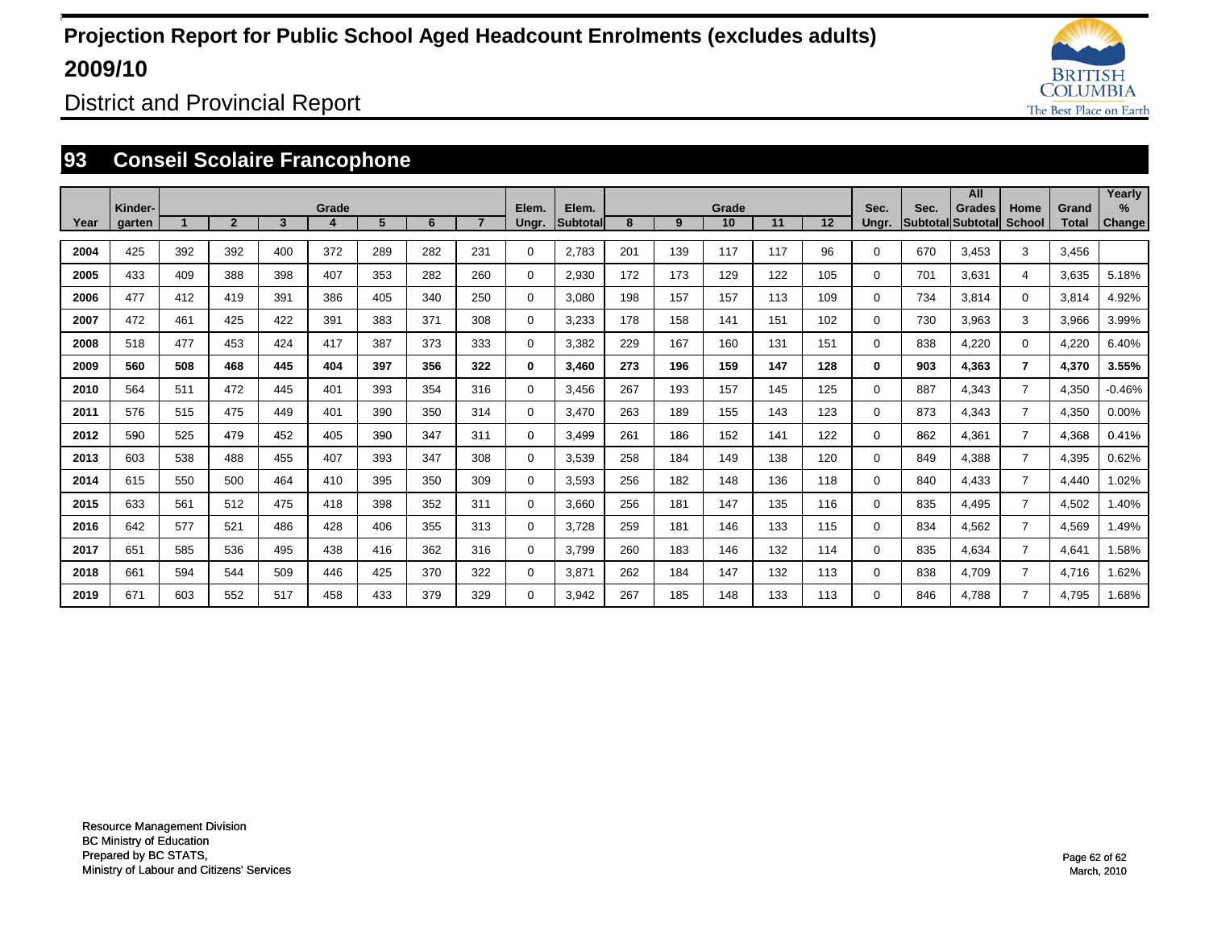# Projection Report for Public School Aged Headcount Enrolments (excludes adults) 2009/10

District and Provincial Report

## 93 Conseil Scolaire Francophone

| Year | Kinder-garten | Grade 1 | 2 | 3 | 4 | 5 | 6 | 7 | Elem. Ungr. | Elem. Subtotal | Grade 8 | 9 | 10 | 11 | 12 | Sec. Ungr. | Sec. Subtotal | All Grades Subtotal | Home School | Grand Total | Yearly % Change |
|---|---|---|---|---|---|---|---|---|---|---|---|---|---|---|---|---|---|---|---|---|---|
| 2004 | 425 | 392 | 392 | 400 | 372 | 289 | 282 | 231 | 0 | 2,783 | 201 | 139 | 117 | 117 | 96 | 0 | 670 | 3,453 | 3 | 3,456 | |
| 2005 | 433 | 409 | 388 | 398 | 407 | 353 | 282 | 260 | 0 | 2,930 | 172 | 173 | 129 | 122 | 105 | 0 | 701 | 3,631 | 4 | 3,635 | 5.18% |
| 2006 | 477 | 412 | 419 | 391 | 386 | 405 | 340 | 250 | 0 | 3,080 | 198 | 157 | 157 | 113 | 109 | 0 | 734 | 3,814 | 0 | 3,814 | 4.92% |
| 2007 | 472 | 461 | 425 | 422 | 391 | 383 | 371 | 308 | 0 | 3,233 | 178 | 158 | 141 | 151 | 102 | 0 | 730 | 3,963 | 3 | 3,966 | 3.99% |
| 2008 | 518 | 477 | 453 | 424 | 417 | 387 | 373 | 333 | 0 | 3,382 | 229 | 167 | 160 | 131 | 151 | 0 | 838 | 4,220 | 0 | 4,220 | 6.40% |
| **2009** | **560** | **508** | **468** | **445** | **404** | **397** | **356** | **322** | **0** | **3,460** | **273** | **196** | **159** | **147** | **128** | **0** | **903** | **4,363** | **7** | **4,370** | **3.55%** |
| 2010 | 564 | 511 | 472 | 445 | 401 | 393 | 354 | 316 | 0 | 3,456 | 267 | 193 | 157 | 145 | 125 | 0 | 887 | 4,343 | 7 | 4,350 | -0.46% |
| 2011 | 576 | 515 | 475 | 449 | 401 | 390 | 350 | 314 | 0 | 3,470 | 263 | 189 | 155 | 143 | 123 | 0 | 873 | 4,343 | 7 | 4,350 | 0.00% |
| 2012 | 590 | 525 | 479 | 452 | 405 | 390 | 347 | 311 | 0 | 3,499 | 261 | 186 | 152 | 141 | 122 | 0 | 862 | 4,361 | 7 | 4,368 | 0.41% |
| 2013 | 603 | 538 | 488 | 455 | 407 | 393 | 347 | 308 | 0 | 3,539 | 258 | 184 | 149 | 138 | 120 | 0 | 849 | 4,388 | 7 | 4,395 | 0.62% |
| 2014 | 615 | 550 | 500 | 464 | 410 | 395 | 350 | 309 | 0 | 3,593 | 256 | 182 | 148 | 136 | 118 | 0 | 840 | 4,433 | 7 | 4,440 | 1.02% |
| 2015 | 633 | 561 | 512 | 475 | 418 | 398 | 352 | 311 | 0 | 3,660 | 256 | 181 | 147 | 135 | 116 | 0 | 835 | 4,495 | 7 | 4,502 | 1.40% |
| 2016 | 642 | 577 | 521 | 486 | 428 | 406 | 355 | 313 | 0 | 3,728 | 259 | 181 | 146 | 133 | 115 | 0 | 834 | 4,562 | 7 | 4,569 | 1.49% |
| 2017 | 651 | 585 | 536 | 495 | 438 | 416 | 362 | 316 | 0 | 3,799 | 260 | 183 | 146 | 132 | 114 | 0 | 835 | 4,634 | 7 | 4,641 | 1.58% |
| 2018 | 661 | 594 | 544 | 509 | 446 | 425 | 370 | 322 | 0 | 3,871 | 262 | 184 | 147 | 132 | 113 | 0 | 838 | 4,709 | 7 | 4,716 | 1.62% |
| 2019 | 671 | 603 | 552 | 517 | 458 | 433 | 379 | 329 | 0 | 3,942 | 267 | 185 | 148 | 133 | 113 | 0 | 846 | 4,788 | 7 | 4,795 | 1.68% |

Resource Management Division
BC Ministry of Education
Prepared by BC STATS,
Ministry of Labour and Citizens' Services

March, 2010